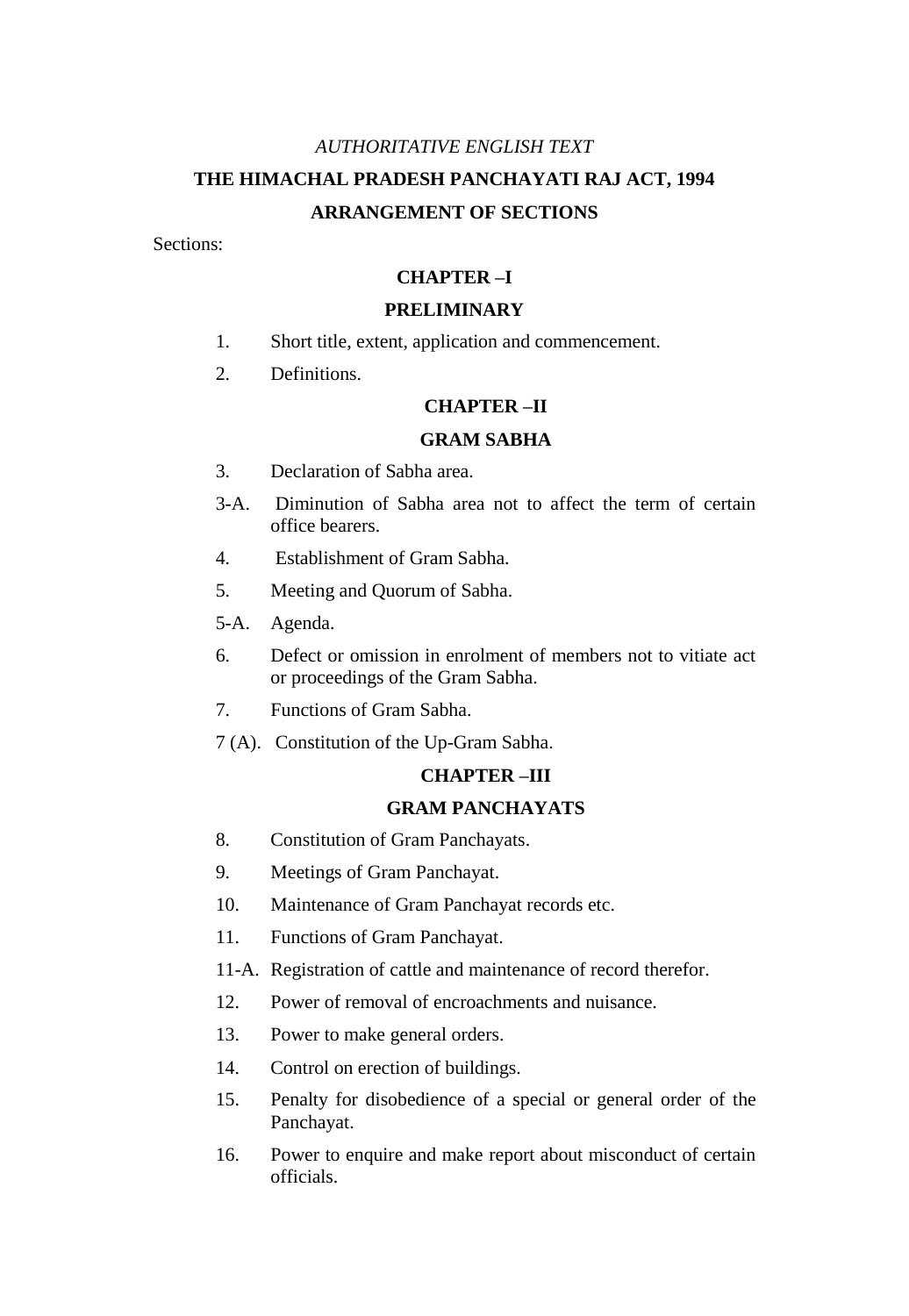*AUTHORITATIVE ENGLISH TEXT*

# THE HIMACHAL PRADESH PANCHAYATI RAJ ACT, 1994

## ARRANGEMENT OF SECTIONS

Sections:

### CHAPTER –I

### PRELIMINARY

1. Short title, extent, application and commencement.
2. Definitions.

### CHAPTER –II

### GRAM SABHA

3. Declaration of Sabha area.

3-A. Diminution of Sabha area not to affect the term of certain office bearers.

4. Establishment of Gram Sabha.

5. Meeting and Quorum of Sabha.

5-A. Agenda.

6. Defect or omission in enrolment of members not to vitiate act or proceedings of the Gram Sabha.

7. Functions of Gram Sabha.

7 (A). Constitution of the Up-Gram Sabha.

### CHAPTER –III

### GRAM PANCHAYATS

8. Constitution of Gram Panchayats.

9. Meetings of Gram Panchayat.

10. Maintenance of Gram Panchayat records etc.

11. Functions of Gram Panchayat.

11-A. Registration of cattle and maintenance of record therefor.

12. Power of removal of encroachments and nuisance.

13. Power to make general orders.

14. Control on erection of buildings.

15. Penalty for disobedience of a special or general order of the Panchayat.

16. Power to enquire and make report about misconduct of certain officials.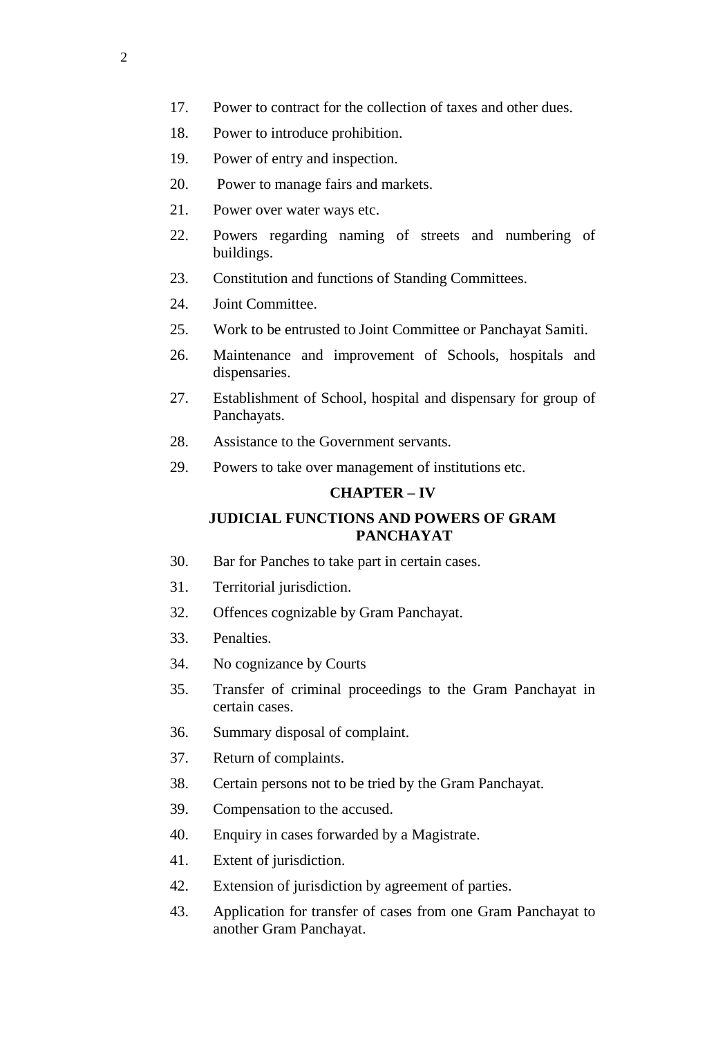17. Power to contract for the collection of taxes and other dues.
18. Power to introduce prohibition.
19. Power of entry and inspection.
20. Power to manage fairs and markets.
21. Power over water ways etc.
22. Powers regarding naming of streets and numbering of buildings.
23. Constitution and functions of Standing Committees.
24. Joint Committee.
25. Work to be entrusted to Joint Committee or Panchayat Samiti.
26. Maintenance and improvement of Schools, hospitals and dispensaries.
27. Establishment of School, hospital and dispensary for group of Panchayats.
28. Assistance to the Government servants.
29. Powers to take over management of institutions etc.

## CHAPTER – IV

## JUDICIAL FUNCTIONS AND POWERS OF GRAM PANCHAYAT

30. Bar for Panches to take part in certain cases.
31. Territorial jurisdiction.
32. Offences cognizable by Gram Panchayat.
33. Penalties.
34. No cognizance by Courts
35. Transfer of criminal proceedings to the Gram Panchayat in certain cases.
36. Summary disposal of complaint.
37. Return of complaints.
38. Certain persons not to be tried by the Gram Panchayat.
39. Compensation to the accused.
40. Enquiry in cases forwarded by a Magistrate.
41. Extent of jurisdiction.
42. Extension of jurisdiction by agreement of parties.
43. Application for transfer of cases from one Gram Panchayat to another Gram Panchayat.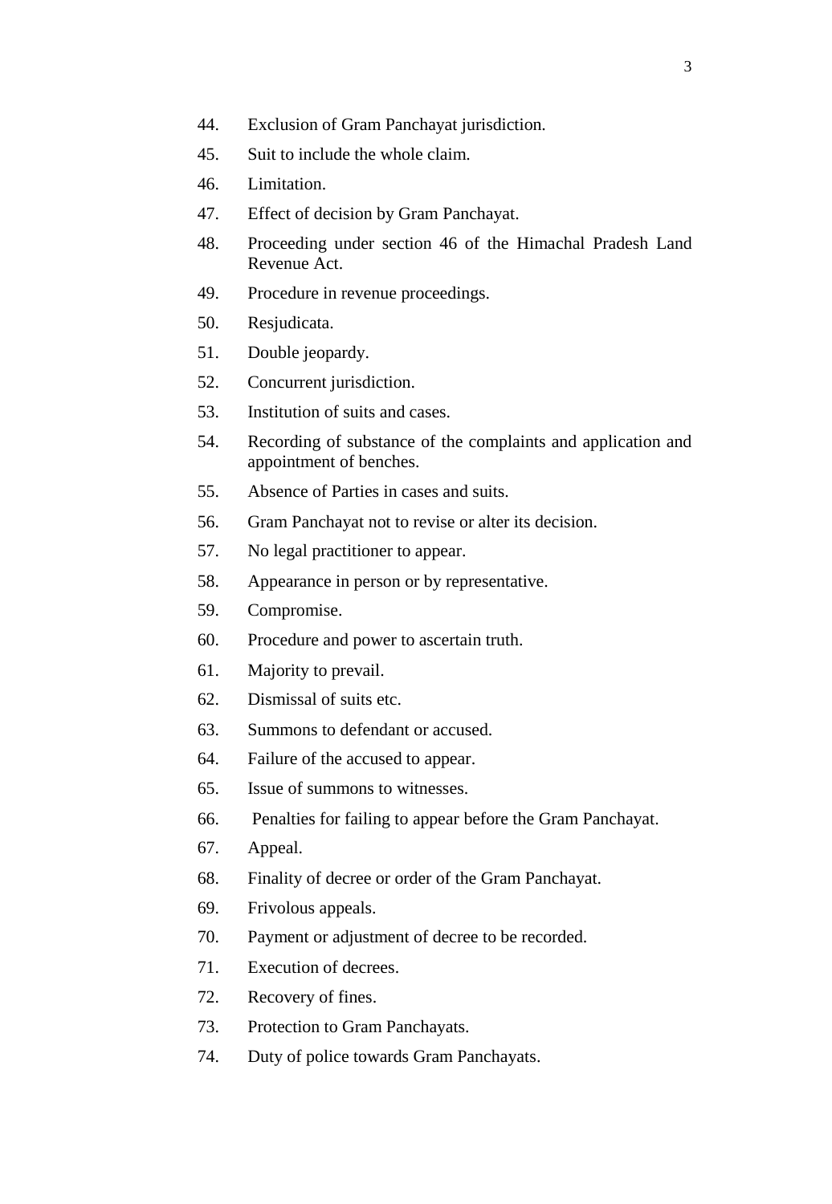44. Exclusion of Gram Panchayat jurisdiction.
45. Suit to include the whole claim.
46. Limitation.
47. Effect of decision by Gram Panchayat.
48. Proceeding under section 46 of the Himachal Pradesh Land Revenue Act.
49. Procedure in revenue proceedings.
50. Resjudicata.
51. Double jeopardy.
52. Concurrent jurisdiction.
53. Institution of suits and cases.
54. Recording of substance of the complaints and application and appointment of benches.
55. Absence of Parties in cases and suits.
56. Gram Panchayat not to revise or alter its decision.
57. No legal practitioner to appear.
58. Appearance in person or by representative.
59. Compromise.
60. Procedure and power to ascertain truth.
61. Majority to prevail.
62. Dismissal of suits etc.
63. Summons to defendant or accused.
64. Failure of the accused to appear.
65. Issue of summons to witnesses.
66. Penalties for failing to appear before the Gram Panchayat.
67. Appeal.
68. Finality of decree or order of the Gram Panchayat.
69. Frivolous appeals.
70. Payment or adjustment of decree to be recorded.
71. Execution of decrees.
72. Recovery of fines.
73. Protection to Gram Panchayats.
74. Duty of police towards Gram Panchayats.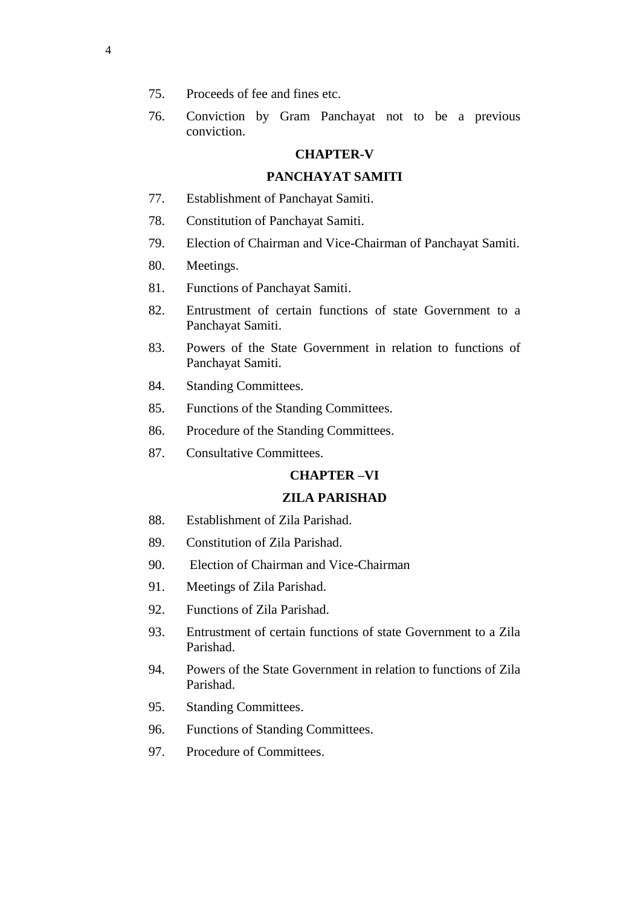75. Proceeds of fee and fines etc.

76. Conviction by Gram Panchayat not to be a previous conviction.

**CHAPTER-V**

**PANCHAYAT SAMITI**

77. Establishment of Panchayat Samiti.

78. Constitution of Panchayat Samiti.

79. Election of Chairman and Vice-Chairman of Panchayat Samiti.

80. Meetings.

81. Functions of Panchayat Samiti.

82. Entrustment of certain functions of state Government to a Panchayat Samiti.

83. Powers of the State Government in relation to functions of Panchayat Samiti.

84. Standing Committees.

85. Functions of the Standing Committees.

86. Procedure of the Standing Committees.

87. Consultative Committees.

**CHAPTER –VI**

**ZILA PARISHAD**

88. Establishment of Zila Parishad.

89. Constitution of Zila Parishad.

90. Election of Chairman and Vice-Chairman

91. Meetings of Zila Parishad.

92. Functions of Zila Parishad.

93. Entrustment of certain functions of state Government to a Zila Parishad.

94. Powers of the State Government in relation to functions of Zila Parishad.

95. Standing Committees.

96. Functions of Standing Committees.

97. Procedure of Committees.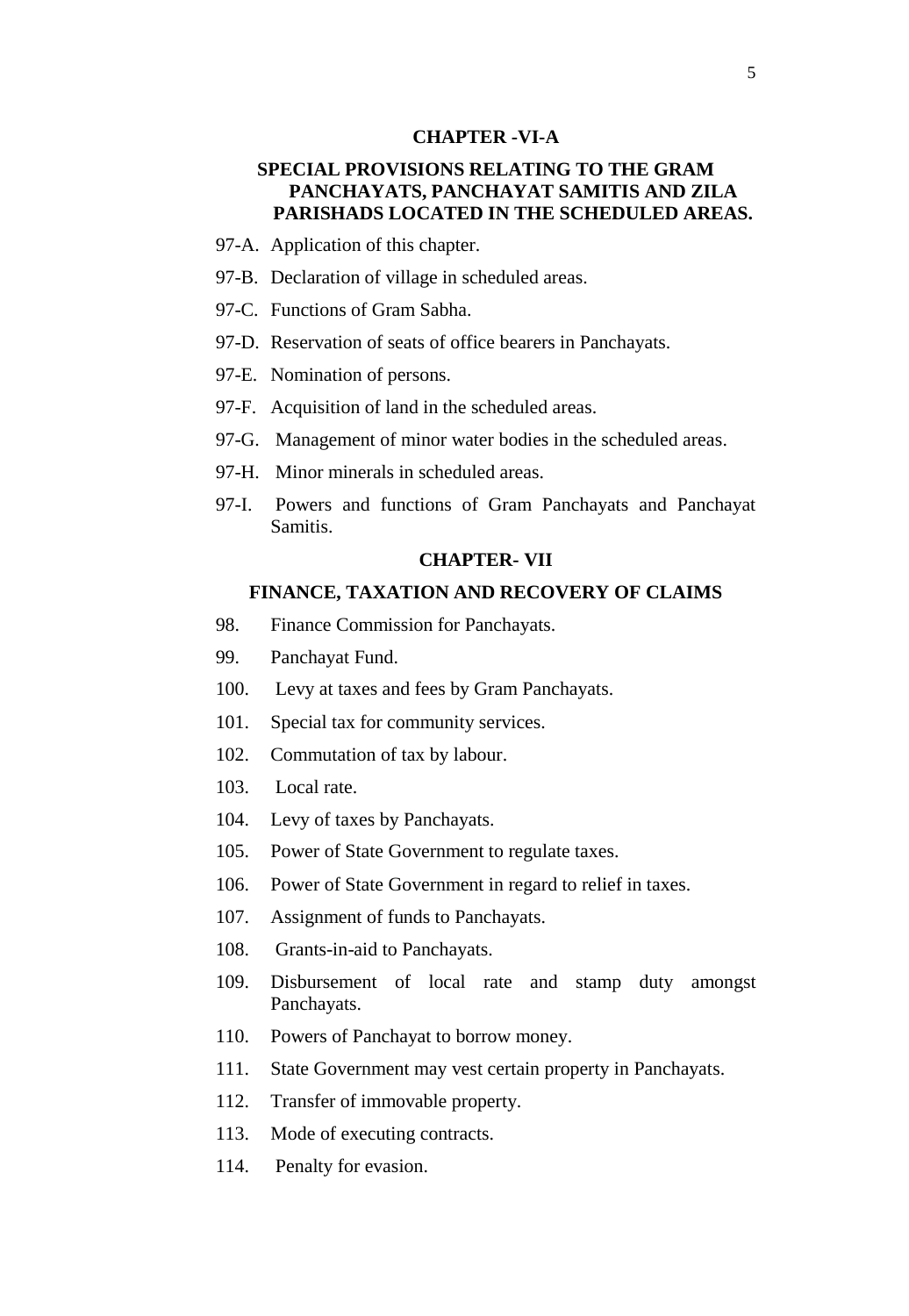## CHAPTER -VI-A

### SPECIAL PROVISIONS RELATING TO THE GRAM PANCHAYATS, PANCHAYAT SAMITIS AND ZILA PARISHADS LOCATED IN THE SCHEDULED AREAS.

97-A. Application of this chapter.

97-B. Declaration of village in scheduled areas.

97-C. Functions of Gram Sabha.

97-D. Reservation of seats of office bearers in Panchayats.

97-E. Nomination of persons.

97-F. Acquisition of land in the scheduled areas.

97-G. Management of minor water bodies in the scheduled areas.

97-H. Minor minerals in scheduled areas.

97-I. Powers and functions of Gram Panchayats and Panchayat Samitis.

## CHAPTER- VII

### FINANCE, TAXATION AND RECOVERY OF CLAIMS

98. Finance Commission for Panchayats.

99. Panchayat Fund.

100. Levy at taxes and fees by Gram Panchayats.

101. Special tax for community services.

102. Commutation of tax by labour.

103. Local rate.

104. Levy of taxes by Panchayats.

105. Power of State Government to regulate taxes.

106. Power of State Government in regard to relief in taxes.

107. Assignment of funds to Panchayats.

108. Grants-in-aid to Panchayats.

109. Disbursement of local rate and stamp duty amongst Panchayats.

110. Powers of Panchayat to borrow money.

111. State Government may vest certain property in Panchayats.

112. Transfer of immovable property.

113. Mode of executing contracts.

114. Penalty for evasion.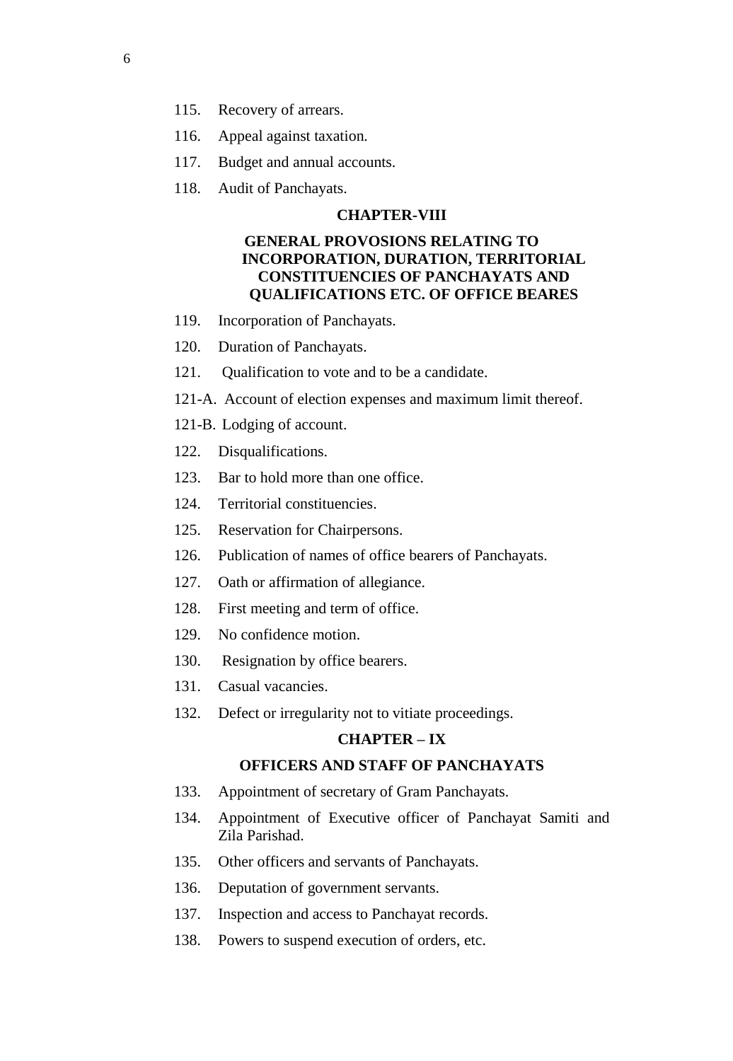115. Recovery of arrears.

116. Appeal against taxation.

117. Budget and annual accounts.

118. Audit of Panchayats.

## CHAPTER-VIII

## GENERAL PROVOSIONS RELATING TO INCORPORATION, DURATION, TERRITORIAL CONSTITUENCIES OF PANCHAYATS AND QUALIFICATIONS ETC. OF OFFICE BEARES

119. Incorporation of Panchayats.

120. Duration of Panchayats.

121. Qualification to vote and to be a candidate.

121-A. Account of election expenses and maximum limit thereof.

121-B. Lodging of account.

122. Disqualifications.

123. Bar to hold more than one office.

124. Territorial constituencies.

125. Reservation for Chairpersons.

126. Publication of names of office bearers of Panchayats.

127. Oath or affirmation of allegiance.

128. First meeting and term of office.

129. No confidence motion.

130. Resignation by office bearers.

131. Casual vacancies.

132. Defect or irregularity not to vitiate proceedings.

## CHAPTER – IX

## OFFICERS AND STAFF OF PANCHAYATS

133. Appointment of secretary of Gram Panchayats.

134. Appointment of Executive officer of Panchayat Samiti and Zila Parishad.

135. Other officers and servants of Panchayats.

136. Deputation of government servants.

137. Inspection and access to Panchayat records.

138. Powers to suspend execution of orders, etc.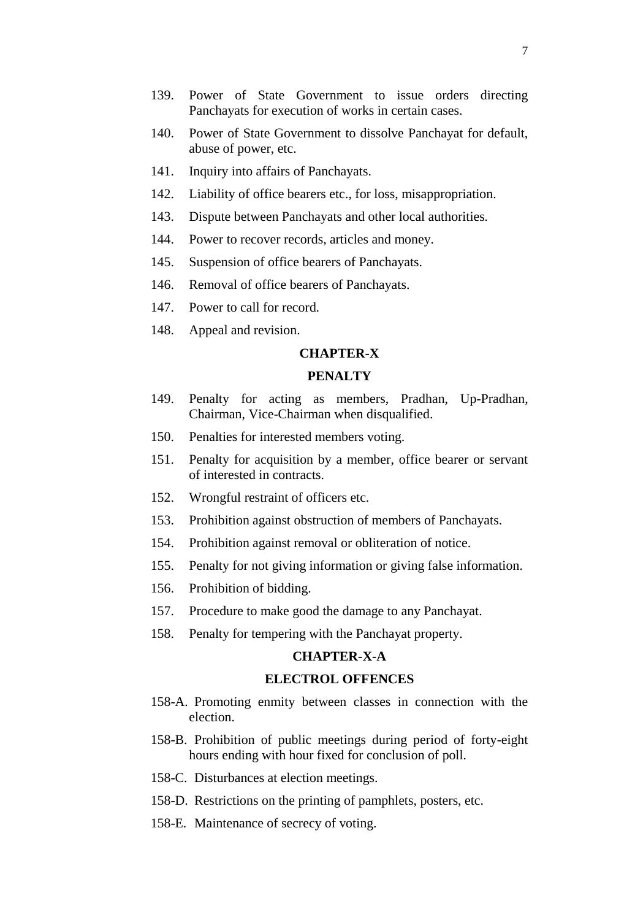139. Power of State Government to issue orders directing Panchayats for execution of works in certain cases.

140. Power of State Government to dissolve Panchayat for default, abuse of power, etc.

141. Inquiry into affairs of Panchayats.

142. Liability of office bearers etc., for loss, misappropriation.

143. Dispute between Panchayats and other local authorities.

144. Power to recover records, articles and money.

145. Suspension of office bearers of Panchayats.

146. Removal of office bearers of Panchayats.

147. Power to call for record.

148. Appeal and revision.

## CHAPTER-X

## PENALTY

149. Penalty for acting as members, Pradhan, Up-Pradhan, Chairman, Vice-Chairman when disqualified.

150. Penalties for interested members voting.

151. Penalty for acquisition by a member, office bearer or servant of interested in contracts.

152. Wrongful restraint of officers etc.

153. Prohibition against obstruction of members of Panchayats.

154. Prohibition against removal or obliteration of notice.

155. Penalty for not giving information or giving false information.

156. Prohibition of bidding.

157. Procedure to make good the damage to any Panchayat.

158. Penalty for tempering with the Panchayat property.

## CHAPTER-X-A

## ELECTROL OFFENCES

158-A. Promoting enmity between classes in connection with the election.

158-B. Prohibition of public meetings during period of forty-eight hours ending with hour fixed for conclusion of poll.

158-C. Disturbances at election meetings.

158-D. Restrictions on the printing of pamphlets, posters, etc.

158-E. Maintenance of secrecy of voting.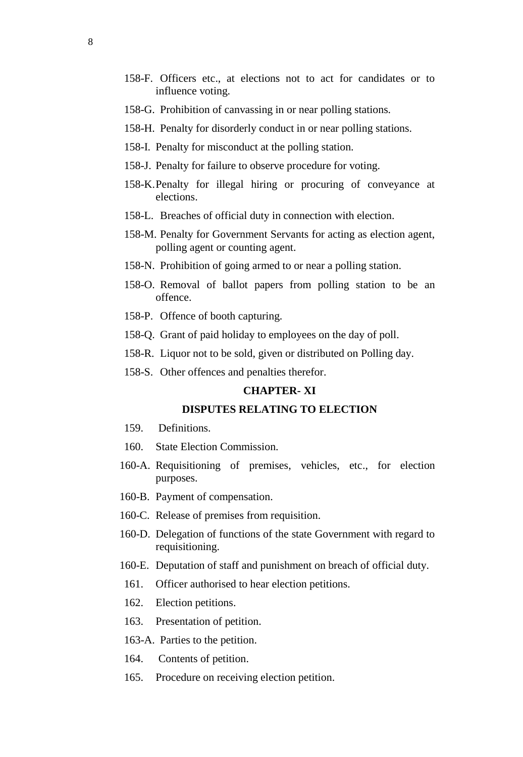158-F. Officers etc., at elections not to act for candidates or to influence voting.

158-G. Prohibition of canvassing in or near polling stations.

158-H. Penalty for disorderly conduct in or near polling stations.

158-I. Penalty for misconduct at the polling station.

158-J. Penalty for failure to observe procedure for voting.

158-K. Penalty for illegal hiring or procuring of conveyance at elections.

158-L. Breaches of official duty in connection with election.

158-M. Penalty for Government Servants for acting as election agent, polling agent or counting agent.

158-N. Prohibition of going armed to or near a polling station.

158-O. Removal of ballot papers from polling station to be an offence.

158-P. Offence of booth capturing.

158-Q. Grant of paid holiday to employees on the day of poll.

158-R. Liquor not to be sold, given or distributed on Polling day.

158-S. Other offences and penalties therefor.

## CHAPTER- XI

## DISPUTES RELATING TO ELECTION

159. Definitions.

160. State Election Commission.

160-A. Requisitioning of premises, vehicles, etc., for election purposes.

160-B. Payment of compensation.

160-C. Release of premises from requisition.

160-D. Delegation of functions of the state Government with regard to requisitioning.

160-E. Deputation of staff and punishment on breach of official duty.

161. Officer authorised to hear election petitions.

162. Election petitions.

163. Presentation of petition.

163-A. Parties to the petition.

164. Contents of petition.

165. Procedure on receiving election petition.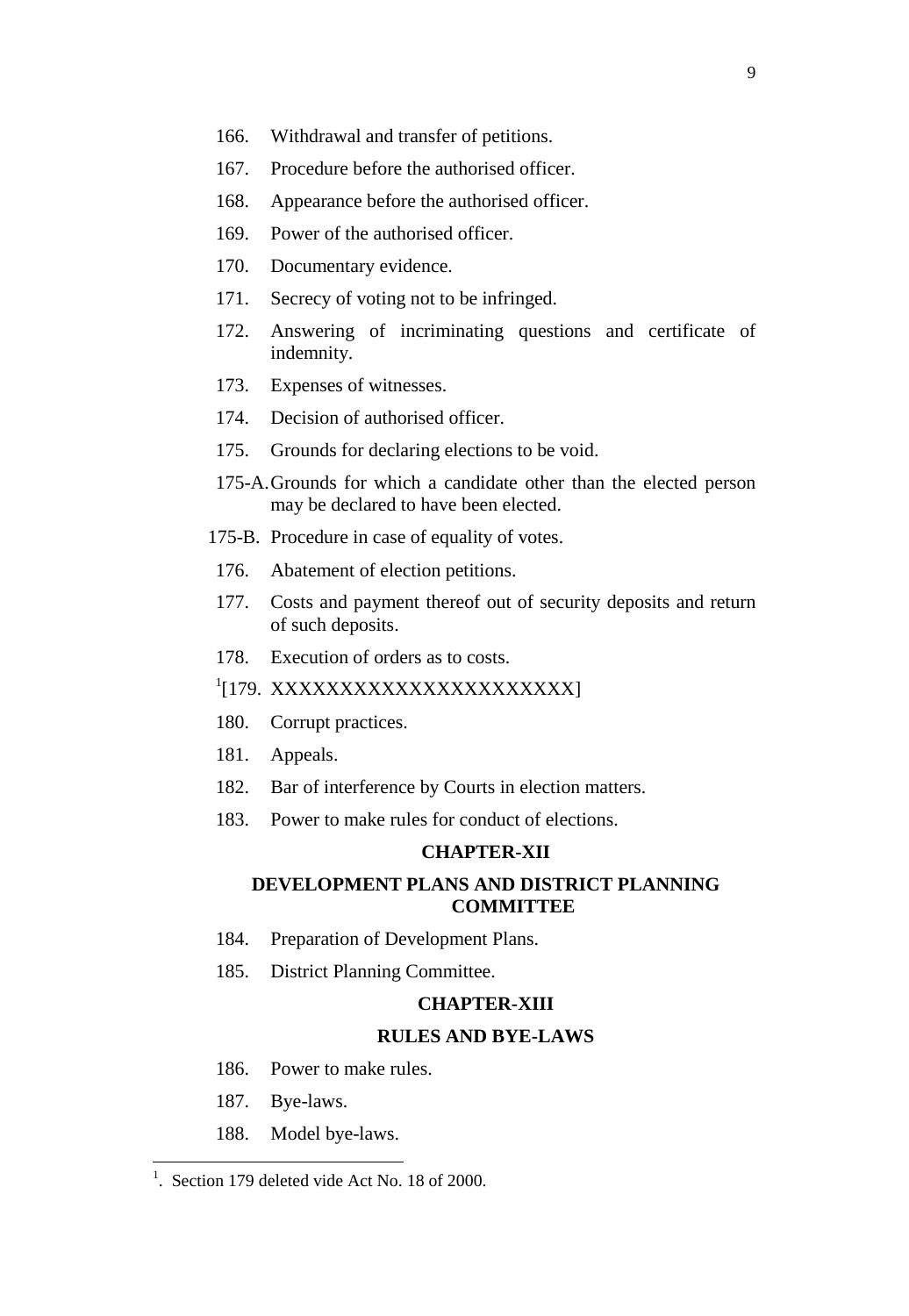166. Withdrawal and transfer of petitions.

167. Procedure before the authorised officer.

168. Appearance before the authorised officer.

169. Power of the authorised officer.

170. Documentary evidence.

171. Secrecy of voting not to be infringed.

172. Answering of incriminating questions and certificate of indemnity.

173. Expenses of witnesses.

174. Decision of authorised officer.

175. Grounds for declaring elections to be void.

175-A. Grounds for which a candidate other than the elected person may be declared to have been elected.

175-B. Procedure in case of equality of votes.

176. Abatement of election petitions.

177. Costs and payment thereof out of security deposits and return of such deposits.

178. Execution of orders as to costs.

[1][179. XXXXXXXXXXXXXXXXXXXXXX]

180. Corrupt practices.

181. Appeals.

182. Bar of interference by Courts in election matters.

183. Power to make rules for conduct of elections.

**CHAPTER-XII**

**DEVELOPMENT PLANS AND DISTRICT PLANNING COMMITTEE**

184. Preparation of Development Plans.

185. District Planning Committee.

**CHAPTER-XIII**

**RULES AND BYE-LAWS**

186. Power to make rules.

187. Bye-laws.

188. Model bye-laws.

---

[1]. Section 179 deleted vide Act No. 18 of 2000.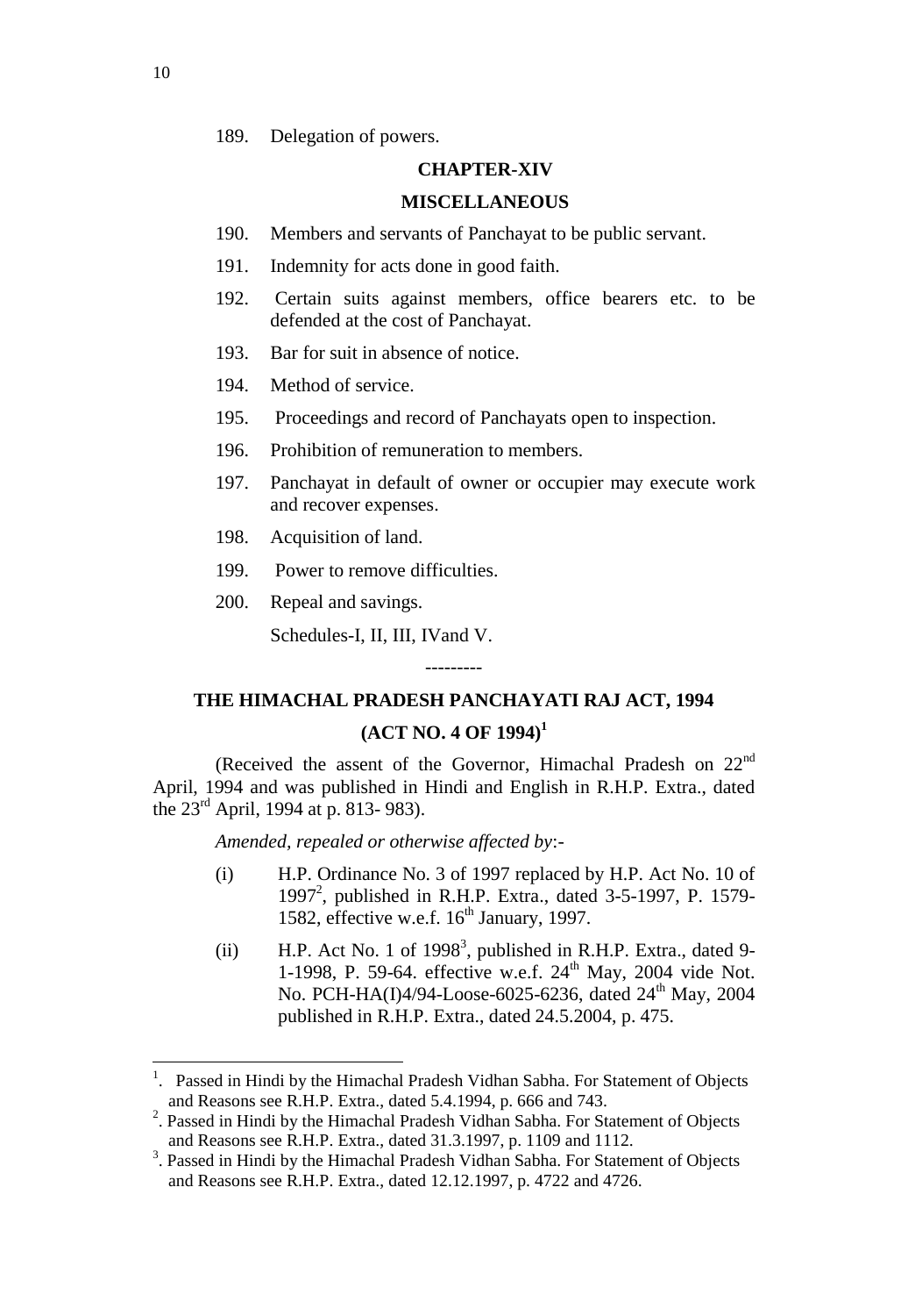189. Delegation of powers.

**CHAPTER-XIV**

**MISCELLANEOUS**

190. Members and servants of Panchayat to be public servant.

191. Indemnity for acts done in good faith.

192. Certain suits against members, office bearers etc. to be defended at the cost of Panchayat.

193. Bar for suit in absence of notice.

194. Method of service.

195. Proceedings and record of Panchayats open to inspection.

196. Prohibition of remuneration to members.

197. Panchayat in default of owner or occupier may execute work and recover expenses.

198. Acquisition of land.

199. Power to remove difficulties.

200. Repeal and savings.

Schedules-I, II, III, IVand V.

---------

## THE HIMACHAL PRADESH PANCHAYATI RAJ ACT, 1994

## (ACT NO. 4 OF 1994)[1]

(Received the assent of the Governor, Himachal Pradesh on 22nd April, 1994 and was published in Hindi and English in R.H.P. Extra., dated the 23rd April, 1994 at p. 813- 983).

*Amended, repealed or otherwise affected by*:-

(i) H.P. Ordinance No. 3 of 1997 replaced by H.P. Act No. 10 of 1997[2], published in R.H.P. Extra., dated 3-5-1997, P. 1579-1582, effective w.e.f. 16th January, 1997.

(ii) H.P. Act No. 1 of 1998[3], published in R.H.P. Extra., dated 9-1-1998, P. 59-64. effective w.e.f. 24th May, 2004 vide Not. No. PCH-HA(I)4/94-Loose-6025-6236, dated 24th May, 2004 published in R.H.P. Extra., dated 24.5.2004, p. 475.

---

[1]. Passed in Hindi by the Himachal Pradesh Vidhan Sabha. For Statement of Objects and Reasons see R.H.P. Extra., dated 5.4.1994, p. 666 and 743.

[2]. Passed in Hindi by the Himachal Pradesh Vidhan Sabha. For Statement of Objects and Reasons see R.H.P. Extra., dated 31.3.1997, p. 1109 and 1112.

[3]. Passed in Hindi by the Himachal Pradesh Vidhan Sabha. For Statement of Objects and Reasons see R.H.P. Extra., dated 12.12.1997, p. 4722 and 4726.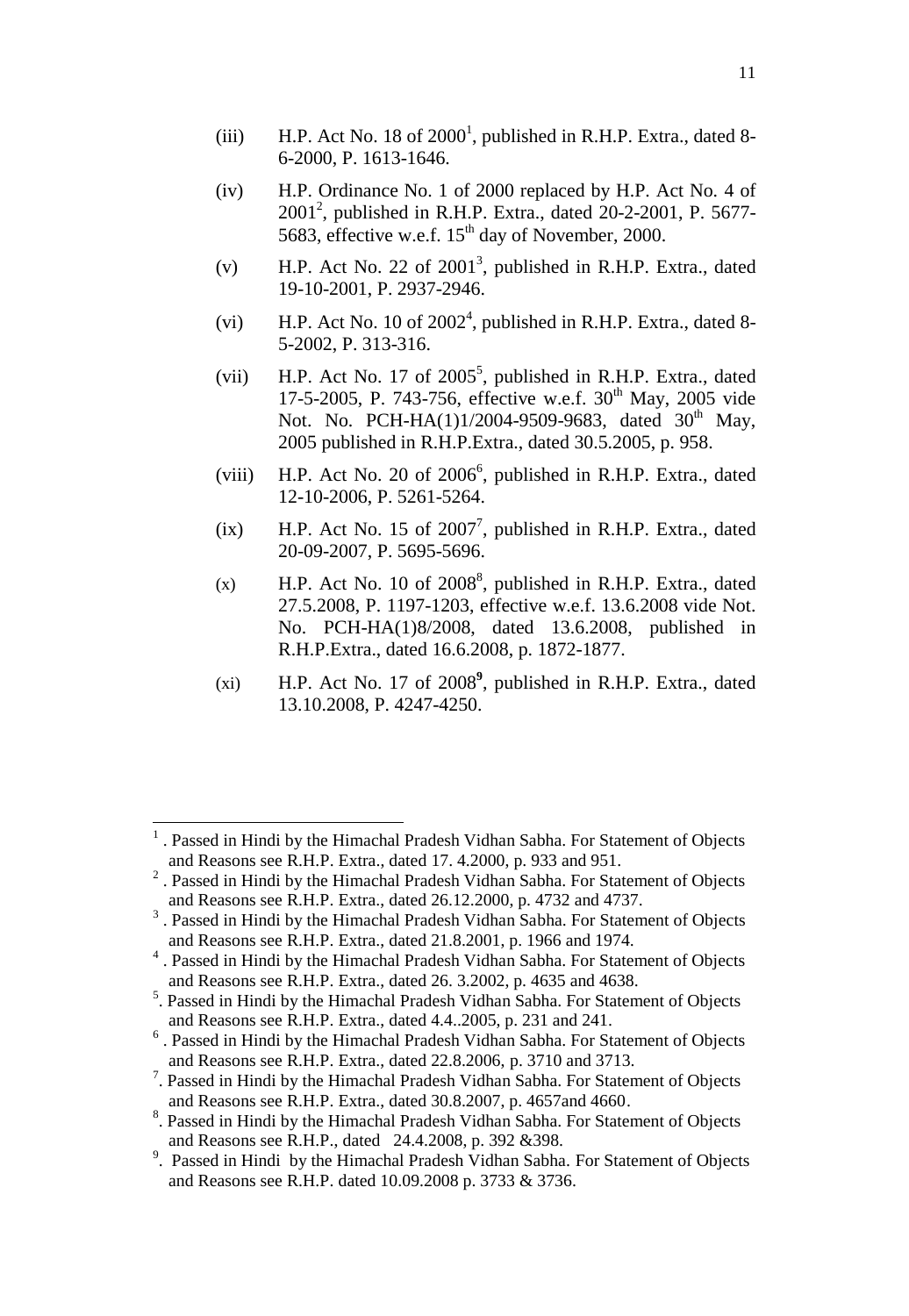(iii) H.P. Act No. 18 of 2000[1], published in R.H.P. Extra., dated 8-6-2000, P. 1613-1646.

(iv) H.P. Ordinance No. 1 of 2000 replaced by H.P. Act No. 4 of 2001[2], published in R.H.P. Extra., dated 20-2-2001, P. 5677-5683, effective w.e.f. 15th day of November, 2000.

(v) H.P. Act No. 22 of 2001[3], published in R.H.P. Extra., dated 19-10-2001, P. 2937-2946.

(vi) H.P. Act No. 10 of 2002[4], published in R.H.P. Extra., dated 8-5-2002, P. 313-316.

(vii) H.P. Act No. 17 of 2005[5], published in R.H.P. Extra., dated 17-5-2005, P. 743-756, effective w.e.f. 30th May, 2005 vide Not. No. PCH-HA(1)1/2004-9509-9683, dated 30th May, 2005 published in R.H.P.Extra., dated 30.5.2005, p. 958.

(viii) H.P. Act No. 20 of 2006[6], published in R.H.P. Extra., dated 12-10-2006, P. 5261-5264.

(ix) H.P. Act No. 15 of 2007[7], published in R.H.P. Extra., dated 20-09-2007, P. 5695-5696.

(x) H.P. Act No. 10 of 2008[8], published in R.H.P. Extra., dated 27.5.2008, P. 1197-1203, effective w.e.f. 13.6.2008 vide Not. No. PCH-HA(1)8/2008, dated 13.6.2008, published in R.H.P.Extra., dated 16.6.2008, p. 1872-1877.

(xi) H.P. Act No. 17 of 2008[9], published in R.H.P. Extra., dated 13.10.2008, P. 4247-4250.

---

[1]. Passed in Hindi by the Himachal Pradesh Vidhan Sabha. For Statement of Objects and Reasons see R.H.P. Extra., dated 17. 4.2000, p. 933 and 951.

[2]. Passed in Hindi by the Himachal Pradesh Vidhan Sabha. For Statement of Objects and Reasons see R.H.P. Extra., dated 26.12.2000, p. 4732 and 4737.

[3]. Passed in Hindi by the Himachal Pradesh Vidhan Sabha. For Statement of Objects and Reasons see R.H.P. Extra., dated 21.8.2001, p. 1966 and 1974.

[4]. Passed in Hindi by the Himachal Pradesh Vidhan Sabha. For Statement of Objects and Reasons see R.H.P. Extra., dated 26. 3.2002, p. 4635 and 4638.

[5]. Passed in Hindi by the Himachal Pradesh Vidhan Sabha. For Statement of Objects and Reasons see R.H.P. Extra., dated 4.4..2005, p. 231 and 241.

[6]. Passed in Hindi by the Himachal Pradesh Vidhan Sabha. For Statement of Objects and Reasons see R.H.P. Extra., dated 22.8.2006, p. 3710 and 3713.

[7]. Passed in Hindi by the Himachal Pradesh Vidhan Sabha. For Statement of Objects and Reasons see R.H.P. Extra., dated 30.8.2007, p. 4657and 4660.

[8]. Passed in Hindi by the Himachal Pradesh Vidhan Sabha. For Statement of Objects and Reasons see R.H.P., dated 24.4.2008, p. 392 &398.

[9]. Passed in Hindi by the Himachal Pradesh Vidhan Sabha. For Statement of Objects and Reasons see R.H.P. dated 10.09.2008 p. 3733 & 3736.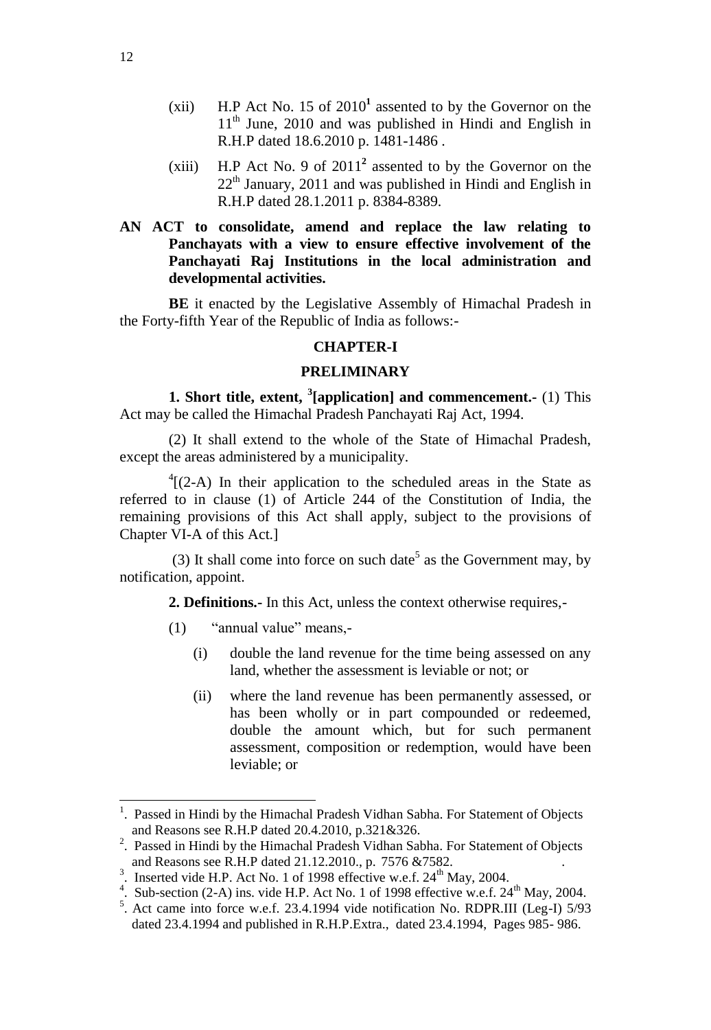(xii) H.P Act No. 15 of 2010[1] assented to by the Governor on the 11th June, 2010 and was published in Hindi and English in R.H.P dated 18.6.2010 p. 1481-1486 .

(xiii) H.P Act No. 9 of 2011[2] assented to by the Governor on the 22th January, 2011 and was published in Hindi and English in R.H.P dated 28.1.2011 p. 8384-8389.

**AN ACT to consolidate, amend and replace the law relating to Panchayats with a view to ensure effective involvement of the Panchayati Raj Institutions in the local administration and developmental activities.**

**BE** it enacted by the Legislative Assembly of Himachal Pradesh in the Forty-fifth Year of the Republic of India as follows:-

## CHAPTER-I

## PRELIMINARY

**1. Short title, extent, [3][application] and commencement.-** (1) This Act may be called the Himachal Pradesh Panchayati Raj Act, 1994.

(2) It shall extend to the whole of the State of Himachal Pradesh, except the areas administered by a municipality.

[4][(2-A) In their application to the scheduled areas in the State as referred to in clause (1) of Article 244 of the Constitution of India, the remaining provisions of this Act shall apply, subject to the provisions of Chapter VI-A of this Act.]

(3) It shall come into force on such date[5] as the Government may, by notification, appoint.

**2. Definitions.-** In this Act, unless the context otherwise requires,-

(1) "annual value" means,-

(i) double the land revenue for the time being assessed on any land, whether the assessment is leviable or not; or

(ii) where the land revenue has been permanently assessed, or has been wholly or in part compounded or redeemed, double the amount which, but for such permanent assessment, composition or redemption, would have been leviable; or

---

1. Passed in Hindi by the Himachal Pradesh Vidhan Sabha. For Statement of Objects and Reasons see R.H.P dated 20.4.2010, p.321&326.

2. Passed in Hindi by the Himachal Pradesh Vidhan Sabha. For Statement of Objects and Reasons see R.H.P dated 21.12.2010., p. 7576 &7582.

3. Inserted vide H.P. Act No. 1 of 1998 effective w.e.f. 24th May, 2004.

4. Sub-section (2-A) ins. vide H.P. Act No. 1 of 1998 effective w.e.f. 24th May, 2004.

5. Act came into force w.e.f. 23.4.1994 vide notification No. RDPR.III (Leg-I) 5/93 dated 23.4.1994 and published in R.H.P.Extra., dated 23.4.1994, Pages 985- 986.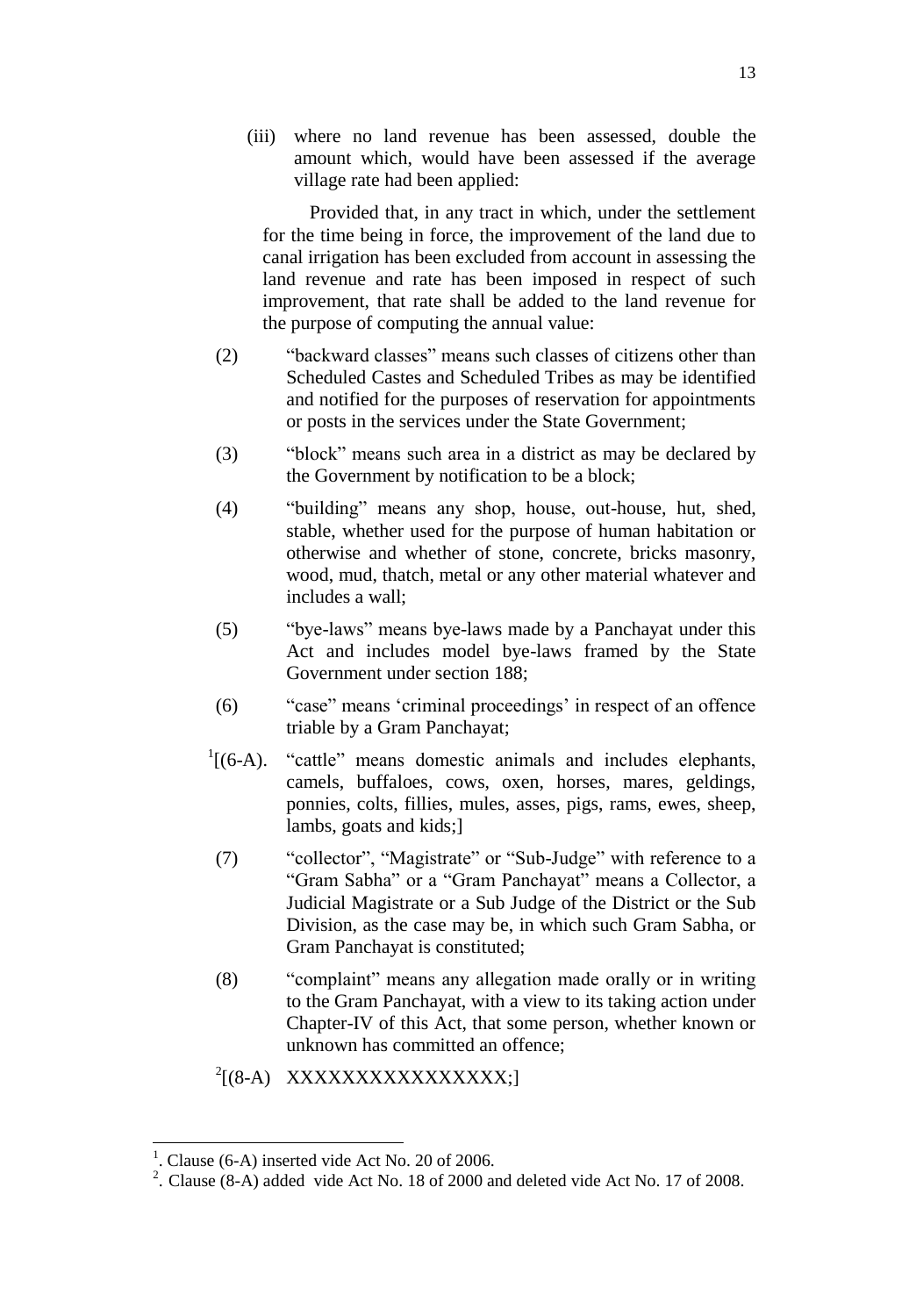(iii) where no land revenue has been assessed, double the amount which, would have been assessed if the average village rate had been applied:

Provided that, in any tract in which, under the settlement for the time being in force, the improvement of the land due to canal irrigation has been excluded from account in assessing the land revenue and rate has been imposed in respect of such improvement, that rate shall be added to the land revenue for the purpose of computing the annual value:

(2) "backward classes" means such classes of citizens other than Scheduled Castes and Scheduled Tribes as may be identified and notified for the purposes of reservation for appointments or posts in the services under the State Government;

(3) "block" means such area in a district as may be declared by the Government by notification to be a block;

(4) "building" means any shop, house, out-house, hut, shed, stable, whether used for the purpose of human habitation or otherwise and whether of stone, concrete, bricks masonry, wood, mud, thatch, metal or any other material whatever and includes a wall;

(5) "bye-laws" means bye-laws made by a Panchayat under this Act and includes model bye-laws framed by the State Government under section 188;

(6) "case" means 'criminal proceedings' in respect of an offence triable by a Gram Panchayat;

[1][(6-A). "cattle" means domestic animals and includes elephants, camels, buffaloes, cows, oxen, horses, mares, geldings, ponnies, colts, fillies, mules, asses, pigs, rams, ewes, sheep, lambs, goats and kids;]

(7) "collector", "Magistrate" or "Sub-Judge" with reference to a "Gram Sabha" or a "Gram Panchayat" means a Collector, a Judicial Magistrate or a Sub Judge of the District or the Sub Division, as the case may be, in which such Gram Sabha, or Gram Panchayat is constituted;

(8) "complaint" means any allegation made orally or in writing to the Gram Panchayat, with a view to its taking action under Chapter-IV of this Act, that some person, whether known or unknown has committed an offence;

[2][(8-A) XXXXXXXXXXXXXXXX;]

---

1. Clause (6-A) inserted vide Act No. 20 of 2006.

2. Clause (8-A) added vide Act No. 18 of 2000 and deleted vide Act No. 17 of 2008.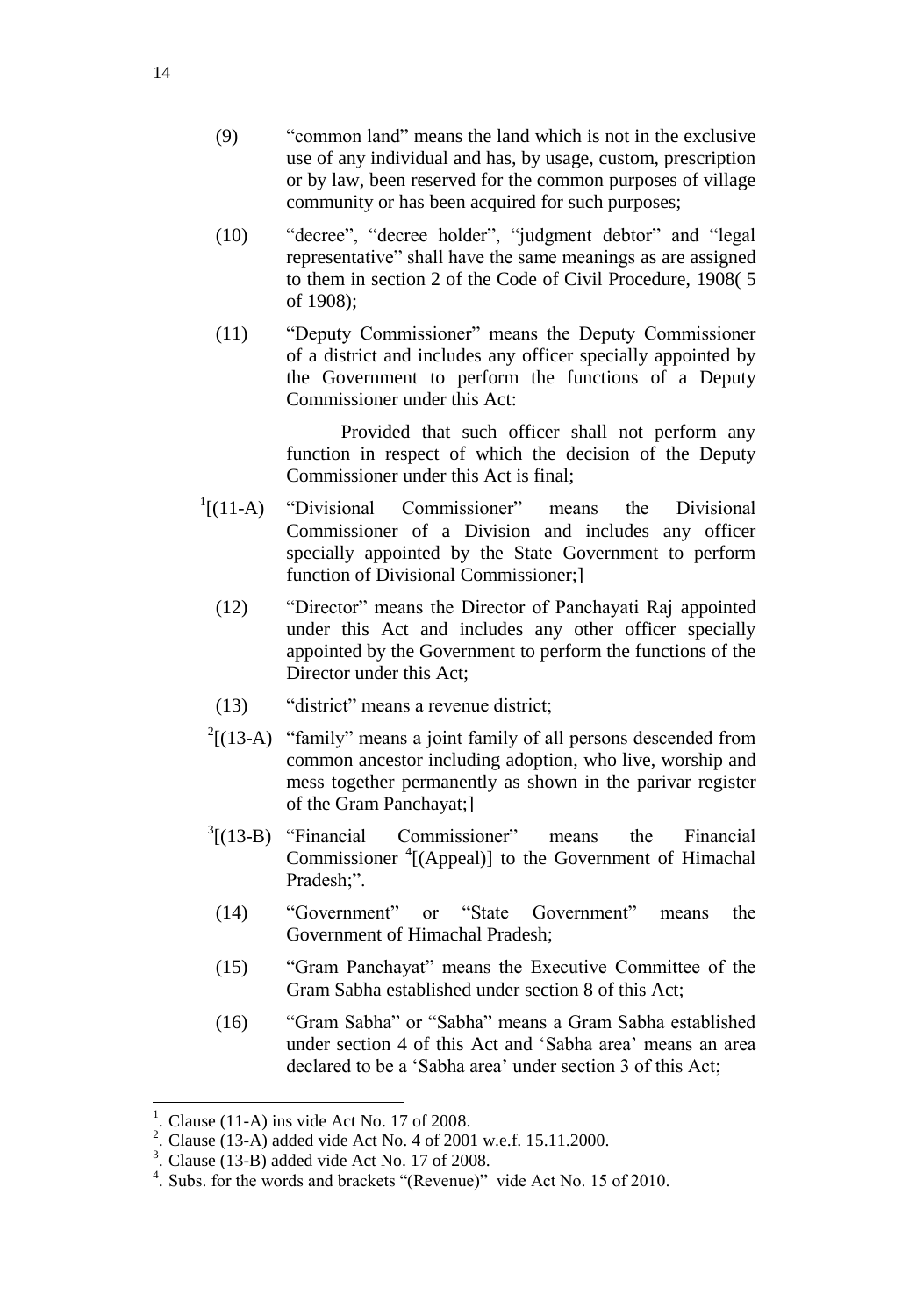(9) "common land" means the land which is not in the exclusive use of any individual and has, by usage, custom, prescription or by law, been reserved for the common purposes of village community or has been acquired for such purposes;

(10) "decree", "decree holder", "judgment debtor" and "legal representative" shall have the same meanings as are assigned to them in section 2 of the Code of Civil Procedure, 1908( 5 of 1908);

(11) "Deputy Commissioner" means the Deputy Commissioner of a district and includes any officer specially appointed by the Government to perform the functions of a Deputy Commissioner under this Act:

Provided that such officer shall not perform any function in respect of which the decision of the Deputy Commissioner under this Act is final;

[1][(11-A) "Divisional Commissioner" means the Divisional Commissioner of a Division and includes any officer specially appointed by the State Government to perform function of Divisional Commissioner;]

(12) "Director" means the Director of Panchayati Raj appointed under this Act and includes any other officer specially appointed by the Government to perform the functions of the Director under this Act;

(13) "district" means a revenue district;

[2][(13-A) "family" means a joint family of all persons descended from common ancestor including adoption, who live, worship and mess together permanently as shown in the parivar register of the Gram Panchayat;]

[3][(13-B) "Financial Commissioner" means the Financial Commissioner [4][(Appeal)] to the Government of Himachal Pradesh;".

(14) "Government" or "State Government" means the Government of Himachal Pradesh;

(15) "Gram Panchayat" means the Executive Committee of the Gram Sabha established under section 8 of this Act;

(16) "Gram Sabha" or "Sabha" means a Gram Sabha established under section 4 of this Act and 'Sabha area' means an area declared to be a 'Sabha area' under section 3 of this Act;

---

1. Clause (11-A) ins vide Act No. 17 of 2008.
2. Clause (13-A) added vide Act No. 4 of 2001 w.e.f. 15.11.2000.
3. Clause (13-B) added vide Act No. 17 of 2008.
4. Subs. for the words and brackets "(Revenue)" vide Act No. 15 of 2010.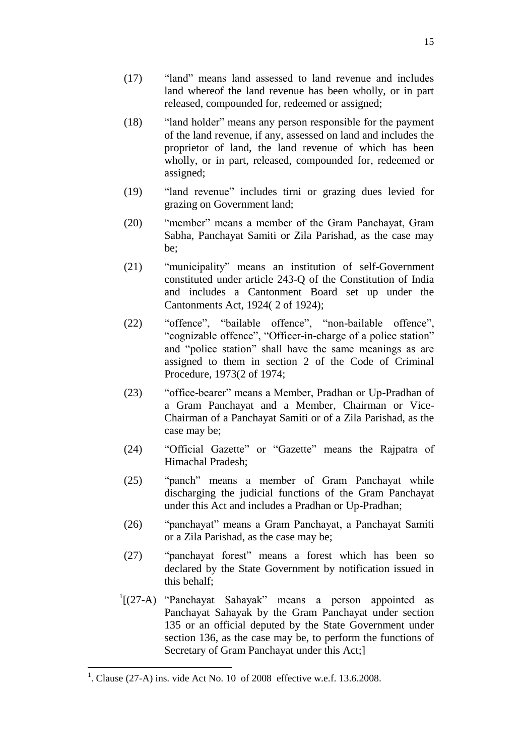(17) "land" means land assessed to land revenue and includes land whereof the land revenue has been wholly, or in part released, compounded for, redeemed or assigned;

(18) "land holder" means any person responsible for the payment of the land revenue, if any, assessed on land and includes the proprietor of land, the land revenue of which has been wholly, or in part, released, compounded for, redeemed or assigned;

(19) "land revenue" includes tirni or grazing dues levied for grazing on Government land;

(20) "member" means a member of the Gram Panchayat, Gram Sabha, Panchayat Samiti or Zila Parishad, as the case may be;

(21) "municipality" means an institution of self-Government constituted under article 243-Q of the Constitution of India and includes a Cantonment Board set up under the Cantonments Act, 1924( 2 of 1924);

(22) "offence", "bailable offence", "non-bailable offence", "cognizable offence", "Officer-in-charge of a police station" and "police station" shall have the same meanings as are assigned to them in section 2 of the Code of Criminal Procedure, 1973(2 of 1974;

(23) "office-bearer" means a Member, Pradhan or Up-Pradhan of a Gram Panchayat and a Member, Chairman or Vice-Chairman of a Panchayat Samiti or of a Zila Parishad, as the case may be;

(24) "Official Gazette" or "Gazette" means the Rajpatra of Himachal Pradesh;

(25) "panch" means a member of Gram Panchayat while discharging the judicial functions of the Gram Panchayat under this Act and includes a Pradhan or Up-Pradhan;

(26) "panchayat" means a Gram Panchayat, a Panchayat Samiti or a Zila Parishad, as the case may be;

(27) "panchayat forest" means a forest which has been so declared by the State Government by notification issued in this behalf;

[1][(27-A) "Panchayat Sahayak" means a person appointed as Panchayat Sahayak by the Gram Panchayat under section 135 or an official deputed by the State Government under section 136, as the case may be, to perform the functions of Secretary of Gram Panchayat under this Act;]

---

[1]. Clause (27-A) ins. vide Act No. 10 of 2008 effective w.e.f. 13.6.2008.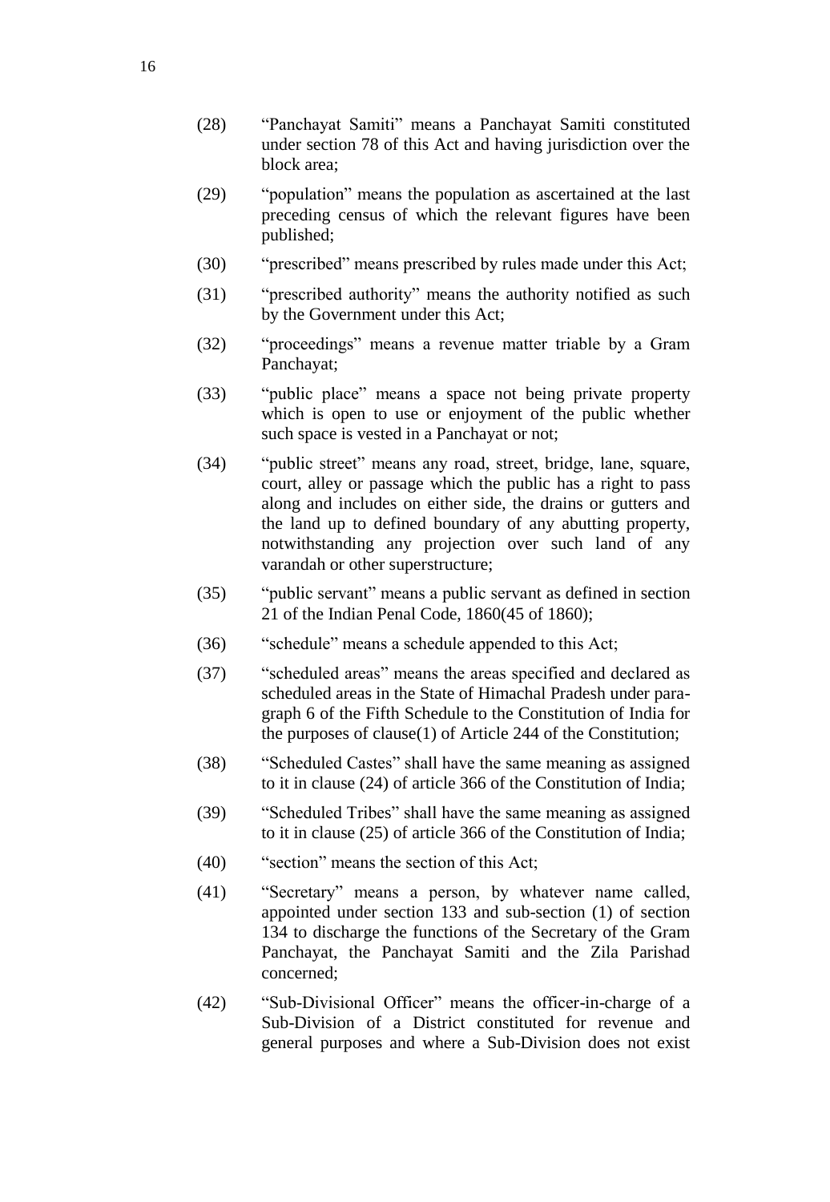(28) "Panchayat Samiti" means a Panchayat Samiti constituted under section 78 of this Act and having jurisdiction over the block area;

(29) "population" means the population as ascertained at the last preceding census of which the relevant figures have been published;

(30) "prescribed" means prescribed by rules made under this Act;

(31) "prescribed authority" means the authority notified as such by the Government under this Act;

(32) "proceedings" means a revenue matter triable by a Gram Panchayat;

(33) "public place" means a space not being private property which is open to use or enjoyment of the public whether such space is vested in a Panchayat or not;

(34) "public street" means any road, street, bridge, lane, square, court, alley or passage which the public has a right to pass along and includes on either side, the drains or gutters and the land up to defined boundary of any abutting property, notwithstanding any projection over such land of any varandah or other superstructure;

(35) "public servant" means a public servant as defined in section 21 of the Indian Penal Code, 1860(45 of 1860);

(36) "schedule" means a schedule appended to this Act;

(37) "scheduled areas" means the areas specified and declared as scheduled areas in the State of Himachal Pradesh under paragraph 6 of the Fifth Schedule to the Constitution of India for the purposes of clause(1) of Article 244 of the Constitution;

(38) "Scheduled Castes" shall have the same meaning as assigned to it in clause (24) of article 366 of the Constitution of India;

(39) "Scheduled Tribes" shall have the same meaning as assigned to it in clause (25) of article 366 of the Constitution of India;

(40) "section" means the section of this Act;

(41) "Secretary" means a person, by whatever name called, appointed under section 133 and sub-section (1) of section 134 to discharge the functions of the Secretary of the Gram Panchayat, the Panchayat Samiti and the Zila Parishad concerned;

(42) "Sub-Divisional Officer" means the officer-in-charge of a Sub-Division of a District constituted for revenue and general purposes and where a Sub-Division does not exist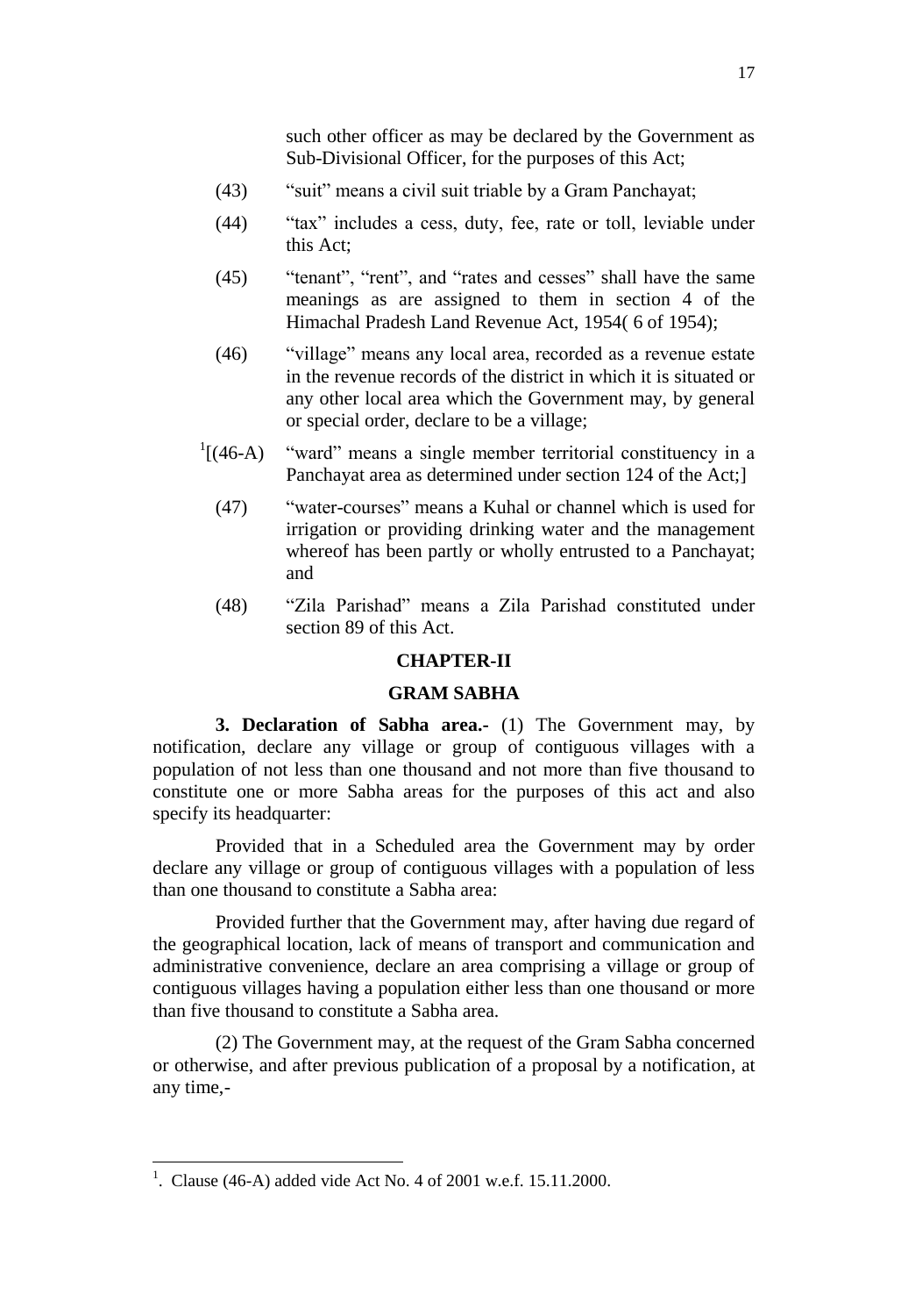such other officer as may be declared by the Government as Sub-Divisional Officer, for the purposes of this Act;

(43) "suit" means a civil suit triable by a Gram Panchayat;

(44) "tax" includes a cess, duty, fee, rate or toll, leviable under this Act;

(45) "tenant", "rent", and "rates and cesses" shall have the same meanings as are assigned to them in section 4 of the Himachal Pradesh Land Revenue Act, 1954( 6 of 1954);

(46) "village" means any local area, recorded as a revenue estate in the revenue records of the district in which it is situated or any other local area which the Government may, by general or special order, declare to be a village;

[1][(46-A) "ward" means a single member territorial constituency in a Panchayat area as determined under section 124 of the Act;]

(47) "water-courses" means a Kuhal or channel which is used for irrigation or providing drinking water and the management whereof has been partly or wholly entrusted to a Panchayat; and

(48) "Zila Parishad" means a Zila Parishad constituted under section 89 of this Act.

## CHAPTER-II

## GRAM SABHA

**3. Declaration of Sabha area.-** (1) The Government may, by notification, declare any village or group of contiguous villages with a population of not less than one thousand and not more than five thousand to constitute one or more Sabha areas for the purposes of this act and also specify its headquarter:

Provided that in a Scheduled area the Government may by order declare any village or group of contiguous villages with a population of less than one thousand to constitute a Sabha area:

Provided further that the Government may, after having due regard of the geographical location, lack of means of transport and communication and administrative convenience, declare an area comprising a village or group of contiguous villages having a population either less than one thousand or more than five thousand to constitute a Sabha area.

(2) The Government may, at the request of the Gram Sabha concerned or otherwise, and after previous publication of a proposal by a notification, at any time,-

---

[1]. Clause (46-A) added vide Act No. 4 of 2001 w.e.f. 15.11.2000.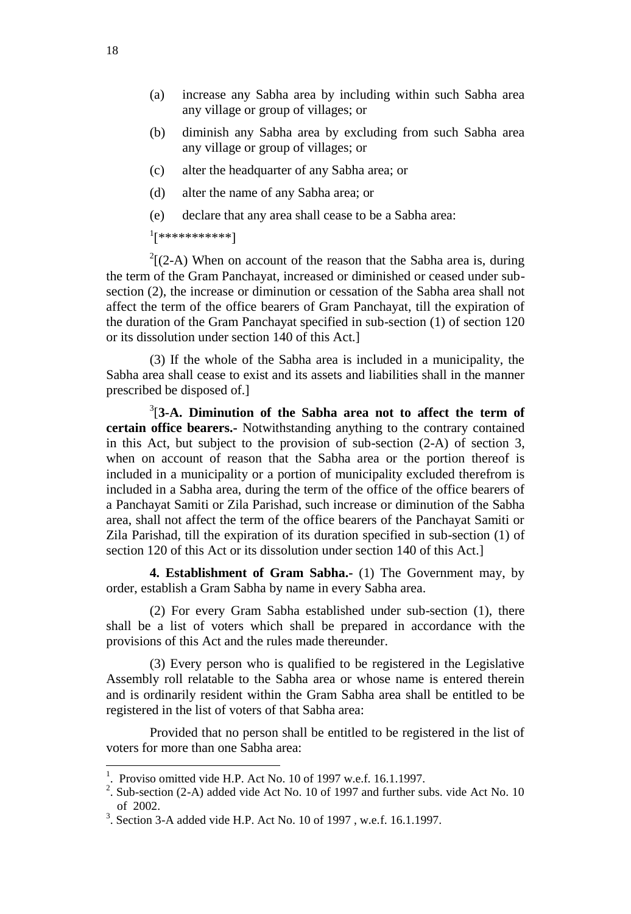(a) increase any Sabha area by including within such Sabha area any village or group of villages; or

(b) diminish any Sabha area by excluding from such Sabha area any village or group of villages; or

(c) alter the headquarter of any Sabha area; or

(d) alter the name of any Sabha area; or

(e) declare that any area shall cease to be a Sabha area:

[1][***********]

[2][(2-A) When on account of the reason that the Sabha area is, during the term of the Gram Panchayat, increased or diminished or ceased under sub-section (2), the increase or diminution or cessation of the Sabha area shall not affect the term of the office bearers of Gram Panchayat, till the expiration of the duration of the Gram Panchayat specified in sub-section (1) of section 120 or its dissolution under section 140 of this Act.]

(3) If the whole of the Sabha area is included in a municipality, the Sabha area shall cease to exist and its assets and liabilities shall in the manner prescribed be disposed of.]

[3][**3-A. Diminution of the Sabha area not to affect the term of certain office bearers.-** Notwithstanding anything to the contrary contained in this Act, but subject to the provision of sub-section (2-A) of section 3, when on account of reason that the Sabha area or the portion thereof is included in a municipality or a portion of municipality excluded therefrom is included in a Sabha area, during the term of the office of the office bearers of a Panchayat Samiti or Zila Parishad, such increase or diminution of the Sabha area, shall not affect the term of the office bearers of the Panchayat Samiti or Zila Parishad, till the expiration of its duration specified in sub-section (1) of section 120 of this Act or its dissolution under section 140 of this Act.]

**4. Establishment of Gram Sabha.-** (1) The Government may, by order, establish a Gram Sabha by name in every Sabha area.

(2) For every Gram Sabha established under sub-section (1), there shall be a list of voters which shall be prepared in accordance with the provisions of this Act and the rules made thereunder.

(3) Every person who is qualified to be registered in the Legislative Assembly roll relatable to the Sabha area or whose name is entered therein and is ordinarily resident within the Gram Sabha area shall be entitled to be registered in the list of voters of that Sabha area:

Provided that no person shall be entitled to be registered in the list of voters for more than one Sabha area:

---

1. Proviso omitted vide H.P. Act No. 10 of 1997 w.e.f. 16.1.1997.
2. Sub-section (2-A) added vide Act No. 10 of 1997 and further subs. vide Act No. 10 of 2002.
3. Section 3-A added vide H.P. Act No. 10 of 1997 , w.e.f. 16.1.1997.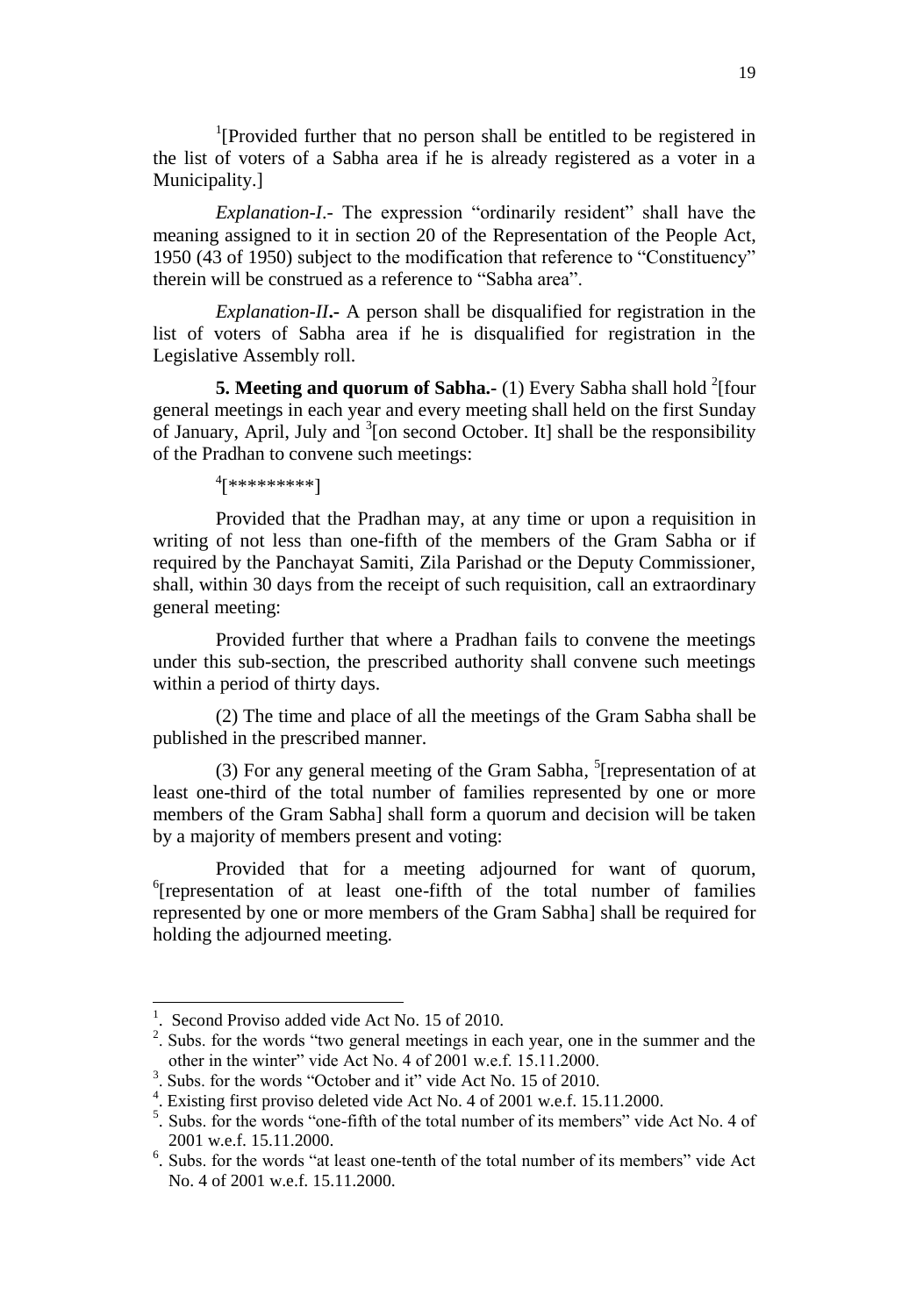[1][Provided further that no person shall be entitled to be registered in the list of voters of a Sabha area if he is already registered as a voter in a Municipality.]

*Explanation-I*.- The expression "ordinarily resident" shall have the meaning assigned to it in section 20 of the Representation of the People Act, 1950 (43 of 1950) subject to the modification that reference to "Constituency" therein will be construed as a reference to "Sabha area".

*Explanation-II***.-** A person shall be disqualified for registration in the list of voters of Sabha area if he is disqualified for registration in the Legislative Assembly roll.

**5. Meeting and quorum of Sabha.-** (1) Every Sabha shall hold [2][four general meetings in each year and every meeting shall held on the first Sunday of January, April, July and [3][on second October. It] shall be the responsibility of the Pradhan to convene such meetings:

[4][*********]

Provided that the Pradhan may, at any time or upon a requisition in writing of not less than one-fifth of the members of the Gram Sabha or if required by the Panchayat Samiti, Zila Parishad or the Deputy Commissioner, shall, within 30 days from the receipt of such requisition, call an extraordinary general meeting:

Provided further that where a Pradhan fails to convene the meetings under this sub-section, the prescribed authority shall convene such meetings within a period of thirty days.

(2) The time and place of all the meetings of the Gram Sabha shall be published in the prescribed manner.

(3) For any general meeting of the Gram Sabha, [5][representation of at least one-third of the total number of families represented by one or more members of the Gram Sabha] shall form a quorum and decision will be taken by a majority of members present and voting:

Provided that for a meeting adjourned for want of quorum, [6][representation of at least one-fifth of the total number of families represented by one or more members of the Gram Sabha] shall be required for holding the adjourned meeting.

---

1. Second Proviso added vide Act No. 15 of 2010.
2. Subs. for the words "two general meetings in each year, one in the summer and the other in the winter" vide Act No. 4 of 2001 w.e.f. 15.11.2000.
3. Subs. for the words "October and it" vide Act No. 15 of 2010.
4. Existing first proviso deleted vide Act No. 4 of 2001 w.e.f. 15.11.2000.
5. Subs. for the words "one-fifth of the total number of its members" vide Act No. 4 of 2001 w.e.f. 15.11.2000.
6. Subs. for the words "at least one-tenth of the total number of its members" vide Act No. 4 of 2001 w.e.f. 15.11.2000.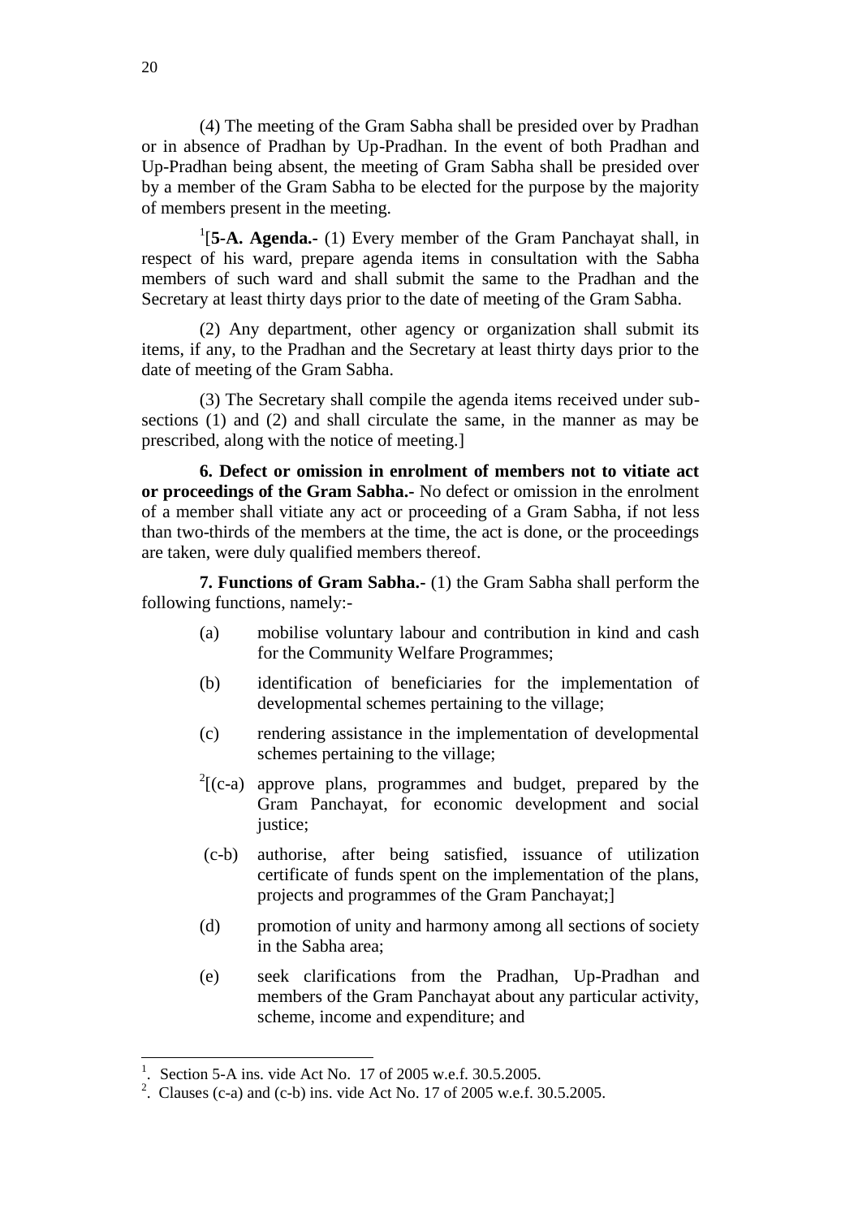(4) The meeting of the Gram Sabha shall be presided over by Pradhan or in absence of Pradhan by Up-Pradhan. In the event of both Pradhan and Up-Pradhan being absent, the meeting of Gram Sabha shall be presided over by a member of the Gram Sabha to be elected for the purpose by the majority of members present in the meeting.

[1][**5-A. Agenda.-** (1) Every member of the Gram Panchayat shall, in respect of his ward, prepare agenda items in consultation with the Sabha members of such ward and shall submit the same to the Pradhan and the Secretary at least thirty days prior to the date of meeting of the Gram Sabha.

(2) Any department, other agency or organization shall submit its items, if any, to the Pradhan and the Secretary at least thirty days prior to the date of meeting of the Gram Sabha.

(3) The Secretary shall compile the agenda items received under sub-sections (1) and (2) and shall circulate the same, in the manner as may be prescribed, along with the notice of meeting.]

**6. Defect or omission in enrolment of members not to vitiate act or proceedings of the Gram Sabha.-** No defect or omission in the enrolment of a member shall vitiate any act or proceeding of a Gram Sabha, if not less than two-thirds of the members at the time, the act is done, or the proceedings are taken, were duly qualified members thereof.

**7. Functions of Gram Sabha.-** (1) the Gram Sabha shall perform the following functions, namely:-

(a) mobilise voluntary labour and contribution in kind and cash for the Community Welfare Programmes;

(b) identification of beneficiaries for the implementation of developmental schemes pertaining to the village;

(c) rendering assistance in the implementation of developmental schemes pertaining to the village;

[2][(c-a) approve plans, programmes and budget, prepared by the Gram Panchayat, for economic development and social justice;

(c-b) authorise, after being satisfied, issuance of utilization certificate of funds spent on the implementation of the plans, projects and programmes of the Gram Panchayat;]

(d) promotion of unity and harmony among all sections of society in the Sabha area;

(e) seek clarifications from the Pradhan, Up-Pradhan and members of the Gram Panchayat about any particular activity, scheme, income and expenditure; and

---

1. Section 5-A ins. vide Act No. 17 of 2005 w.e.f. 30.5.2005.

2. Clauses (c-a) and (c-b) ins. vide Act No. 17 of 2005 w.e.f. 30.5.2005.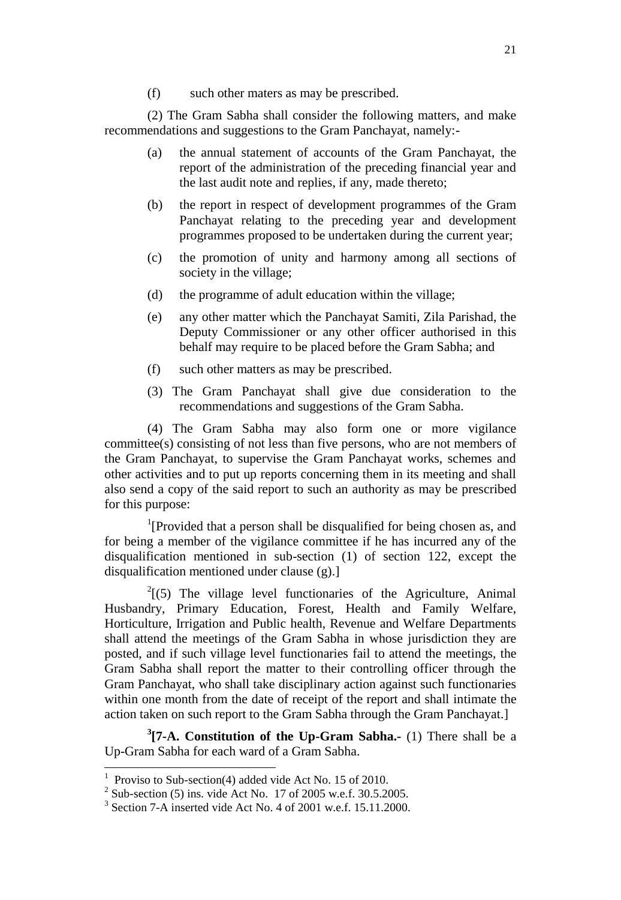(f) such other maters as may be prescribed.

(2) The Gram Sabha shall consider the following matters, and make recommendations and suggestions to the Gram Panchayat, namely:-

(a) the annual statement of accounts of the Gram Panchayat, the report of the administration of the preceding financial year and the last audit note and replies, if any, made thereto;

(b) the report in respect of development programmes of the Gram Panchayat relating to the preceding year and development programmes proposed to be undertaken during the current year;

(c) the promotion of unity and harmony among all sections of society in the village;

(d) the programme of adult education within the village;

(e) any other matter which the Panchayat Samiti, Zila Parishad, the Deputy Commissioner or any other officer authorised in this behalf may require to be placed before the Gram Sabha; and

(f) such other matters as may be prescribed.

(3) The Gram Panchayat shall give due consideration to the recommendations and suggestions of the Gram Sabha.

(4) The Gram Sabha may also form one or more vigilance committee(s) consisting of not less than five persons, who are not members of the Gram Panchayat, to supervise the Gram Panchayat works, schemes and other activities and to put up reports concerning them in its meeting and shall also send a copy of the said report to such an authority as may be prescribed for this purpose:

[1][Provided that a person shall be disqualified for being chosen as, and for being a member of the vigilance committee if he has incurred any of the disqualification mentioned in sub-section (1) of section 122, except the disqualification mentioned under clause (g).]

[2][(5) The village level functionaries of the Agriculture, Animal Husbandry, Primary Education, Forest, Health and Family Welfare, Horticulture, Irrigation and Public health, Revenue and Welfare Departments shall attend the meetings of the Gram Sabha in whose jurisdiction they are posted, and if such village level functionaries fail to attend the meetings, the Gram Sabha shall report the matter to their controlling officer through the Gram Panchayat, who shall take disciplinary action against such functionaries within one month from the date of receipt of the report and shall intimate the action taken on such report to the Gram Sabha through the Gram Panchayat.]

**[3][7-A. Constitution of the Up-Gram Sabha.-** (1) There shall be a Up-Gram Sabha for each ward of a Gram Sabha.

---

[1] Proviso to Sub-section(4) added vide Act No. 15 of 2010.

[2] Sub-section (5) ins. vide Act No. 17 of 2005 w.e.f. 30.5.2005.

[3] Section 7-A inserted vide Act No. 4 of 2001 w.e.f. 15.11.2000.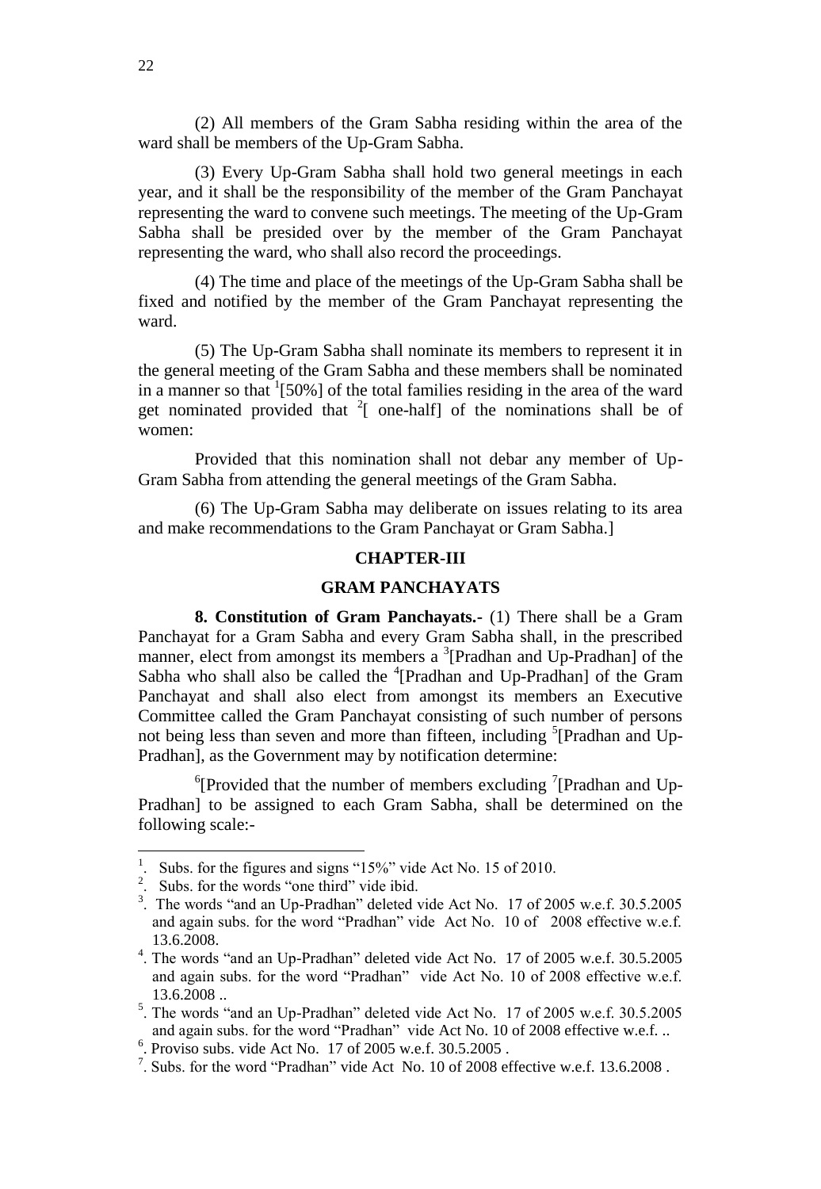(2) All members of the Gram Sabha residing within the area of the ward shall be members of the Up-Gram Sabha.

(3) Every Up-Gram Sabha shall hold two general meetings in each year, and it shall be the responsibility of the member of the Gram Panchayat representing the ward to convene such meetings. The meeting of the Up-Gram Sabha shall be presided over by the member of the Gram Panchayat representing the ward, who shall also record the proceedings.

(4) The time and place of the meetings of the Up-Gram Sabha shall be fixed and notified by the member of the Gram Panchayat representing the ward.

(5) The Up-Gram Sabha shall nominate its members to represent it in the general meeting of the Gram Sabha and these members shall be nominated in a manner so that [1][50%] of the total families residing in the area of the ward get nominated provided that [2][ one-half] of the nominations shall be of women:

Provided that this nomination shall not debar any member of Up-Gram Sabha from attending the general meetings of the Gram Sabha.

(6) The Up-Gram Sabha may deliberate on issues relating to its area and make recommendations to the Gram Panchayat or Gram Sabha.]

## CHAPTER-III

## GRAM PANCHAYATS

**8. Constitution of Gram Panchayats.**- (1) There shall be a Gram Panchayat for a Gram Sabha and every Gram Sabha shall, in the prescribed manner, elect from amongst its members a [3][Pradhan and Up-Pradhan] of the Sabha who shall also be called the [4][Pradhan and Up-Pradhan] of the Gram Panchayat and shall also elect from amongst its members an Executive Committee called the Gram Panchayat consisting of such number of persons not being less than seven and more than fifteen, including [5][Pradhan and Up-Pradhan], as the Government may by notification determine:

[6][Provided that the number of members excluding [7][Pradhan and Up-Pradhan] to be assigned to each Gram Sabha, shall be determined on the following scale:-

---

1. Subs. for the figures and signs "15%" vide Act No. 15 of 2010.
2. Subs. for the words "one third" vide ibid.
3. The words "and an Up-Pradhan" deleted vide Act No. 17 of 2005 w.e.f. 30.5.2005 and again subs. for the word "Pradhan" vide Act No. 10 of 2008 effective w.e.f. 13.6.2008.
4. The words "and an Up-Pradhan" deleted vide Act No. 17 of 2005 w.e.f. 30.5.2005 and again subs. for the word "Pradhan" vide Act No. 10 of 2008 effective w.e.f. 13.6.2008 ..
5. The words "and an Up-Pradhan" deleted vide Act No. 17 of 2005 w.e.f. 30.5.2005 and again subs. for the word "Pradhan" vide Act No. 10 of 2008 effective w.e.f. ..
6. Proviso subs. vide Act No. 17 of 2005 w.e.f. 30.5.2005 .
7. Subs. for the word "Pradhan" vide Act No. 10 of 2008 effective w.e.f. 13.6.2008 .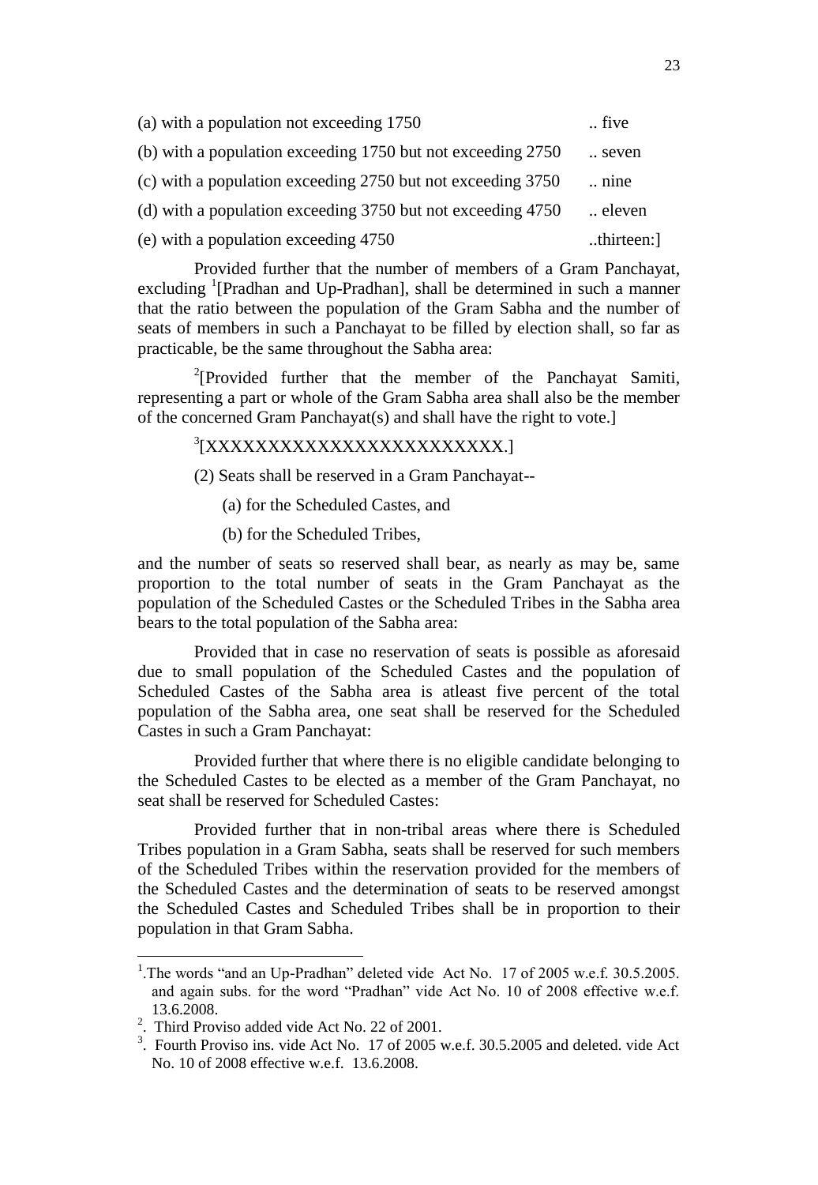(a) with a population not exceeding 1750 .. five

(b) with a population exceeding 1750 but not exceeding 2750 .. seven

(c) with a population exceeding 2750 but not exceeding 3750 .. nine

(d) with a population exceeding 3750 but not exceeding 4750 .. eleven

(e) with a population exceeding 4750 ..thirteen:]

Provided further that the number of members of a Gram Panchayat, excluding [1][Pradhan and Up-Pradhan], shall be determined in such a manner that the ratio between the population of the Gram Sabha and the number of seats of members in such a Panchayat to be filled by election shall, so far as practicable, be the same throughout the Sabha area:

[2][Provided further that the member of the Panchayat Samiti, representing a part or whole of the Gram Sabha area shall also be the member of the concerned Gram Panchayat(s) and shall have the right to vote.]

[3][XXXXXXXXXXXXXXXXXXXXXXXX.]

(2) Seats shall be reserved in a Gram Panchayat--

(a) for the Scheduled Castes, and

(b) for the Scheduled Tribes,

and the number of seats so reserved shall bear, as nearly as may be, same proportion to the total number of seats in the Gram Panchayat as the population of the Scheduled Castes or the Scheduled Tribes in the Sabha area bears to the total population of the Sabha area:

Provided that in case no reservation of seats is possible as aforesaid due to small population of the Scheduled Castes and the population of Scheduled Castes of the Sabha area is atleast five percent of the total population of the Sabha area, one seat shall be reserved for the Scheduled Castes in such a Gram Panchayat:

Provided further that where there is no eligible candidate belonging to the Scheduled Castes to be elected as a member of the Gram Panchayat, no seat shall be reserved for Scheduled Castes:

Provided further that in non-tribal areas where there is Scheduled Tribes population in a Gram Sabha, seats shall be reserved for such members of the Scheduled Tribes within the reservation provided for the members of the Scheduled Castes and the determination of seats to be reserved amongst the Scheduled Castes and Scheduled Tribes shall be in proportion to their population in that Gram Sabha.

---

[1]. The words "and an Up-Pradhan" deleted vide Act No. 17 of 2005 w.e.f. 30.5.2005. and again subs. for the word "Pradhan" vide Act No. 10 of 2008 effective w.e.f. 13.6.2008.

[2]. Third Proviso added vide Act No. 22 of 2001.

[3]. Fourth Proviso ins. vide Act No. 17 of 2005 w.e.f. 30.5.2005 and deleted. vide Act No. 10 of 2008 effective w.e.f. 13.6.2008.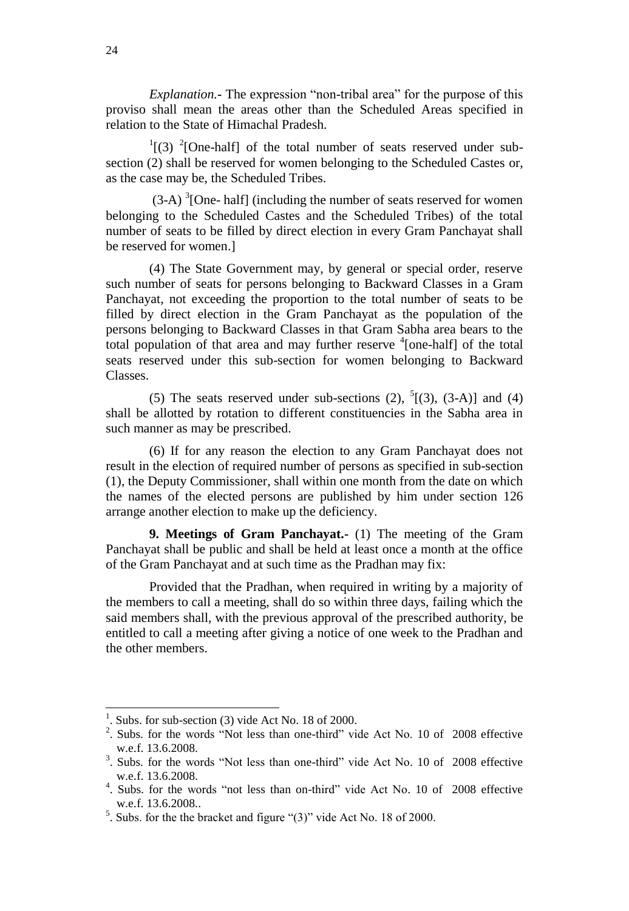*Explanation*.- The expression "non-tribal area" for the purpose of this proviso shall mean the areas other than the Scheduled Areas specified in relation to the State of Himachal Pradesh.

[1][(3) [2][One-half] of the total number of seats reserved under sub-section (2) shall be reserved for women belonging to the Scheduled Castes or, as the case may be, the Scheduled Tribes.

(3-A) [3][One- half] (including the number of seats reserved for women belonging to the Scheduled Castes and the Scheduled Tribes) of the total number of seats to be filled by direct election in every Gram Panchayat shall be reserved for women.]

(4) The State Government may, by general or special order, reserve such number of seats for persons belonging to Backward Classes in a Gram Panchayat, not exceeding the proportion to the total number of seats to be filled by direct election in the Gram Panchayat as the population of the persons belonging to Backward Classes in that Gram Sabha area bears to the total population of that area and may further reserve [4][one-half] of the total seats reserved under this sub-section for women belonging to Backward Classes.

(5) The seats reserved under sub-sections (2), [5][(3), (3-A)] and (4) shall be allotted by rotation to different constituencies in the Sabha area in such manner as may be prescribed.

(6) If for any reason the election to any Gram Panchayat does not result in the election of required number of persons as specified in sub-section (1), the Deputy Commissioner, shall within one month from the date on which the names of the elected persons are published by him under section 126 arrange another election to make up the deficiency.

**9. Meetings of Gram Panchayat.-** (1) The meeting of the Gram Panchayat shall be public and shall be held at least once a month at the office of the Gram Panchayat and at such time as the Pradhan may fix:

Provided that the Pradhan, when required in writing by a majority of the members to call a meeting, shall do so within three days, failing which the said members shall, with the previous approval of the prescribed authority, be entitled to call a meeting after giving a notice of one week to the Pradhan and the other members.

---

1. Subs. for sub-section (3) vide Act No. 18 of 2000.
2. Subs. for the words "Not less than one-third" vide Act No. 10 of 2008 effective w.e.f. 13.6.2008.
3. Subs. for the words "Not less than one-third" vide Act No. 10 of 2008 effective w.e.f. 13.6.2008.
4. Subs. for the words "not less than on-third" vide Act No. 10 of 2008 effective w.e.f. 13.6.2008..
5. Subs. for the the bracket and figure "(3)" vide Act No. 18 of 2000.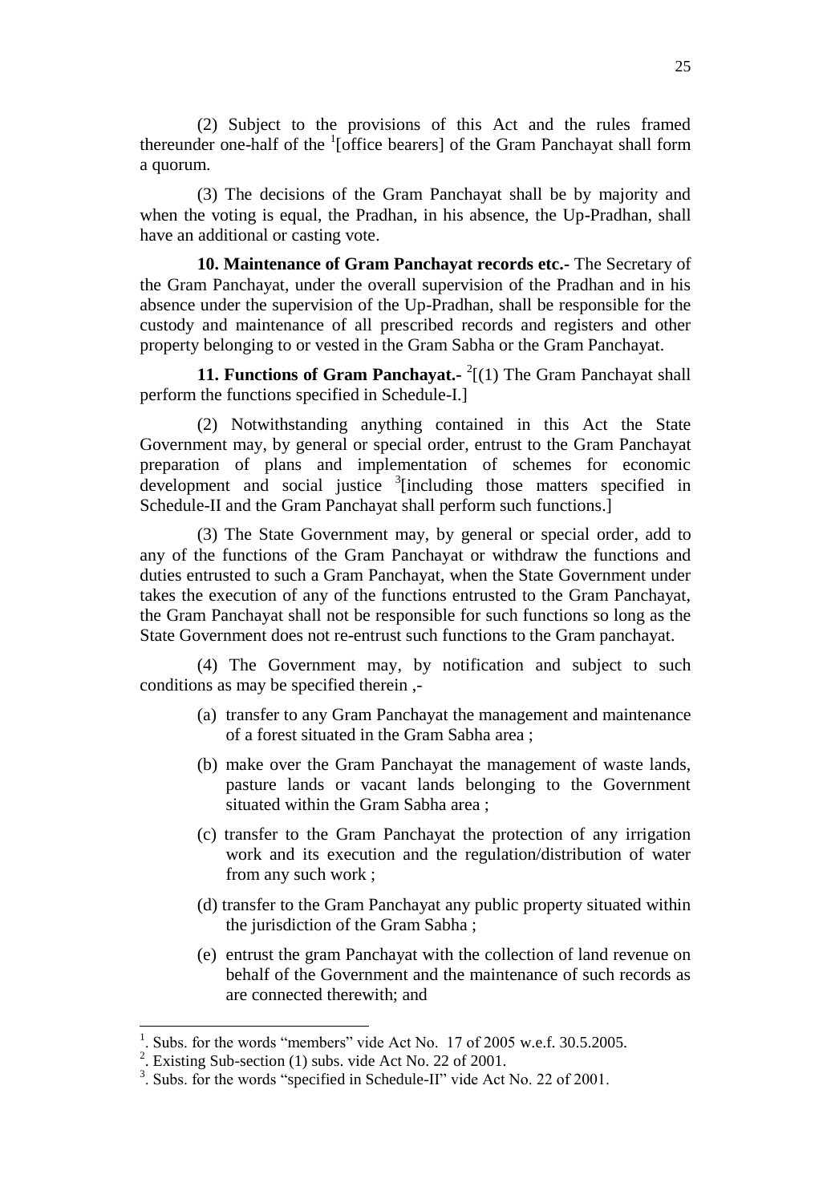(2) Subject to the provisions of this Act and the rules framed thereunder one-half of the [1][office bearers] of the Gram Panchayat shall form a quorum.

(3) The decisions of the Gram Panchayat shall be by majority and when the voting is equal, the Pradhan, in his absence, the Up-Pradhan, shall have an additional or casting vote.

**10. Maintenance of Gram Panchayat records etc.-** The Secretary of the Gram Panchayat, under the overall supervision of the Pradhan and in his absence under the supervision of the Up-Pradhan, shall be responsible for the custody and maintenance of all prescribed records and registers and other property belonging to or vested in the Gram Sabha or the Gram Panchayat.

**11. Functions of Gram Panchayat.-** [2][(1) The Gram Panchayat shall perform the functions specified in Schedule-I.]

(2) Notwithstanding anything contained in this Act the State Government may, by general or special order, entrust to the Gram Panchayat preparation of plans and implementation of schemes for economic development and social justice [3][including those matters specified in Schedule-II and the Gram Panchayat shall perform such functions.]

(3) The State Government may, by general or special order, add to any of the functions of the Gram Panchayat or withdraw the functions and duties entrusted to such a Gram Panchayat, when the State Government under takes the execution of any of the functions entrusted to the Gram Panchayat, the Gram Panchayat shall not be responsible for such functions so long as the State Government does not re-entrust such functions to the Gram panchayat.

(4) The Government may, by notification and subject to such conditions as may be specified therein ,-

(a) transfer to any Gram Panchayat the management and maintenance of a forest situated in the Gram Sabha area ;

(b) make over the Gram Panchayat the management of waste lands, pasture lands or vacant lands belonging to the Government situated within the Gram Sabha area ;

(c) transfer to the Gram Panchayat the protection of any irrigation work and its execution and the regulation/distribution of water from any such work ;

(d) transfer to the Gram Panchayat any public property situated within the jurisdiction of the Gram Sabha ;

(e) entrust the gram Panchayat with the collection of land revenue on behalf of the Government and the maintenance of such records as are connected therewith; and

---

[1]. Subs. for the words "members" vide Act No. 17 of 2005 w.e.f. 30.5.2005.

[2]. Existing Sub-section (1) subs. vide Act No. 22 of 2001.

[3]. Subs. for the words "specified in Schedule-II" vide Act No. 22 of 2001.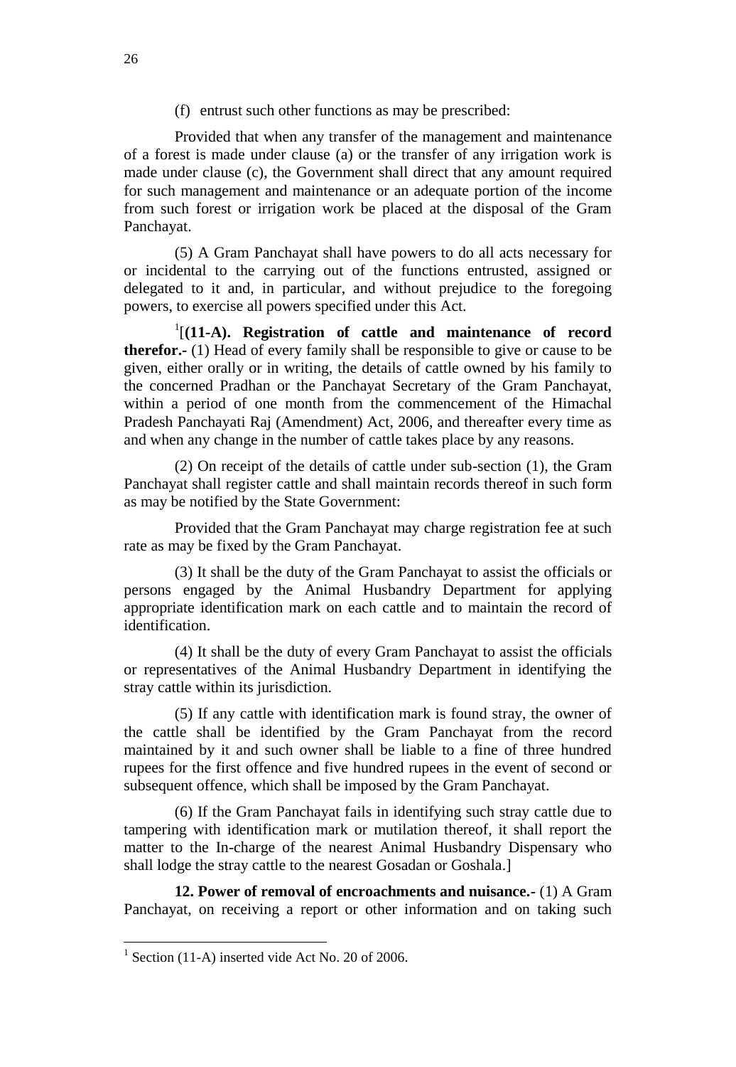(f) entrust such other functions as may be prescribed:

Provided that when any transfer of the management and maintenance of a forest is made under clause (a) or the transfer of any irrigation work is made under clause (c), the Government shall direct that any amount required for such management and maintenance or an adequate portion of the income from such forest or irrigation work be placed at the disposal of the Gram Panchayat.

(5) A Gram Panchayat shall have powers to do all acts necessary for or incidental to the carrying out of the functions entrusted, assigned or delegated to it and, in particular, and without prejudice to the foregoing powers, to exercise all powers specified under this Act.

[1][**(11-A). Registration of cattle and maintenance of record therefor.-** (1) Head of every family shall be responsible to give or cause to be given, either orally or in writing, the details of cattle owned by his family to the concerned Pradhan or the Panchayat Secretary of the Gram Panchayat, within a period of one month from the commencement of the Himachal Pradesh Panchayati Raj (Amendment) Act, 2006, and thereafter every time as and when any change in the number of cattle takes place by any reasons.

(2) On receipt of the details of cattle under sub-section (1), the Gram Panchayat shall register cattle and shall maintain records thereof in such form as may be notified by the State Government:

Provided that the Gram Panchayat may charge registration fee at such rate as may be fixed by the Gram Panchayat.

(3) It shall be the duty of the Gram Panchayat to assist the officials or persons engaged by the Animal Husbandry Department for applying appropriate identification mark on each cattle and to maintain the record of identification.

(4) It shall be the duty of every Gram Panchayat to assist the officials or representatives of the Animal Husbandry Department in identifying the stray cattle within its jurisdiction.

(5) If any cattle with identification mark is found stray, the owner of the cattle shall be identified by the Gram Panchayat from the record maintained by it and such owner shall be liable to a fine of three hundred rupees for the first offence and five hundred rupees in the event of second or subsequent offence, which shall be imposed by the Gram Panchayat.

(6) If the Gram Panchayat fails in identifying such stray cattle due to tampering with identification mark or mutilation thereof, it shall report the matter to the In-charge of the nearest Animal Husbandry Dispensary who shall lodge the stray cattle to the nearest Gosadan or Goshala.]

**12. Power of removal of encroachments and nuisance.-** (1) A Gram Panchayat, on receiving a report or other information and on taking such

---

[1] Section (11-A) inserted vide Act No. 20 of 2006.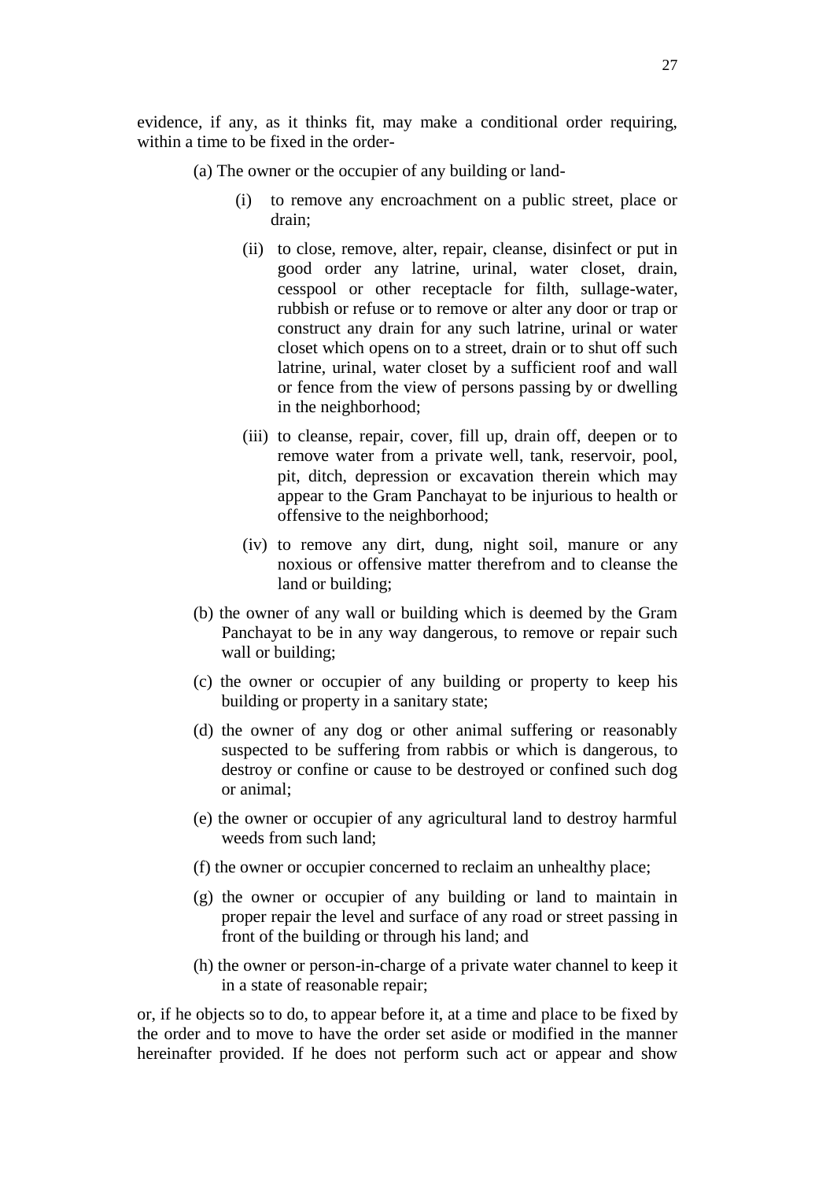evidence, if any, as it thinks fit, may make a conditional order requiring, within a time to be fixed in the order-

(a) The owner or the occupier of any building or land-

  (i) to remove any encroachment on a public street, place or drain;

  (ii) to close, remove, alter, repair, cleanse, disinfect or put in good order any latrine, urinal, water closet, drain, cesspool or other receptacle for filth, sullage-water, rubbish or refuse or to remove or alter any door or trap or construct any drain for any such latrine, urinal or water closet which opens on to a street, drain or to shut off such latrine, urinal, water closet by a sufficient roof and wall or fence from the view of persons passing by or dwelling in the neighborhood;

  (iii) to cleanse, repair, cover, fill up, drain off, deepen or to remove water from a private well, tank, reservoir, pool, pit, ditch, depression or excavation therein which may appear to the Gram Panchayat to be injurious to health or offensive to the neighborhood;

  (iv) to remove any dirt, dung, night soil, manure or any noxious or offensive matter therefrom and to cleanse the land or building;

(b) the owner of any wall or building which is deemed by the Gram Panchayat to be in any way dangerous, to remove or repair such wall or building;

(c) the owner or occupier of any building or property to keep his building or property in a sanitary state;

(d) the owner of any dog or other animal suffering or reasonably suspected to be suffering from rabbis or which is dangerous, to destroy or confine or cause to be destroyed or confined such dog or animal;

(e) the owner or occupier of any agricultural land to destroy harmful weeds from such land;

(f) the owner or occupier concerned to reclaim an unhealthy place;

(g) the owner or occupier of any building or land to maintain in proper repair the level and surface of any road or street passing in front of the building or through his land; and

(h) the owner or person-in-charge of a private water channel to keep it in a state of reasonable repair;

or, if he objects so to do, to appear before it, at a time and place to be fixed by the order and to move to have the order set aside or modified in the manner hereinafter provided. If he does not perform such act or appear and show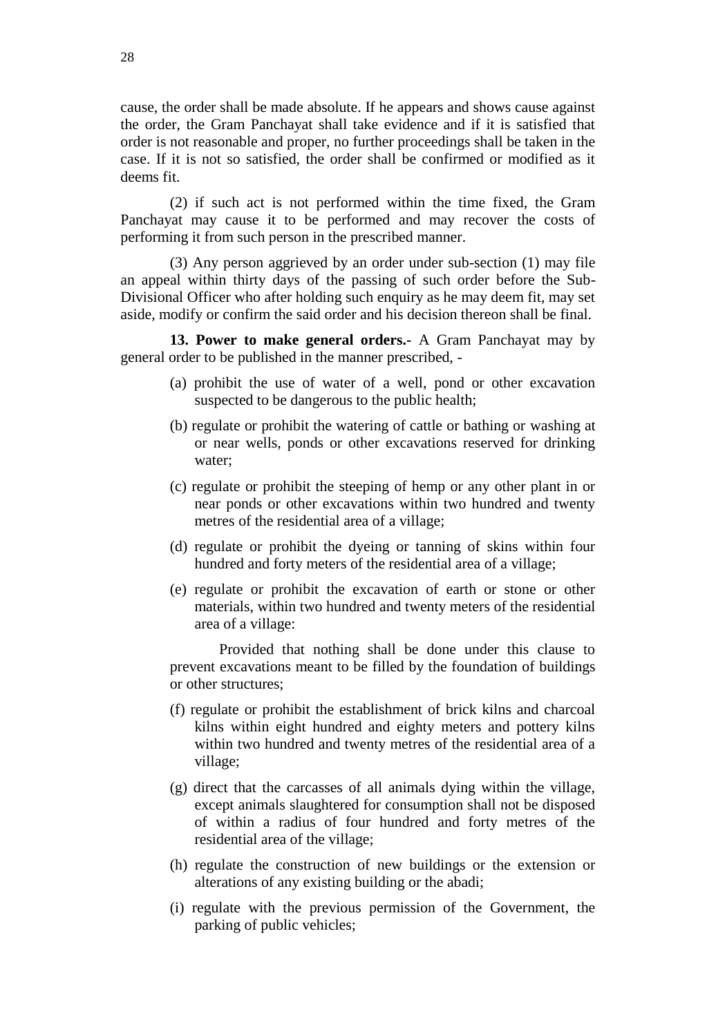cause, the order shall be made absolute. If he appears and shows cause against the order, the Gram Panchayat shall take evidence and if it is satisfied that order is not reasonable and proper, no further proceedings shall be taken in the case. If it is not so satisfied, the order shall be confirmed or modified as it deems fit.

(2) if such act is not performed within the time fixed, the Gram Panchayat may cause it to be performed and may recover the costs of performing it from such person in the prescribed manner.

(3) Any person aggrieved by an order under sub-section (1) may file an appeal within thirty days of the passing of such order before the Sub-Divisional Officer who after holding such enquiry as he may deem fit, may set aside, modify or confirm the said order and his decision thereon shall be final.

**13. Power to make general orders.-** A Gram Panchayat may by general order to be published in the manner prescribed, -

(a) prohibit the use of water of a well, pond or other excavation suspected to be dangerous to the public health;

(b) regulate or prohibit the watering of cattle or bathing or washing at or near wells, ponds or other excavations reserved for drinking water;

(c) regulate or prohibit the steeping of hemp or any other plant in or near ponds or other excavations within two hundred and twenty metres of the residential area of a village;

(d) regulate or prohibit the dyeing or tanning of skins within four hundred and forty meters of the residential area of a village;

(e) regulate or prohibit the excavation of earth or stone or other materials, within two hundred and twenty meters of the residential area of a village:

Provided that nothing shall be done under this clause to prevent excavations meant to be filled by the foundation of buildings or other structures;

(f) regulate or prohibit the establishment of brick kilns and charcoal kilns within eight hundred and eighty meters and pottery kilns within two hundred and twenty metres of the residential area of a village;

(g) direct that the carcasses of all animals dying within the village, except animals slaughtered for consumption shall not be disposed of within a radius of four hundred and forty metres of the residential area of the village;

(h) regulate the construction of new buildings or the extension or alterations of any existing building or the abadi;

(i) regulate with the previous permission of the Government, the parking of public vehicles;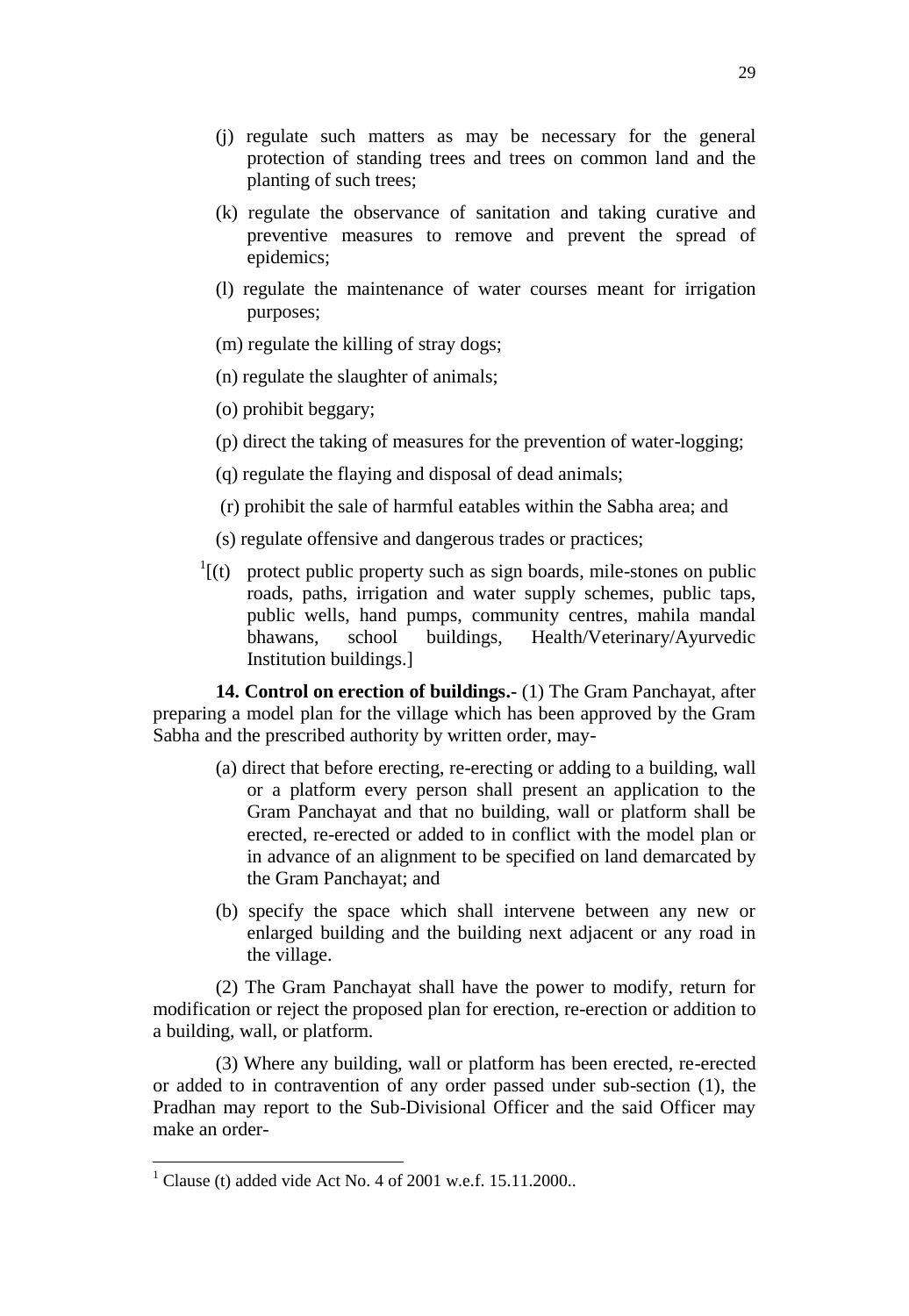(j) regulate such matters as may be necessary for the general protection of standing trees and trees on common land and the planting of such trees;

(k) regulate the observance of sanitation and taking curative and preventive measures to remove and prevent the spread of epidemics;

(l) regulate the maintenance of water courses meant for irrigation purposes;

(m) regulate the killing of stray dogs;

(n) regulate the slaughter of animals;

(o) prohibit beggary;

(p) direct the taking of measures for the prevention of water-logging;

(q) regulate the flaying and disposal of dead animals;

(r) prohibit the sale of harmful eatables within the Sabha area; and

(s) regulate offensive and dangerous trades or practices;

[1][(t) protect public property such as sign boards, mile-stones on public roads, paths, irrigation and water supply schemes, public taps, public wells, hand pumps, community centres, mahila mandal bhawans, school buildings, Health/Veterinary/Ayurvedic Institution buildings.]

**14. Control on erection of buildings.-** (1) The Gram Panchayat, after preparing a model plan for the village which has been approved by the Gram Sabha and the prescribed authority by written order, may-

(a) direct that before erecting, re-erecting or adding to a building, wall or a platform every person shall present an application to the Gram Panchayat and that no building, wall or platform shall be erected, re-erected or added to in conflict with the model plan or in advance of an alignment to be specified on land demarcated by the Gram Panchayat; and

(b) specify the space which shall intervene between any new or enlarged building and the building next adjacent or any road in the village.

(2) The Gram Panchayat shall have the power to modify, return for modification or reject the proposed plan for erection, re-erection or addition to a building, wall, or platform.

(3) Where any building, wall or platform has been erected, re-erected or added to in contravention of any order passed under sub-section (1), the Pradhan may report to the Sub-Divisional Officer and the said Officer may make an order-

---

[1] Clause (t) added vide Act No. 4 of 2001 w.e.f. 15.11.2000..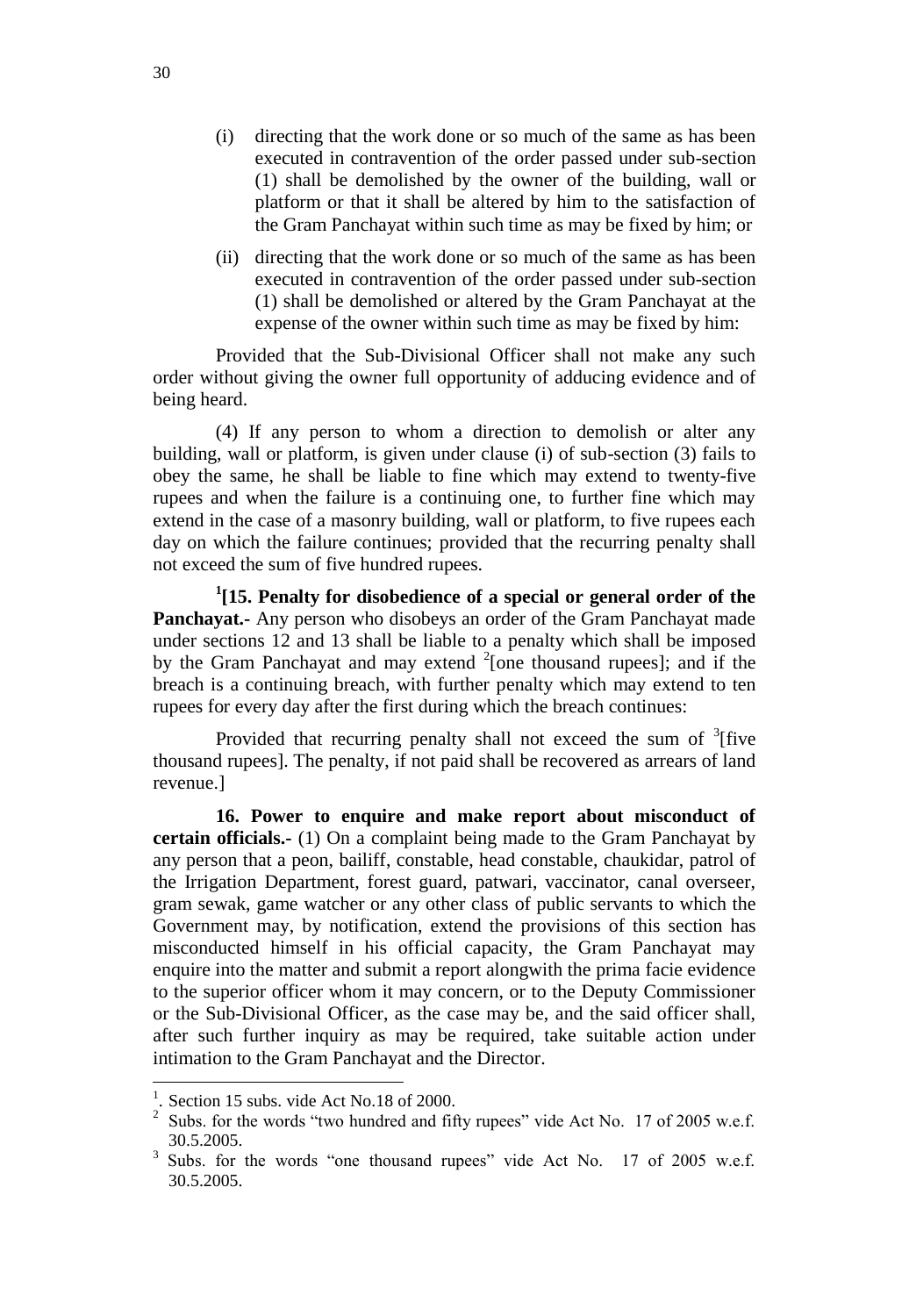(i) directing that the work done or so much of the same as has been executed in contravention of the order passed under sub-section (1) shall be demolished by the owner of the building, wall or platform or that it shall be altered by him to the satisfaction of the Gram Panchayat within such time as may be fixed by him; or

(ii) directing that the work done or so much of the same as has been executed in contravention of the order passed under sub-section (1) shall be demolished or altered by the Gram Panchayat at the expense of the owner within such time as may be fixed by him:

Provided that the Sub-Divisional Officer shall not make any such order without giving the owner full opportunity of adducing evidence and of being heard.

(4) If any person to whom a direction to demolish or alter any building, wall or platform, is given under clause (i) of sub-section (3) fails to obey the same, he shall be liable to fine which may extend to twenty-five rupees and when the failure is a continuing one, to further fine which may extend in the case of a masonry building, wall or platform, to five rupees each day on which the failure continues; provided that the recurring penalty shall not exceed the sum of five hundred rupees.

[1][**15. Penalty for disobedience of a special or general order of the Panchayat.**- Any person who disobeys an order of the Gram Panchayat made under sections 12 and 13 shall be liable to a penalty which shall be imposed by the Gram Panchayat and may extend [2][one thousand rupees]; and if the breach is a continuing breach, with further penalty which may extend to ten rupees for every day after the first during which the breach continues:

Provided that recurring penalty shall not exceed the sum of [3][five thousand rupees]. The penalty, if not paid shall be recovered as arrears of land revenue.]

**16. Power to enquire and make report about misconduct of certain officials.**- (1) On a complaint being made to the Gram Panchayat by any person that a peon, bailiff, constable, head constable, chaukidar, patrol of the Irrigation Department, forest guard, patwari, vaccinator, canal overseer, gram sewak, game watcher or any other class of public servants to which the Government may, by notification, extend the provisions of this section has misconducted himself in his official capacity, the Gram Panchayat may enquire into the matter and submit a report alongwith the prima facie evidence to the superior officer whom it may concern, or to the Deputy Commissioner or the Sub-Divisional Officer, as the case may be, and the said officer shall, after such further inquiry as may be required, take suitable action under intimation to the Gram Panchayat and the Director.

---

1. Section 15 subs. vide Act No.18 of 2000.
2. Subs. for the words "two hundred and fifty rupees" vide Act No. 17 of 2005 w.e.f. 30.5.2005.
3. Subs. for the words "one thousand rupees" vide Act No. 17 of 2005 w.e.f. 30.5.2005.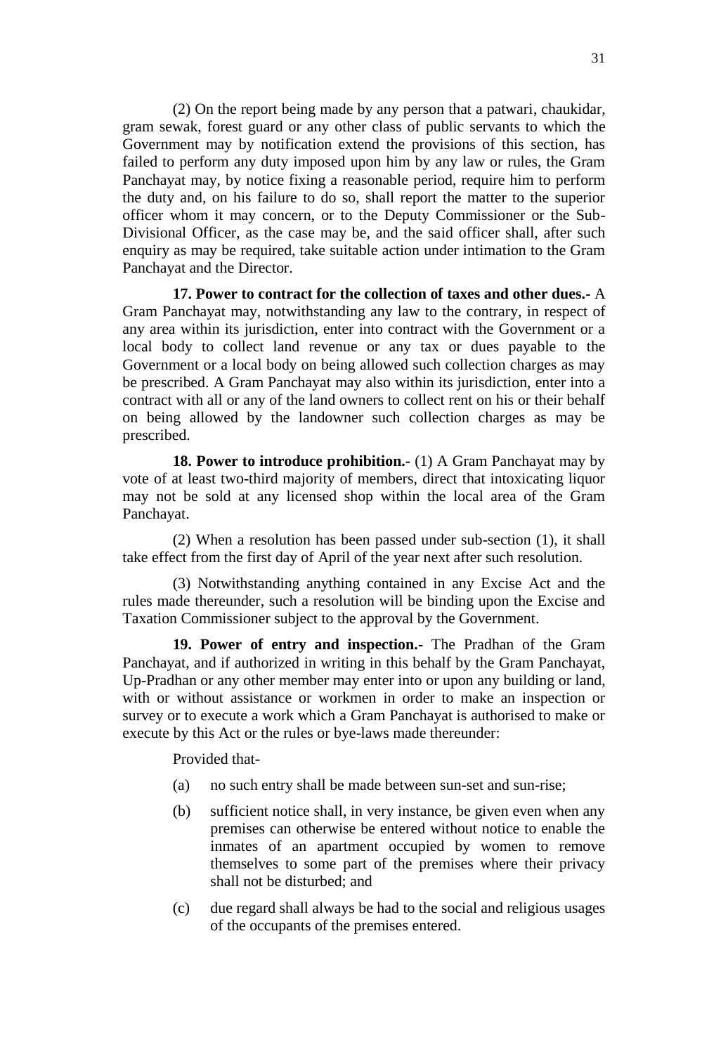(2) On the report being made by any person that a patwari, chaukidar, gram sewak, forest guard or any other class of public servants to which the Government may by notification extend the provisions of this section, has failed to perform any duty imposed upon him by any law or rules, the Gram Panchayat may, by notice fixing a reasonable period, require him to perform the duty and, on his failure to do so, shall report the matter to the superior officer whom it may concern, or to the Deputy Commissioner or the Sub-Divisional Officer, as the case may be, and the said officer shall, after such enquiry as may be required, take suitable action under intimation to the Gram Panchayat and the Director.

**17. Power to contract for the collection of taxes and other dues.-** A Gram Panchayat may, notwithstanding any law to the contrary, in respect of any area within its jurisdiction, enter into contract with the Government or a local body to collect land revenue or any tax or dues payable to the Government or a local body on being allowed such collection charges as may be prescribed. A Gram Panchayat may also within its jurisdiction, enter into a contract with all or any of the land owners to collect rent on his or their behalf on being allowed by the landowner such collection charges as may be prescribed.

**18. Power to introduce prohibition.-** (1) A Gram Panchayat may by vote of at least two-third majority of members, direct that intoxicating liquor may not be sold at any licensed shop within the local area of the Gram Panchayat.

(2) When a resolution has been passed under sub-section (1), it shall take effect from the first day of April of the year next after such resolution.

(3) Notwithstanding anything contained in any Excise Act and the rules made thereunder, such a resolution will be binding upon the Excise and Taxation Commissioner subject to the approval by the Government.

**19. Power of entry and inspection.-** The Pradhan of the Gram Panchayat, and if authorized in writing in this behalf by the Gram Panchayat, Up-Pradhan or any other member may enter into or upon any building or land, with or without assistance or workmen in order to make an inspection or survey or to execute a work which a Gram Panchayat is authorised to make or execute by this Act or the rules or bye-laws made thereunder:

Provided that-

(a) no such entry shall be made between sun-set and sun-rise;

(b) sufficient notice shall, in very instance, be given even when any premises can otherwise be entered without notice to enable the inmates of an apartment occupied by women to remove themselves to some part of the premises where their privacy shall not be disturbed; and

(c) due regard shall always be had to the social and religious usages of the occupants of the premises entered.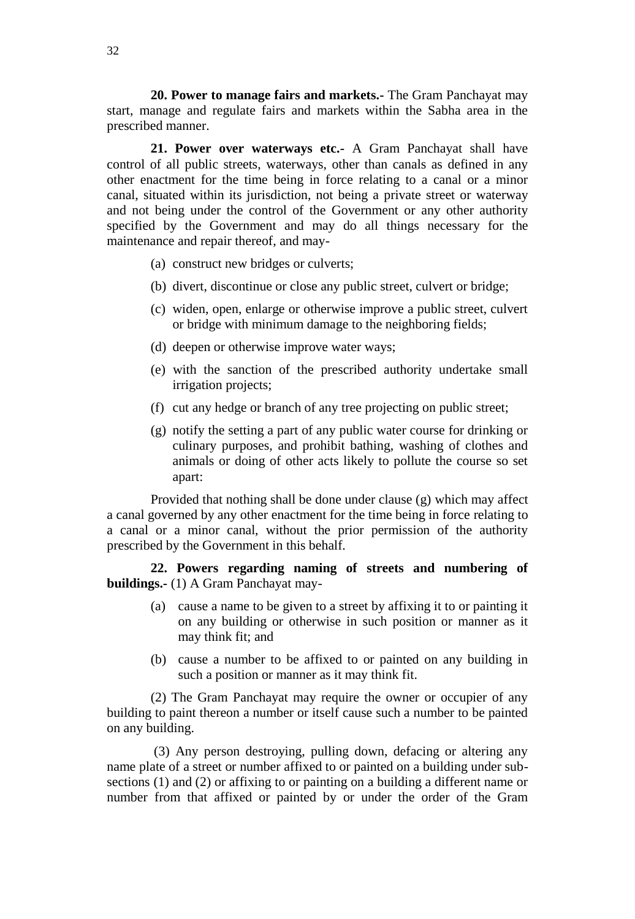**20. Power to manage fairs and markets.-** The Gram Panchayat may start, manage and regulate fairs and markets within the Sabha area in the prescribed manner.

**21. Power over waterways etc.-** A Gram Panchayat shall have control of all public streets, waterways, other than canals as defined in any other enactment for the time being in force relating to a canal or a minor canal, situated within its jurisdiction, not being a private street or waterway and not being under the control of the Government or any other authority specified by the Government and may do all things necessary for the maintenance and repair thereof, and may-

(a) construct new bridges or culverts;

(b) divert, discontinue or close any public street, culvert or bridge;

(c) widen, open, enlarge or otherwise improve a public street, culvert or bridge with minimum damage to the neighboring fields;

(d) deepen or otherwise improve water ways;

(e) with the sanction of the prescribed authority undertake small irrigation projects;

(f) cut any hedge or branch of any tree projecting on public street;

(g) notify the setting a part of any public water course for drinking or culinary purposes, and prohibit bathing, washing of clothes and animals or doing of other acts likely to pollute the course so set apart:

Provided that nothing shall be done under clause (g) which may affect a canal governed by any other enactment for the time being in force relating to a canal or a minor canal, without the prior permission of the authority prescribed by the Government in this behalf.

**22. Powers regarding naming of streets and numbering of buildings.-** (1) A Gram Panchayat may-

(a) cause a name to be given to a street by affixing it to or painting it on any building or otherwise in such position or manner as it may think fit; and

(b) cause a number to be affixed to or painted on any building in such a position or manner as it may think fit.

(2) The Gram Panchayat may require the owner or occupier of any building to paint thereon a number or itself cause such a number to be painted on any building.

(3) Any person destroying, pulling down, defacing or altering any name plate of a street or number affixed to or painted on a building under sub-sections (1) and (2) or affixing to or painting on a building a different name or number from that affixed or painted by or under the order of the Gram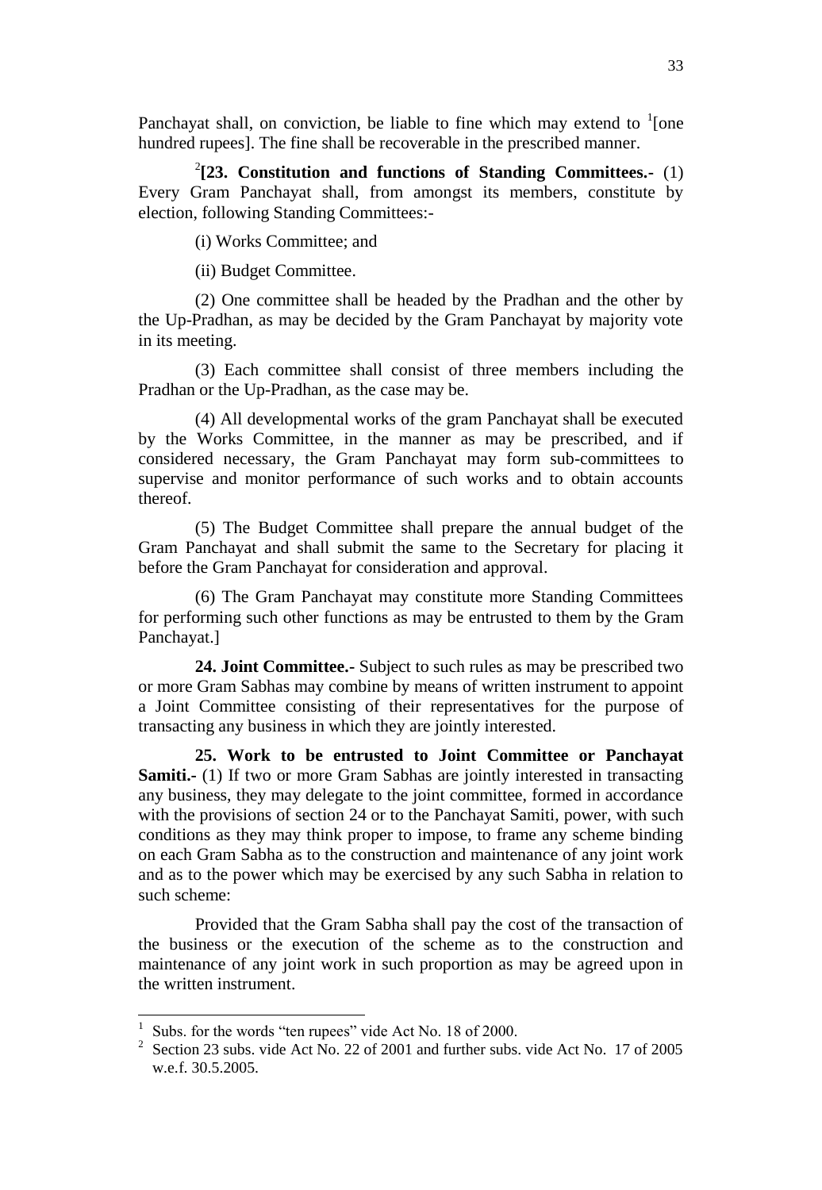Panchayat shall, on conviction, be liable to fine which may extend to [1][one hundred rupees]. The fine shall be recoverable in the prescribed manner.

[2]**[23. Constitution and functions of Standing Committees.-** (1) Every Gram Panchayat shall, from amongst its members, constitute by election, following Standing Committees:-

(i) Works Committee; and

(ii) Budget Committee.

(2) One committee shall be headed by the Pradhan and the other by the Up-Pradhan, as may be decided by the Gram Panchayat by majority vote in its meeting.

(3) Each committee shall consist of three members including the Pradhan or the Up-Pradhan, as the case may be.

(4) All developmental works of the gram Panchayat shall be executed by the Works Committee, in the manner as may be prescribed, and if considered necessary, the Gram Panchayat may form sub-committees to supervise and monitor performance of such works and to obtain accounts thereof.

(5) The Budget Committee shall prepare the annual budget of the Gram Panchayat and shall submit the same to the Secretary for placing it before the Gram Panchayat for consideration and approval.

(6) The Gram Panchayat may constitute more Standing Committees for performing such other functions as may be entrusted to them by the Gram Panchayat.]

**24. Joint Committee.-** Subject to such rules as may be prescribed two or more Gram Sabhas may combine by means of written instrument to appoint a Joint Committee consisting of their representatives for the purpose of transacting any business in which they are jointly interested.

**25. Work to be entrusted to Joint Committee or Panchayat Samiti.-** (1) If two or more Gram Sabhas are jointly interested in transacting any business, they may delegate to the joint committee, formed in accordance with the provisions of section 24 or to the Panchayat Samiti, power, with such conditions as they may think proper to impose, to frame any scheme binding on each Gram Sabha as to the construction and maintenance of any joint work and as to the power which may be exercised by any such Sabha in relation to such scheme:

Provided that the Gram Sabha shall pay the cost of the transaction of the business or the execution of the scheme as to the construction and maintenance of any joint work in such proportion as may be agreed upon in the written instrument.

---

[1] Subs. for the words "ten rupees" vide Act No. 18 of 2000.

[2] Section 23 subs. vide Act No. 22 of 2001 and further subs. vide Act No. 17 of 2005 w.e.f. 30.5.2005.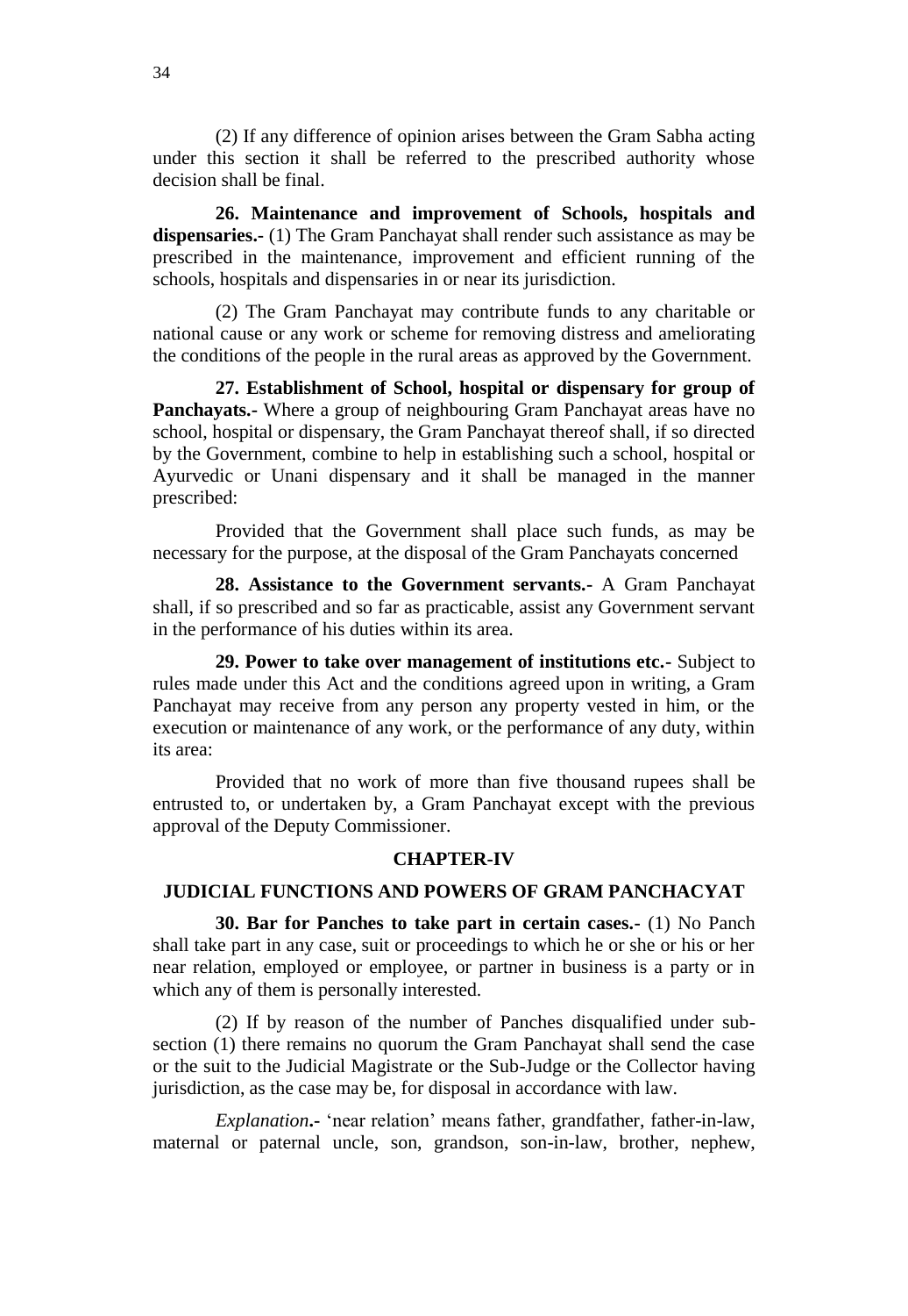(2) If any difference of opinion arises between the Gram Sabha acting under this section it shall be referred to the prescribed authority whose decision shall be final.

**26. Maintenance and improvement of Schools, hospitals and dispensaries.-** (1) The Gram Panchayat shall render such assistance as may be prescribed in the maintenance, improvement and efficient running of the schools, hospitals and dispensaries in or near its jurisdiction.

(2) The Gram Panchayat may contribute funds to any charitable or national cause or any work or scheme for removing distress and ameliorating the conditions of the people in the rural areas as approved by the Government.

**27. Establishment of School, hospital or dispensary for group of Panchayats.-** Where a group of neighbouring Gram Panchayat areas have no school, hospital or dispensary, the Gram Panchayat thereof shall, if so directed by the Government, combine to help in establishing such a school, hospital or Ayurvedic or Unani dispensary and it shall be managed in the manner prescribed:

Provided that the Government shall place such funds, as may be necessary for the purpose, at the disposal of the Gram Panchayats concerned

**28. Assistance to the Government servants.-** A Gram Panchayat shall, if so prescribed and so far as practicable, assist any Government servant in the performance of his duties within its area.

**29. Power to take over management of institutions etc.-** Subject to rules made under this Act and the conditions agreed upon in writing, a Gram Panchayat may receive from any person any property vested in him, or the execution or maintenance of any work, or the performance of any duty, within its area:

Provided that no work of more than five thousand rupees shall be entrusted to, or undertaken by, a Gram Panchayat except with the previous approval of the Deputy Commissioner.

## CHAPTER-IV

## JUDICIAL FUNCTIONS AND POWERS OF GRAM PANCHACYAT

**30. Bar for Panches to take part in certain cases.-** (1) No Panch shall take part in any case, suit or proceedings to which he or she or his or her near relation, employed or employee, or partner in business is a party or in which any of them is personally interested.

(2) If by reason of the number of Panches disqualified under sub-section (1) there remains no quorum the Gram Panchayat shall send the case or the suit to the Judicial Magistrate or the Sub-Judge or the Collector having jurisdiction, as the case may be, for disposal in accordance with law.

*Explanation*.- 'near relation' means father, grandfather, father-in-law, maternal or paternal uncle, son, grandson, son-in-law, brother, nephew,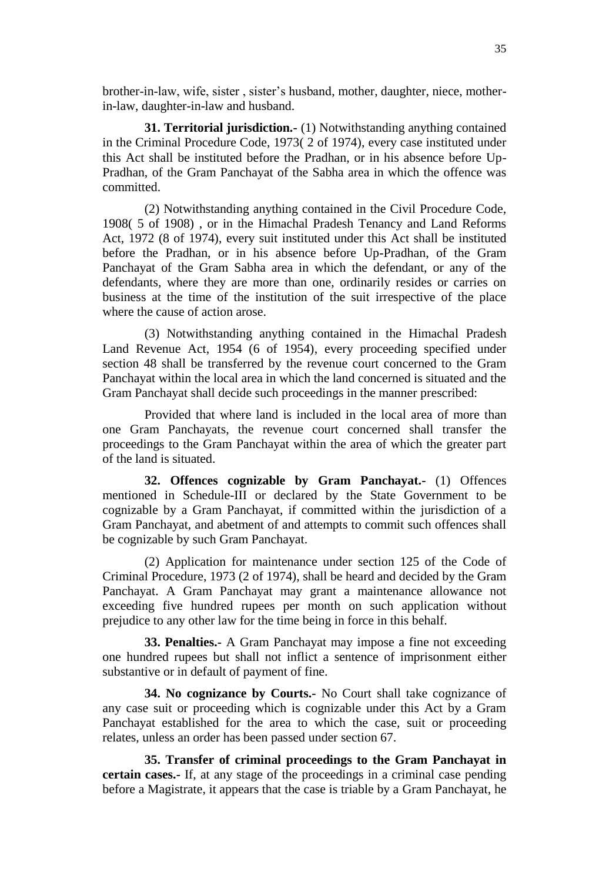brother-in-law, wife, sister , sister's husband, mother, daughter, niece, mother-in-law, daughter-in-law and husband.

**31. Territorial jurisdiction.**- (1) Notwithstanding anything contained in the Criminal Procedure Code, 1973( 2 of 1974), every case instituted under this Act shall be instituted before the Pradhan, or in his absence before Up-Pradhan, of the Gram Panchayat of the Sabha area in which the offence was committed.

(2) Notwithstanding anything contained in the Civil Procedure Code, 1908( 5 of 1908) , or in the Himachal Pradesh Tenancy and Land Reforms Act, 1972 (8 of 1974), every suit instituted under this Act shall be instituted before the Pradhan, or in his absence before Up-Pradhan, of the Gram Panchayat of the Gram Sabha area in which the defendant, or any of the defendants, where they are more than one, ordinarily resides or carries on business at the time of the institution of the suit irrespective of the place where the cause of action arose.

(3) Notwithstanding anything contained in the Himachal Pradesh Land Revenue Act, 1954 (6 of 1954), every proceeding specified under section 48 shall be transferred by the revenue court concerned to the Gram Panchayat within the local area in which the land concerned is situated and the Gram Panchayat shall decide such proceedings in the manner prescribed:

Provided that where land is included in the local area of more than one Gram Panchayats, the revenue court concerned shall transfer the proceedings to the Gram Panchayat within the area of which the greater part of the land is situated.

**32. Offences cognizable by Gram Panchayat.-** (1) Offences mentioned in Schedule-III or declared by the State Government to be cognizable by a Gram Panchayat, if committed within the jurisdiction of a Gram Panchayat, and abetment of and attempts to commit such offences shall be cognizable by such Gram Panchayat.

(2) Application for maintenance under section 125 of the Code of Criminal Procedure, 1973 (2 of 1974), shall be heard and decided by the Gram Panchayat. A Gram Panchayat may grant a maintenance allowance not exceeding five hundred rupees per month on such application without prejudice to any other law for the time being in force in this behalf.

**33. Penalties.-** A Gram Panchayat may impose a fine not exceeding one hundred rupees but shall not inflict a sentence of imprisonment either substantive or in default of payment of fine.

**34. No cognizance by Courts.-** No Court shall take cognizance of any case suit or proceeding which is cognizable under this Act by a Gram Panchayat established for the area to which the case, suit or proceeding relates, unless an order has been passed under section 67.

**35. Transfer of criminal proceedings to the Gram Panchayat in certain cases.-** If, at any stage of the proceedings in a criminal case pending before a Magistrate, it appears that the case is triable by a Gram Panchayat, he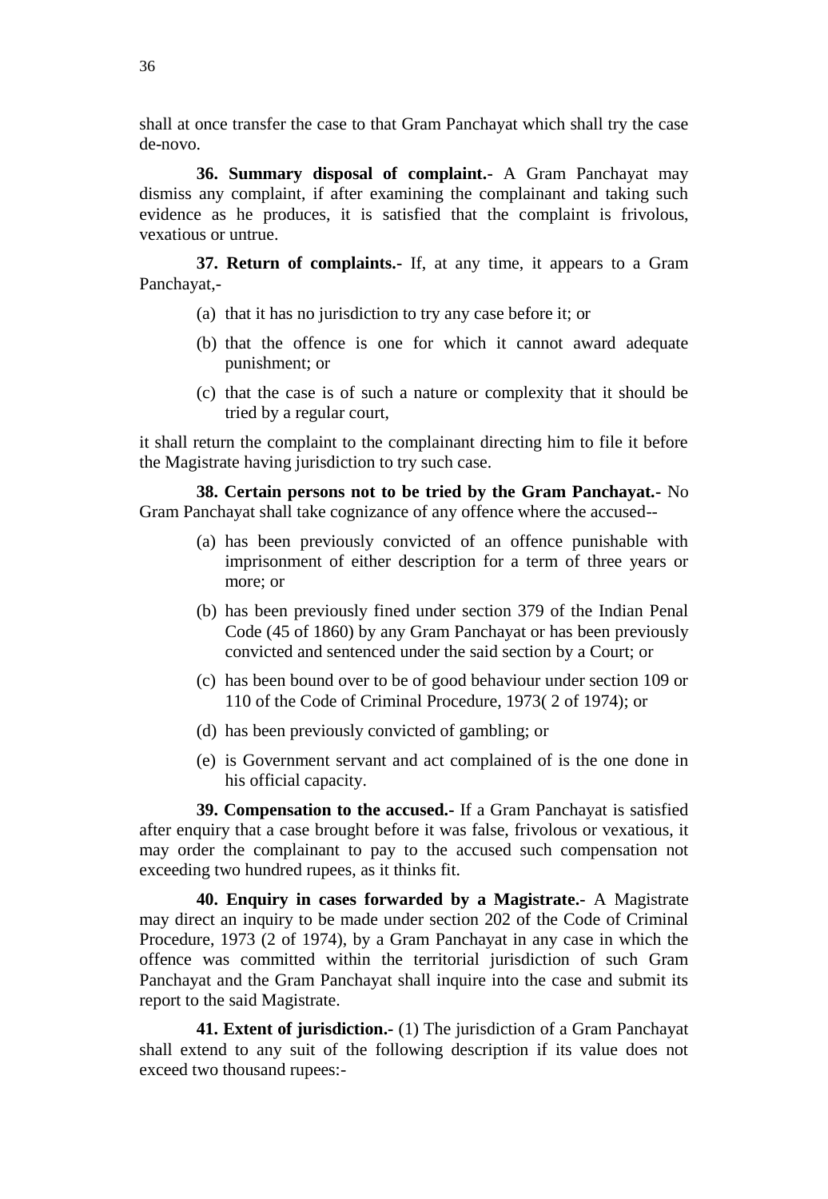shall at once transfer the case to that Gram Panchayat which shall try the case de-novo.

**36. Summary disposal of complaint.-** A Gram Panchayat may dismiss any complaint, if after examining the complainant and taking such evidence as he produces, it is satisfied that the complaint is frivolous, vexatious or untrue.

**37. Return of complaints.-** If, at any time, it appears to a Gram Panchayat,-

(a) that it has no jurisdiction to try any case before it; or

(b) that the offence is one for which it cannot award adequate punishment; or

(c) that the case is of such a nature or complexity that it should be tried by a regular court,

it shall return the complaint to the complainant directing him to file it before the Magistrate having jurisdiction to try such case.

**38. Certain persons not to be tried by the Gram Panchayat.-** No Gram Panchayat shall take cognizance of any offence where the accused--

(a) has been previously convicted of an offence punishable with imprisonment of either description for a term of three years or more; or

(b) has been previously fined under section 379 of the Indian Penal Code (45 of 1860) by any Gram Panchayat or has been previously convicted and sentenced under the said section by a Court; or

(c) has been bound over to be of good behaviour under section 109 or 110 of the Code of Criminal Procedure, 1973( 2 of 1974); or

(d) has been previously convicted of gambling; or

(e) is Government servant and act complained of is the one done in his official capacity.

**39. Compensation to the accused.-** If a Gram Panchayat is satisfied after enquiry that a case brought before it was false, frivolous or vexatious, it may order the complainant to pay to the accused such compensation not exceeding two hundred rupees, as it thinks fit.

**40. Enquiry in cases forwarded by a Magistrate.-** A Magistrate may direct an inquiry to be made under section 202 of the Code of Criminal Procedure, 1973 (2 of 1974), by a Gram Panchayat in any case in which the offence was committed within the territorial jurisdiction of such Gram Panchayat and the Gram Panchayat shall inquire into the case and submit its report to the said Magistrate.

**41. Extent of jurisdiction.-** (1) The jurisdiction of a Gram Panchayat shall extend to any suit of the following description if its value does not exceed two thousand rupees:-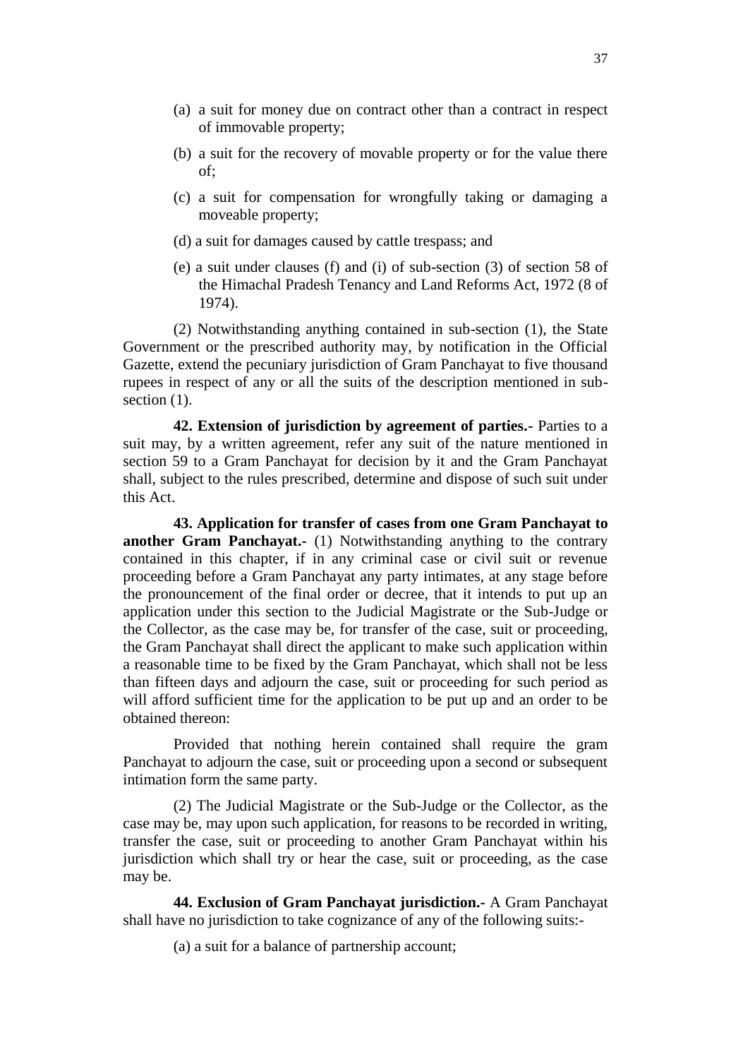(a) a suit for money due on contract other than a contract in respect of immovable property;

(b) a suit for the recovery of movable property or for the value there of;

(c) a suit for compensation for wrongfully taking or damaging a moveable property;

(d) a suit for damages caused by cattle trespass; and

(e) a suit under clauses (f) and (i) of sub-section (3) of section 58 of the Himachal Pradesh Tenancy and Land Reforms Act, 1972 (8 of 1974).

(2) Notwithstanding anything contained in sub-section (1), the State Government or the prescribed authority may, by notification in the Official Gazette, extend the pecuniary jurisdiction of Gram Panchayat to five thousand rupees in respect of any or all the suits of the description mentioned in sub-section (1).

**42. Extension of jurisdiction by agreement of parties.-** Parties to a suit may, by a written agreement, refer any suit of the nature mentioned in section 59 to a Gram Panchayat for decision by it and the Gram Panchayat shall, subject to the rules prescribed, determine and dispose of such suit under this Act.

**43. Application for transfer of cases from one Gram Panchayat to another Gram Panchayat.-** (1) Notwithstanding anything to the contrary contained in this chapter, if in any criminal case or civil suit or revenue proceeding before a Gram Panchayat any party intimates, at any stage before the pronouncement of the final order or decree, that it intends to put up an application under this section to the Judicial Magistrate or the Sub-Judge or the Collector, as the case may be, for transfer of the case, suit or proceeding, the Gram Panchayat shall direct the applicant to make such application within a reasonable time to be fixed by the Gram Panchayat, which shall not be less than fifteen days and adjourn the case, suit or proceeding for such period as will afford sufficient time for the application to be put up and an order to be obtained thereon:

Provided that nothing herein contained shall require the gram Panchayat to adjourn the case, suit or proceeding upon a second or subsequent intimation form the same party.

(2) The Judicial Magistrate or the Sub-Judge or the Collector, as the case may be, may upon such application, for reasons to be recorded in writing, transfer the case, suit or proceeding to another Gram Panchayat within his jurisdiction which shall try or hear the case, suit or proceeding, as the case may be.

**44. Exclusion of Gram Panchayat jurisdiction.-** A Gram Panchayat shall have no jurisdiction to take cognizance of any of the following suits:-

(a) a suit for a balance of partnership account;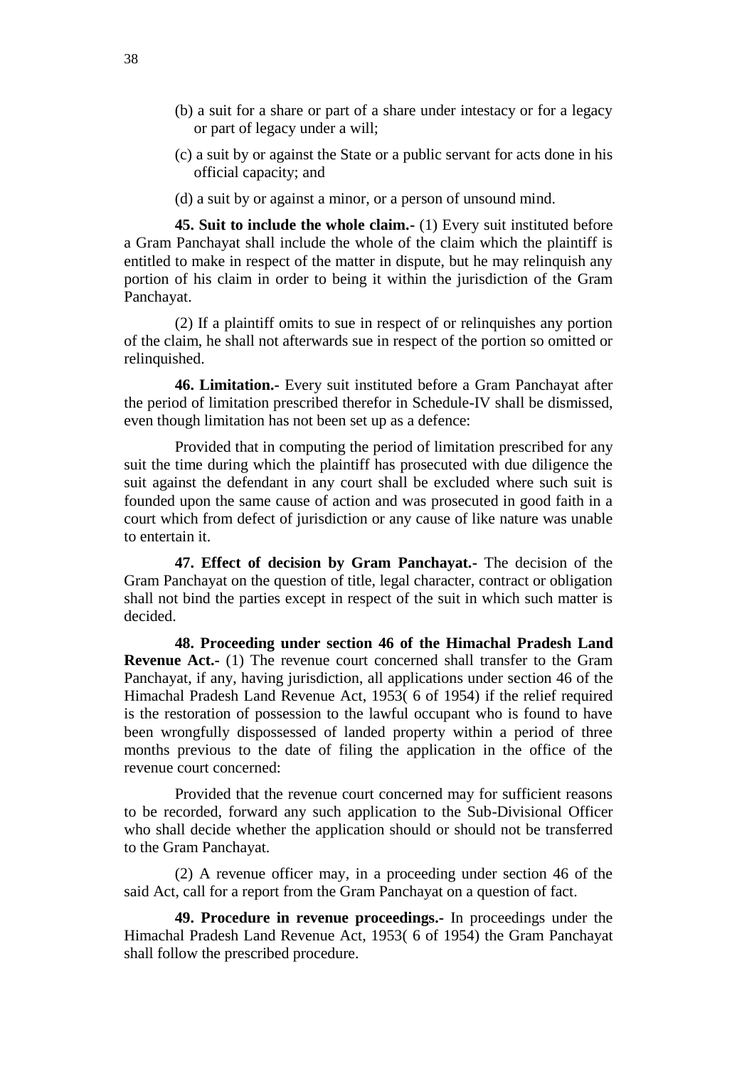(b) a suit for a share or part of a share under intestacy or for a legacy or part of legacy under a will;

(c) a suit by or against the State or a public servant for acts done in his official capacity; and

(d) a suit by or against a minor, or a person of unsound mind.

**45. Suit to include the whole claim.-** (1) Every suit instituted before a Gram Panchayat shall include the whole of the claim which the plaintiff is entitled to make in respect of the matter in dispute, but he may relinquish any portion of his claim in order to being it within the jurisdiction of the Gram Panchayat.

(2) If a plaintiff omits to sue in respect of or relinquishes any portion of the claim, he shall not afterwards sue in respect of the portion so omitted or relinquished.

**46. Limitation.-** Every suit instituted before a Gram Panchayat after the period of limitation prescribed therefor in Schedule-IV shall be dismissed, even though limitation has not been set up as a defence:

Provided that in computing the period of limitation prescribed for any suit the time during which the plaintiff has prosecuted with due diligence the suit against the defendant in any court shall be excluded where such suit is founded upon the same cause of action and was prosecuted in good faith in a court which from defect of jurisdiction or any cause of like nature was unable to entertain it.

**47. Effect of decision by Gram Panchayat.-** The decision of the Gram Panchayat on the question of title, legal character, contract or obligation shall not bind the parties except in respect of the suit in which such matter is decided.

**48. Proceeding under section 46 of the Himachal Pradesh Land Revenue Act.-** (1) The revenue court concerned shall transfer to the Gram Panchayat, if any, having jurisdiction, all applications under section 46 of the Himachal Pradesh Land Revenue Act, 1953( 6 of 1954) if the relief required is the restoration of possession to the lawful occupant who is found to have been wrongfully dispossessed of landed property within a period of three months previous to the date of filing the application in the office of the revenue court concerned:

Provided that the revenue court concerned may for sufficient reasons to be recorded, forward any such application to the Sub-Divisional Officer who shall decide whether the application should or should not be transferred to the Gram Panchayat.

(2) A revenue officer may, in a proceeding under section 46 of the said Act, call for a report from the Gram Panchayat on a question of fact.

**49. Procedure in revenue proceedings.-** In proceedings under the Himachal Pradesh Land Revenue Act, 1953( 6 of 1954) the Gram Panchayat shall follow the prescribed procedure.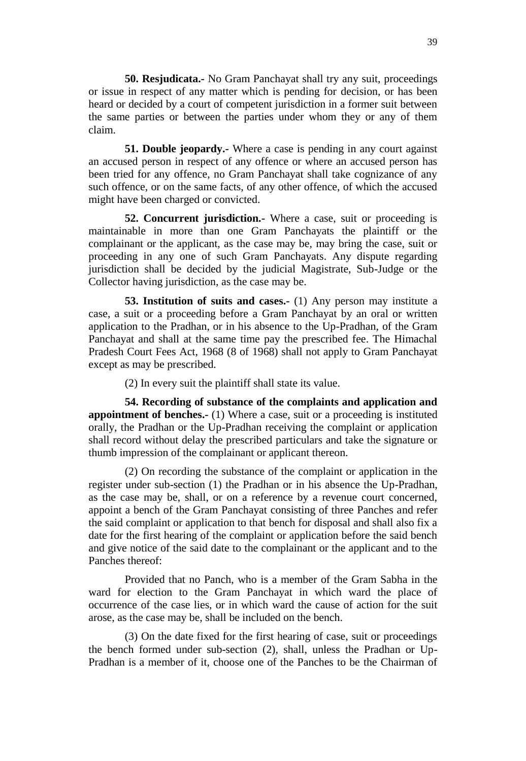**50. Resjudicata.-** No Gram Panchayat shall try any suit, proceedings or issue in respect of any matter which is pending for decision, or has been heard or decided by a court of competent jurisdiction in a former suit between the same parties or between the parties under whom they or any of them claim.

**51. Double jeopardy.-** Where a case is pending in any court against an accused person in respect of any offence or where an accused person has been tried for any offence, no Gram Panchayat shall take cognizance of any such offence, or on the same facts, of any other offence, of which the accused might have been charged or convicted.

**52. Concurrent jurisdiction.-** Where a case, suit or proceeding is maintainable in more than one Gram Panchayats the plaintiff or the complainant or the applicant, as the case may be, may bring the case, suit or proceeding in any one of such Gram Panchayats. Any dispute regarding jurisdiction shall be decided by the judicial Magistrate, Sub-Judge or the Collector having jurisdiction, as the case may be.

**53. Institution of suits and cases.-** (1) Any person may institute a case, a suit or a proceeding before a Gram Panchayat by an oral or written application to the Pradhan, or in his absence to the Up-Pradhan, of the Gram Panchayat and shall at the same time pay the prescribed fee. The Himachal Pradesh Court Fees Act, 1968 (8 of 1968) shall not apply to Gram Panchayat except as may be prescribed.

(2) In every suit the plaintiff shall state its value.

**54. Recording of substance of the complaints and application and appointment of benches.-** (1) Where a case, suit or a proceeding is instituted orally, the Pradhan or the Up-Pradhan receiving the complaint or application shall record without delay the prescribed particulars and take the signature or thumb impression of the complainant or applicant thereon.

(2) On recording the substance of the complaint or application in the register under sub-section (1) the Pradhan or in his absence the Up-Pradhan, as the case may be, shall, or on a reference by a revenue court concerned, appoint a bench of the Gram Panchayat consisting of three Panches and refer the said complaint or application to that bench for disposal and shall also fix a date for the first hearing of the complaint or application before the said bench and give notice of the said date to the complainant or the applicant and to the Panches thereof:

Provided that no Panch, who is a member of the Gram Sabha in the ward for election to the Gram Panchayat in which ward the place of occurrence of the case lies, or in which ward the cause of action for the suit arose, as the case may be, shall be included on the bench.

(3) On the date fixed for the first hearing of case, suit or proceedings the bench formed under sub-section (2), shall, unless the Pradhan or Up-Pradhan is a member of it, choose one of the Panches to be the Chairman of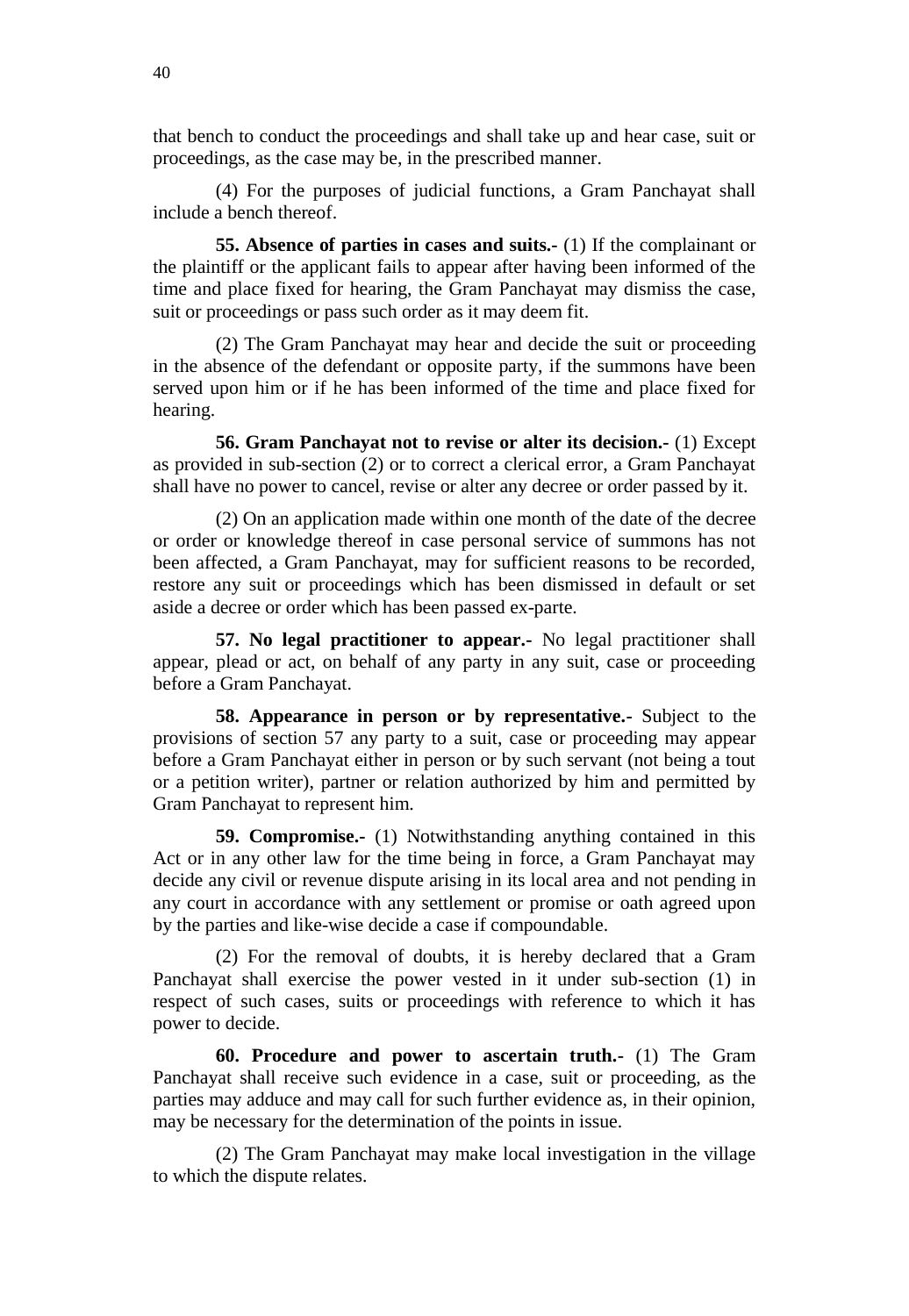that bench to conduct the proceedings and shall take up and hear case, suit or proceedings, as the case may be, in the prescribed manner.

(4) For the purposes of judicial functions, a Gram Panchayat shall include a bench thereof.

**55. Absence of parties in cases and suits.-** (1) If the complainant or the plaintiff or the applicant fails to appear after having been informed of the time and place fixed for hearing, the Gram Panchayat may dismiss the case, suit or proceedings or pass such order as it may deem fit.

(2) The Gram Panchayat may hear and decide the suit or proceeding in the absence of the defendant or opposite party, if the summons have been served upon him or if he has been informed of the time and place fixed for hearing.

**56. Gram Panchayat not to revise or alter its decision.-** (1) Except as provided in sub-section (2) or to correct a clerical error, a Gram Panchayat shall have no power to cancel, revise or alter any decree or order passed by it.

(2) On an application made within one month of the date of the decree or order or knowledge thereof in case personal service of summons has not been affected, a Gram Panchayat, may for sufficient reasons to be recorded, restore any suit or proceedings which has been dismissed in default or set aside a decree or order which has been passed ex-parte.

**57. No legal practitioner to appear.-** No legal practitioner shall appear, plead or act, on behalf of any party in any suit, case or proceeding before a Gram Panchayat.

**58. Appearance in person or by representative.-** Subject to the provisions of section 57 any party to a suit, case or proceeding may appear before a Gram Panchayat either in person or by such servant (not being a tout or a petition writer), partner or relation authorized by him and permitted by Gram Panchayat to represent him.

**59. Compromise.-** (1) Notwithstanding anything contained in this Act or in any other law for the time being in force, a Gram Panchayat may decide any civil or revenue dispute arising in its local area and not pending in any court in accordance with any settlement or promise or oath agreed upon by the parties and like-wise decide a case if compoundable.

(2) For the removal of doubts, it is hereby declared that a Gram Panchayat shall exercise the power vested in it under sub-section (1) in respect of such cases, suits or proceedings with reference to which it has power to decide.

**60. Procedure and power to ascertain truth.-** (1) The Gram Panchayat shall receive such evidence in a case, suit or proceeding, as the parties may adduce and may call for such further evidence as, in their opinion, may be necessary for the determination of the points in issue.

(2) The Gram Panchayat may make local investigation in the village to which the dispute relates.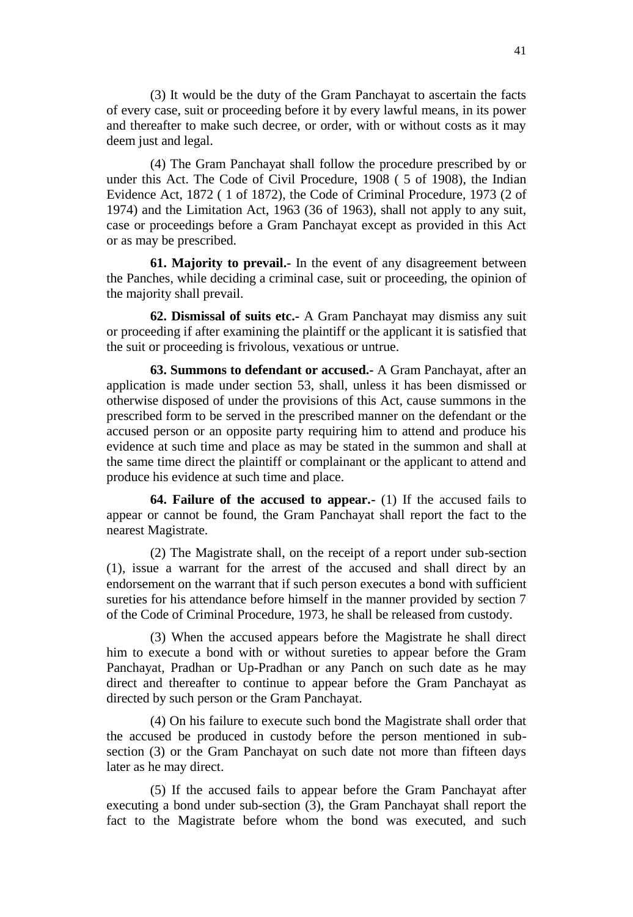(3) It would be the duty of the Gram Panchayat to ascertain the facts of every case, suit or proceeding before it by every lawful means, in its power and thereafter to make such decree, or order, with or without costs as it may deem just and legal.

(4) The Gram Panchayat shall follow the procedure prescribed by or under this Act. The Code of Civil Procedure, 1908 ( 5 of 1908), the Indian Evidence Act, 1872 ( 1 of 1872), the Code of Criminal Procedure, 1973 (2 of 1974) and the Limitation Act, 1963 (36 of 1963), shall not apply to any suit, case or proceedings before a Gram Panchayat except as provided in this Act or as may be prescribed.

**61. Majority to prevail.-** In the event of any disagreement between the Panches, while deciding a criminal case, suit or proceeding, the opinion of the majority shall prevail.

**62. Dismissal of suits etc.-** A Gram Panchayat may dismiss any suit or proceeding if after examining the plaintiff or the applicant it is satisfied that the suit or proceeding is frivolous, vexatious or untrue.

**63. Summons to defendant or accused.-** A Gram Panchayat, after an application is made under section 53, shall, unless it has been dismissed or otherwise disposed of under the provisions of this Act, cause summons in the prescribed form to be served in the prescribed manner on the defendant or the accused person or an opposite party requiring him to attend and produce his evidence at such time and place as may be stated in the summon and shall at the same time direct the plaintiff or complainant or the applicant to attend and produce his evidence at such time and place.

**64. Failure of the accused to appear.-** (1) If the accused fails to appear or cannot be found, the Gram Panchayat shall report the fact to the nearest Magistrate.

(2) The Magistrate shall, on the receipt of a report under sub-section (1), issue a warrant for the arrest of the accused and shall direct by an endorsement on the warrant that if such person executes a bond with sufficient sureties for his attendance before himself in the manner provided by section 7 of the Code of Criminal Procedure, 1973, he shall be released from custody.

(3) When the accused appears before the Magistrate he shall direct him to execute a bond with or without sureties to appear before the Gram Panchayat, Pradhan or Up-Pradhan or any Panch on such date as he may direct and thereafter to continue to appear before the Gram Panchayat as directed by such person or the Gram Panchayat.

(4) On his failure to execute such bond the Magistrate shall order that the accused be produced in custody before the person mentioned in sub-section (3) or the Gram Panchayat on such date not more than fifteen days later as he may direct.

(5) If the accused fails to appear before the Gram Panchayat after executing a bond under sub-section (3), the Gram Panchayat shall report the fact to the Magistrate before whom the bond was executed, and such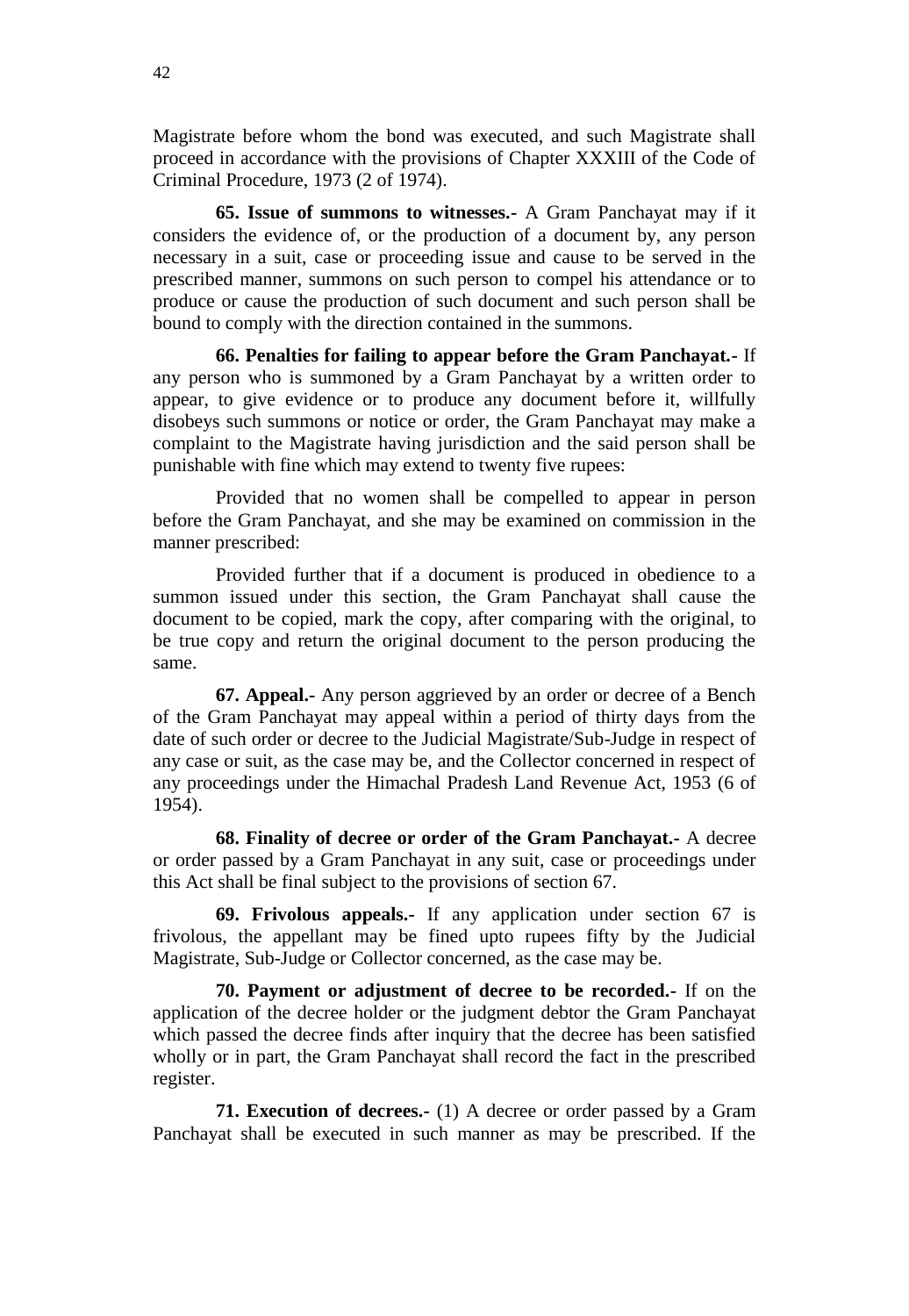Magistrate before whom the bond was executed, and such Magistrate shall proceed in accordance with the provisions of Chapter XXXIII of the Code of Criminal Procedure, 1973 (2 of 1974).

**65. Issue of summons to witnesses.-** A Gram Panchayat may if it considers the evidence of, or the production of a document by, any person necessary in a suit, case or proceeding issue and cause to be served in the prescribed manner, summons on such person to compel his attendance or to produce or cause the production of such document and such person shall be bound to comply with the direction contained in the summons.

**66. Penalties for failing to appear before the Gram Panchayat.-** If any person who is summoned by a Gram Panchayat by a written order to appear, to give evidence or to produce any document before it, willfully disobeys such summons or notice or order, the Gram Panchayat may make a complaint to the Magistrate having jurisdiction and the said person shall be punishable with fine which may extend to twenty five rupees:

Provided that no women shall be compelled to appear in person before the Gram Panchayat, and she may be examined on commission in the manner prescribed:

Provided further that if a document is produced in obedience to a summon issued under this section, the Gram Panchayat shall cause the document to be copied, mark the copy, after comparing with the original, to be true copy and return the original document to the person producing the same.

**67. Appeal.-** Any person aggrieved by an order or decree of a Bench of the Gram Panchayat may appeal within a period of thirty days from the date of such order or decree to the Judicial Magistrate/Sub-Judge in respect of any case or suit, as the case may be, and the Collector concerned in respect of any proceedings under the Himachal Pradesh Land Revenue Act, 1953 (6 of 1954).

**68. Finality of decree or order of the Gram Panchayat.-** A decree or order passed by a Gram Panchayat in any suit, case or proceedings under this Act shall be final subject to the provisions of section 67.

**69. Frivolous appeals.-** If any application under section 67 is frivolous, the appellant may be fined upto rupees fifty by the Judicial Magistrate, Sub-Judge or Collector concerned, as the case may be.

**70. Payment or adjustment of decree to be recorded.-** If on the application of the decree holder or the judgment debtor the Gram Panchayat which passed the decree finds after inquiry that the decree has been satisfied wholly or in part, the Gram Panchayat shall record the fact in the prescribed register.

**71. Execution of decrees.-** (1) A decree or order passed by a Gram Panchayat shall be executed in such manner as may be prescribed. If the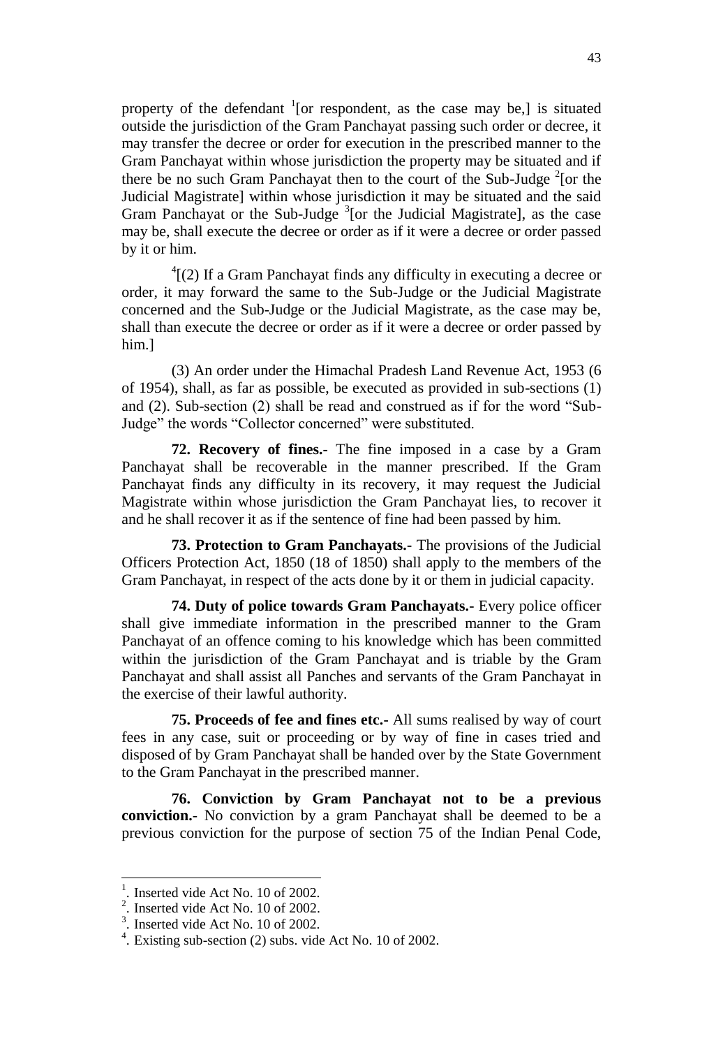property of the defendant [1][or respondent, as the case may be,] is situated outside the jurisdiction of the Gram Panchayat passing such order or decree, it may transfer the decree or order for execution in the prescribed manner to the Gram Panchayat within whose jurisdiction the property may be situated and if there be no such Gram Panchayat then to the court of the Sub-Judge [2][or the Judicial Magistrate] within whose jurisdiction it may be situated and the said Gram Panchayat or the Sub-Judge [3][or the Judicial Magistrate], as the case may be, shall execute the decree or order as if it were a decree or order passed by it or him.

[4][(2) If a Gram Panchayat finds any difficulty in executing a decree or order, it may forward the same to the Sub-Judge or the Judicial Magistrate concerned and the Sub-Judge or the Judicial Magistrate, as the case may be, shall than execute the decree or order as if it were a decree or order passed by him.]

(3) An order under the Himachal Pradesh Land Revenue Act, 1953 (6 of 1954), shall, as far as possible, be executed as provided in sub-sections (1) and (2). Sub-section (2) shall be read and construed as if for the word "Sub-Judge" the words "Collector concerned" were substituted.

**72. Recovery of fines.-** The fine imposed in a case by a Gram Panchayat shall be recoverable in the manner prescribed. If the Gram Panchayat finds any difficulty in its recovery, it may request the Judicial Magistrate within whose jurisdiction the Gram Panchayat lies, to recover it and he shall recover it as if the sentence of fine had been passed by him.

**73. Protection to Gram Panchayats.-** The provisions of the Judicial Officers Protection Act, 1850 (18 of 1850) shall apply to the members of the Gram Panchayat, in respect of the acts done by it or them in judicial capacity.

**74. Duty of police towards Gram Panchayats.-** Every police officer shall give immediate information in the prescribed manner to the Gram Panchayat of an offence coming to his knowledge which has been committed within the jurisdiction of the Gram Panchayat and is triable by the Gram Panchayat and shall assist all Panches and servants of the Gram Panchayat in the exercise of their lawful authority.

**75. Proceeds of fee and fines etc.-** All sums realised by way of court fees in any case, suit or proceeding or by way of fine in cases tried and disposed of by Gram Panchayat shall be handed over by the State Government to the Gram Panchayat in the prescribed manner.

**76. Conviction by Gram Panchayat not to be a previous conviction.-** No conviction by a gram Panchayat shall be deemed to be a previous conviction for the purpose of section 75 of the Indian Penal Code,

---

1. Inserted vide Act No. 10 of 2002.
2. Inserted vide Act No. 10 of 2002.
3. Inserted vide Act No. 10 of 2002.
4. Existing sub-section (2) subs. vide Act No. 10 of 2002.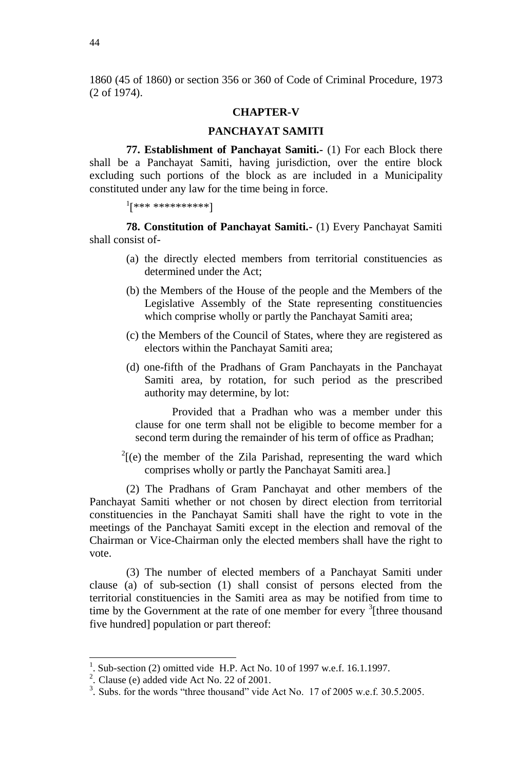1860 (45 of 1860) or section 356 or 360 of Code of Criminal Procedure, 1973 (2 of 1974).

## CHAPTER-V

## PANCHAYAT SAMITI

**77. Establishment of Panchayat Samiti.-** (1) For each Block there shall be a Panchayat Samiti, having jurisdiction, over the entire block excluding such portions of the block as are included in a Municipality constituted under any law for the time being in force.

[1][*** **********]

**78. Constitution of Panchayat Samiti.-** (1) Every Panchayat Samiti shall consist of-

(a) the directly elected members from territorial constituencies as determined under the Act;

(b) the Members of the House of the people and the Members of the Legislative Assembly of the State representing constituencies which comprise wholly or partly the Panchayat Samiti area;

(c) the Members of the Council of States, where they are registered as electors within the Panchayat Samiti area;

(d) one-fifth of the Pradhans of Gram Panchayats in the Panchayat Samiti area, by rotation, for such period as the prescribed authority may determine, by lot:

Provided that a Pradhan who was a member under this clause for one term shall not be eligible to become member for a second term during the remainder of his term of office as Pradhan;

[2][(e) the member of the Zila Parishad, representing the ward which comprises wholly or partly the Panchayat Samiti area.]

(2) The Pradhans of Gram Panchayat and other members of the Panchayat Samiti whether or not chosen by direct election from territorial constituencies in the Panchayat Samiti shall have the right to vote in the meetings of the Panchayat Samiti except in the election and removal of the Chairman or Vice-Chairman only the elected members shall have the right to vote.

(3) The number of elected members of a Panchayat Samiti under clause (a) of sub-section (1) shall consist of persons elected from the territorial constituencies in the Samiti area as may be notified from time to time by the Government at the rate of one member for every [3][three thousand five hundred] population or part thereof:

---

1. Sub-section (2) omitted vide H.P. Act No. 10 of 1997 w.e.f. 16.1.1997.
2. Clause (e) added vide Act No. 22 of 2001.
3. Subs. for the words "three thousand" vide Act No. 17 of 2005 w.e.f. 30.5.2005.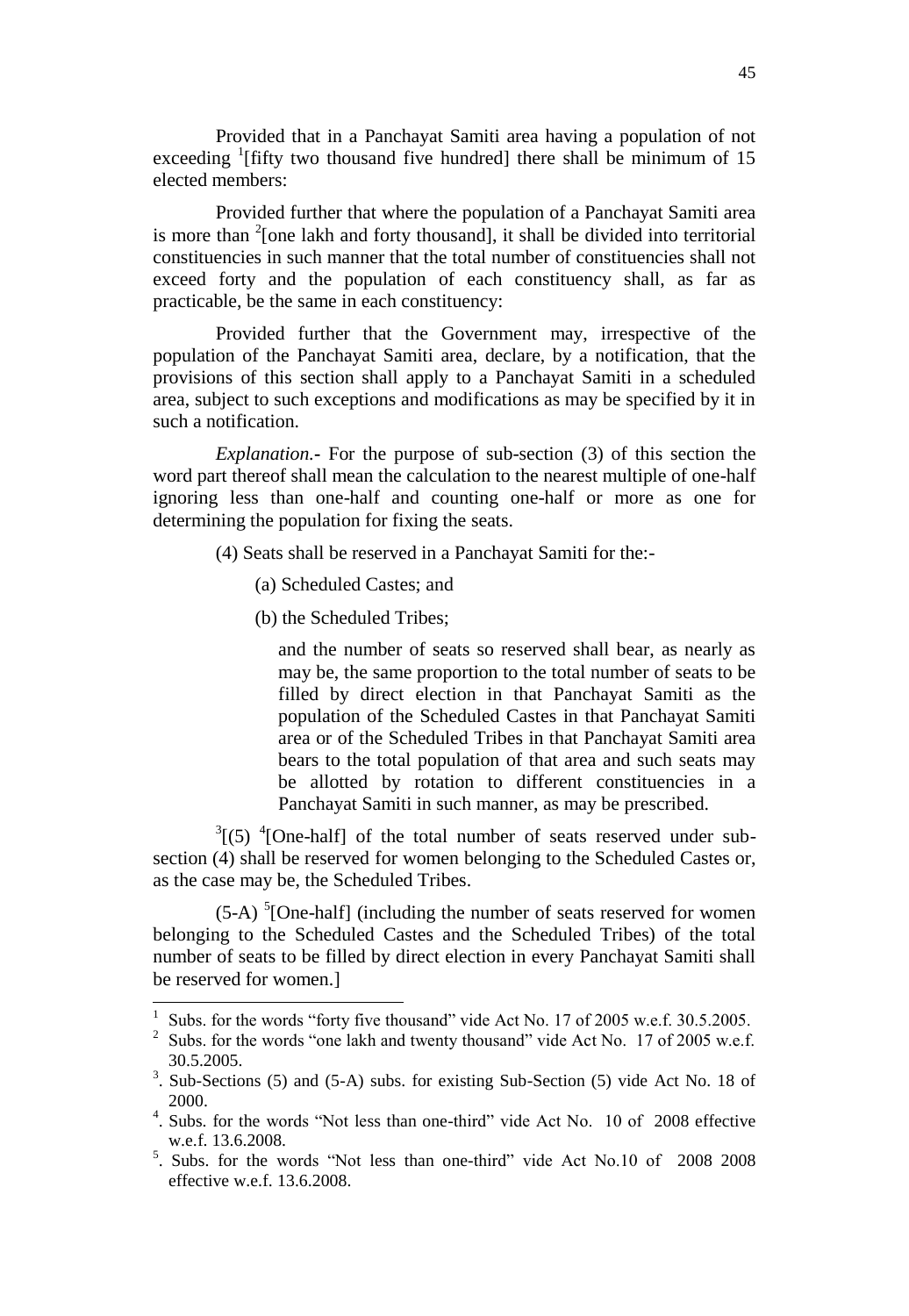Provided that in a Panchayat Samiti area having a population of not exceeding [1][fifty two thousand five hundred] there shall be minimum of 15 elected members:

Provided further that where the population of a Panchayat Samiti area is more than [2][one lakh and forty thousand], it shall be divided into territorial constituencies in such manner that the total number of constituencies shall not exceed forty and the population of each constituency shall, as far as practicable, be the same in each constituency:

Provided further that the Government may, irrespective of the population of the Panchayat Samiti area, declare, by a notification, that the provisions of this section shall apply to a Panchayat Samiti in a scheduled area, subject to such exceptions and modifications as may be specified by it in such a notification.

*Explanation.*- For the purpose of sub-section (3) of this section the word part thereof shall mean the calculation to the nearest multiple of one-half ignoring less than one-half and counting one-half or more as one for determining the population for fixing the seats.

(4) Seats shall be reserved in a Panchayat Samiti for the:-

(a) Scheduled Castes; and

(b) the Scheduled Tribes;

and the number of seats so reserved shall bear, as nearly as may be, the same proportion to the total number of seats to be filled by direct election in that Panchayat Samiti as the population of the Scheduled Castes in that Panchayat Samiti area or of the Scheduled Tribes in that Panchayat Samiti area bears to the total population of that area and such seats may be allotted by rotation to different constituencies in a Panchayat Samiti in such manner, as may be prescribed.

[3][(5) [4][One-half] of the total number of seats reserved under sub-section (4) shall be reserved for women belonging to the Scheduled Castes or, as the case may be, the Scheduled Tribes.

(5-A) [5][One-half] (including the number of seats reserved for women belonging to the Scheduled Castes and the Scheduled Tribes) of the total number of seats to be filled by direct election in every Panchayat Samiti shall be reserved for women.]

---

1 Subs. for the words "forty five thousand" vide Act No. 17 of 2005 w.e.f. 30.5.2005.

2 Subs. for the words "one lakh and twenty thousand" vide Act No. 17 of 2005 w.e.f. 30.5.2005.

3. Sub-Sections (5) and (5-A) subs. for existing Sub-Section (5) vide Act No. 18 of 2000.

4. Subs. for the words "Not less than one-third" vide Act No. 10 of 2008 effective w.e.f. 13.6.2008.

5. Subs. for the words "Not less than one-third" vide Act No.10 of 2008 2008 effective w.e.f. 13.6.2008.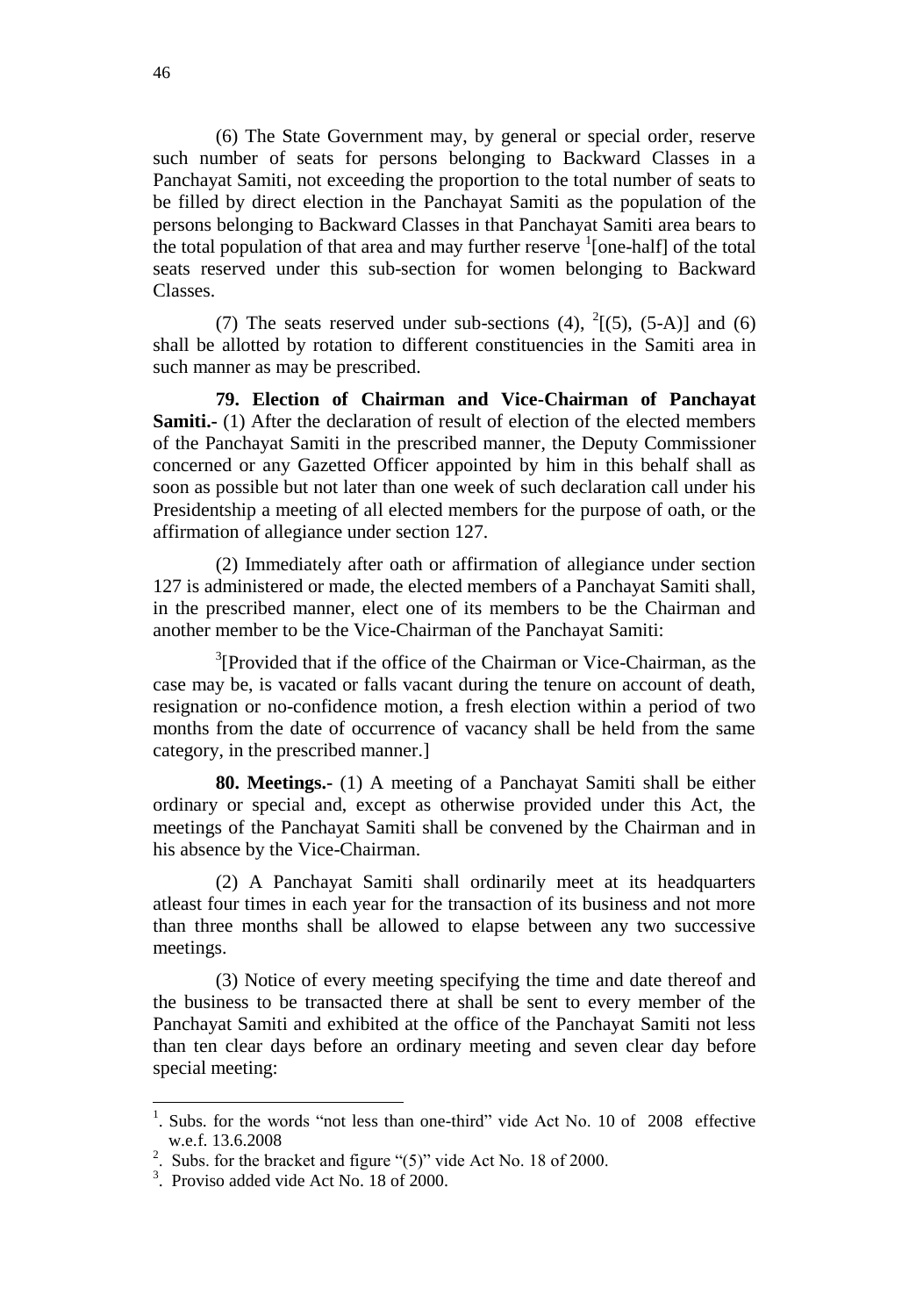(6) The State Government may, by general or special order, reserve such number of seats for persons belonging to Backward Classes in a Panchayat Samiti, not exceeding the proportion to the total number of seats to be filled by direct election in the Panchayat Samiti as the population of the persons belonging to Backward Classes in that Panchayat Samiti area bears to the total population of that area and may further reserve [1][one-half] of the total seats reserved under this sub-section for women belonging to Backward Classes.

(7) The seats reserved under sub-sections (4), [2][(5), (5-A)] and (6) shall be allotted by rotation to different constituencies in the Samiti area in such manner as may be prescribed.

**79. Election of Chairman and Vice-Chairman of Panchayat Samiti.-** (1) After the declaration of result of election of the elected members of the Panchayat Samiti in the prescribed manner, the Deputy Commissioner concerned or any Gazetted Officer appointed by him in this behalf shall as soon as possible but not later than one week of such declaration call under his Presidentship a meeting of all elected members for the purpose of oath, or the affirmation of allegiance under section 127.

(2) Immediately after oath or affirmation of allegiance under section 127 is administered or made, the elected members of a Panchayat Samiti shall, in the prescribed manner, elect one of its members to be the Chairman and another member to be the Vice-Chairman of the Panchayat Samiti:

[3][Provided that if the office of the Chairman or Vice-Chairman, as the case may be, is vacated or falls vacant during the tenure on account of death, resignation or no-confidence motion, a fresh election within a period of two months from the date of occurrence of vacancy shall be held from the same category, in the prescribed manner.]

**80. Meetings.-** (1) A meeting of a Panchayat Samiti shall be either ordinary or special and, except as otherwise provided under this Act, the meetings of the Panchayat Samiti shall be convened by the Chairman and in his absence by the Vice-Chairman.

(2) A Panchayat Samiti shall ordinarily meet at its headquarters atleast four times in each year for the transaction of its business and not more than three months shall be allowed to elapse between any two successive meetings.

(3) Notice of every meeting specifying the time and date thereof and the business to be transacted there at shall be sent to every member of the Panchayat Samiti and exhibited at the office of the Panchayat Samiti not less than ten clear days before an ordinary meeting and seven clear day before special meeting:

---

[1]. Subs. for the words "not less than one-third" vide Act No. 10 of 2008 effective w.e.f. 13.6.2008

[2]. Subs. for the bracket and figure "(5)" vide Act No. 18 of 2000.

[3]. Proviso added vide Act No. 18 of 2000.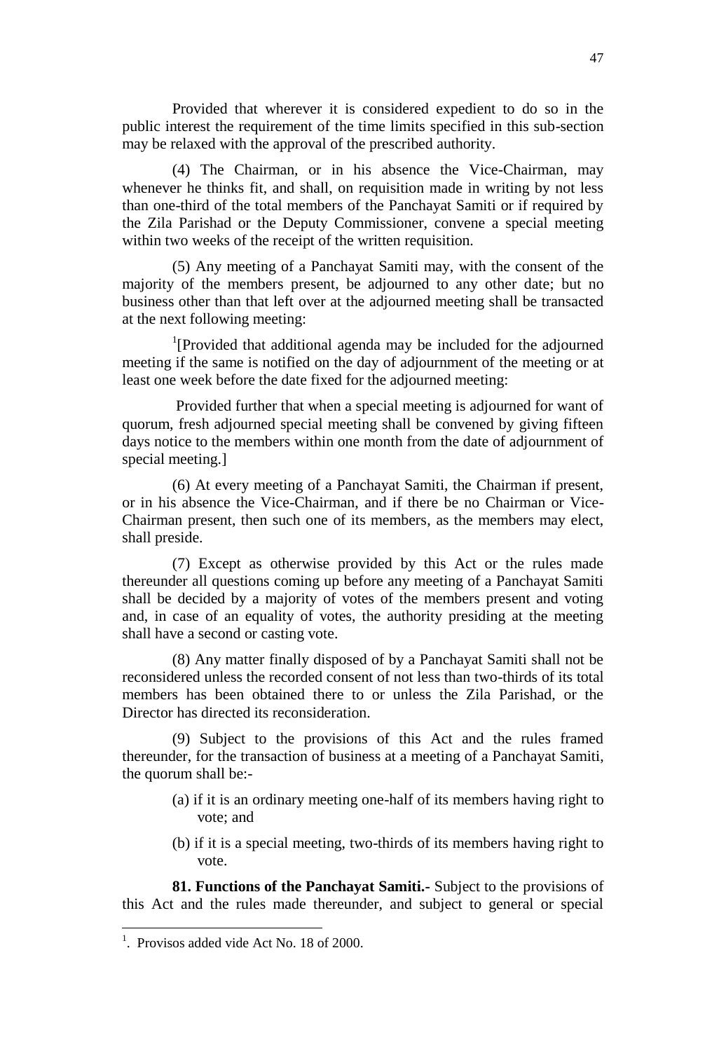Provided that wherever it is considered expedient to do so in the public interest the requirement of the time limits specified in this sub-section may be relaxed with the approval of the prescribed authority.

(4) The Chairman, or in his absence the Vice-Chairman, may whenever he thinks fit, and shall, on requisition made in writing by not less than one-third of the total members of the Panchayat Samiti or if required by the Zila Parishad or the Deputy Commissioner, convene a special meeting within two weeks of the receipt of the written requisition.

(5) Any meeting of a Panchayat Samiti may, with the consent of the majority of the members present, be adjourned to any other date; but no business other than that left over at the adjourned meeting shall be transacted at the next following meeting:

[1][Provided that additional agenda may be included for the adjourned meeting if the same is notified on the day of adjournment of the meeting or at least one week before the date fixed for the adjourned meeting:

Provided further that when a special meeting is adjourned for want of quorum, fresh adjourned special meeting shall be convened by giving fifteen days notice to the members within one month from the date of adjournment of special meeting.]

(6) At every meeting of a Panchayat Samiti, the Chairman if present, or in his absence the Vice-Chairman, and if there be no Chairman or Vice-Chairman present, then such one of its members, as the members may elect, shall preside.

(7) Except as otherwise provided by this Act or the rules made thereunder all questions coming up before any meeting of a Panchayat Samiti shall be decided by a majority of votes of the members present and voting and, in case of an equality of votes, the authority presiding at the meeting shall have a second or casting vote.

(8) Any matter finally disposed of by a Panchayat Samiti shall not be reconsidered unless the recorded consent of not less than two-thirds of its total members has been obtained there to or unless the Zila Parishad, or the Director has directed its reconsideration.

(9) Subject to the provisions of this Act and the rules framed thereunder, for the transaction of business at a meeting of a Panchayat Samiti, the quorum shall be:-

(a) if it is an ordinary meeting one-half of its members having right to vote; and

(b) if it is a special meeting, two-thirds of its members having right to vote.

**81. Functions of the Panchayat Samiti.-** Subject to the provisions of this Act and the rules made thereunder, and subject to general or special

---

[1]. Provisos added vide Act No. 18 of 2000.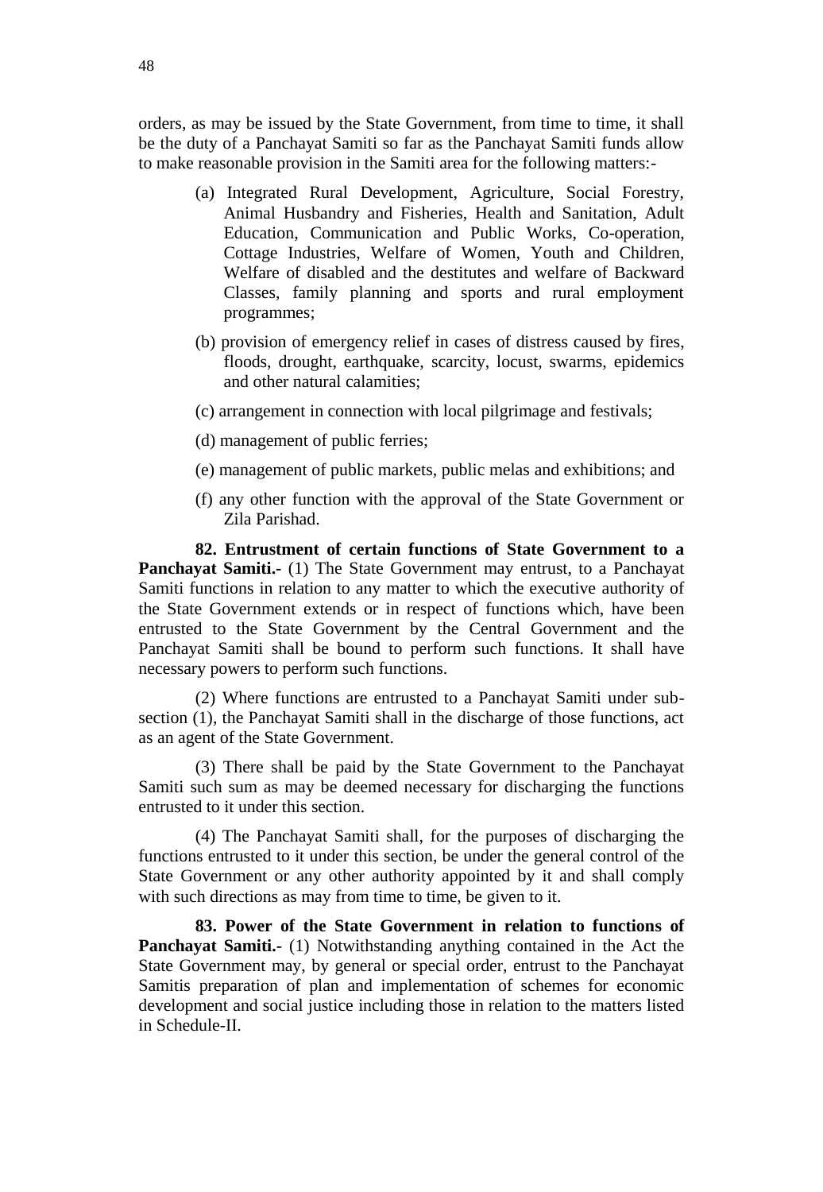orders, as may be issued by the State Government, from time to time, it shall be the duty of a Panchayat Samiti so far as the Panchayat Samiti funds allow to make reasonable provision in the Samiti area for the following matters:-

(a) Integrated Rural Development, Agriculture, Social Forestry, Animal Husbandry and Fisheries, Health and Sanitation, Adult Education, Communication and Public Works, Co-operation, Cottage Industries, Welfare of Women, Youth and Children, Welfare of disabled and the destitutes and welfare of Backward Classes, family planning and sports and rural employment programmes;

(b) provision of emergency relief in cases of distress caused by fires, floods, drought, earthquake, scarcity, locust, swarms, epidemics and other natural calamities;

(c) arrangement in connection with local pilgrimage and festivals;

(d) management of public ferries;

(e) management of public markets, public melas and exhibitions; and

(f) any other function with the approval of the State Government or Zila Parishad.

**82. Entrustment of certain functions of State Government to a Panchayat Samiti.-** (1) The State Government may entrust, to a Panchayat Samiti functions in relation to any matter to which the executive authority of the State Government extends or in respect of functions which, have been entrusted to the State Government by the Central Government and the Panchayat Samiti shall be bound to perform such functions. It shall have necessary powers to perform such functions.

(2) Where functions are entrusted to a Panchayat Samiti under sub-section (1), the Panchayat Samiti shall in the discharge of those functions, act as an agent of the State Government.

(3) There shall be paid by the State Government to the Panchayat Samiti such sum as may be deemed necessary for discharging the functions entrusted to it under this section.

(4) The Panchayat Samiti shall, for the purposes of discharging the functions entrusted to it under this section, be under the general control of the State Government or any other authority appointed by it and shall comply with such directions as may from time to time, be given to it.

**83. Power of the State Government in relation to functions of Panchayat Samiti.-** (1) Notwithstanding anything contained in the Act the State Government may, by general or special order, entrust to the Panchayat Samitis preparation of plan and implementation of schemes for economic development and social justice including those in relation to the matters listed in Schedule-II.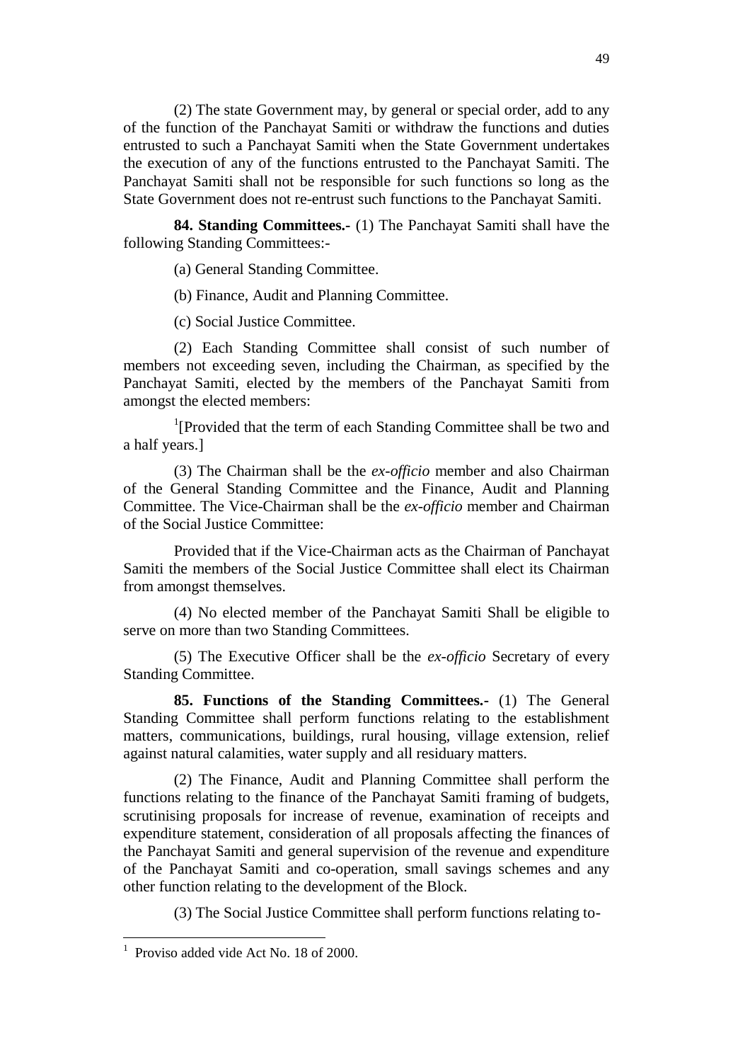(2) The state Government may, by general or special order, add to any of the function of the Panchayat Samiti or withdraw the functions and duties entrusted to such a Panchayat Samiti when the State Government undertakes the execution of any of the functions entrusted to the Panchayat Samiti. The Panchayat Samiti shall not be responsible for such functions so long as the State Government does not re-entrust such functions to the Panchayat Samiti.

**84. Standing Committees.**- (1) The Panchayat Samiti shall have the following Standing Committees:-

(a) General Standing Committee.

(b) Finance, Audit and Planning Committee.

(c) Social Justice Committee.

(2) Each Standing Committee shall consist of such number of members not exceeding seven, including the Chairman, as specified by the Panchayat Samiti, elected by the members of the Panchayat Samiti from amongst the elected members:

[1][Provided that the term of each Standing Committee shall be two and a half years.]

(3) The Chairman shall be the *ex-officio* member and also Chairman of the General Standing Committee and the Finance, Audit and Planning Committee. The Vice-Chairman shall be the *ex-officio* member and Chairman of the Social Justice Committee:

Provided that if the Vice-Chairman acts as the Chairman of Panchayat Samiti the members of the Social Justice Committee shall elect its Chairman from amongst themselves.

(4) No elected member of the Panchayat Samiti Shall be eligible to serve on more than two Standing Committees.

(5) The Executive Officer shall be the *ex-officio* Secretary of every Standing Committee.

**85. Functions of the Standing Committees.**- (1) The General Standing Committee shall perform functions relating to the establishment matters, communications, buildings, rural housing, village extension, relief against natural calamities, water supply and all residuary matters.

(2) The Finance, Audit and Planning Committee shall perform the functions relating to the finance of the Panchayat Samiti framing of budgets, scrutinising proposals for increase of revenue, examination of receipts and expenditure statement, consideration of all proposals affecting the finances of the Panchayat Samiti and general supervision of the revenue and expenditure of the Panchayat Samiti and co-operation, small savings schemes and any other function relating to the development of the Block.

(3) The Social Justice Committee shall perform functions relating to-

---

[1] Proviso added vide Act No. 18 of 2000.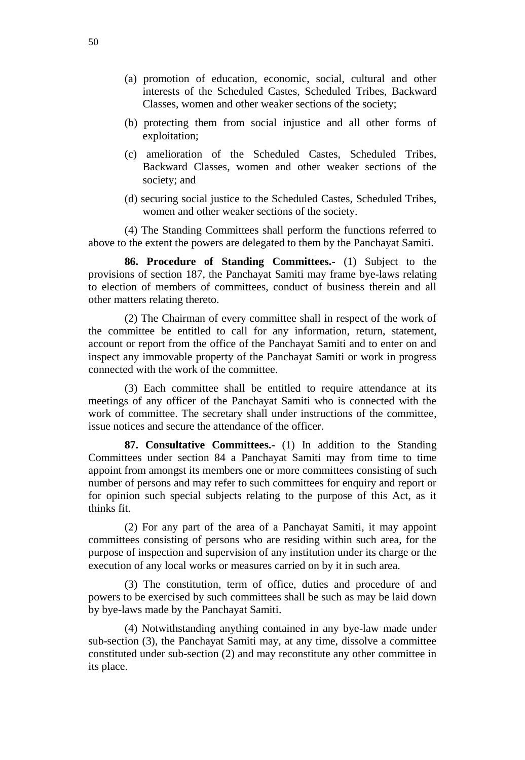(a) promotion of education, economic, social, cultural and other interests of the Scheduled Castes, Scheduled Tribes, Backward Classes, women and other weaker sections of the society;

(b) protecting them from social injustice and all other forms of exploitation;

(c) amelioration of the Scheduled Castes, Scheduled Tribes, Backward Classes, women and other weaker sections of the society; and

(d) securing social justice to the Scheduled Castes, Scheduled Tribes, women and other weaker sections of the society.

(4) The Standing Committees shall perform the functions referred to above to the extent the powers are delegated to them by the Panchayat Samiti.

**86. Procedure of Standing Committees.-** (1) Subject to the provisions of section 187, the Panchayat Samiti may frame bye-laws relating to election of members of committees, conduct of business therein and all other matters relating thereto.

(2) The Chairman of every committee shall in respect of the work of the committee be entitled to call for any information, return, statement, account or report from the office of the Panchayat Samiti and to enter on and inspect any immovable property of the Panchayat Samiti or work in progress connected with the work of the committee.

(3) Each committee shall be entitled to require attendance at its meetings of any officer of the Panchayat Samiti who is connected with the work of committee. The secretary shall under instructions of the committee, issue notices and secure the attendance of the officer.

**87. Consultative Committees.-** (1) In addition to the Standing Committees under section 84 a Panchayat Samiti may from time to time appoint from amongst its members one or more committees consisting of such number of persons and may refer to such committees for enquiry and report or for opinion such special subjects relating to the purpose of this Act, as it thinks fit.

(2) For any part of the area of a Panchayat Samiti, it may appoint committees consisting of persons who are residing within such area, for the purpose of inspection and supervision of any institution under its charge or the execution of any local works or measures carried on by it in such area.

(3) The constitution, term of office, duties and procedure of and powers to be exercised by such committees shall be such as may be laid down by bye-laws made by the Panchayat Samiti.

(4) Notwithstanding anything contained in any bye-law made under sub-section (3), the Panchayat Samiti may, at any time, dissolve a committee constituted under sub-section (2) and may reconstitute any other committee in its place.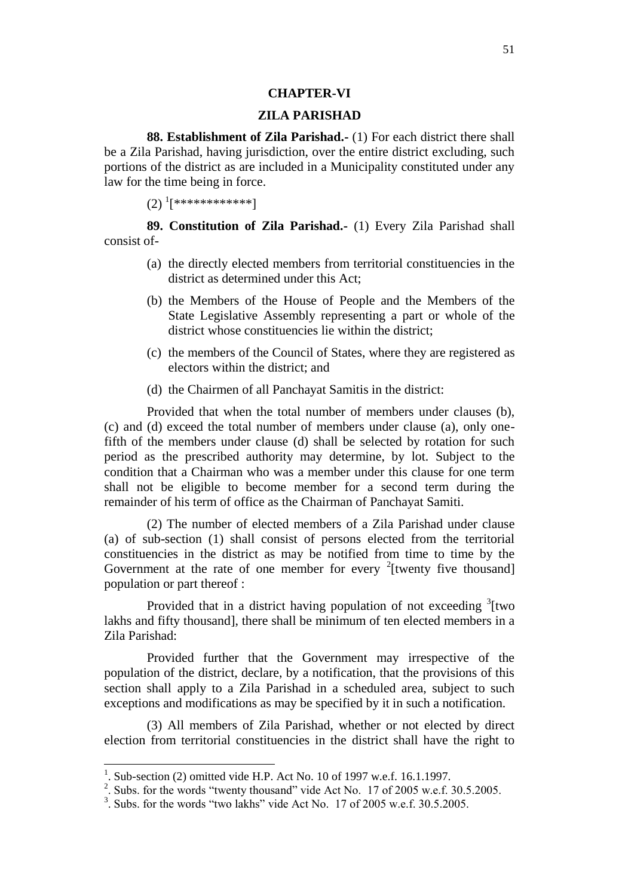## CHAPTER-VI

## ZILA PARISHAD

**88. Establishment of Zila Parishad.-** (1) For each district there shall be a Zila Parishad, having jurisdiction, over the entire district excluding, such portions of the district as are included in a Municipality constituted under any law for the time being in force.

(2) [1][************]

**89. Constitution of Zila Parishad.-** (1) Every Zila Parishad shall consist of-

(a) the directly elected members from territorial constituencies in the district as determined under this Act;

(b) the Members of the House of People and the Members of the State Legislative Assembly representing a part or whole of the district whose constituencies lie within the district;

(c) the members of the Council of States, where they are registered as electors within the district; and

(d) the Chairmen of all Panchayat Samitis in the district:

Provided that when the total number of members under clauses (b), (c) and (d) exceed the total number of members under clause (a), only one-fifth of the members under clause (d) shall be selected by rotation for such period as the prescribed authority may determine, by lot. Subject to the condition that a Chairman who was a member under this clause for one term shall not be eligible to become member for a second term during the remainder of his term of office as the Chairman of Panchayat Samiti.

(2) The number of elected members of a Zila Parishad under clause (a) of sub-section (1) shall consist of persons elected from the territorial constituencies in the district as may be notified from time to time by the Government at the rate of one member for every [2][twenty five thousand] population or part thereof :

Provided that in a district having population of not exceeding [3][two lakhs and fifty thousand], there shall be minimum of ten elected members in a Zila Parishad:

Provided further that the Government may irrespective of the population of the district, declare, by a notification, that the provisions of this section shall apply to a Zila Parishad in a scheduled area, subject to such exceptions and modifications as may be specified by it in such a notification.

(3) All members of Zila Parishad, whether or not elected by direct election from territorial constituencies in the district shall have the right to

---

[1]. Sub-section (2) omitted vide H.P. Act No. 10 of 1997 w.e.f. 16.1.1997.

[2]. Subs. for the words "twenty thousand" vide Act No. 17 of 2005 w.e.f. 30.5.2005.

[3]. Subs. for the words "two lakhs" vide Act No. 17 of 2005 w.e.f. 30.5.2005.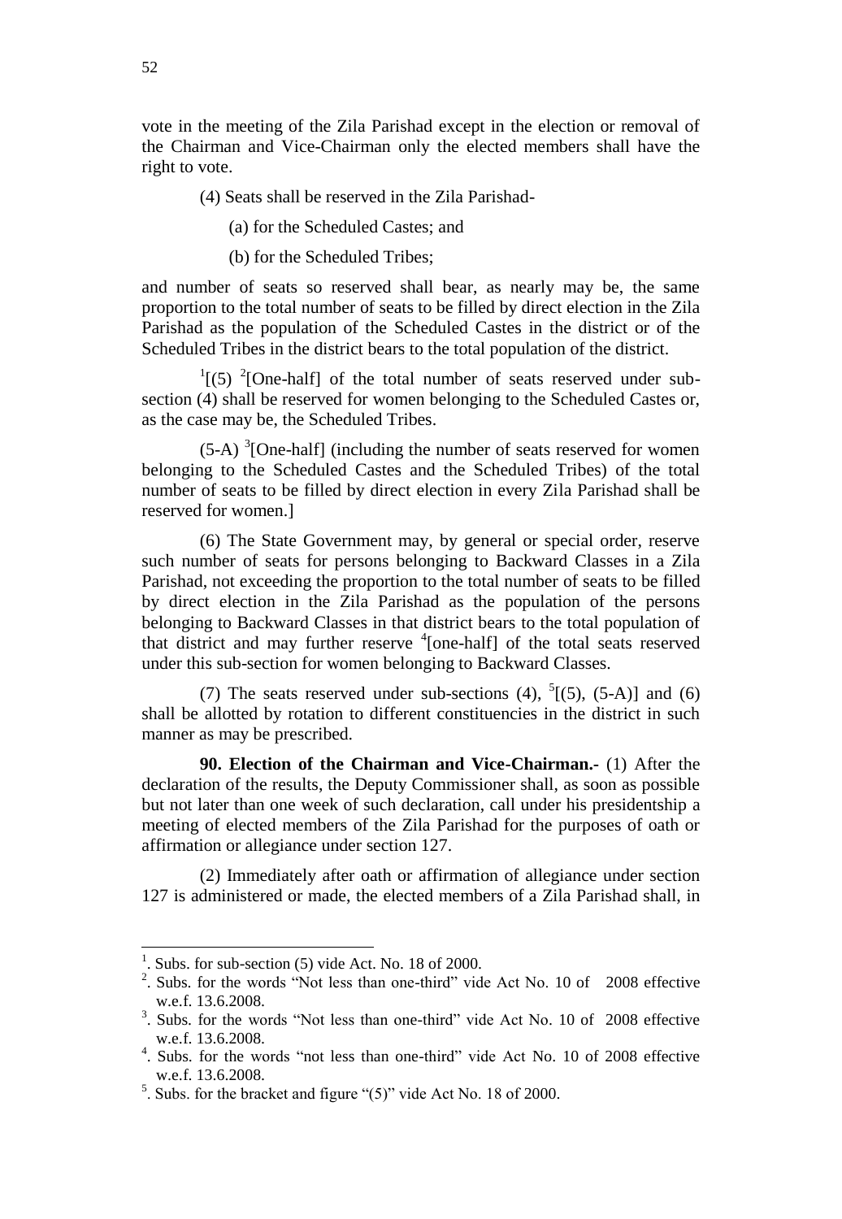vote in the meeting of the Zila Parishad except in the election or removal of the Chairman and Vice-Chairman only the elected members shall have the right to vote.

(4) Seats shall be reserved in the Zila Parishad-

(a) for the Scheduled Castes; and

(b) for the Scheduled Tribes;

and number of seats so reserved shall bear, as nearly may be, the same proportion to the total number of seats to be filled by direct election in the Zila Parishad as the population of the Scheduled Castes in the district or of the Scheduled Tribes in the district bears to the total population of the district.

[1][(5) [2][One-half] of the total number of seats reserved under sub-section (4) shall be reserved for women belonging to the Scheduled Castes or, as the case may be, the Scheduled Tribes.

(5-A) [3][One-half] (including the number of seats reserved for women belonging to the Scheduled Castes and the Scheduled Tribes) of the total number of seats to be filled by direct election in every Zila Parishad shall be reserved for women.]

(6) The State Government may, by general or special order, reserve such number of seats for persons belonging to Backward Classes in a Zila Parishad, not exceeding the proportion to the total number of seats to be filled by direct election in the Zila Parishad as the population of the persons belonging to Backward Classes in that district bears to the total population of that district and may further reserve [4][one-half] of the total seats reserved under this sub-section for women belonging to Backward Classes.

(7) The seats reserved under sub-sections (4), [5][(5), (5-A)] and (6) shall be allotted by rotation to different constituencies in the district in such manner as may be prescribed.

**90. Election of the Chairman and Vice-Chairman.-** (1) After the declaration of the results, the Deputy Commissioner shall, as soon as possible but not later than one week of such declaration, call under his presidentship a meeting of elected members of the Zila Parishad for the purposes of oath or affirmation or allegiance under section 127.

(2) Immediately after oath or affirmation of allegiance under section 127 is administered or made, the elected members of a Zila Parishad shall, in

---

[1]. Subs. for sub-section (5) vide Act. No. 18 of 2000.

[2]. Subs. for the words "Not less than one-third" vide Act No. 10 of 2008 effective w.e.f. 13.6.2008.

[3]. Subs. for the words "Not less than one-third" vide Act No. 10 of 2008 effective w.e.f. 13.6.2008.

[4]. Subs. for the words "not less than one-third" vide Act No. 10 of 2008 effective w.e.f. 13.6.2008.

[5]. Subs. for the bracket and figure "(5)" vide Act No. 18 of 2000.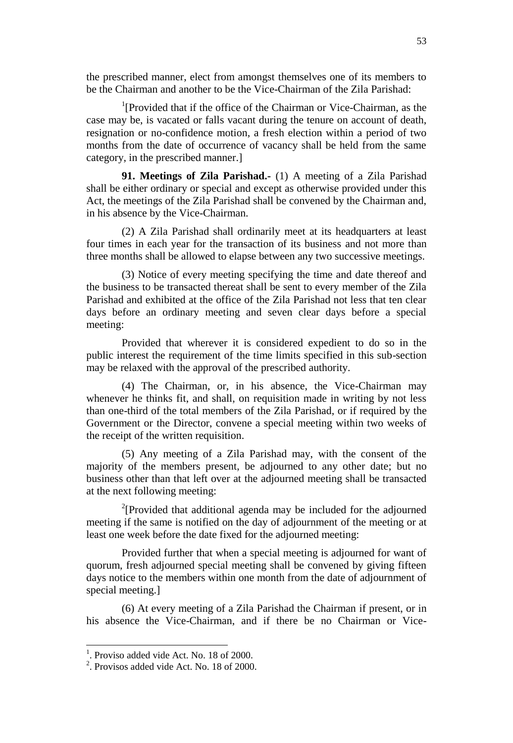the prescribed manner, elect from amongst themselves one of its members to be the Chairman and another to be the Vice-Chairman of the Zila Parishad:

[1][Provided that if the office of the Chairman or Vice-Chairman, as the case may be, is vacated or falls vacant during the tenure on account of death, resignation or no-confidence motion, a fresh election within a period of two months from the date of occurrence of vacancy shall be held from the same category, in the prescribed manner.]

**91. Meetings of Zila Parishad.-** (1) A meeting of a Zila Parishad shall be either ordinary or special and except as otherwise provided under this Act, the meetings of the Zila Parishad shall be convened by the Chairman and, in his absence by the Vice-Chairman.

(2) A Zila Parishad shall ordinarily meet at its headquarters at least four times in each year for the transaction of its business and not more than three months shall be allowed to elapse between any two successive meetings.

(3) Notice of every meeting specifying the time and date thereof and the business to be transacted thereat shall be sent to every member of the Zila Parishad and exhibited at the office of the Zila Parishad not less that ten clear days before an ordinary meeting and seven clear days before a special meeting:

Provided that wherever it is considered expedient to do so in the public interest the requirement of the time limits specified in this sub-section may be relaxed with the approval of the prescribed authority.

(4) The Chairman, or, in his absence, the Vice-Chairman may whenever he thinks fit, and shall, on requisition made in writing by not less than one-third of the total members of the Zila Parishad, or if required by the Government or the Director, convene a special meeting within two weeks of the receipt of the written requisition.

(5) Any meeting of a Zila Parishad may, with the consent of the majority of the members present, be adjourned to any other date; but no business other than that left over at the adjourned meeting shall be transacted at the next following meeting:

[2][Provided that additional agenda may be included for the adjourned meeting if the same is notified on the day of adjournment of the meeting or at least one week before the date fixed for the adjourned meeting:

Provided further that when a special meeting is adjourned for want of quorum, fresh adjourned special meeting shall be convened by giving fifteen days notice to the members within one month from the date of adjournment of special meeting.]

(6) At every meeting of a Zila Parishad the Chairman if present, or in his absence the Vice-Chairman, and if there be no Chairman or Vice-

---

[1]. Proviso added vide Act. No. 18 of 2000.

[2]. Provisos added vide Act. No. 18 of 2000.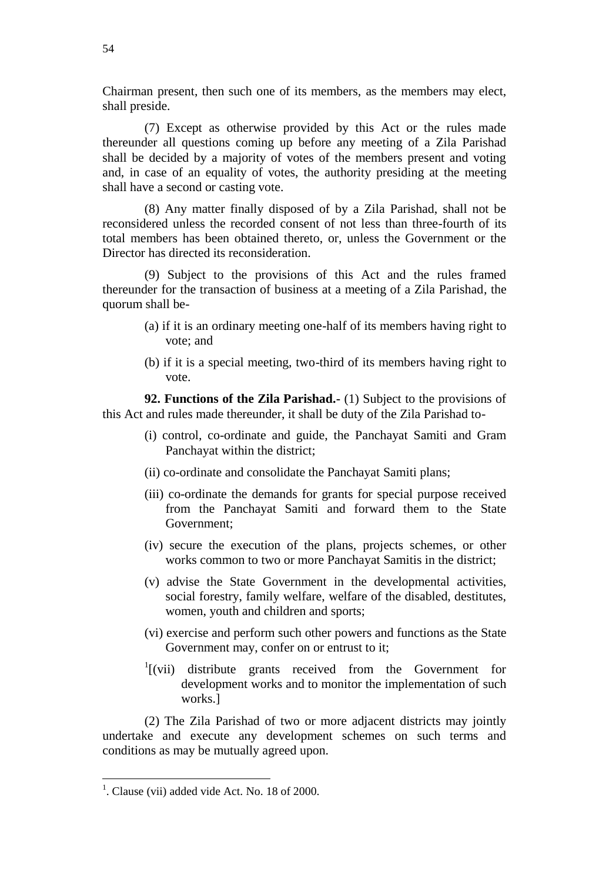Chairman present, then such one of its members, as the members may elect, shall preside.

(7) Except as otherwise provided by this Act or the rules made thereunder all questions coming up before any meeting of a Zila Parishad shall be decided by a majority of votes of the members present and voting and, in case of an equality of votes, the authority presiding at the meeting shall have a second or casting vote.

(8) Any matter finally disposed of by a Zila Parishad, shall not be reconsidered unless the recorded consent of not less than three-fourth of its total members has been obtained thereto, or, unless the Government or the Director has directed its reconsideration.

(9) Subject to the provisions of this Act and the rules framed thereunder for the transaction of business at a meeting of a Zila Parishad, the quorum shall be-

(a) if it is an ordinary meeting one-half of its members having right to vote; and

(b) if it is a special meeting, two-third of its members having right to vote.

**92. Functions of the Zila Parishad.-** (1) Subject to the provisions of this Act and rules made thereunder, it shall be duty of the Zila Parishad to-

(i) control, co-ordinate and guide, the Panchayat Samiti and Gram Panchayat within the district;

(ii) co-ordinate and consolidate the Panchayat Samiti plans;

(iii) co-ordinate the demands for grants for special purpose received from the Panchayat Samiti and forward them to the State Government;

(iv) secure the execution of the plans, projects schemes, or other works common to two or more Panchayat Samitis in the district;

(v) advise the State Government in the developmental activities, social forestry, family welfare, welfare of the disabled, destitutes, women, youth and children and sports;

(vi) exercise and perform such other powers and functions as the State Government may, confer on or entrust to it;

[1][(vii) distribute grants received from the Government for development works and to monitor the implementation of such works.]

(2) The Zila Parishad of two or more adjacent districts may jointly undertake and execute any development schemes on such terms and conditions as may be mutually agreed upon.

---

[1]. Clause (vii) added vide Act. No. 18 of 2000.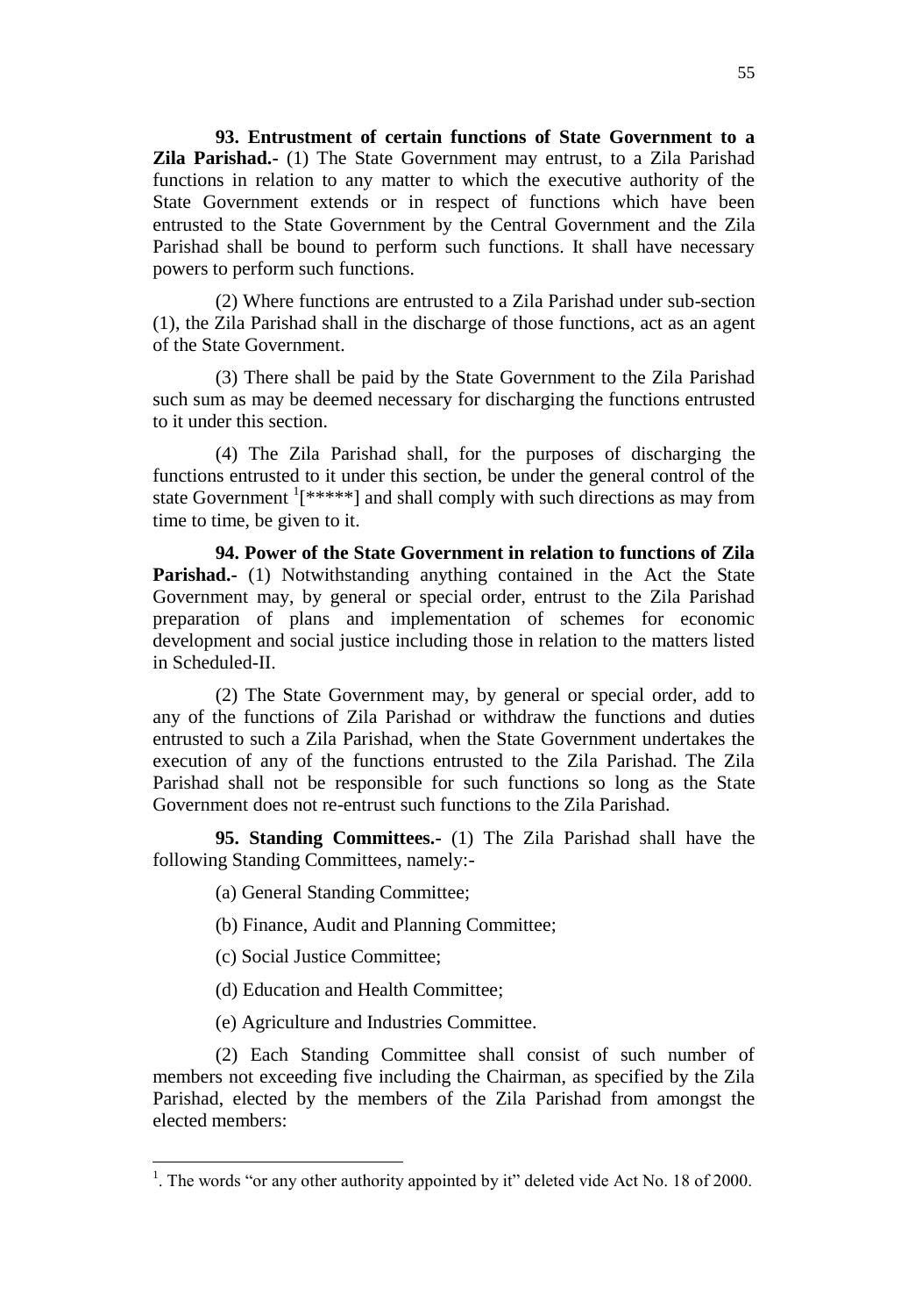**93. Entrustment of certain functions of State Government to a Zila Parishad.-** (1) The State Government may entrust, to a Zila Parishad functions in relation to any matter to which the executive authority of the State Government extends or in respect of functions which have been entrusted to the State Government by the Central Government and the Zila Parishad shall be bound to perform such functions. It shall have necessary powers to perform such functions.

(2) Where functions are entrusted to a Zila Parishad under sub-section (1), the Zila Parishad shall in the discharge of those functions, act as an agent of the State Government.

(3) There shall be paid by the State Government to the Zila Parishad such sum as may be deemed necessary for discharging the functions entrusted to it under this section.

(4) The Zila Parishad shall, for the purposes of discharging the functions entrusted to it under this section, be under the general control of the state Government [1][*****] and shall comply with such directions as may from time to time, be given to it.

**94. Power of the State Government in relation to functions of Zila Parishad.-** (1) Notwithstanding anything contained in the Act the State Government may, by general or special order, entrust to the Zila Parishad preparation of plans and implementation of schemes for economic development and social justice including those in relation to the matters listed in Scheduled-II.

(2) The State Government may, by general or special order, add to any of the functions of Zila Parishad or withdraw the functions and duties entrusted to such a Zila Parishad, when the State Government undertakes the execution of any of the functions entrusted to the Zila Parishad. The Zila Parishad shall not be responsible for such functions so long as the State Government does not re-entrust such functions to the Zila Parishad.

**95. Standing Committees.-** (1) The Zila Parishad shall have the following Standing Committees, namely:-

(a) General Standing Committee;

(b) Finance, Audit and Planning Committee;

(c) Social Justice Committee;

(d) Education and Health Committee;

(e) Agriculture and Industries Committee.

(2) Each Standing Committee shall consist of such number of members not exceeding five including the Chairman, as specified by the Zila Parishad, elected by the members of the Zila Parishad from amongst the elected members:

---

[1]. The words "or any other authority appointed by it" deleted vide Act No. 18 of 2000.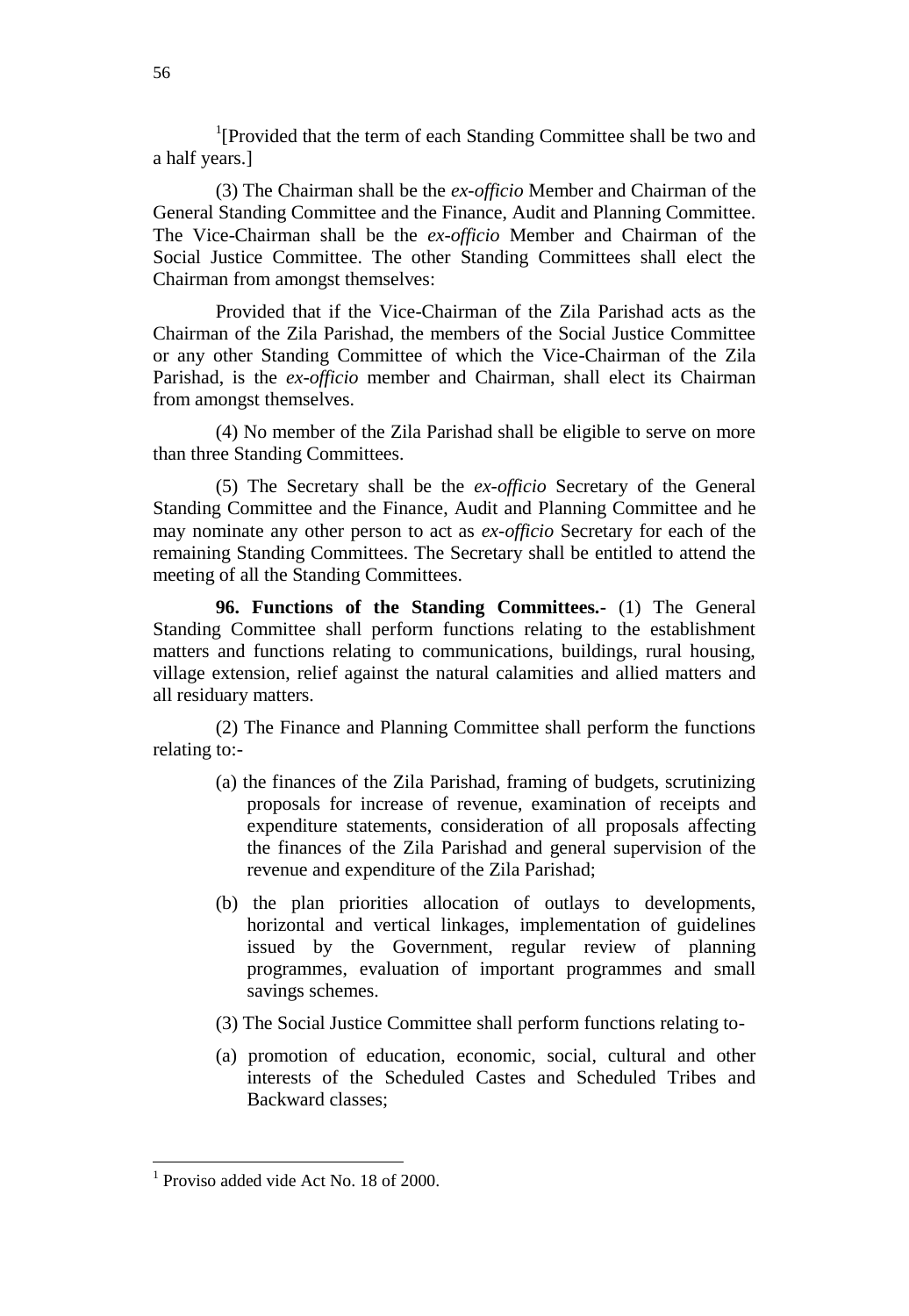[1][Provided that the term of each Standing Committee shall be two and a half years.]

(3) The Chairman shall be the *ex-officio* Member and Chairman of the General Standing Committee and the Finance, Audit and Planning Committee. The Vice-Chairman shall be the *ex-officio* Member and Chairman of the Social Justice Committee. The other Standing Committees shall elect the Chairman from amongst themselves:

Provided that if the Vice-Chairman of the Zila Parishad acts as the Chairman of the Zila Parishad, the members of the Social Justice Committee or any other Standing Committee of which the Vice-Chairman of the Zila Parishad, is the *ex-officio* member and Chairman, shall elect its Chairman from amongst themselves.

(4) No member of the Zila Parishad shall be eligible to serve on more than three Standing Committees.

(5) The Secretary shall be the *ex-officio* Secretary of the General Standing Committee and the Finance, Audit and Planning Committee and he may nominate any other person to act as *ex-officio* Secretary for each of the remaining Standing Committees. The Secretary shall be entitled to attend the meeting of all the Standing Committees.

**96. Functions of the Standing Committees.-** (1) The General Standing Committee shall perform functions relating to the establishment matters and functions relating to communications, buildings, rural housing, village extension, relief against the natural calamities and allied matters and all residuary matters.

(2) The Finance and Planning Committee shall perform the functions relating to:-

(a) the finances of the Zila Parishad, framing of budgets, scrutinizing proposals for increase of revenue, examination of receipts and expenditure statements, consideration of all proposals affecting the finances of the Zila Parishad and general supervision of the revenue and expenditure of the Zila Parishad;

(b) the plan priorities allocation of outlays to developments, horizontal and vertical linkages, implementation of guidelines issued by the Government, regular review of planning programmes, evaluation of important programmes and small savings schemes.

(3) The Social Justice Committee shall perform functions relating to-

(a) promotion of education, economic, social, cultural and other interests of the Scheduled Castes and Scheduled Tribes and Backward classes;

---

[1] Proviso added vide Act No. 18 of 2000.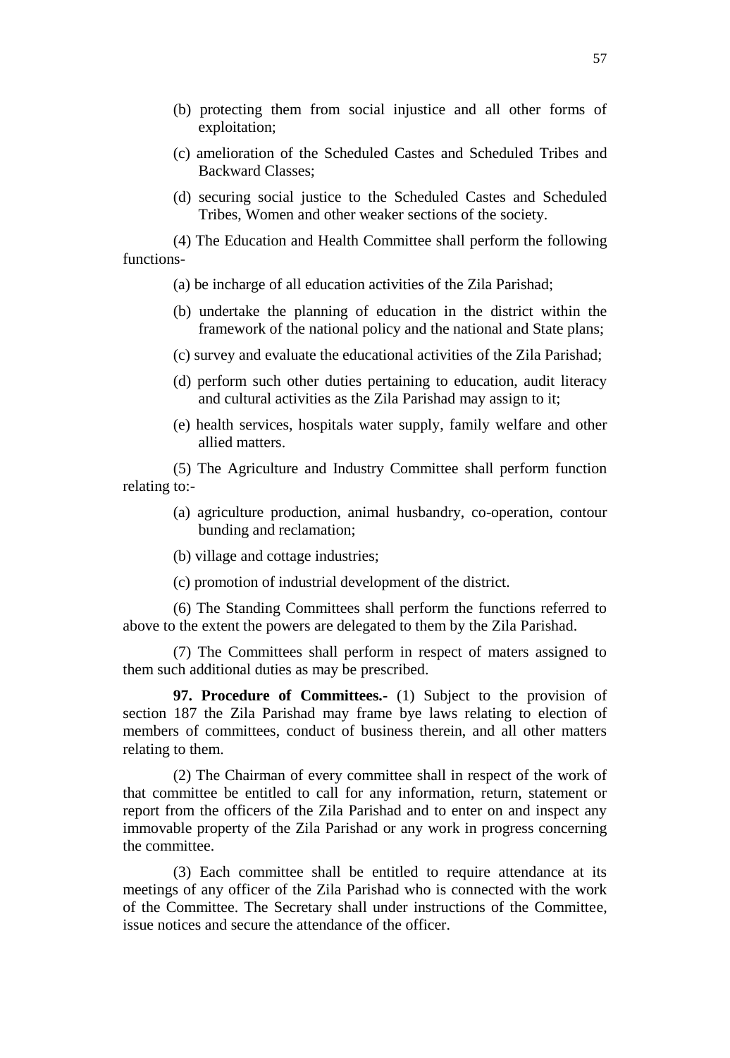(b) protecting them from social injustice and all other forms of exploitation;

(c) amelioration of the Scheduled Castes and Scheduled Tribes and Backward Classes;

(d) securing social justice to the Scheduled Castes and Scheduled Tribes, Women and other weaker sections of the society.

(4) The Education and Health Committee shall perform the following functions-

(a) be incharge of all education activities of the Zila Parishad;

(b) undertake the planning of education in the district within the framework of the national policy and the national and State plans;

(c) survey and evaluate the educational activities of the Zila Parishad;

(d) perform such other duties pertaining to education, audit literacy and cultural activities as the Zila Parishad may assign to it;

(e) health services, hospitals water supply, family welfare and other allied matters.

(5) The Agriculture and Industry Committee shall perform function relating to:-

(a) agriculture production, animal husbandry, co-operation, contour bunding and reclamation;

(b) village and cottage industries;

(c) promotion of industrial development of the district.

(6) The Standing Committees shall perform the functions referred to above to the extent the powers are delegated to them by the Zila Parishad.

(7) The Committees shall perform in respect of maters assigned to them such additional duties as may be prescribed.

**97. Procedure of Committees.-** (1) Subject to the provision of section 187 the Zila Parishad may frame bye laws relating to election of members of committees, conduct of business therein, and all other matters relating to them.

(2) The Chairman of every committee shall in respect of the work of that committee be entitled to call for any information, return, statement or report from the officers of the Zila Parishad and to enter on and inspect any immovable property of the Zila Parishad or any work in progress concerning the committee.

(3) Each committee shall be entitled to require attendance at its meetings of any officer of the Zila Parishad who is connected with the work of the Committee. The Secretary shall under instructions of the Committee, issue notices and secure the attendance of the officer.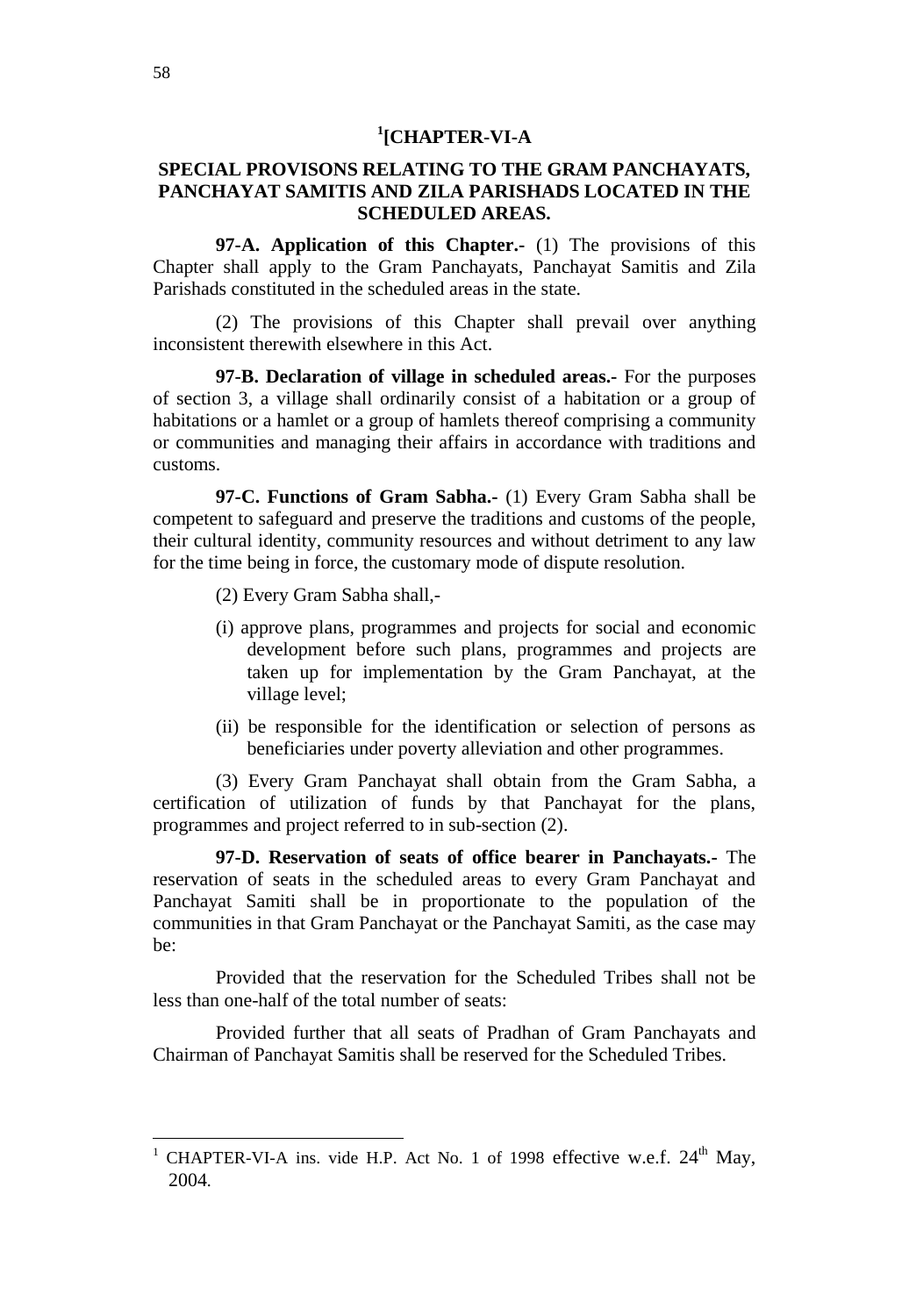## [1][CHAPTER-VI-A

### SPECIAL PROVISONS RELATING TO THE GRAM PANCHAYATS, PANCHAYAT SAMITIS AND ZILA PARISHADS LOCATED IN THE SCHEDULED AREAS.

**97-A. Application of this Chapter.-** (1) The provisions of this Chapter shall apply to the Gram Panchayats, Panchayat Samitis and Zila Parishads constituted in the scheduled areas in the state.

(2) The provisions of this Chapter shall prevail over anything inconsistent therewith elsewhere in this Act.

**97-B. Declaration of village in scheduled areas.-** For the purposes of section 3, a village shall ordinarily consist of a habitation or a group of habitations or a hamlet or a group of hamlets thereof comprising a community or communities and managing their affairs in accordance with traditions and customs.

**97-C. Functions of Gram Sabha.-** (1) Every Gram Sabha shall be competent to safeguard and preserve the traditions and customs of the people, their cultural identity, community resources and without detriment to any law for the time being in force, the customary mode of dispute resolution.

(2) Every Gram Sabha shall,-

(i) approve plans, programmes and projects for social and economic development before such plans, programmes and projects are taken up for implementation by the Gram Panchayat, at the village level;

(ii) be responsible for the identification or selection of persons as beneficiaries under poverty alleviation and other programmes.

(3) Every Gram Panchayat shall obtain from the Gram Sabha, a certification of utilization of funds by that Panchayat for the plans, programmes and project referred to in sub-section (2).

**97-D. Reservation of seats of office bearer in Panchayats.-** The reservation of seats in the scheduled areas to every Gram Panchayat and Panchayat Samiti shall be in proportionate to the population of the communities in that Gram Panchayat or the Panchayat Samiti, as the case may be:

Provided that the reservation for the Scheduled Tribes shall not be less than one-half of the total number of seats:

Provided further that all seats of Pradhan of Gram Panchayats and Chairman of Panchayat Samitis shall be reserved for the Scheduled Tribes.

---

[1] CHAPTER-VI-A ins. vide H.P. Act No. 1 of 1998 effective w.e.f. 24th May, 2004.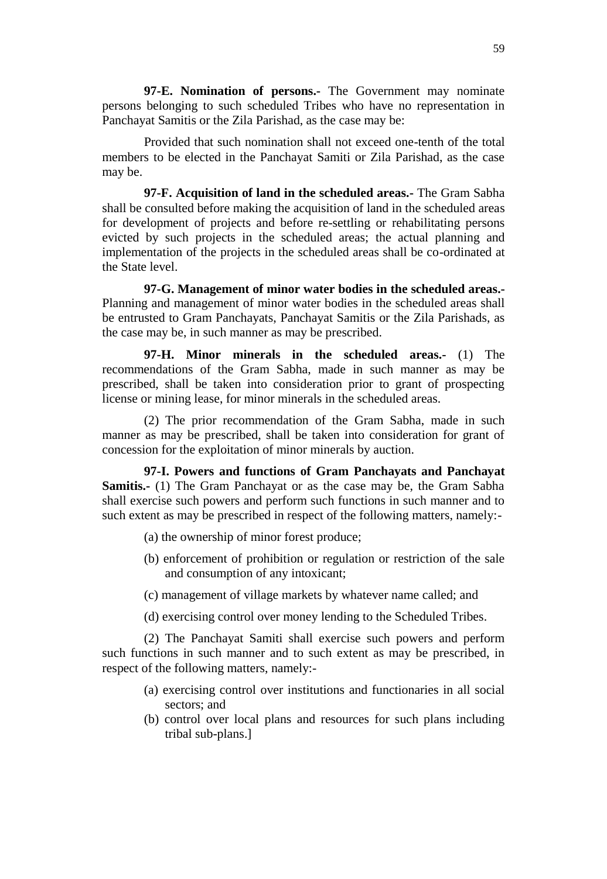**97-E. Nomination of persons.-** The Government may nominate persons belonging to such scheduled Tribes who have no representation in Panchayat Samitis or the Zila Parishad, as the case may be:

Provided that such nomination shall not exceed one-tenth of the total members to be elected in the Panchayat Samiti or Zila Parishad, as the case may be.

**97-F. Acquisition of land in the scheduled areas.-** The Gram Sabha shall be consulted before making the acquisition of land in the scheduled areas for development of projects and before re-settling or rehabilitating persons evicted by such projects in the scheduled areas; the actual planning and implementation of the projects in the scheduled areas shall be co-ordinated at the State level.

**97-G. Management of minor water bodies in the scheduled areas.-** Planning and management of minor water bodies in the scheduled areas shall be entrusted to Gram Panchayats, Panchayat Samitis or the Zila Parishads, as the case may be, in such manner as may be prescribed.

**97-H. Minor minerals in the scheduled areas.-** (1) The recommendations of the Gram Sabha, made in such manner as may be prescribed, shall be taken into consideration prior to grant of prospecting license or mining lease, for minor minerals in the scheduled areas.

(2) The prior recommendation of the Gram Sabha, made in such manner as may be prescribed, shall be taken into consideration for grant of concession for the exploitation of minor minerals by auction.

**97-I. Powers and functions of Gram Panchayats and Panchayat Samitis.-** (1) The Gram Panchayat or as the case may be, the Gram Sabha shall exercise such powers and perform such functions in such manner and to such extent as may be prescribed in respect of the following matters, namely:-

(a) the ownership of minor forest produce;

(b) enforcement of prohibition or regulation or restriction of the sale and consumption of any intoxicant;

(c) management of village markets by whatever name called; and

(d) exercising control over money lending to the Scheduled Tribes.

(2) The Panchayat Samiti shall exercise such powers and perform such functions in such manner and to such extent as may be prescribed, in respect of the following matters, namely:-

(a) exercising control over institutions and functionaries in all social sectors; and

(b) control over local plans and resources for such plans including tribal sub-plans.]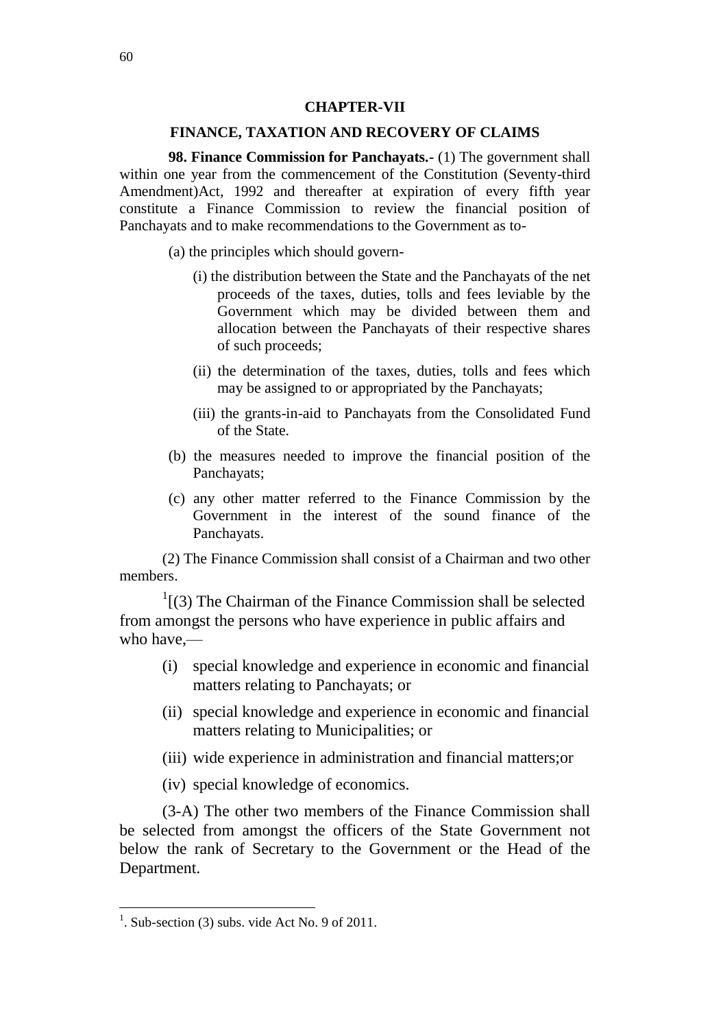## CHAPTER-VII

## FINANCE, TAXATION AND RECOVERY OF CLAIMS

**98. Finance Commission for Panchayats.-** (1) The government shall within one year from the commencement of the Constitution (Seventy-third Amendment)Act, 1992 and thereafter at expiration of every fifth year constitute a Finance Commission to review the financial position of Panchayats and to make recommendations to the Government as to-

(a) the principles which should govern-

(i) the distribution between the State and the Panchayats of the net proceeds of the taxes, duties, tolls and fees leviable by the Government which may be divided between them and allocation between the Panchayats of their respective shares of such proceeds;

(ii) the determination of the taxes, duties, tolls and fees which may be assigned to or appropriated by the Panchayats;

(iii) the grants-in-aid to Panchayats from the Consolidated Fund of the State.

(b) the measures needed to improve the financial position of the Panchayats;

(c) any other matter referred to the Finance Commission by the Government in the interest of the sound finance of the Panchayats.

(2) The Finance Commission shall consist of a Chairman and two other members.

[1][(3) The Chairman of the Finance Commission shall be selected from amongst the persons who have experience in public affairs and who have,—

(i) special knowledge and experience in economic and financial matters relating to Panchayats; or

(ii) special knowledge and experience in economic and financial matters relating to Municipalities; or

(iii) wide experience in administration and financial matters;or

(iv) special knowledge of economics.

(3-A) The other two members of the Finance Commission shall be selected from amongst the officers of the State Government not below the rank of Secretary to the Government or the Head of the Department.

---

[1]. Sub-section (3) subs. vide Act No. 9 of 2011.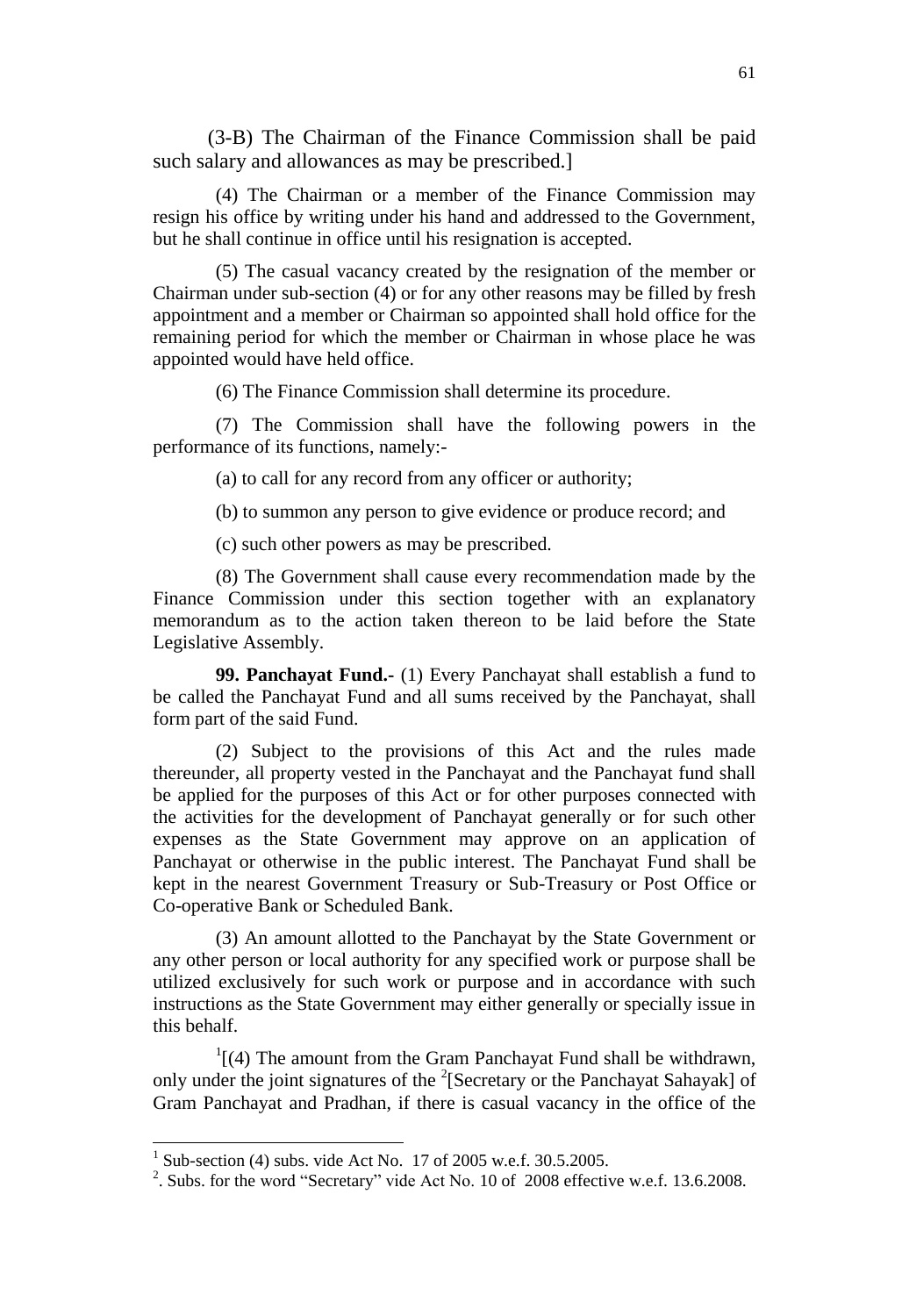(3-B) The Chairman of the Finance Commission shall be paid such salary and allowances as may be prescribed.]

(4) The Chairman or a member of the Finance Commission may resign his office by writing under his hand and addressed to the Government, but he shall continue in office until his resignation is accepted.

(5) The casual vacancy created by the resignation of the member or Chairman under sub-section (4) or for any other reasons may be filled by fresh appointment and a member or Chairman so appointed shall hold office for the remaining period for which the member or Chairman in whose place he was appointed would have held office.

(6) The Finance Commission shall determine its procedure.

(7) The Commission shall have the following powers in the performance of its functions, namely:-

(a) to call for any record from any officer or authority;

(b) to summon any person to give evidence or produce record; and

(c) such other powers as may be prescribed.

(8) The Government shall cause every recommendation made by the Finance Commission under this section together with an explanatory memorandum as to the action taken thereon to be laid before the State Legislative Assembly.

**99. Panchayat Fund.-** (1) Every Panchayat shall establish a fund to be called the Panchayat Fund and all sums received by the Panchayat, shall form part of the said Fund.

(2) Subject to the provisions of this Act and the rules made thereunder, all property vested in the Panchayat and the Panchayat fund shall be applied for the purposes of this Act or for other purposes connected with the activities for the development of Panchayat generally or for such other expenses as the State Government may approve on an application of Panchayat or otherwise in the public interest. The Panchayat Fund shall be kept in the nearest Government Treasury or Sub-Treasury or Post Office or Co-operative Bank or Scheduled Bank.

(3) An amount allotted to the Panchayat by the State Government or any other person or local authority for any specified work or purpose shall be utilized exclusively for such work or purpose and in accordance with such instructions as the State Government may either generally or specially issue in this behalf.

[1][(4) The amount from the Gram Panchayat Fund shall be withdrawn, only under the joint signatures of the [2][Secretary or the Panchayat Sahayak] of Gram Panchayat and Pradhan, if there is casual vacancy in the office of the

[1] Sub-section (4) subs. vide Act No. 17 of 2005 w.e.f. 30.5.2005.

[2]. Subs. for the word "Secretary" vide Act No. 10 of 2008 effective w.e.f. 13.6.2008.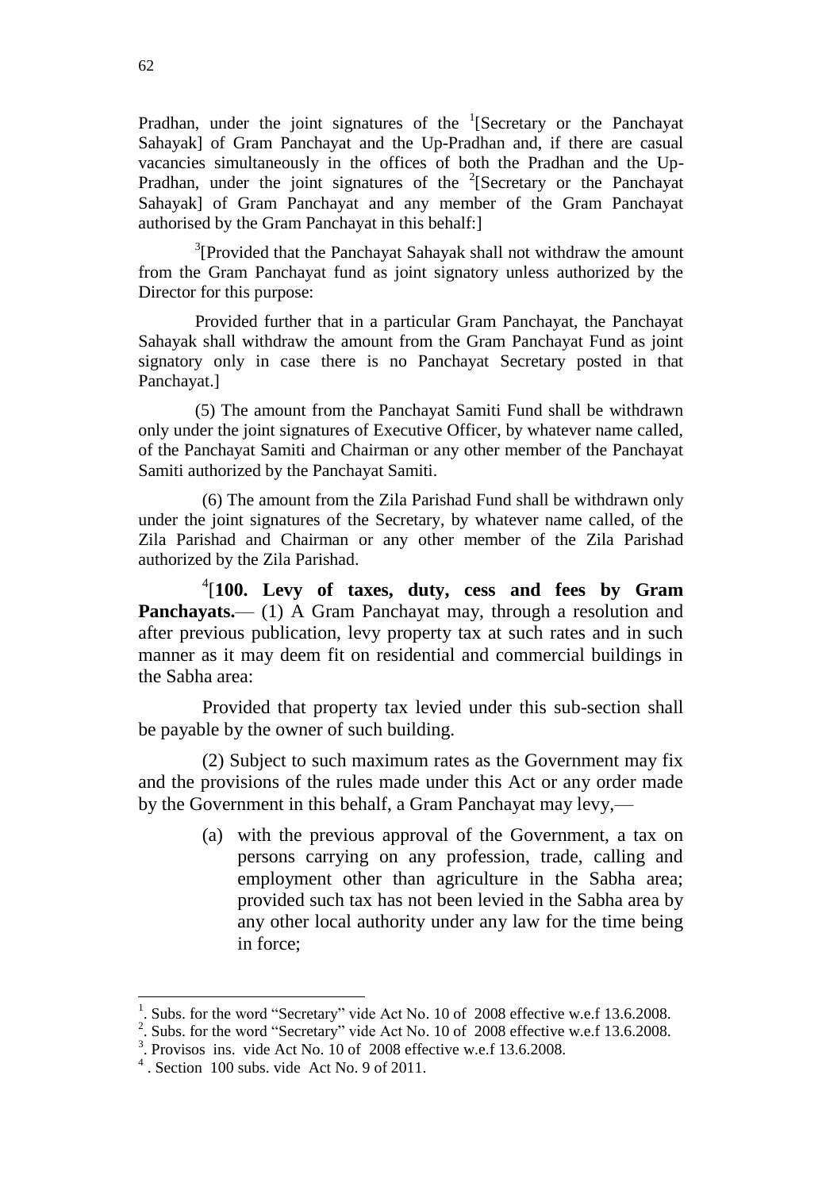Pradhan, under the joint signatures of the [1][Secretary or the Panchayat Sahayak] of Gram Panchayat and the Up-Pradhan and, if there are casual vacancies simultaneously in the offices of both the Pradhan and the Up-Pradhan, under the joint signatures of the [2][Secretary or the Panchayat Sahayak] of Gram Panchayat and any member of the Gram Panchayat authorised by the Gram Panchayat in this behalf:]

[3][Provided that the Panchayat Sahayak shall not withdraw the amount from the Gram Panchayat fund as joint signatory unless authorized by the Director for this purpose:

Provided further that in a particular Gram Panchayat, the Panchayat Sahayak shall withdraw the amount from the Gram Panchayat Fund as joint signatory only in case there is no Panchayat Secretary posted in that Panchayat.]

(5) The amount from the Panchayat Samiti Fund shall be withdrawn only under the joint signatures of Executive Officer, by whatever name called, of the Panchayat Samiti and Chairman or any other member of the Panchayat Samiti authorized by the Panchayat Samiti.

(6) The amount from the Zila Parishad Fund shall be withdrawn only under the joint signatures of the Secretary, by whatever name called, of the Zila Parishad and Chairman or any other member of the Zila Parishad authorized by the Zila Parishad.

[4][**100. Levy of taxes, duty, cess and fees by Gram Panchayats.**— (1) A Gram Panchayat may, through a resolution and after previous publication, levy property tax at such rates and in such manner as it may deem fit on residential and commercial buildings in the Sabha area:

Provided that property tax levied under this sub-section shall be payable by the owner of such building.

(2) Subject to such maximum rates as the Government may fix and the provisions of the rules made under this Act or any order made by the Government in this behalf, a Gram Panchayat may levy,—

(a) with the previous approval of the Government, a tax on persons carrying on any profession, trade, calling and employment other than agriculture in the Sabha area; provided such tax has not been levied in the Sabha area by any other local authority under any law for the time being in force;

---

1. Subs. for the word "Secretary" vide Act No. 10 of 2008 effective w.e.f 13.6.2008.
2. Subs. for the word "Secretary" vide Act No. 10 of 2008 effective w.e.f 13.6.2008.
3. Provisos ins. vide Act No. 10 of 2008 effective w.e.f 13.6.2008.
4. Section 100 subs. vide Act No. 9 of 2011.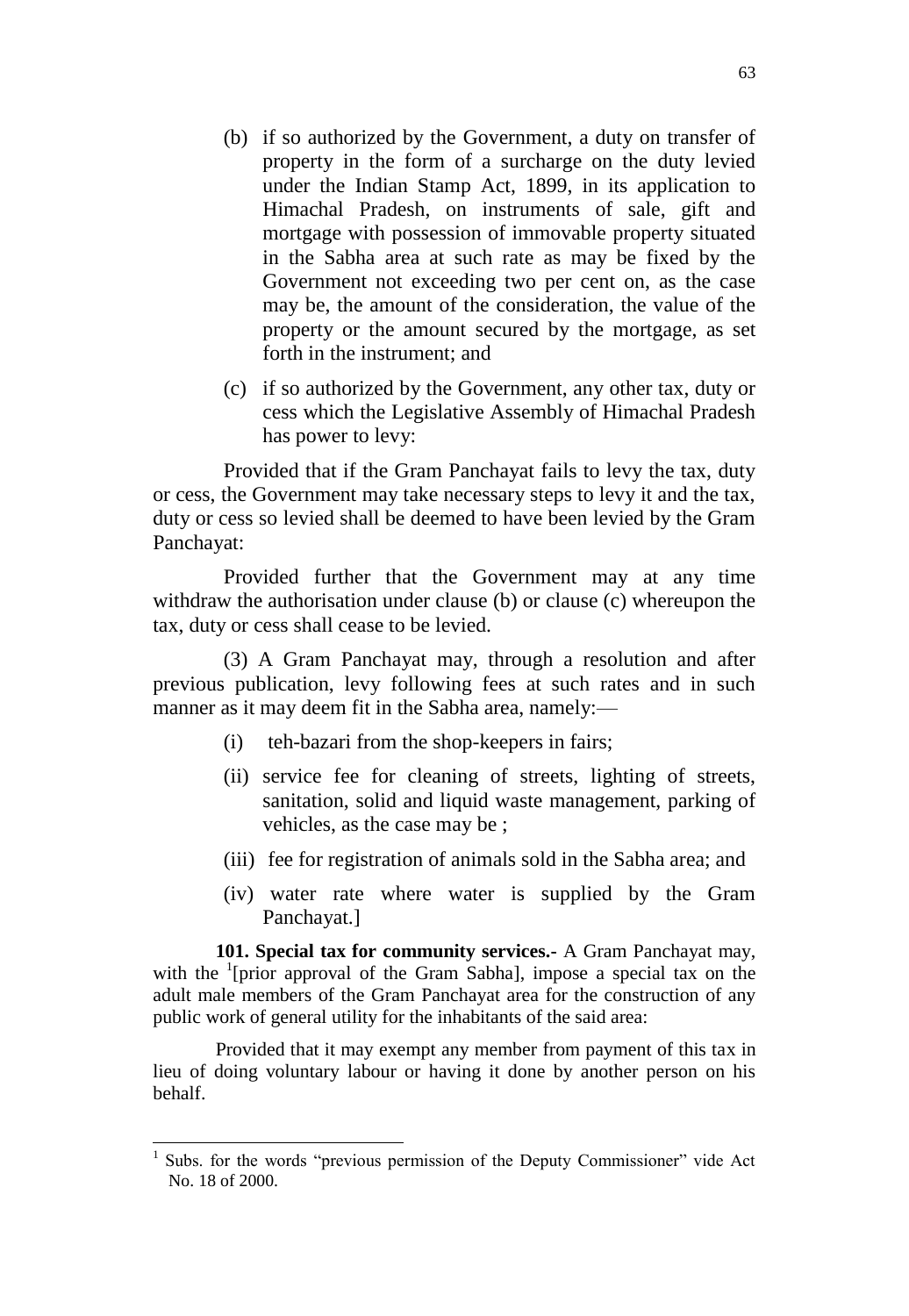(b) if so authorized by the Government, a duty on transfer of property in the form of a surcharge on the duty levied under the Indian Stamp Act, 1899, in its application to Himachal Pradesh, on instruments of sale, gift and mortgage with possession of immovable property situated in the Sabha area at such rate as may be fixed by the Government not exceeding two per cent on, as the case may be, the amount of the consideration, the value of the property or the amount secured by the mortgage, as set forth in the instrument; and

(c) if so authorized by the Government, any other tax, duty or cess which the Legislative Assembly of Himachal Pradesh has power to levy:

Provided that if the Gram Panchayat fails to levy the tax, duty or cess, the Government may take necessary steps to levy it and the tax, duty or cess so levied shall be deemed to have been levied by the Gram Panchayat:

Provided further that the Government may at any time withdraw the authorisation under clause (b) or clause (c) whereupon the tax, duty or cess shall cease to be levied.

(3) A Gram Panchayat may, through a resolution and after previous publication, levy following fees at such rates and in such manner as it may deem fit in the Sabha area, namely:—

(i) teh-bazari from the shop-keepers in fairs;

(ii) service fee for cleaning of streets, lighting of streets, sanitation, solid and liquid waste management, parking of vehicles, as the case may be ;

(iii) fee for registration of animals sold in the Sabha area; and

(iv) water rate where water is supplied by the Gram Panchayat.]

**101. Special tax for community services.-** A Gram Panchayat may, with the [1][prior approval of the Gram Sabha], impose a special tax on the adult male members of the Gram Panchayat area for the construction of any public work of general utility for the inhabitants of the said area:

Provided that it may exempt any member from payment of this tax in lieu of doing voluntary labour or having it done by another person on his behalf.

---

[1] Subs. for the words "previous permission of the Deputy Commissioner" vide Act No. 18 of 2000.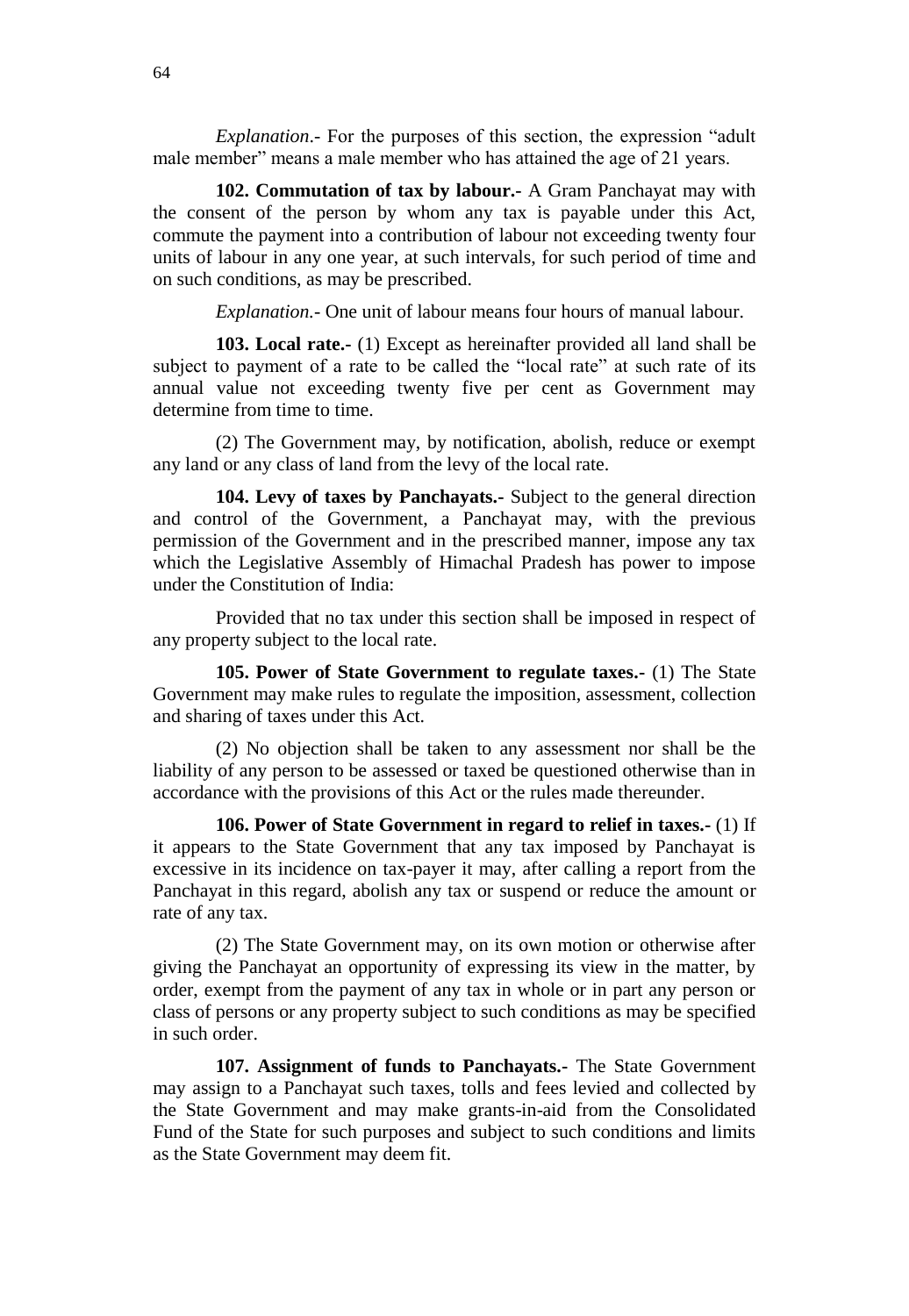*Explanation*.- For the purposes of this section, the expression "adult male member" means a male member who has attained the age of 21 years.

**102. Commutation of tax by labour.-** A Gram Panchayat may with the consent of the person by whom any tax is payable under this Act, commute the payment into a contribution of labour not exceeding twenty four units of labour in any one year, at such intervals, for such period of time and on such conditions, as may be prescribed.

*Explanation.-* One unit of labour means four hours of manual labour.

**103. Local rate.-** (1) Except as hereinafter provided all land shall be subject to payment of a rate to be called the "local rate" at such rate of its annual value not exceeding twenty five per cent as Government may determine from time to time.

(2) The Government may, by notification, abolish, reduce or exempt any land or any class of land from the levy of the local rate.

**104. Levy of taxes by Panchayats.-** Subject to the general direction and control of the Government, a Panchayat may, with the previous permission of the Government and in the prescribed manner, impose any tax which the Legislative Assembly of Himachal Pradesh has power to impose under the Constitution of India:

Provided that no tax under this section shall be imposed in respect of any property subject to the local rate.

**105. Power of State Government to regulate taxes.-** (1) The State Government may make rules to regulate the imposition, assessment, collection and sharing of taxes under this Act.

(2) No objection shall be taken to any assessment nor shall be the liability of any person to be assessed or taxed be questioned otherwise than in accordance with the provisions of this Act or the rules made thereunder.

**106. Power of State Government in regard to relief in taxes.-** (1) If it appears to the State Government that any tax imposed by Panchayat is excessive in its incidence on tax-payer it may, after calling a report from the Panchayat in this regard, abolish any tax or suspend or reduce the amount or rate of any tax.

(2) The State Government may, on its own motion or otherwise after giving the Panchayat an opportunity of expressing its view in the matter, by order, exempt from the payment of any tax in whole or in part any person or class of persons or any property subject to such conditions as may be specified in such order.

**107. Assignment of funds to Panchayats.-** The State Government may assign to a Panchayat such taxes, tolls and fees levied and collected by the State Government and may make grants-in-aid from the Consolidated Fund of the State for such purposes and subject to such conditions and limits as the State Government may deem fit.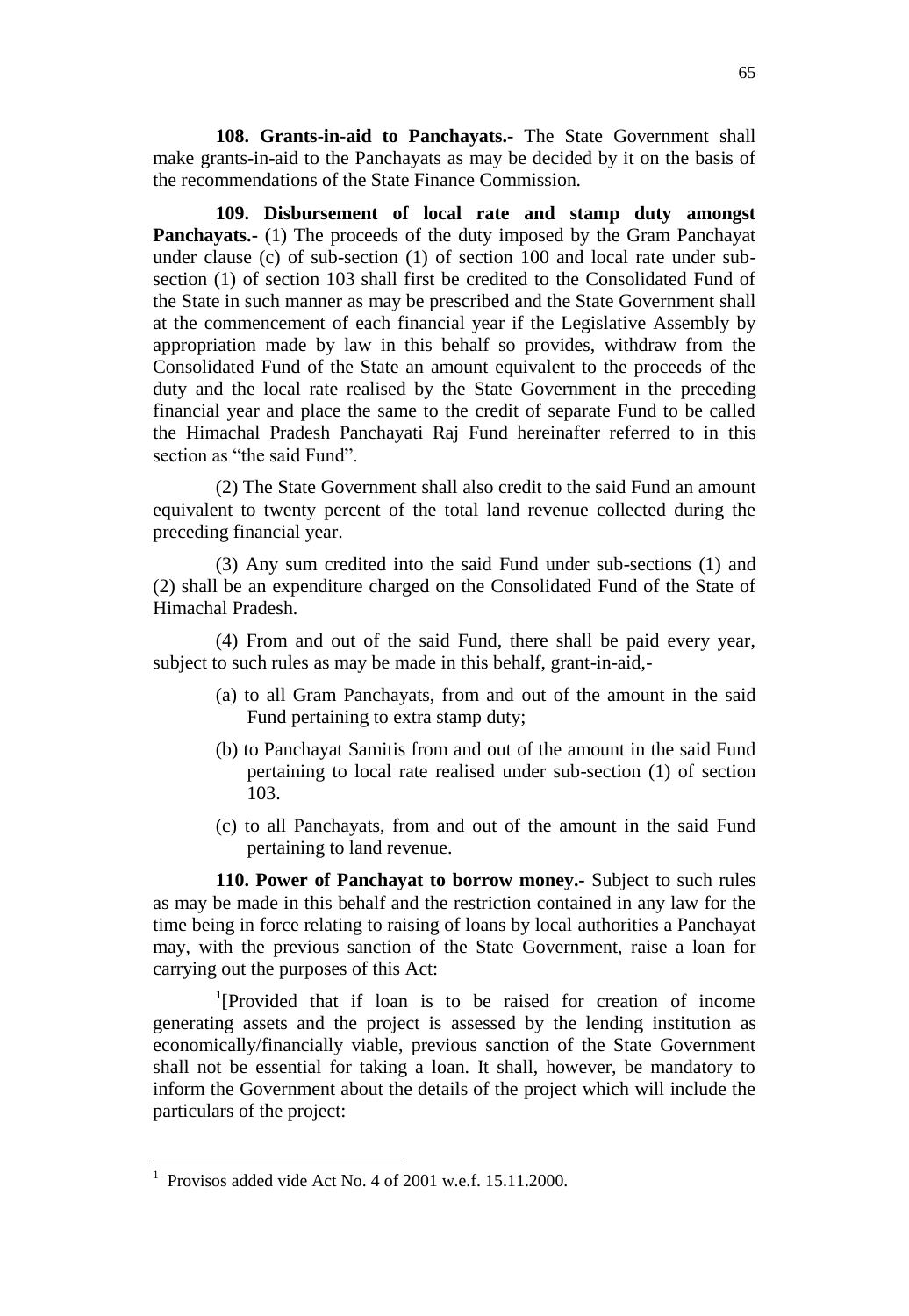**108. Grants-in-aid to Panchayats.-** The State Government shall make grants-in-aid to the Panchayats as may be decided by it on the basis of the recommendations of the State Finance Commission.

**109. Disbursement of local rate and stamp duty amongst Panchayats.-** (1) The proceeds of the duty imposed by the Gram Panchayat under clause (c) of sub-section (1) of section 100 and local rate under sub-section (1) of section 103 shall first be credited to the Consolidated Fund of the State in such manner as may be prescribed and the State Government shall at the commencement of each financial year if the Legislative Assembly by appropriation made by law in this behalf so provides, withdraw from the Consolidated Fund of the State an amount equivalent to the proceeds of the duty and the local rate realised by the State Government in the preceding financial year and place the same to the credit of separate Fund to be called the Himachal Pradesh Panchayati Raj Fund hereinafter referred to in this section as "the said Fund".

(2) The State Government shall also credit to the said Fund an amount equivalent to twenty percent of the total land revenue collected during the preceding financial year.

(3) Any sum credited into the said Fund under sub-sections (1) and (2) shall be an expenditure charged on the Consolidated Fund of the State of Himachal Pradesh.

(4) From and out of the said Fund, there shall be paid every year, subject to such rules as may be made in this behalf, grant-in-aid,-

(a) to all Gram Panchayats, from and out of the amount in the said Fund pertaining to extra stamp duty;

(b) to Panchayat Samitis from and out of the amount in the said Fund pertaining to local rate realised under sub-section (1) of section 103.

(c) to all Panchayats, from and out of the amount in the said Fund pertaining to land revenue.

**110. Power of Panchayat to borrow money.-** Subject to such rules as may be made in this behalf and the restriction contained in any law for the time being in force relating to raising of loans by local authorities a Panchayat may, with the previous sanction of the State Government, raise a loan for carrying out the purposes of this Act:

[1][Provided that if loan is to be raised for creation of income generating assets and the project is assessed by the lending institution as economically/financially viable, previous sanction of the State Government shall not be essential for taking a loan. It shall, however, be mandatory to inform the Government about the details of the project which will include the particulars of the project:

---

[1] Provisos added vide Act No. 4 of 2001 w.e.f. 15.11.2000.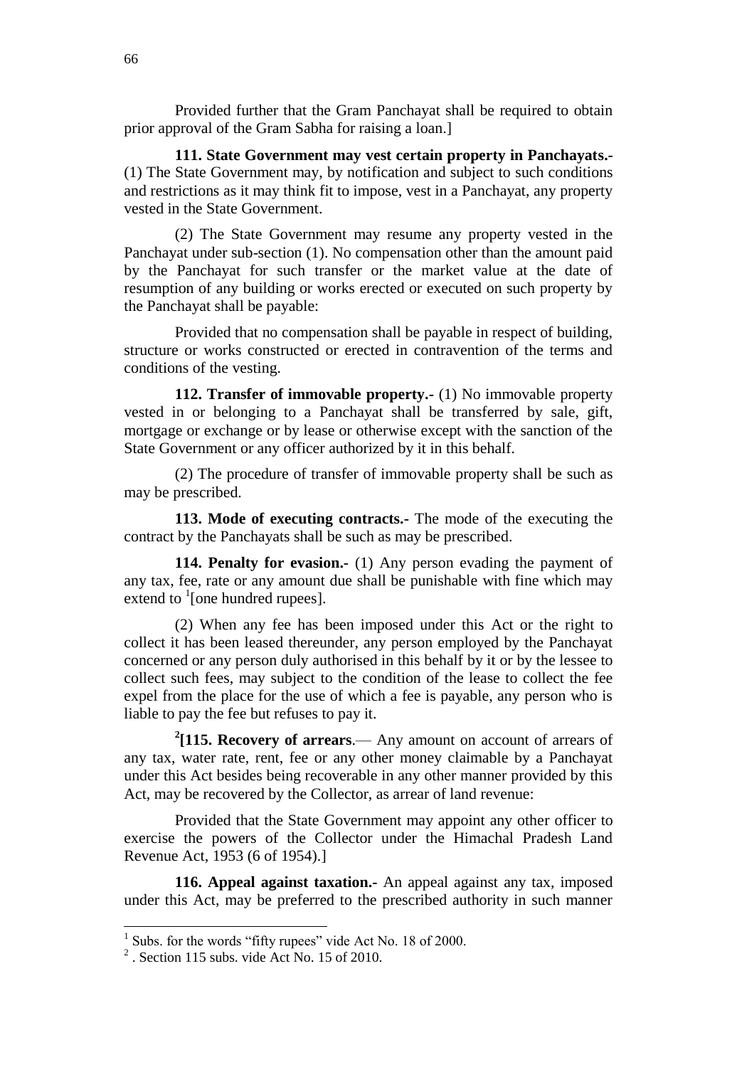Provided further that the Gram Panchayat shall be required to obtain prior approval of the Gram Sabha for raising a loan.]

**111. State Government may vest certain property in Panchayats.-** (1) The State Government may, by notification and subject to such conditions and restrictions as it may think fit to impose, vest in a Panchayat, any property vested in the State Government.

(2) The State Government may resume any property vested in the Panchayat under sub-section (1). No compensation other than the amount paid by the Panchayat for such transfer or the market value at the date of resumption of any building or works erected or executed on such property by the Panchayat shall be payable:

Provided that no compensation shall be payable in respect of building, structure or works constructed or erected in contravention of the terms and conditions of the vesting.

**112. Transfer of immovable property.-** (1) No immovable property vested in or belonging to a Panchayat shall be transferred by sale, gift, mortgage or exchange or by lease or otherwise except with the sanction of the State Government or any officer authorized by it in this behalf.

(2) The procedure of transfer of immovable property shall be such as may be prescribed.

**113. Mode of executing contracts.-** The mode of the executing the contract by the Panchayats shall be such as may be prescribed.

**114. Penalty for evasion.-** (1) Any person evading the payment of any tax, fee, rate or any amount due shall be punishable with fine which may extend to [1][one hundred rupees].

(2) When any fee has been imposed under this Act or the right to collect it has been leased thereunder, any person employed by the Panchayat concerned or any person duly authorised in this behalf by it or by the lessee to collect such fees, may subject to the condition of the lease to collect the fee expel from the place for the use of which a fee is payable, any person who is liable to pay the fee but refuses to pay it.

[2]**[115. Recovery of arrears**.— Any amount on account of arrears of any tax, water rate, rent, fee or any other money claimable by a Panchayat under this Act besides being recoverable in any other manner provided by this Act, may be recovered by the Collector, as arrear of land revenue:

Provided that the State Government may appoint any other officer to exercise the powers of the Collector under the Himachal Pradesh Land Revenue Act, 1953 (6 of 1954).]

**116. Appeal against taxation.-** An appeal against any tax, imposed under this Act, may be preferred to the prescribed authority in such manner

---

[1] Subs. for the words "fifty rupees" vide Act No. 18 of 2000.

[2] . Section 115 subs. vide Act No. 15 of 2010.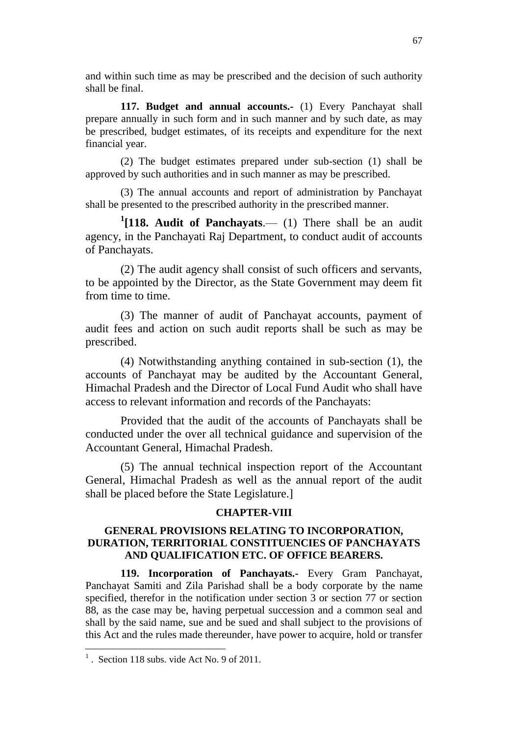and within such time as may be prescribed and the decision of such authority shall be final.

**117. Budget and annual accounts.-** (1) Every Panchayat shall prepare annually in such form and in such manner and by such date, as may be prescribed, budget estimates, of its receipts and expenditure for the next financial year.

(2) The budget estimates prepared under sub-section (1) shall be approved by such authorities and in such manner as may be prescribed.

(3) The annual accounts and report of administration by Panchayat shall be presented to the prescribed authority in the prescribed manner.

[1]**[118. Audit of Panchayats**.— (1) There shall be an audit agency, in the Panchayati Raj Department, to conduct audit of accounts of Panchayats.

(2) The audit agency shall consist of such officers and servants, to be appointed by the Director, as the State Government may deem fit from time to time.

(3) The manner of audit of Panchayat accounts, payment of audit fees and action on such audit reports shall be such as may be prescribed.

(4) Notwithstanding anything contained in sub-section (1), the accounts of Panchayat may be audited by the Accountant General, Himachal Pradesh and the Director of Local Fund Audit who shall have access to relevant information and records of the Panchayats:

Provided that the audit of the accounts of Panchayats shall be conducted under the over all technical guidance and supervision of the Accountant General, Himachal Pradesh.

(5) The annual technical inspection report of the Accountant General, Himachal Pradesh as well as the annual report of the audit shall be placed before the State Legislature.]

## CHAPTER-VIII

### GENERAL PROVISIONS RELATING TO INCORPORATION, DURATION, TERRITORIAL CONSTITUENCIES OF PANCHAYATS AND QUALIFICATION ETC. OF OFFICE BEARERS.

**119. Incorporation of Panchayats.-** Every Gram Panchayat, Panchayat Samiti and Zila Parishad shall be a body corporate by the name specified, therefor in the notification under section 3 or section 77 or section 88, as the case may be, having perpetual succession and a common seal and shall by the said name, sue and be sued and shall subject to the provisions of this Act and the rules made thereunder, have power to acquire, hold or transfer

---

[1]. Section 118 subs. vide Act No. 9 of 2011.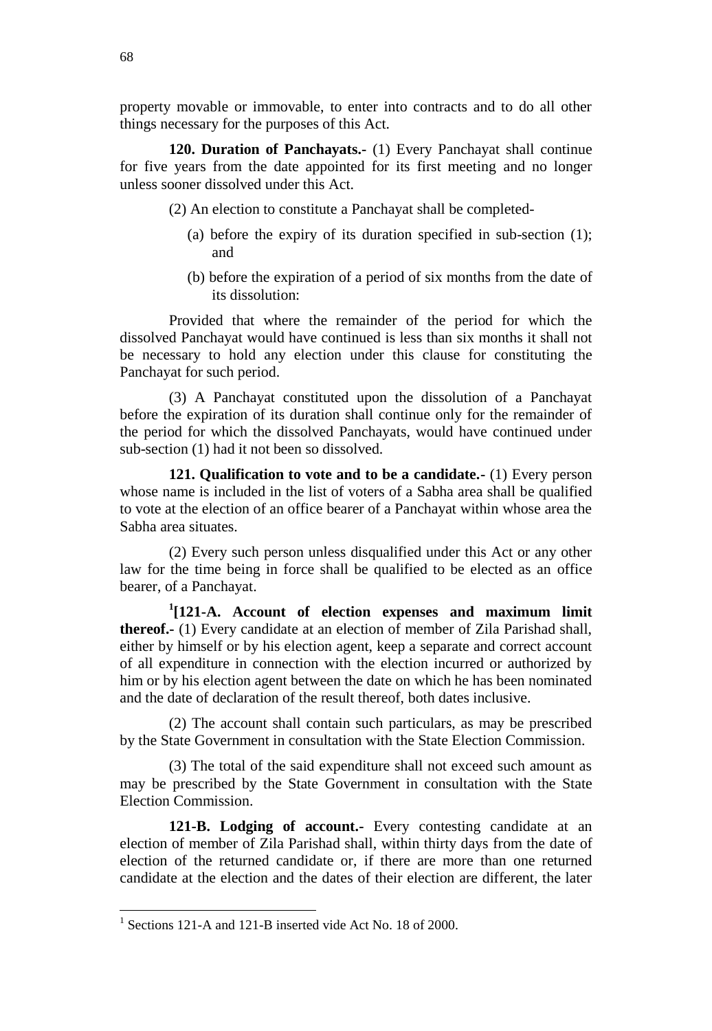property movable or immovable, to enter into contracts and to do all other things necessary for the purposes of this Act.

**120. Duration of Panchayats.-** (1) Every Panchayat shall continue for five years from the date appointed for its first meeting and no longer unless sooner dissolved under this Act.

(2) An election to constitute a Panchayat shall be completed-

(a) before the expiry of its duration specified in sub-section (1); and

(b) before the expiration of a period of six months from the date of its dissolution:

Provided that where the remainder of the period for which the dissolved Panchayat would have continued is less than six months it shall not be necessary to hold any election under this clause for constituting the Panchayat for such period.

(3) A Panchayat constituted upon the dissolution of a Panchayat before the expiration of its duration shall continue only for the remainder of the period for which the dissolved Panchayats, would have continued under sub-section (1) had it not been so dissolved.

**121. Qualification to vote and to be a candidate.-** (1) Every person whose name is included in the list of voters of a Sabha area shall be qualified to vote at the election of an office bearer of a Panchayat within whose area the Sabha area situates.

(2) Every such person unless disqualified under this Act or any other law for the time being in force shall be qualified to be elected as an office bearer, of a Panchayat.

[1]**[121-A. Account of election expenses and maximum limit thereof.-** (1) Every candidate at an election of member of Zila Parishad shall, either by himself or by his election agent, keep a separate and correct account of all expenditure in connection with the election incurred or authorized by him or by his election agent between the date on which he has been nominated and the date of declaration of the result thereof, both dates inclusive.

(2) The account shall contain such particulars, as may be prescribed by the State Government in consultation with the State Election Commission.

(3) The total of the said expenditure shall not exceed such amount as may be prescribed by the State Government in consultation with the State Election Commission.

**121-B. Lodging of account.-** Every contesting candidate at an election of member of Zila Parishad shall, within thirty days from the date of election of the returned candidate or, if there are more than one returned candidate at the election and the dates of their election are different, the later

---

[1] Sections 121-A and 121-B inserted vide Act No. 18 of 2000.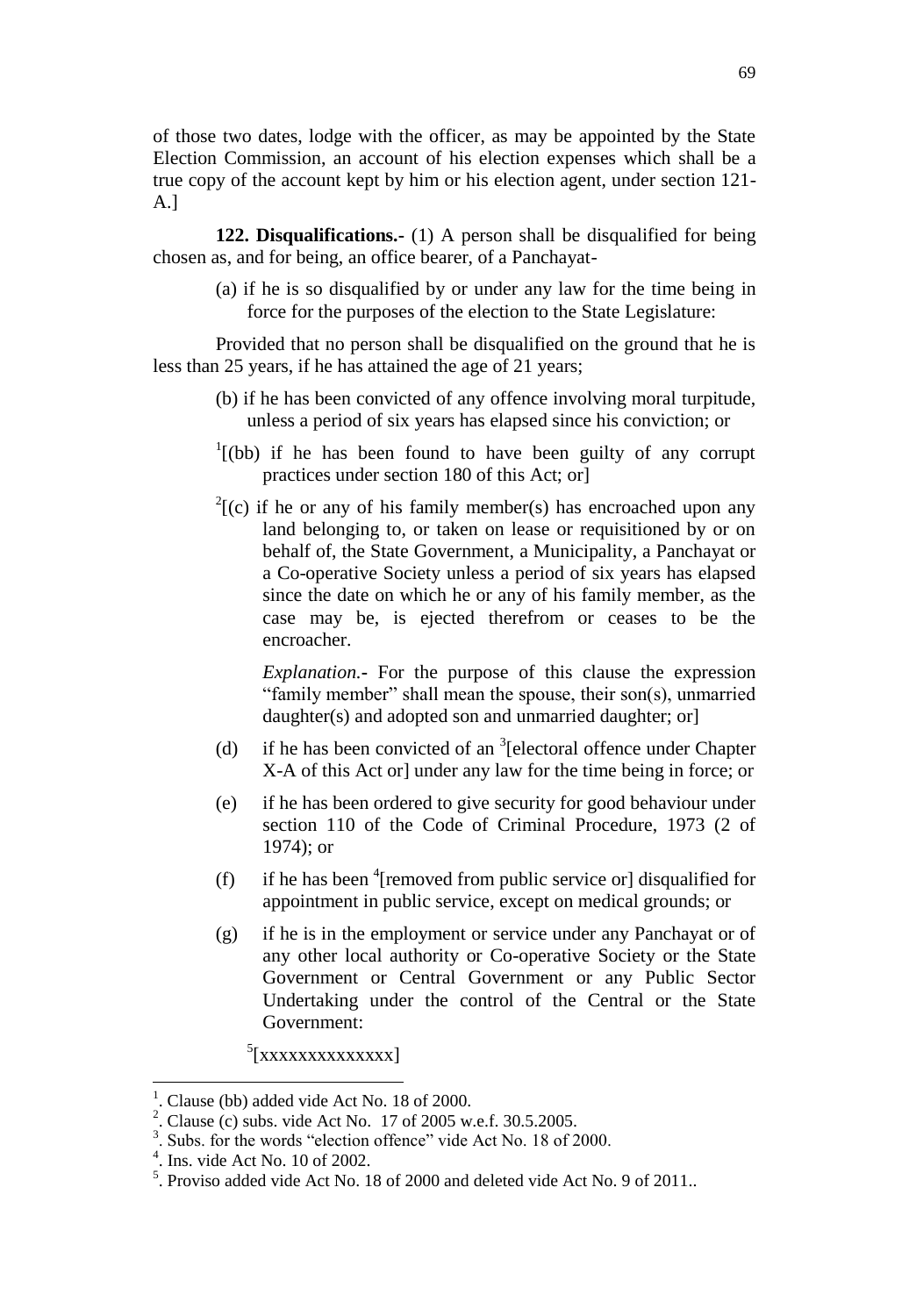of those two dates, lodge with the officer, as may be appointed by the State Election Commission, an account of his election expenses which shall be a true copy of the account kept by him or his election agent, under section 121-A.]

**122. Disqualifications.-** (1) A person shall be disqualified for being chosen as, and for being, an office bearer, of a Panchayat-

(a) if he is so disqualified by or under any law for the time being in force for the purposes of the election to the State Legislature:

Provided that no person shall be disqualified on the ground that he is less than 25 years, if he has attained the age of 21 years;

(b) if he has been convicted of any offence involving moral turpitude, unless a period of six years has elapsed since his conviction; or

[1][(bb) if he has been found to have been guilty of any corrupt practices under section 180 of this Act; or]

[2][(c) if he or any of his family member(s) has encroached upon any land belonging to, or taken on lease or requisitioned by or on behalf of, the State Government, a Municipality, a Panchayat or a Co-operative Society unless a period of six years has elapsed since the date on which he or any of his family member, as the case may be, is ejected therefrom or ceases to be the encroacher.

*Explanation.-* For the purpose of this clause the expression "family member" shall mean the spouse, their son(s), unmarried daughter(s) and adopted son and unmarried daughter; or]

(d) if he has been convicted of an [3][electoral offence under Chapter X-A of this Act or] under any law for the time being in force; or

(e) if he has been ordered to give security for good behaviour under section 110 of the Code of Criminal Procedure, 1973 (2 of 1974); or

(f) if he has been [4][removed from public service or] disqualified for appointment in public service, except on medical grounds; or

(g) if he is in the employment or service under any Panchayat or of any other local authority or Co-operative Society or the State Government or Central Government or any Public Sector Undertaking under the control of the Central or the State Government:

[5][xxxxxxxxxxxxxx]

---

1. Clause (bb) added vide Act No. 18 of 2000.
2. Clause (c) subs. vide Act No. 17 of 2005 w.e.f. 30.5.2005.
3. Subs. for the words "election offence" vide Act No. 18 of 2000.
4. Ins. vide Act No. 10 of 2002.
5. Proviso added vide Act No. 18 of 2000 and deleted vide Act No. 9 of 2011..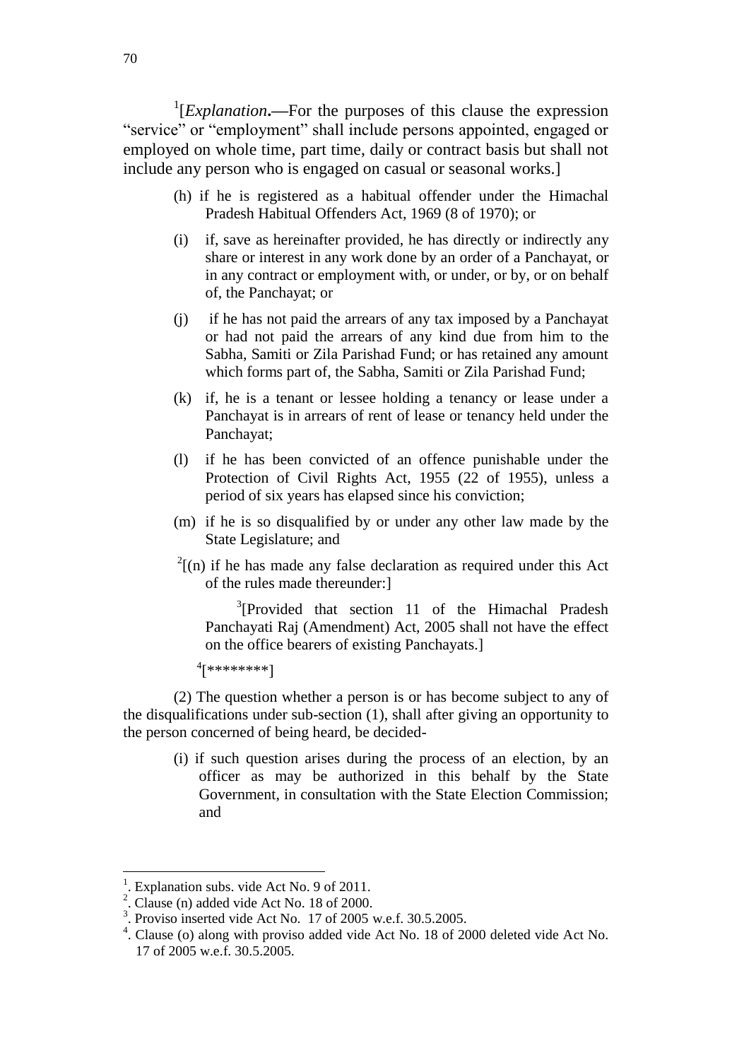[1][*Explanation*.—For the purposes of this clause the expression "service" or "employment" shall include persons appointed, engaged or employed on whole time, part time, daily or contract basis but shall not include any person who is engaged on casual or seasonal works.]

(h) if he is registered as a habitual offender under the Himachal Pradesh Habitual Offenders Act, 1969 (8 of 1970); or

(i) if, save as hereinafter provided, he has directly or indirectly any share or interest in any work done by an order of a Panchayat, or in any contract or employment with, or under, or by, or on behalf of, the Panchayat; or

(j) if he has not paid the arrears of any tax imposed by a Panchayat or had not paid the arrears of any kind due from him to the Sabha, Samiti or Zila Parishad Fund; or has retained any amount which forms part of, the Sabha, Samiti or Zila Parishad Fund;

(k) if, he is a tenant or lessee holding a tenancy or lease under a Panchayat is in arrears of rent of lease or tenancy held under the Panchayat;

(l) if he has been convicted of an offence punishable under the Protection of Civil Rights Act, 1955 (22 of 1955), unless a period of six years has elapsed since his conviction;

(m) if he is so disqualified by or under any other law made by the State Legislature; and

[2][(n) if he has made any false declaration as required under this Act of the rules made thereunder:]

[3][Provided that section 11 of the Himachal Pradesh Panchayati Raj (Amendment) Act, 2005 shall not have the effect on the office bearers of existing Panchayats.]

[4][********]

(2) The question whether a person is or has become subject to any of the disqualifications under sub-section (1), shall after giving an opportunity to the person concerned of being heard, be decided-

(i) if such question arises during the process of an election, by an officer as may be authorized in this behalf by the State Government, in consultation with the State Election Commission; and

---

1. Explanation subs. vide Act No. 9 of 2011.
2. Clause (n) added vide Act No. 18 of 2000.
3. Proviso inserted vide Act No. 17 of 2005 w.e.f. 30.5.2005.
4. Clause (o) along with proviso added vide Act No. 18 of 2000 deleted vide Act No. 17 of 2005 w.e.f. 30.5.2005.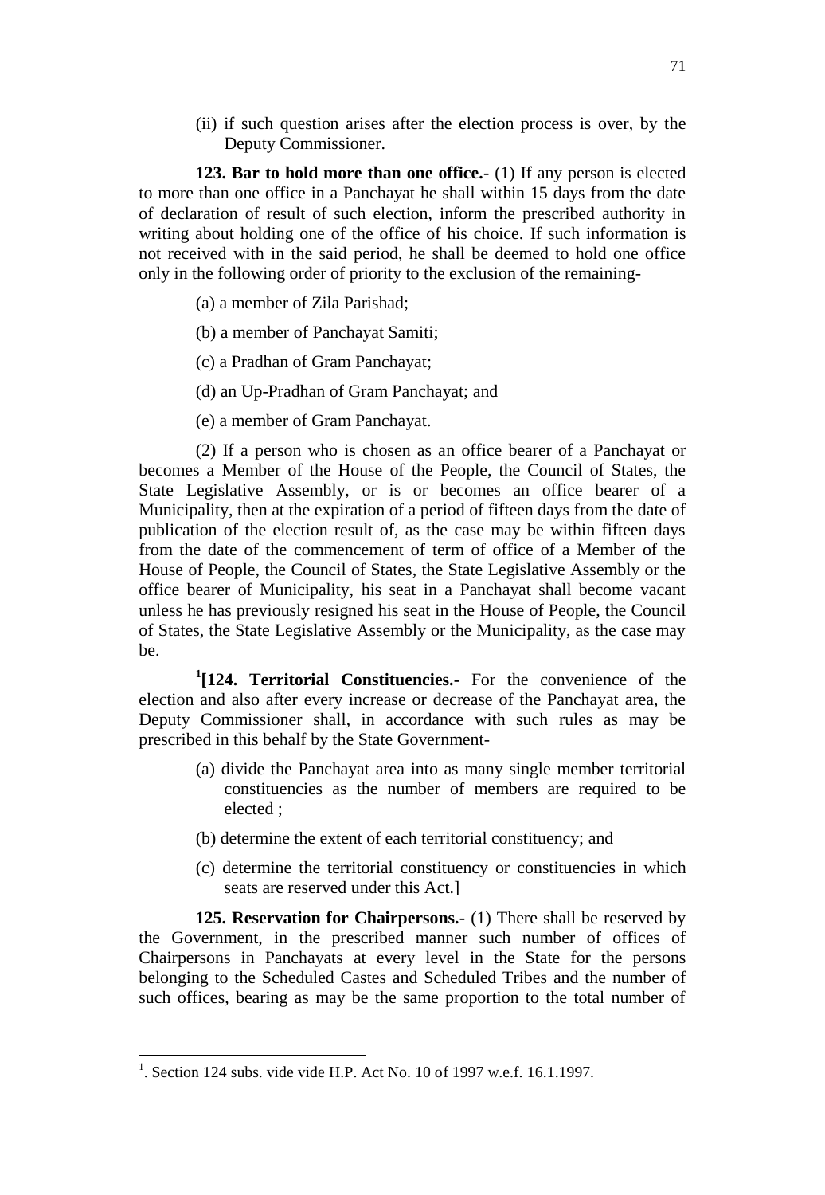(ii) if such question arises after the election process is over, by the Deputy Commissioner.

**123. Bar to hold more than one office.-** (1) If any person is elected to more than one office in a Panchayat he shall within 15 days from the date of declaration of result of such election, inform the prescribed authority in writing about holding one of the office of his choice. If such information is not received with in the said period, he shall be deemed to hold one office only in the following order of priority to the exclusion of the remaining-

(a) a member of Zila Parishad;

(b) a member of Panchayat Samiti;

(c) a Pradhan of Gram Panchayat;

(d) an Up-Pradhan of Gram Panchayat; and

(e) a member of Gram Panchayat.

(2) If a person who is chosen as an office bearer of a Panchayat or becomes a Member of the House of the People, the Council of States, the State Legislative Assembly, or is or becomes an office bearer of a Municipality, then at the expiration of a period of fifteen days from the date of publication of the election result of, as the case may be within fifteen days from the date of the commencement of term of office of a Member of the House of People, the Council of States, the State Legislative Assembly or the office bearer of Municipality, his seat in a Panchayat shall become vacant unless he has previously resigned his seat in the House of People, the Council of States, the State Legislative Assembly or the Municipality, as the case may be.

[1][**124. Territorial Constituencies.-** For the convenience of the election and also after every increase or decrease of the Panchayat area, the Deputy Commissioner shall, in accordance with such rules as may be prescribed in this behalf by the State Government-

(a) divide the Panchayat area into as many single member territorial constituencies as the number of members are required to be elected ;

(b) determine the extent of each territorial constituency; and

(c) determine the territorial constituency or constituencies in which seats are reserved under this Act.]

**125. Reservation for Chairpersons.-** (1) There shall be reserved by the Government, in the prescribed manner such number of offices of Chairpersons in Panchayats at every level in the State for the persons belonging to the Scheduled Castes and Scheduled Tribes and the number of such offices, bearing as may be the same proportion to the total number of

---

[1]. Section 124 subs. vide vide H.P. Act No. 10 of 1997 w.e.f. 16.1.1997.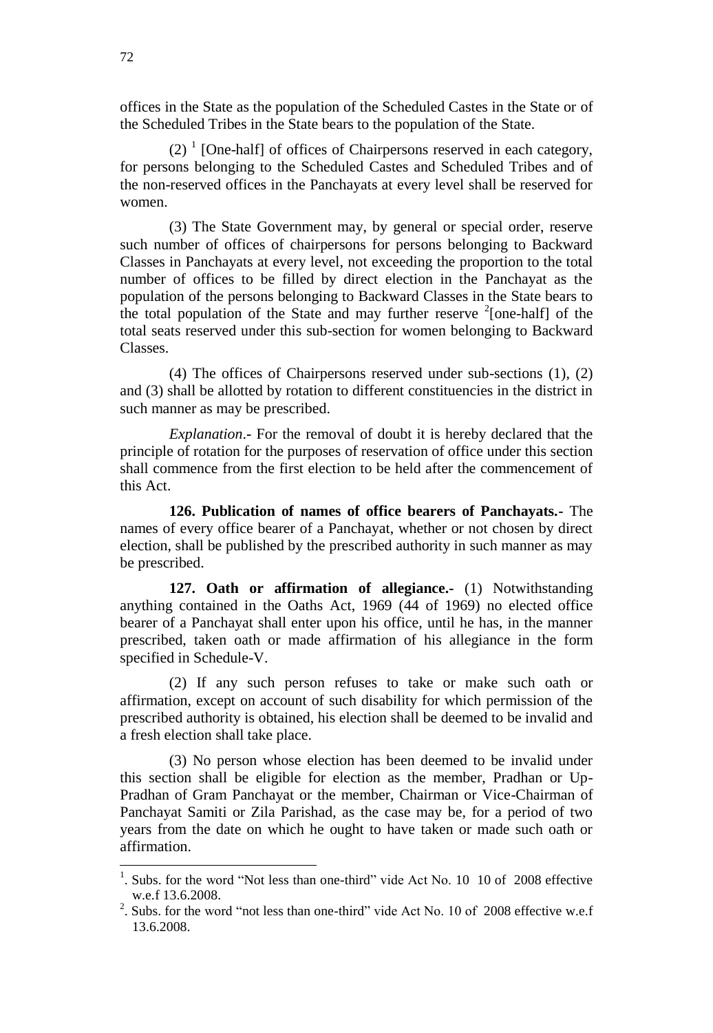offices in the State as the population of the Scheduled Castes in the State or of the Scheduled Tribes in the State bears to the population of the State.

(2) [1] [One-half] of offices of Chairpersons reserved in each category, for persons belonging to the Scheduled Castes and Scheduled Tribes and of the non-reserved offices in the Panchayats at every level shall be reserved for women.

(3) The State Government may, by general or special order, reserve such number of offices of chairpersons for persons belonging to Backward Classes in Panchayats at every level, not exceeding the proportion to the total number of offices to be filled by direct election in the Panchayat as the population of the persons belonging to Backward Classes in the State bears to the total population of the State and may further reserve [2][one-half] of the total seats reserved under this sub-section for women belonging to Backward Classes.

(4) The offices of Chairpersons reserved under sub-sections (1), (2) and (3) shall be allotted by rotation to different constituencies in the district in such manner as may be prescribed.

*Explanation*.- For the removal of doubt it is hereby declared that the principle of rotation for the purposes of reservation of office under this section shall commence from the first election to be held after the commencement of this Act.

**126. Publication of names of office bearers of Panchayats.**- The names of every office bearer of a Panchayat, whether or not chosen by direct election, shall be published by the prescribed authority in such manner as may be prescribed.

**127. Oath or affirmation of allegiance.-** (1) Notwithstanding anything contained in the Oaths Act, 1969 (44 of 1969) no elected office bearer of a Panchayat shall enter upon his office, until he has, in the manner prescribed, taken oath or made affirmation of his allegiance in the form specified in Schedule-V.

(2) If any such person refuses to take or make such oath or affirmation, except on account of such disability for which permission of the prescribed authority is obtained, his election shall be deemed to be invalid and a fresh election shall take place.

(3) No person whose election has been deemed to be invalid under this section shall be eligible for election as the member, Pradhan or Up-Pradhan of Gram Panchayat or the member, Chairman or Vice-Chairman of Panchayat Samiti or Zila Parishad, as the case may be, for a period of two years from the date on which he ought to have taken or made such oath or affirmation.

---

[1]. Subs. for the word "Not less than one-third" vide Act No. 10 10 of 2008 effective w.e.f 13.6.2008.

[2]. Subs. for the word "not less than one-third" vide Act No. 10 of 2008 effective w.e.f 13.6.2008.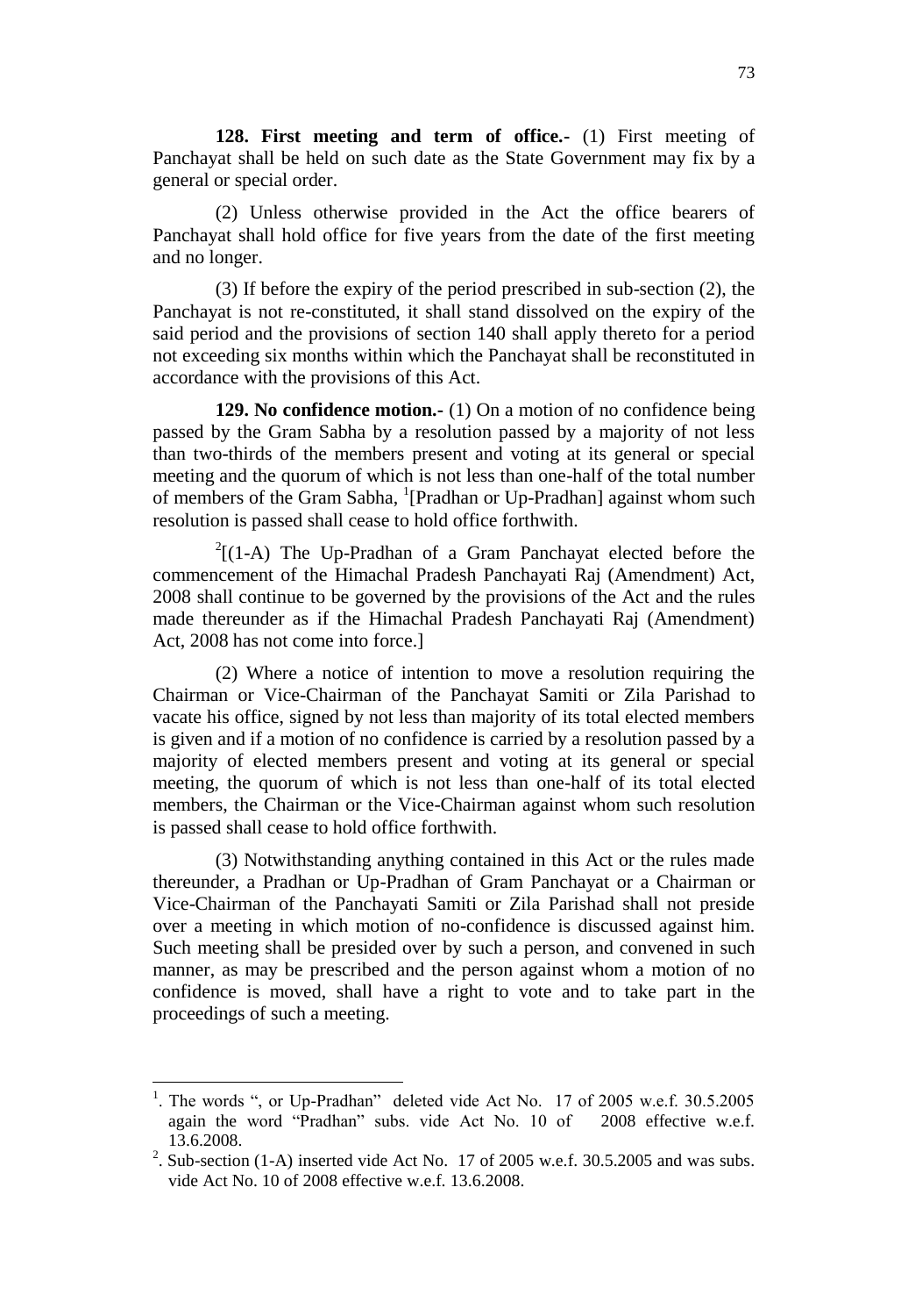**128. First meeting and term of office.-** (1) First meeting of Panchayat shall be held on such date as the State Government may fix by a general or special order.

(2) Unless otherwise provided in the Act the office bearers of Panchayat shall hold office for five years from the date of the first meeting and no longer.

(3) If before the expiry of the period prescribed in sub-section (2), the Panchayat is not re-constituted, it shall stand dissolved on the expiry of the said period and the provisions of section 140 shall apply thereto for a period not exceeding six months within which the Panchayat shall be reconstituted in accordance with the provisions of this Act.

**129. No confidence motion.-** (1) On a motion of no confidence being passed by the Gram Sabha by a resolution passed by a majority of not less than two-thirds of the members present and voting at its general or special meeting and the quorum of which is not less than one-half of the total number of members of the Gram Sabha, [1][Pradhan or Up-Pradhan] against whom such resolution is passed shall cease to hold office forthwith.

[2][(1-A) The Up-Pradhan of a Gram Panchayat elected before the commencement of the Himachal Pradesh Panchayati Raj (Amendment) Act, 2008 shall continue to be governed by the provisions of the Act and the rules made thereunder as if the Himachal Pradesh Panchayati Raj (Amendment) Act, 2008 has not come into force.]

(2) Where a notice of intention to move a resolution requiring the Chairman or Vice-Chairman of the Panchayat Samiti or Zila Parishad to vacate his office, signed by not less than majority of its total elected members is given and if a motion of no confidence is carried by a resolution passed by a majority of elected members present and voting at its general or special meeting, the quorum of which is not less than one-half of its total elected members, the Chairman or the Vice-Chairman against whom such resolution is passed shall cease to hold office forthwith.

(3) Notwithstanding anything contained in this Act or the rules made thereunder, a Pradhan or Up-Pradhan of Gram Panchayat or a Chairman or Vice-Chairman of the Panchayati Samiti or Zila Parishad shall not preside over a meeting in which motion of no-confidence is discussed against him. Such meeting shall be presided over by such a person, and convened in such manner, as may be prescribed and the person against whom a motion of no confidence is moved, shall have a right to vote and to take part in the proceedings of such a meeting.

---

[1]. The words ", or Up-Pradhan" deleted vide Act No. 17 of 2005 w.e.f. 30.5.2005 again the word "Pradhan" subs. vide Act No. 10 of 2008 effective w.e.f. 13.6.2008.

[2]. Sub-section (1-A) inserted vide Act No. 17 of 2005 w.e.f. 30.5.2005 and was subs. vide Act No. 10 of 2008 effective w.e.f. 13.6.2008.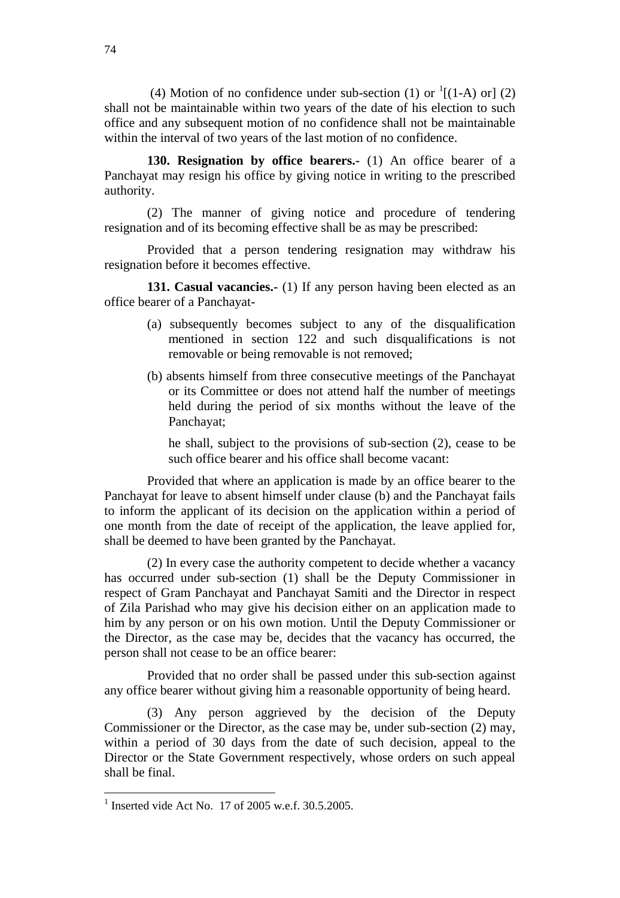(4) Motion of no confidence under sub-section (1) or [1][(1-A) or] (2) shall not be maintainable within two years of the date of his election to such office and any subsequent motion of no confidence shall not be maintainable within the interval of two years of the last motion of no confidence.

**130. Resignation by office bearers.-** (1) An office bearer of a Panchayat may resign his office by giving notice in writing to the prescribed authority.

(2) The manner of giving notice and procedure of tendering resignation and of its becoming effective shall be as may be prescribed:

Provided that a person tendering resignation may withdraw his resignation before it becomes effective.

**131. Casual vacancies.-** (1) If any person having been elected as an office bearer of a Panchayat-

(a) subsequently becomes subject to any of the disqualification mentioned in section 122 and such disqualifications is not removable or being removable is not removed;

(b) absents himself from three consecutive meetings of the Panchayat or its Committee or does not attend half the number of meetings held during the period of six months without the leave of the Panchayat;

he shall, subject to the provisions of sub-section (2), cease to be such office bearer and his office shall become vacant:

Provided that where an application is made by an office bearer to the Panchayat for leave to absent himself under clause (b) and the Panchayat fails to inform the applicant of its decision on the application within a period of one month from the date of receipt of the application, the leave applied for, shall be deemed to have been granted by the Panchayat.

(2) In every case the authority competent to decide whether a vacancy has occurred under sub-section (1) shall be the Deputy Commissioner in respect of Gram Panchayat and Panchayat Samiti and the Director in respect of Zila Parishad who may give his decision either on an application made to him by any person or on his own motion. Until the Deputy Commissioner or the Director, as the case may be, decides that the vacancy has occurred, the person shall not cease to be an office bearer:

Provided that no order shall be passed under this sub-section against any office bearer without giving him a reasonable opportunity of being heard.

(3) Any person aggrieved by the decision of the Deputy Commissioner or the Director, as the case may be, under sub-section (2) may, within a period of 30 days from the date of such decision, appeal to the Director or the State Government respectively, whose orders on such appeal shall be final.

---

[1] Inserted vide Act No. 17 of 2005 w.e.f. 30.5.2005.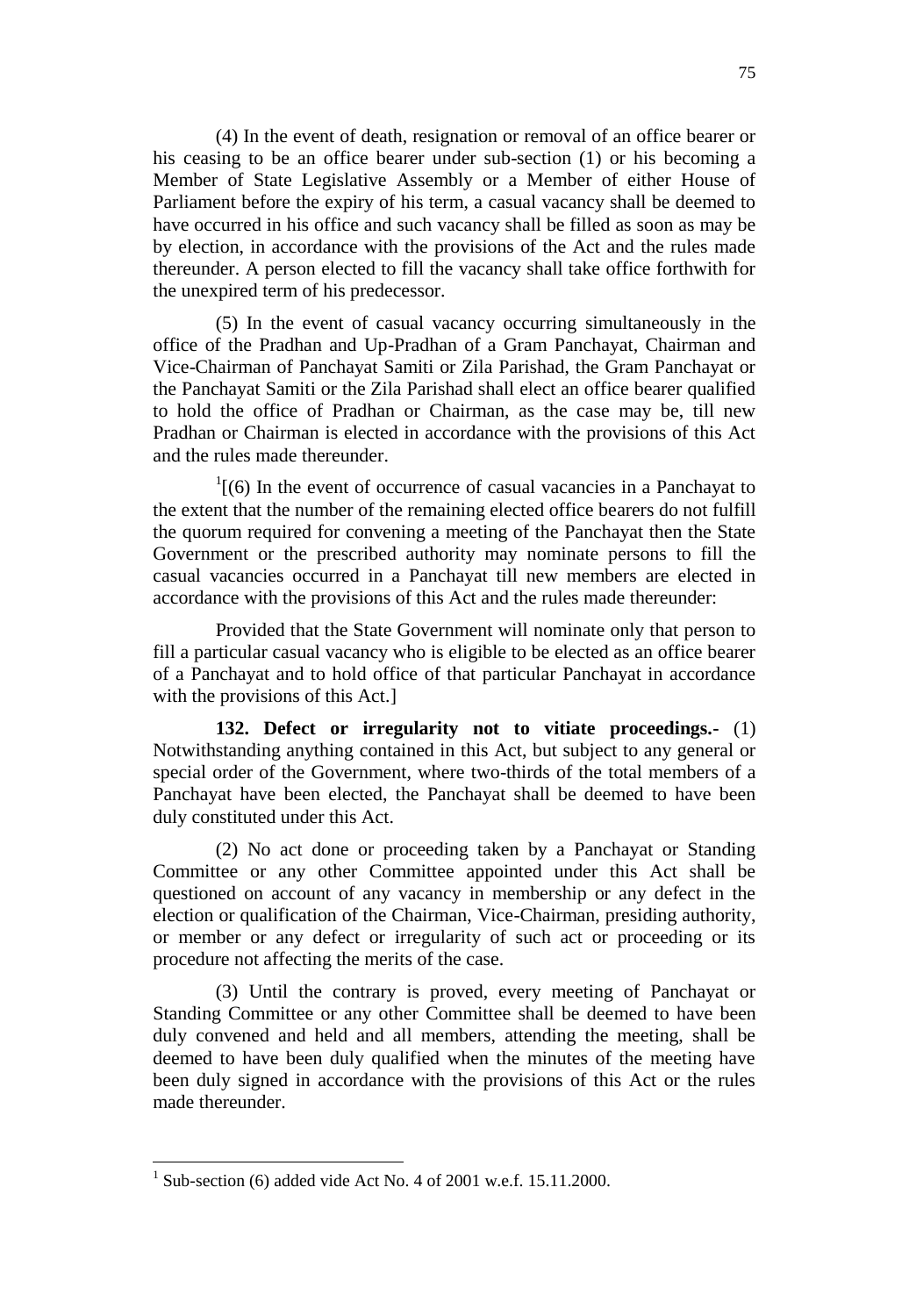(4) In the event of death, resignation or removal of an office bearer or his ceasing to be an office bearer under sub-section (1) or his becoming a Member of State Legislative Assembly or a Member of either House of Parliament before the expiry of his term, a casual vacancy shall be deemed to have occurred in his office and such vacancy shall be filled as soon as may be by election, in accordance with the provisions of the Act and the rules made thereunder. A person elected to fill the vacancy shall take office forthwith for the unexpired term of his predecessor.

(5) In the event of casual vacancy occurring simultaneously in the office of the Pradhan and Up-Pradhan of a Gram Panchayat, Chairman and Vice-Chairman of Panchayat Samiti or Zila Parishad, the Gram Panchayat or the Panchayat Samiti or the Zila Parishad shall elect an office bearer qualified to hold the office of Pradhan or Chairman, as the case may be, till new Pradhan or Chairman is elected in accordance with the provisions of this Act and the rules made thereunder.

[1][(6) In the event of occurrence of casual vacancies in a Panchayat to the extent that the number of the remaining elected office bearers do not fulfill the quorum required for convening a meeting of the Panchayat then the State Government or the prescribed authority may nominate persons to fill the casual vacancies occurred in a Panchayat till new members are elected in accordance with the provisions of this Act and the rules made thereunder:

Provided that the State Government will nominate only that person to fill a particular casual vacancy who is eligible to be elected as an office bearer of a Panchayat and to hold office of that particular Panchayat in accordance with the provisions of this Act.]

**132. Defect or irregularity not to vitiate proceedings.-** (1) Notwithstanding anything contained in this Act, but subject to any general or special order of the Government, where two-thirds of the total members of a Panchayat have been elected, the Panchayat shall be deemed to have been duly constituted under this Act.

(2) No act done or proceeding taken by a Panchayat or Standing Committee or any other Committee appointed under this Act shall be questioned on account of any vacancy in membership or any defect in the election or qualification of the Chairman, Vice-Chairman, presiding authority, or member or any defect or irregularity of such act or proceeding or its procedure not affecting the merits of the case.

(3) Until the contrary is proved, every meeting of Panchayat or Standing Committee or any other Committee shall be deemed to have been duly convened and held and all members, attending the meeting, shall be deemed to have been duly qualified when the minutes of the meeting have been duly signed in accordance with the provisions of this Act or the rules made thereunder.

---

[1] Sub-section (6) added vide Act No. 4 of 2001 w.e.f. 15.11.2000.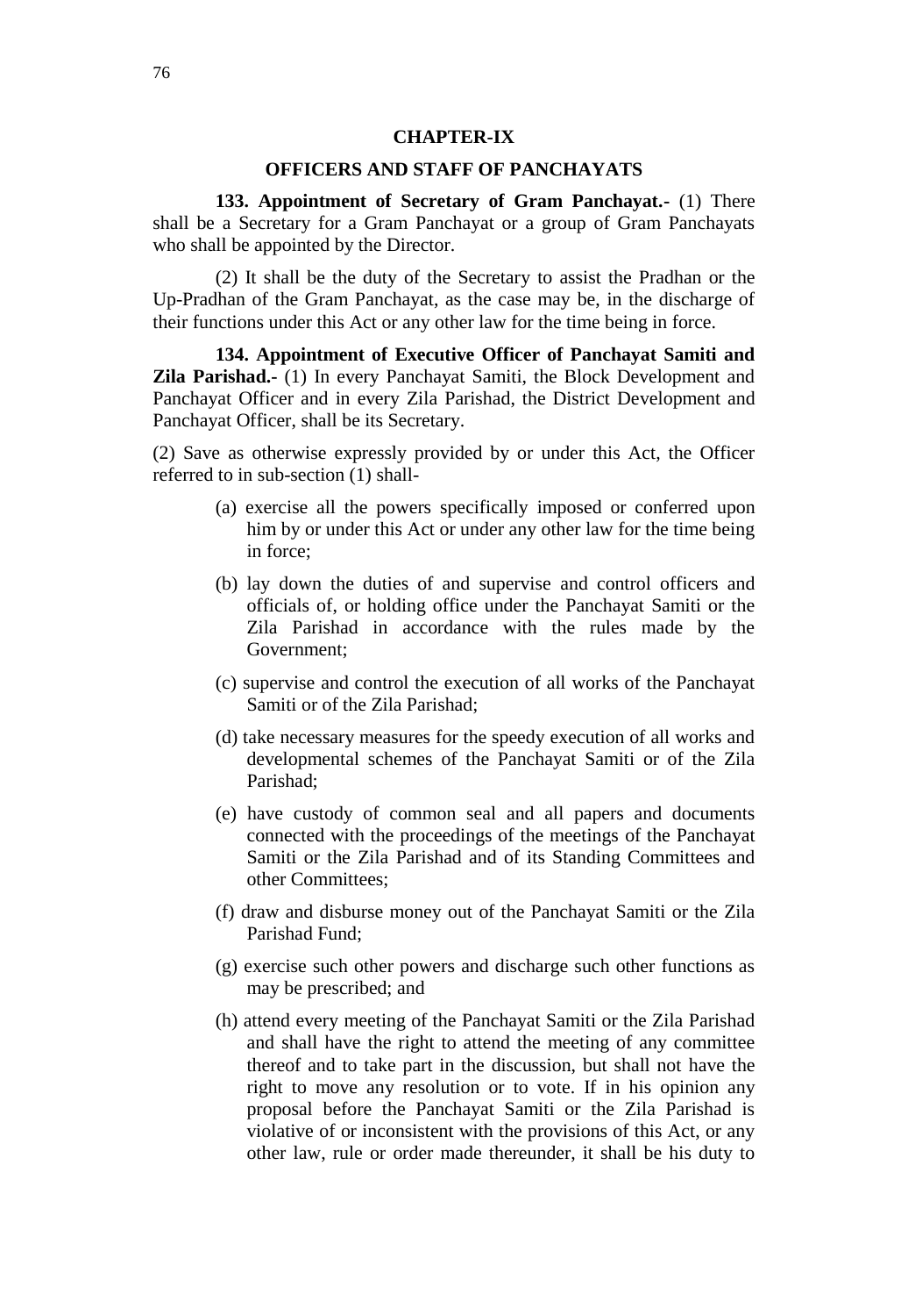## CHAPTER-IX

### OFFICERS AND STAFF OF PANCHAYATS

**133. Appointment of Secretary of Gram Panchayat.-** (1) There shall be a Secretary for a Gram Panchayat or a group of Gram Panchayats who shall be appointed by the Director.

(2) It shall be the duty of the Secretary to assist the Pradhan or the Up-Pradhan of the Gram Panchayat, as the case may be, in the discharge of their functions under this Act or any other law for the time being in force.

**134. Appointment of Executive Officer of Panchayat Samiti and Zila Parishad.-** (1) In every Panchayat Samiti, the Block Development and Panchayat Officer and in every Zila Parishad, the District Development and Panchayat Officer, shall be its Secretary.

(2) Save as otherwise expressly provided by or under this Act, the Officer referred to in sub-section (1) shall-

(a) exercise all the powers specifically imposed or conferred upon him by or under this Act or under any other law for the time being in force;

(b) lay down the duties of and supervise and control officers and officials of, or holding office under the Panchayat Samiti or the Zila Parishad in accordance with the rules made by the Government;

(c) supervise and control the execution of all works of the Panchayat Samiti or of the Zila Parishad;

(d) take necessary measures for the speedy execution of all works and developmental schemes of the Panchayat Samiti or of the Zila Parishad;

(e) have custody of common seal and all papers and documents connected with the proceedings of the meetings of the Panchayat Samiti or the Zila Parishad and of its Standing Committees and other Committees;

(f) draw and disburse money out of the Panchayat Samiti or the Zila Parishad Fund;

(g) exercise such other powers and discharge such other functions as may be prescribed; and

(h) attend every meeting of the Panchayat Samiti or the Zila Parishad and shall have the right to attend the meeting of any committee thereof and to take part in the discussion, but shall not have the right to move any resolution or to vote. If in his opinion any proposal before the Panchayat Samiti or the Zila Parishad is violative of or inconsistent with the provisions of this Act, or any other law, rule or order made thereunder, it shall be his duty to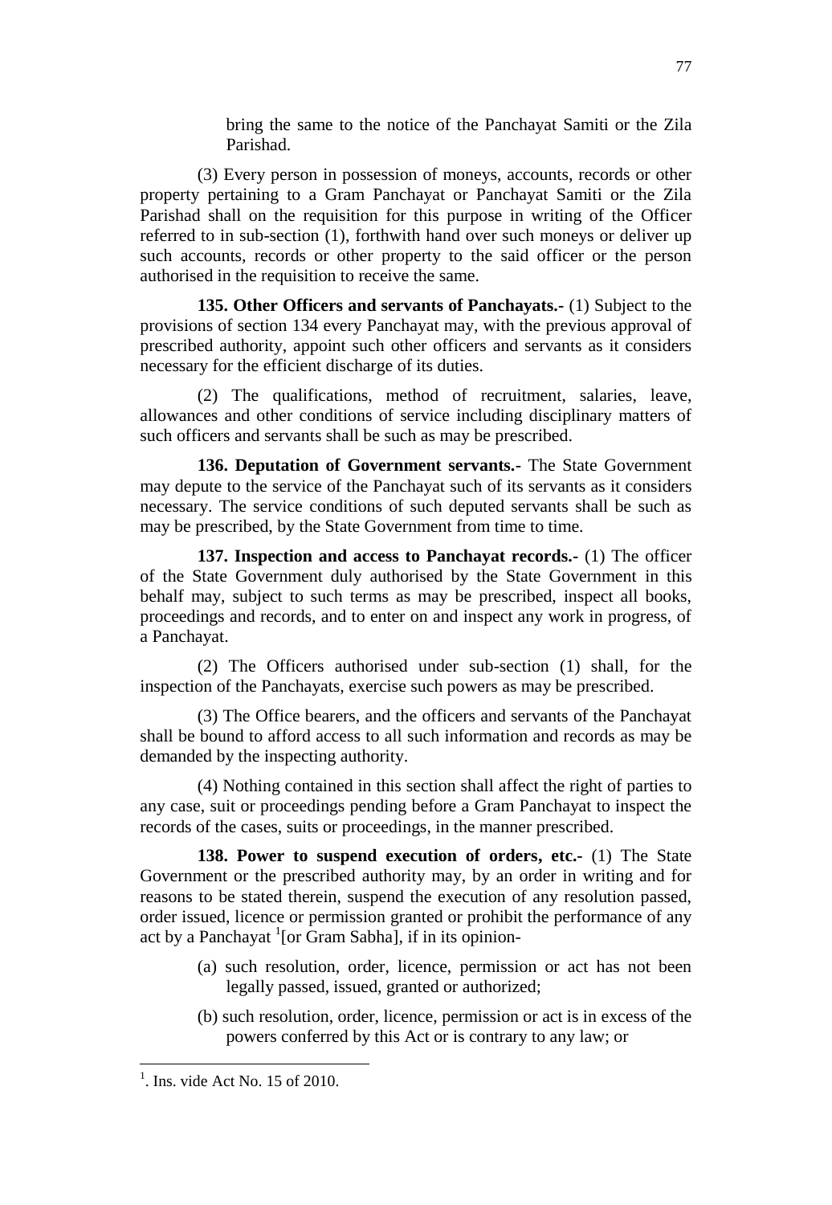bring the same to the notice of the Panchayat Samiti or the Zila Parishad.

(3) Every person in possession of moneys, accounts, records or other property pertaining to a Gram Panchayat or Panchayat Samiti or the Zila Parishad shall on the requisition for this purpose in writing of the Officer referred to in sub-section (1), forthwith hand over such moneys or deliver up such accounts, records or other property to the said officer or the person authorised in the requisition to receive the same.

**135. Other Officers and servants of Panchayats.-** (1) Subject to the provisions of section 134 every Panchayat may, with the previous approval of prescribed authority, appoint such other officers and servants as it considers necessary for the efficient discharge of its duties.

(2) The qualifications, method of recruitment, salaries, leave, allowances and other conditions of service including disciplinary matters of such officers and servants shall be such as may be prescribed.

**136. Deputation of Government servants.-** The State Government may depute to the service of the Panchayat such of its servants as it considers necessary. The service conditions of such deputed servants shall be such as may be prescribed, by the State Government from time to time.

**137. Inspection and access to Panchayat records.-** (1) The officer of the State Government duly authorised by the State Government in this behalf may, subject to such terms as may be prescribed, inspect all books, proceedings and records, and to enter on and inspect any work in progress, of a Panchayat.

(2) The Officers authorised under sub-section (1) shall, for the inspection of the Panchayats, exercise such powers as may be prescribed.

(3) The Office bearers, and the officers and servants of the Panchayat shall be bound to afford access to all such information and records as may be demanded by the inspecting authority.

(4) Nothing contained in this section shall affect the right of parties to any case, suit or proceedings pending before a Gram Panchayat to inspect the records of the cases, suits or proceedings, in the manner prescribed.

**138. Power to suspend execution of orders, etc.-** (1) The State Government or the prescribed authority may, by an order in writing and for reasons to be stated therein, suspend the execution of any resolution passed, order issued, licence or permission granted or prohibit the performance of any act by a Panchayat [1][or Gram Sabha], if in its opinion-

(a) such resolution, order, licence, permission or act has not been legally passed, issued, granted or authorized;

(b) such resolution, order, licence, permission or act is in excess of the powers conferred by this Act or is contrary to any law; or

---

[1]. Ins. vide Act No. 15 of 2010.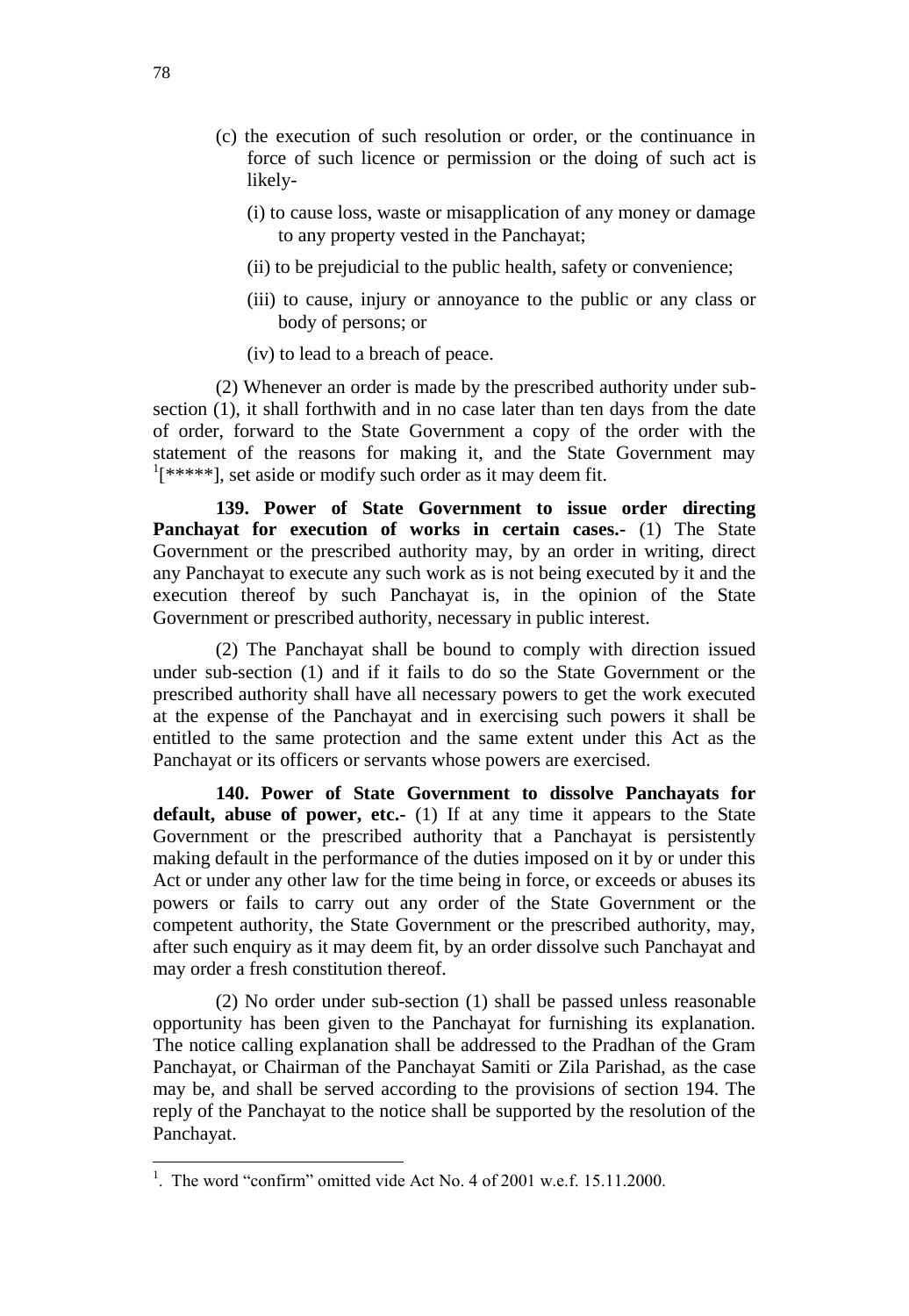(c) the execution of such resolution or order, or the continuance in force of such licence or permission or the doing of such act is likely-

(i) to cause loss, waste or misapplication of any money or damage to any property vested in the Panchayat;

(ii) to be prejudicial to the public health, safety or convenience;

(iii) to cause, injury or annoyance to the public or any class or body of persons; or

(iv) to lead to a breach of peace.

(2) Whenever an order is made by the prescribed authority under sub-section (1), it shall forthwith and in no case later than ten days from the date of order, forward to the State Government a copy of the order with the statement of the reasons for making it, and the State Government may [1][*****], set aside or modify such order as it may deem fit.

**139. Power of State Government to issue order directing Panchayat for execution of works in certain cases.-** (1) The State Government or the prescribed authority may, by an order in writing, direct any Panchayat to execute any such work as is not being executed by it and the execution thereof by such Panchayat is, in the opinion of the State Government or prescribed authority, necessary in public interest.

(2) The Panchayat shall be bound to comply with direction issued under sub-section (1) and if it fails to do so the State Government or the prescribed authority shall have all necessary powers to get the work executed at the expense of the Panchayat and in exercising such powers it shall be entitled to the same protection and the same extent under this Act as the Panchayat or its officers or servants whose powers are exercised.

**140. Power of State Government to dissolve Panchayats for default, abuse of power, etc.-** (1) If at any time it appears to the State Government or the prescribed authority that a Panchayat is persistently making default in the performance of the duties imposed on it by or under this Act or under any other law for the time being in force, or exceeds or abuses its powers or fails to carry out any order of the State Government or the competent authority, the State Government or the prescribed authority, may, after such enquiry as it may deem fit, by an order dissolve such Panchayat and may order a fresh constitution thereof.

(2) No order under sub-section (1) shall be passed unless reasonable opportunity has been given to the Panchayat for furnishing its explanation. The notice calling explanation shall be addressed to the Pradhan of the Gram Panchayat, or Chairman of the Panchayat Samiti or Zila Parishad, as the case may be, and shall be served according to the provisions of section 194. The reply of the Panchayat to the notice shall be supported by the resolution of the Panchayat.

---

[1]. The word "confirm" omitted vide Act No. 4 of 2001 w.e.f. 15.11.2000.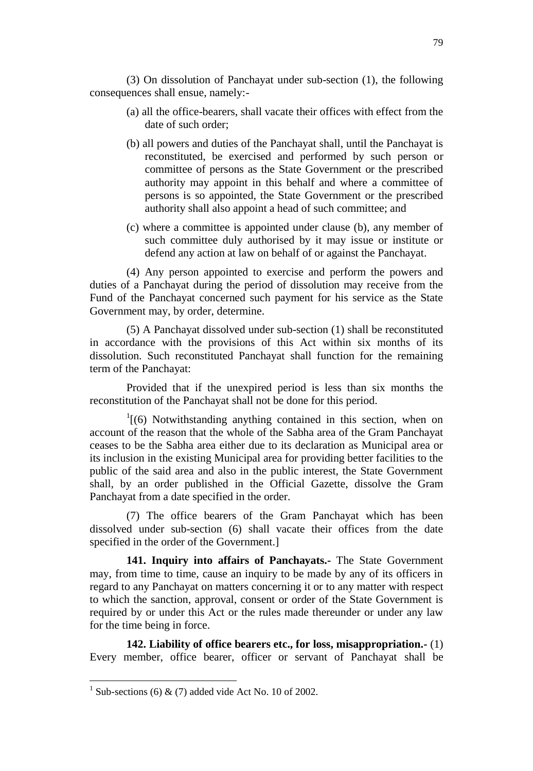(3) On dissolution of Panchayat under sub-section (1), the following consequences shall ensue, namely:-

(a) all the office-bearers, shall vacate their offices with effect from the date of such order;

(b) all powers and duties of the Panchayat shall, until the Panchayat is reconstituted, be exercised and performed by such person or committee of persons as the State Government or the prescribed authority may appoint in this behalf and where a committee of persons is so appointed, the State Government or the prescribed authority shall also appoint a head of such committee; and

(c) where a committee is appointed under clause (b), any member of such committee duly authorised by it may issue or institute or defend any action at law on behalf of or against the Panchayat.

(4) Any person appointed to exercise and perform the powers and duties of a Panchayat during the period of dissolution may receive from the Fund of the Panchayat concerned such payment for his service as the State Government may, by order, determine.

(5) A Panchayat dissolved under sub-section (1) shall be reconstituted in accordance with the provisions of this Act within six months of its dissolution. Such reconstituted Panchayat shall function for the remaining term of the Panchayat:

Provided that if the unexpired period is less than six months the reconstitution of the Panchayat shall not be done for this period.

[1][(6) Notwithstanding anything contained in this section, when on account of the reason that the whole of the Sabha area of the Gram Panchayat ceases to be the Sabha area either due to its declaration as Municipal area or its inclusion in the existing Municipal area for providing better facilities to the public of the said area and also in the public interest, the State Government shall, by an order published in the Official Gazette, dissolve the Gram Panchayat from a date specified in the order.

(7) The office bearers of the Gram Panchayat which has been dissolved under sub-section (6) shall vacate their offices from the date specified in the order of the Government.]

**141. Inquiry into affairs of Panchayats.-** The State Government may, from time to time, cause an inquiry to be made by any of its officers in regard to any Panchayat on matters concerning it or to any matter with respect to which the sanction, approval, consent or order of the State Government is required by or under this Act or the rules made thereunder or under any law for the time being in force.

**142. Liability of office bearers etc., for loss, misappropriation.-** (1) Every member, office bearer, officer or servant of Panchayat shall be

---

[1] Sub-sections (6) & (7) added vide Act No. 10 of 2002.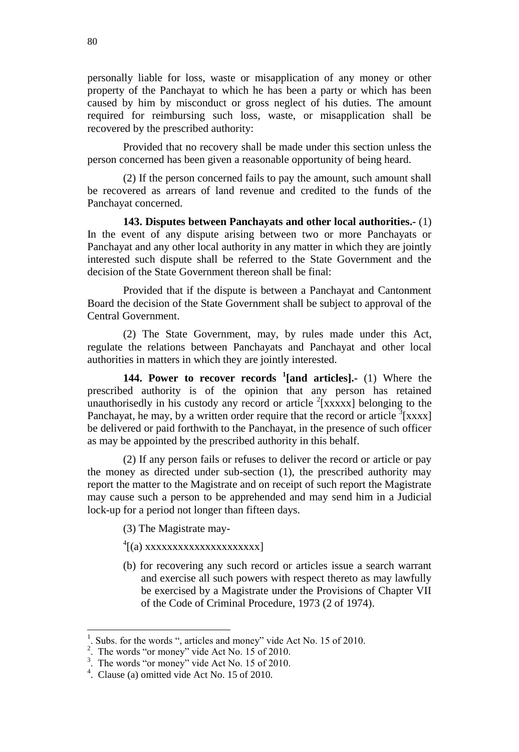personally liable for loss, waste or misapplication of any money or other property of the Panchayat to which he has been a party or which has been caused by him by misconduct or gross neglect of his duties. The amount required for reimbursing such loss, waste, or misapplication shall be recovered by the prescribed authority:

Provided that no recovery shall be made under this section unless the person concerned has been given a reasonable opportunity of being heard.

(2) If the person concerned fails to pay the amount, such amount shall be recovered as arrears of land revenue and credited to the funds of the Panchayat concerned.

**143. Disputes between Panchayats and other local authorities.-** (1) In the event of any dispute arising between two or more Panchayats or Panchayat and any other local authority in any matter in which they are jointly interested such dispute shall be referred to the State Government and the decision of the State Government thereon shall be final:

Provided that if the dispute is between a Panchayat and Cantonment Board the decision of the State Government shall be subject to approval of the Central Government.

(2) The State Government, may, by rules made under this Act, regulate the relations between Panchayats and Panchayat and other local authorities in matters in which they are jointly interested.

**144. Power to recover records [1][and articles].-** (1) Where the prescribed authority is of the opinion that any person has retained unauthorisedly in his custody any record or article [2][xxxxx] belonging to the Panchayat, he may, by a written order require that the record or article [3][xxxx] be delivered or paid forthwith to the Panchayat, in the presence of such officer as may be appointed by the prescribed authority in this behalf.

(2) If any person fails or refuses to deliver the record or article or pay the money as directed under sub-section (1), the prescribed authority may report the matter to the Magistrate and on receipt of such report the Magistrate may cause such a person to be apprehended and may send him in a Judicial lock-up for a period not longer than fifteen days.

(3) The Magistrate may-

[4][(a) xxxxxxxxxxxxxxxxxxxxx]

(b) for recovering any such record or articles issue a search warrant and exercise all such powers with respect thereto as may lawfully be exercised by a Magistrate under the Provisions of Chapter VII of the Code of Criminal Procedure, 1973 (2 of 1974).

---

1. Subs. for the words ", articles and money" vide Act No. 15 of 2010.
2. The words "or money" vide Act No. 15 of 2010.
3. The words "or money" vide Act No. 15 of 2010.
4. Clause (a) omitted vide Act No. 15 of 2010.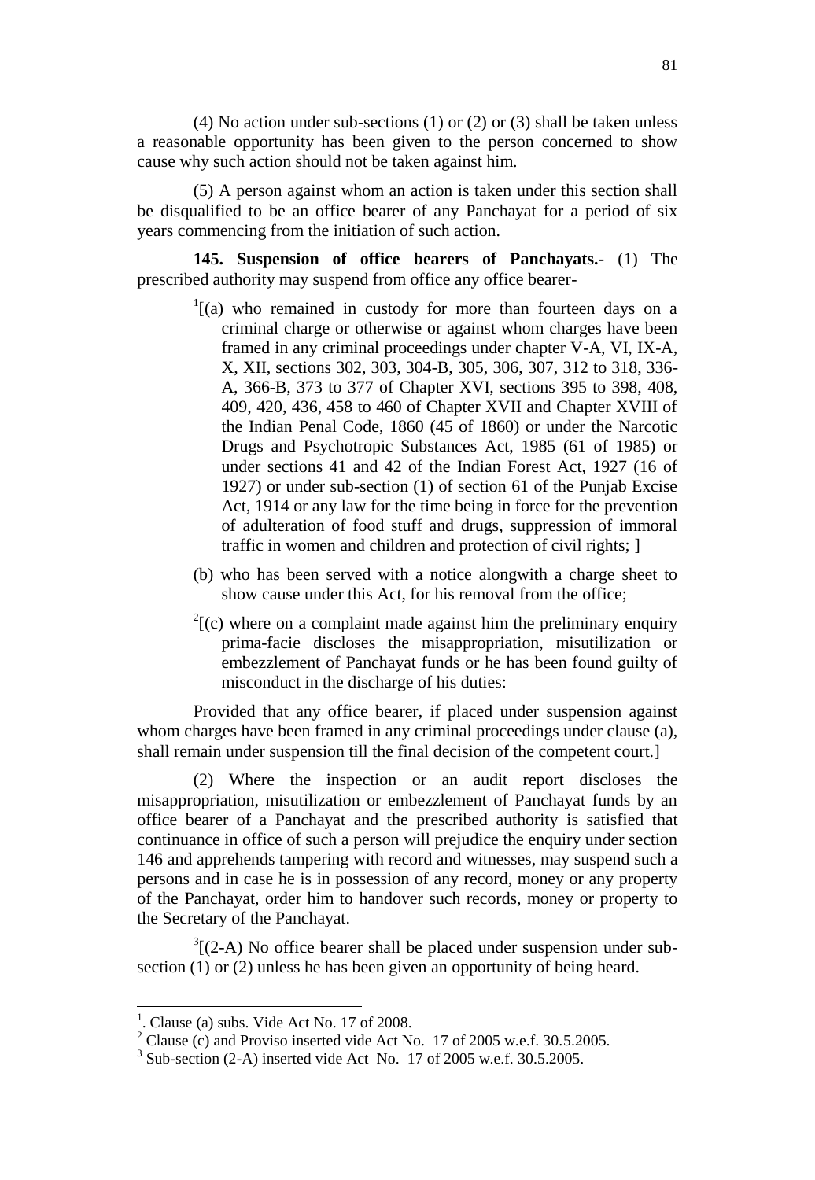(4) No action under sub-sections (1) or (2) or (3) shall be taken unless a reasonable opportunity has been given to the person concerned to show cause why such action should not be taken against him.

(5) A person against whom an action is taken under this section shall be disqualified to be an office bearer of any Panchayat for a period of six years commencing from the initiation of such action.

**145. Suspension of office bearers of Panchayats.-** (1) The prescribed authority may suspend from office any office bearer-

[1][(a) who remained in custody for more than fourteen days on a criminal charge or otherwise or against whom charges have been framed in any criminal proceedings under chapter V-A, VI, IX-A, X, XII, sections 302, 303, 304-B, 305, 306, 307, 312 to 318, 336-A, 366-B, 373 to 377 of Chapter XVI, sections 395 to 398, 408, 409, 420, 436, 458 to 460 of Chapter XVII and Chapter XVIII of the Indian Penal Code, 1860 (45 of 1860) or under the Narcotic Drugs and Psychotropic Substances Act, 1985 (61 of 1985) or under sections 41 and 42 of the Indian Forest Act, 1927 (16 of 1927) or under sub-section (1) of section 61 of the Punjab Excise Act, 1914 or any law for the time being in force for the prevention of adulteration of food stuff and drugs, suppression of immoral traffic in women and children and protection of civil rights; ]

(b) who has been served with a notice alongwith a charge sheet to show cause under this Act, for his removal from the office;

[2][(c) where on a complaint made against him the preliminary enquiry prima-facie discloses the misappropriation, misutilization or embezzlement of Panchayat funds or he has been found guilty of misconduct in the discharge of his duties:

Provided that any office bearer, if placed under suspension against whom charges have been framed in any criminal proceedings under clause (a), shall remain under suspension till the final decision of the competent court.]

(2) Where the inspection or an audit report discloses the misappropriation, misutilization or embezzlement of Panchayat funds by an office bearer of a Panchayat and the prescribed authority is satisfied that continuance in office of such a person will prejudice the enquiry under section 146 and apprehends tampering with record and witnesses, may suspend such a persons and in case he is in possession of any record, money or any property of the Panchayat, order him to handover such records, money or property to the Secretary of the Panchayat.

[3][(2-A) No office bearer shall be placed under suspension under sub-section (1) or (2) unless he has been given an opportunity of being heard.

---

[1]. Clause (a) subs. Vide Act No. 17 of 2008.

[2] Clause (c) and Proviso inserted vide Act No. 17 of 2005 w.e.f. 30.5.2005.

[3] Sub-section (2-A) inserted vide Act No. 17 of 2005 w.e.f. 30.5.2005.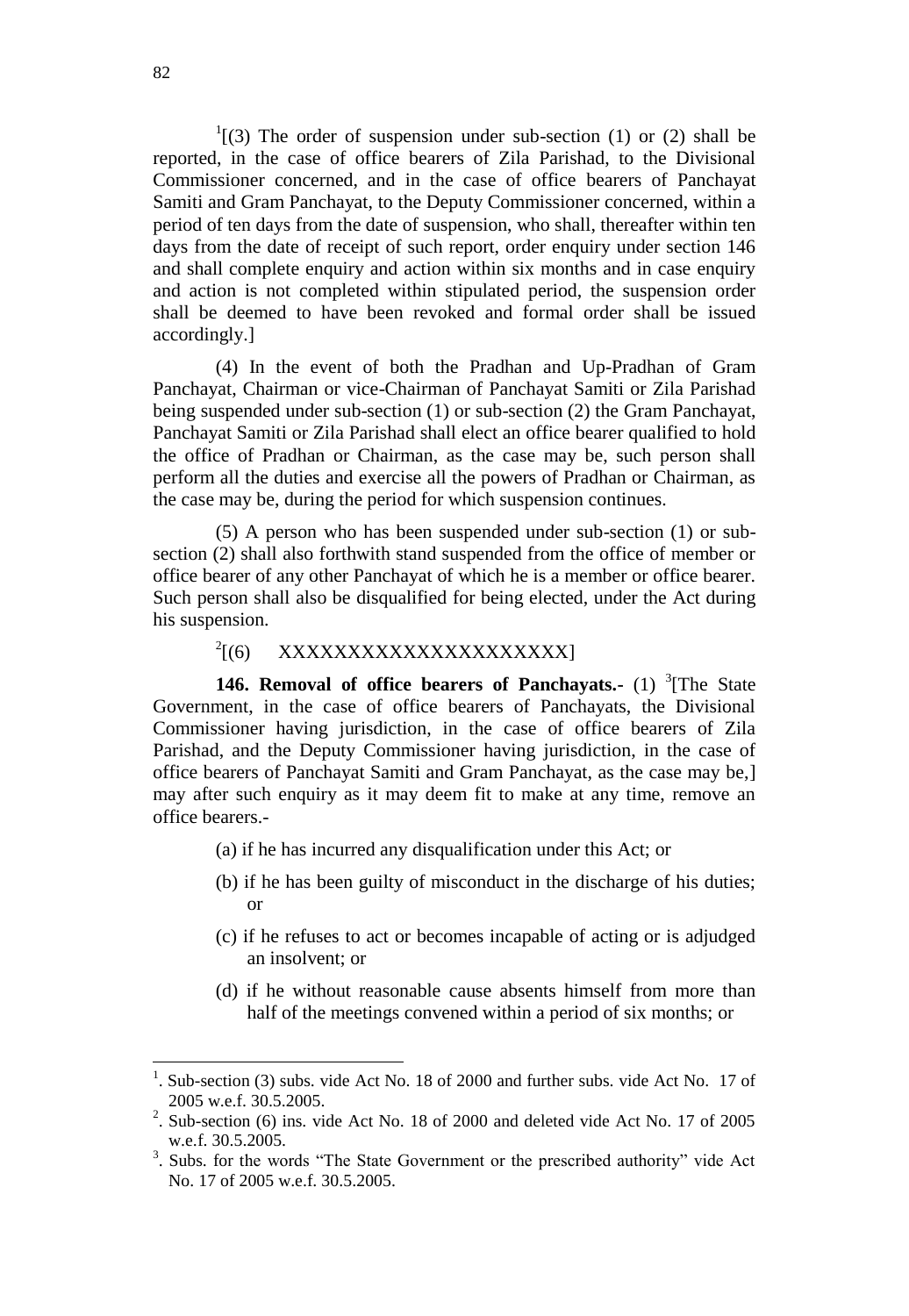[1][(3) The order of suspension under sub-section (1) or (2) shall be reported, in the case of office bearers of Zila Parishad, to the Divisional Commissioner concerned, and in the case of office bearers of Panchayat Samiti and Gram Panchayat, to the Deputy Commissioner concerned, within a period of ten days from the date of suspension, who shall, thereafter within ten days from the date of receipt of such report, order enquiry under section 146 and shall complete enquiry and action within six months and in case enquiry and action is not completed within stipulated period, the suspension order shall be deemed to have been revoked and formal order shall be issued accordingly.]

(4) In the event of both the Pradhan and Up-Pradhan of Gram Panchayat, Chairman or vice-Chairman of Panchayat Samiti or Zila Parishad being suspended under sub-section (1) or sub-section (2) the Gram Panchayat, Panchayat Samiti or Zila Parishad shall elect an office bearer qualified to hold the office of Pradhan or Chairman, as the case may be, such person shall perform all the duties and exercise all the powers of Pradhan or Chairman, as the case may be, during the period for which suspension continues.

(5) A person who has been suspended under sub-section (1) or sub-section (2) shall also forthwith stand suspended from the office of member or office bearer of any other Panchayat of which he is a member or office bearer. Such person shall also be disqualified for being elected, under the Act during his suspension.

[2][(6) XXXXXXXXXXXXXXXXXXXXX]

**146. Removal of office bearers of Panchayats.-** (1) [3][The State Government, in the case of office bearers of Panchayats, the Divisional Commissioner having jurisdiction, in the case of office bearers of Zila Parishad, and the Deputy Commissioner having jurisdiction, in the case of office bearers of Panchayat Samiti and Gram Panchayat, as the case may be,] may after such enquiry as it may deem fit to make at any time, remove an office bearers.-

(a) if he has incurred any disqualification under this Act; or

(b) if he has been guilty of misconduct in the discharge of his duties; or

(c) if he refuses to act or becomes incapable of acting or is adjudged an insolvent; or

(d) if he without reasonable cause absents himself from more than half of the meetings convened within a period of six months; or

---

1. Sub-section (3) subs. vide Act No. 18 of 2000 and further subs. vide Act No. 17 of 2005 w.e.f. 30.5.2005.

2. Sub-section (6) ins. vide Act No. 18 of 2000 and deleted vide Act No. 17 of 2005 w.e.f. 30.5.2005.

3. Subs. for the words "The State Government or the prescribed authority" vide Act No. 17 of 2005 w.e.f. 30.5.2005.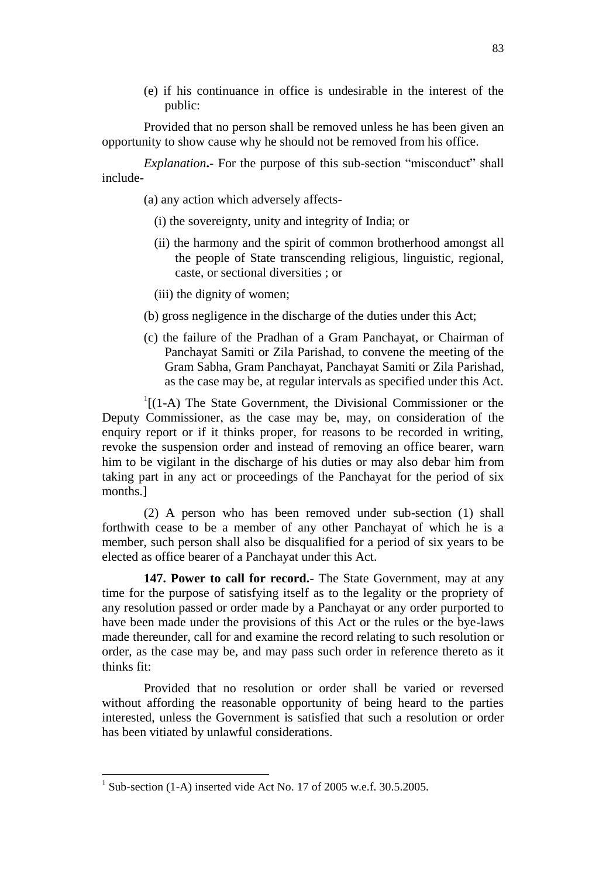(e) if his continuance in office is undesirable in the interest of the public:

Provided that no person shall be removed unless he has been given an opportunity to show cause why he should not be removed from his office.

*Explanation*.- For the purpose of this sub-section "misconduct" shall include-

(a) any action which adversely affects-

(i) the sovereignty, unity and integrity of India; or

(ii) the harmony and the spirit of common brotherhood amongst all the people of State transcending religious, linguistic, regional, caste, or sectional diversities ; or

(iii) the dignity of women;

(b) gross negligence in the discharge of the duties under this Act;

(c) the failure of the Pradhan of a Gram Panchayat, or Chairman of Panchayat Samiti or Zila Parishad, to convene the meeting of the Gram Sabha, Gram Panchayat, Panchayat Samiti or Zila Parishad, as the case may be, at regular intervals as specified under this Act.

[1][(1-A) The State Government, the Divisional Commissioner or the Deputy Commissioner, as the case may be, may, on consideration of the enquiry report or if it thinks proper, for reasons to be recorded in writing, revoke the suspension order and instead of removing an office bearer, warn him to be vigilant in the discharge of his duties or may also debar him from taking part in any act or proceedings of the Panchayat for the period of six months.]

(2) A person who has been removed under sub-section (1) shall forthwith cease to be a member of any other Panchayat of which he is a member, such person shall also be disqualified for a period of six years to be elected as office bearer of a Panchayat under this Act.

**147. Power to call for record.-** The State Government, may at any time for the purpose of satisfying itself as to the legality or the propriety of any resolution passed or order made by a Panchayat or any order purported to have been made under the provisions of this Act or the rules or the bye-laws made thereunder, call for and examine the record relating to such resolution or order, as the case may be, and may pass such order in reference thereto as it thinks fit:

Provided that no resolution or order shall be varied or reversed without affording the reasonable opportunity of being heard to the parties interested, unless the Government is satisfied that such a resolution or order has been vitiated by unlawful considerations.

---

[1] Sub-section (1-A) inserted vide Act No. 17 of 2005 w.e.f. 30.5.2005.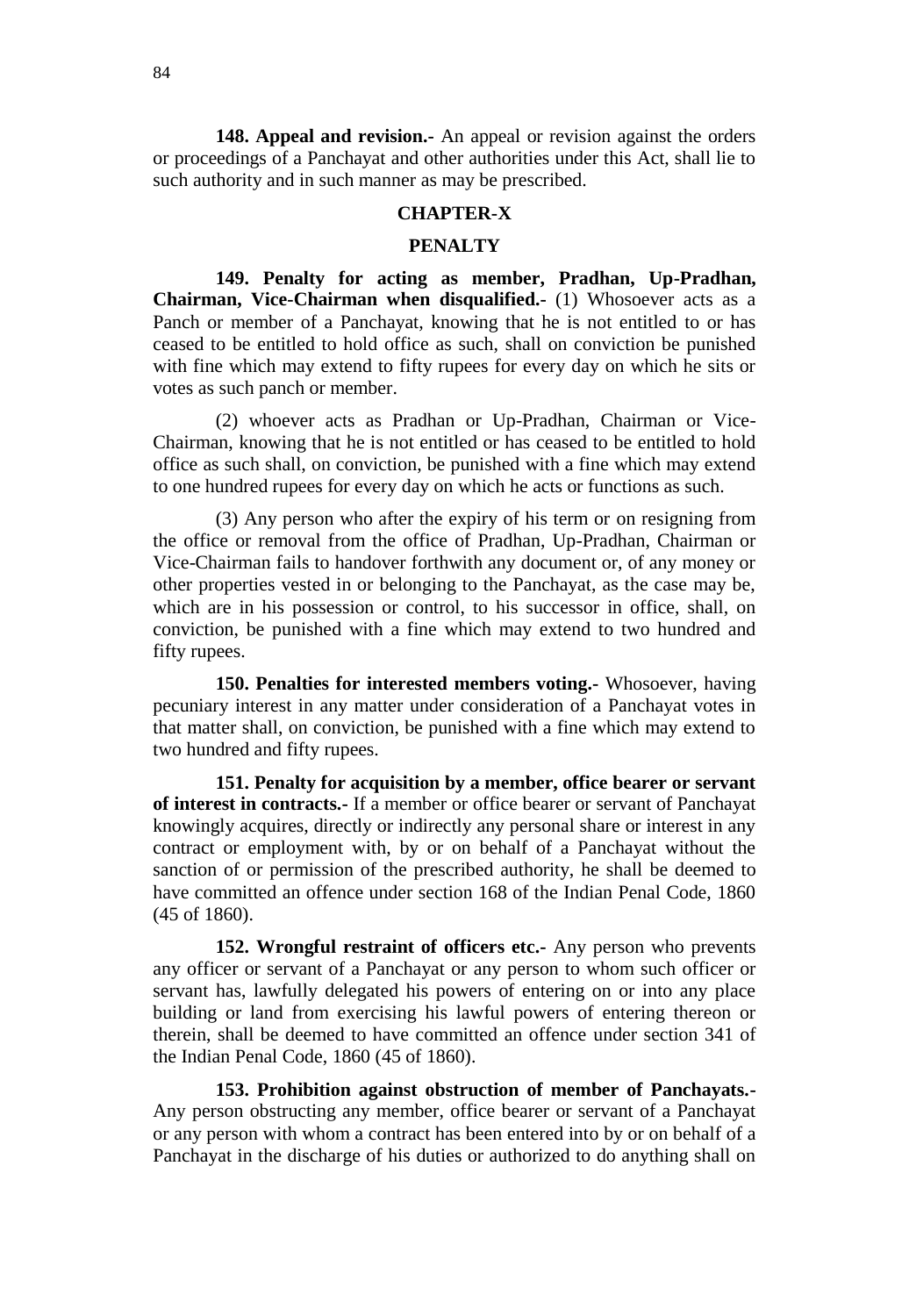**148. Appeal and revision.-** An appeal or revision against the orders or proceedings of a Panchayat and other authorities under this Act, shall lie to such authority and in such manner as may be prescribed.

## CHAPTER-X

## PENALTY

**149. Penalty for acting as member, Pradhan, Up-Pradhan, Chairman, Vice-Chairman when disqualified.-** (1) Whosoever acts as a Panch or member of a Panchayat, knowing that he is not entitled to or has ceased to be entitled to hold office as such, shall on conviction be punished with fine which may extend to fifty rupees for every day on which he sits or votes as such panch or member.

(2) whoever acts as Pradhan or Up-Pradhan, Chairman or Vice-Chairman, knowing that he is not entitled or has ceased to be entitled to hold office as such shall, on conviction, be punished with a fine which may extend to one hundred rupees for every day on which he acts or functions as such.

(3) Any person who after the expiry of his term or on resigning from the office or removal from the office of Pradhan, Up-Pradhan, Chairman or Vice-Chairman fails to handover forthwith any document or, of any money or other properties vested in or belonging to the Panchayat, as the case may be, which are in his possession or control, to his successor in office, shall, on conviction, be punished with a fine which may extend to two hundred and fifty rupees.

**150. Penalties for interested members voting.-** Whosoever, having pecuniary interest in any matter under consideration of a Panchayat votes in that matter shall, on conviction, be punished with a fine which may extend to two hundred and fifty rupees.

**151. Penalty for acquisition by a member, office bearer or servant of interest in contracts.-** If a member or office bearer or servant of Panchayat knowingly acquires, directly or indirectly any personal share or interest in any contract or employment with, by or on behalf of a Panchayat without the sanction of or permission of the prescribed authority, he shall be deemed to have committed an offence under section 168 of the Indian Penal Code, 1860 (45 of 1860).

**152. Wrongful restraint of officers etc.-** Any person who prevents any officer or servant of a Panchayat or any person to whom such officer or servant has, lawfully delegated his powers of entering on or into any place building or land from exercising his lawful powers of entering thereon or therein, shall be deemed to have committed an offence under section 341 of the Indian Penal Code, 1860 (45 of 1860).

**153. Prohibition against obstruction of member of Panchayats.-** Any person obstructing any member, office bearer or servant of a Panchayat or any person with whom a contract has been entered into by or on behalf of a Panchayat in the discharge of his duties or authorized to do anything shall on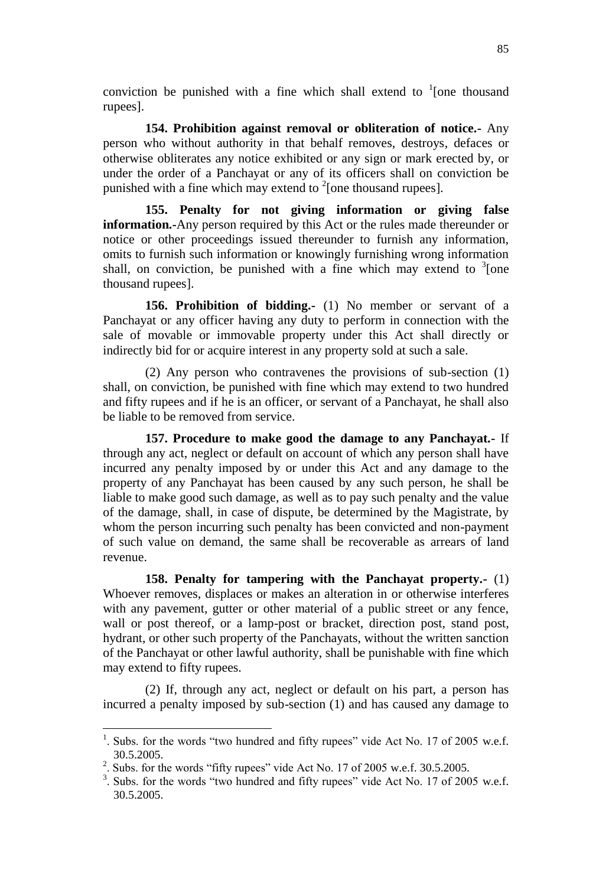conviction be punished with a fine which shall extend to [1][one thousand rupees].

**154. Prohibition against removal or obliteration of notice.-** Any person who without authority in that behalf removes, destroys, defaces or otherwise obliterates any notice exhibited or any sign or mark erected by, or under the order of a Panchayat or any of its officers shall on conviction be punished with a fine which may extend to [2][one thousand rupees].

**155. Penalty for not giving information or giving false information.-**Any person required by this Act or the rules made thereunder or notice or other proceedings issued thereunder to furnish any information, omits to furnish such information or knowingly furnishing wrong information shall, on conviction, be punished with a fine which may extend to [3][one thousand rupees].

**156. Prohibition of bidding.-** (1) No member or servant of a Panchayat or any officer having any duty to perform in connection with the sale of movable or immovable property under this Act shall directly or indirectly bid for or acquire interest in any property sold at such a sale.

(2) Any person who contravenes the provisions of sub-section (1) shall, on conviction, be punished with fine which may extend to two hundred and fifty rupees and if he is an officer, or servant of a Panchayat, he shall also be liable to be removed from service.

**157. Procedure to make good the damage to any Panchayat.-** If through any act, neglect or default on account of which any person shall have incurred any penalty imposed by or under this Act and any damage to the property of any Panchayat has been caused by any such person, he shall be liable to make good such damage, as well as to pay such penalty and the value of the damage, shall, in case of dispute, be determined by the Magistrate, by whom the person incurring such penalty has been convicted and non-payment of such value on demand, the same shall be recoverable as arrears of land revenue.

**158. Penalty for tampering with the Panchayat property.-** (1) Whoever removes, displaces or makes an alteration in or otherwise interferes with any pavement, gutter or other material of a public street or any fence, wall or post thereof, or a lamp-post or bracket, direction post, stand post, hydrant, or other such property of the Panchayats, without the written sanction of the Panchayat or other lawful authority, shall be punishable with fine which may extend to fifty rupees.

(2) If, through any act, neglect or default on his part, a person has incurred a penalty imposed by sub-section (1) and has caused any damage to

---

[1]. Subs. for the words "two hundred and fifty rupees" vide Act No. 17 of 2005 w.e.f. 30.5.2005.

[2]. Subs. for the words "fifty rupees" vide Act No. 17 of 2005 w.e.f. 30.5.2005.

[3]. Subs. for the words "two hundred and fifty rupees" vide Act No. 17 of 2005 w.e.f. 30.5.2005.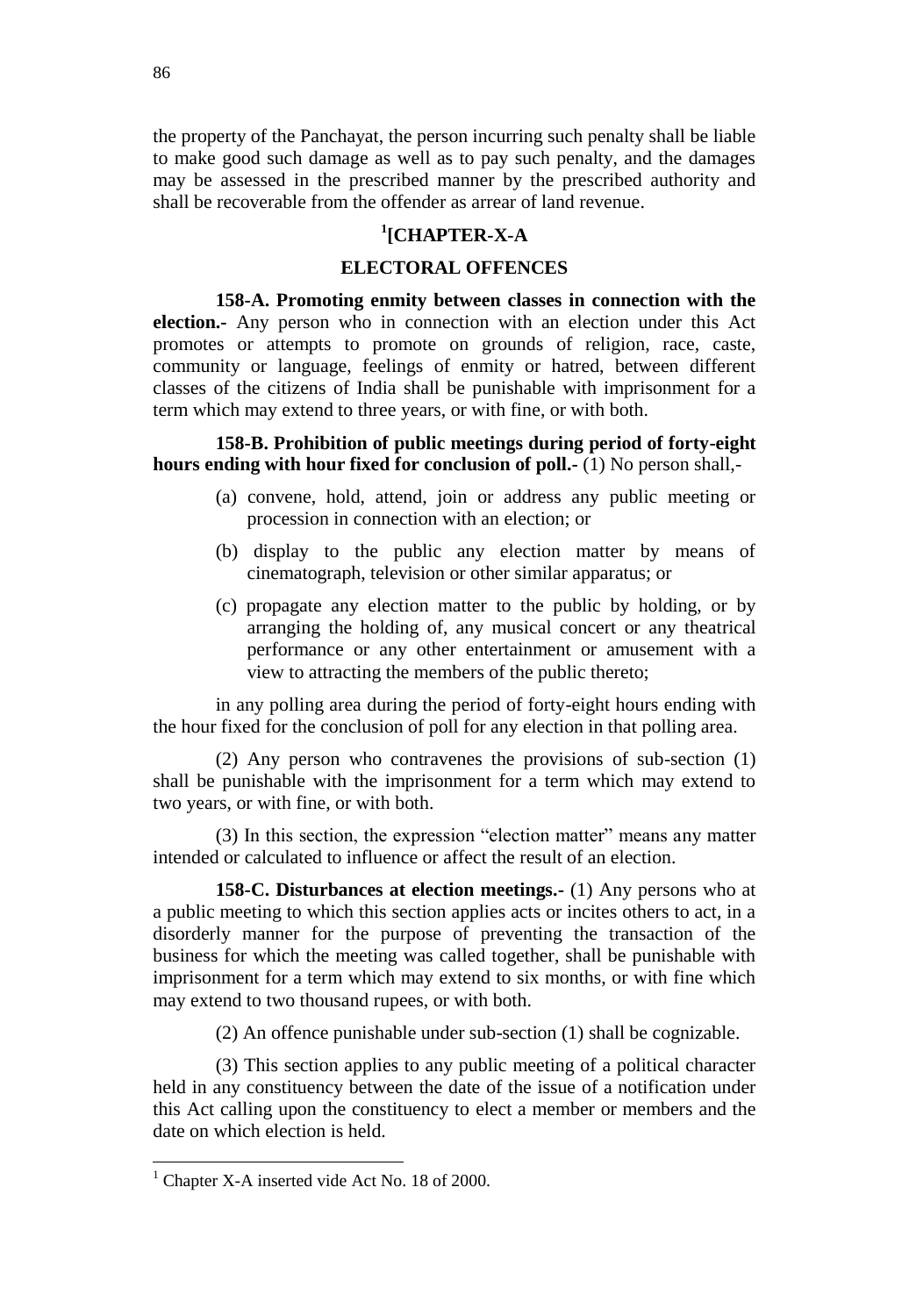the property of the Panchayat, the person incurring such penalty shall be liable to make good such damage as well as to pay such penalty, and the damages may be assessed in the prescribed manner by the prescribed authority and shall be recoverable from the offender as arrear of land revenue.

## [1][CHAPTER-X-A

## ELECTORAL OFFENCES

**158-A. Promoting enmity between classes in connection with the election.-** Any person who in connection with an election under this Act promotes or attempts to promote on grounds of religion, race, caste, community or language, feelings of enmity or hatred, between different classes of the citizens of India shall be punishable with imprisonment for a term which may extend to three years, or with fine, or with both.

**158-B. Prohibition of public meetings during period of forty-eight hours ending with hour fixed for conclusion of poll.-** (1) No person shall,-

(a) convene, hold, attend, join or address any public meeting or procession in connection with an election; or

(b) display to the public any election matter by means of cinematograph, television or other similar apparatus; or

(c) propagate any election matter to the public by holding, or by arranging the holding of, any musical concert or any theatrical performance or any other entertainment or amusement with a view to attracting the members of the public thereto;

in any polling area during the period of forty-eight hours ending with the hour fixed for the conclusion of poll for any election in that polling area.

(2) Any person who contravenes the provisions of sub-section (1) shall be punishable with the imprisonment for a term which may extend to two years, or with fine, or with both.

(3) In this section, the expression "election matter" means any matter intended or calculated to influence or affect the result of an election.

**158-C. Disturbances at election meetings.-** (1) Any persons who at a public meeting to which this section applies acts or incites others to act, in a disorderly manner for the purpose of preventing the transaction of the business for which the meeting was called together, shall be punishable with imprisonment for a term which may extend to six months, or with fine which may extend to two thousand rupees, or with both.

(2) An offence punishable under sub-section (1) shall be cognizable.

(3) This section applies to any public meeting of a political character held in any constituency between the date of the issue of a notification under this Act calling upon the constituency to elect a member or members and the date on which election is held.

---

[1] Chapter X-A inserted vide Act No. 18 of 2000.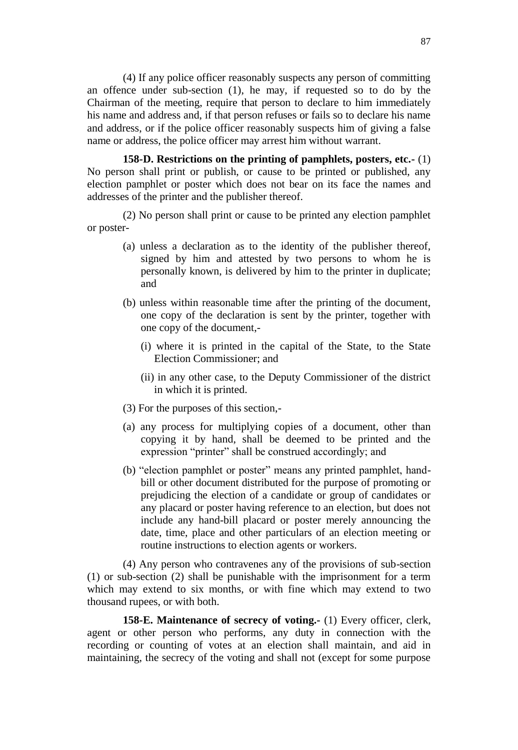(4) If any police officer reasonably suspects any person of committing an offence under sub-section (1), he may, if requested so to do by the Chairman of the meeting, require that person to declare to him immediately his name and address and, if that person refuses or fails so to declare his name and address, or if the police officer reasonably suspects him of giving a false name or address, the police officer may arrest him without warrant.

**158-D. Restrictions on the printing of pamphlets, posters, etc.-** (1) No person shall print or publish, or cause to be printed or published, any election pamphlet or poster which does not bear on its face the names and addresses of the printer and the publisher thereof.

(2) No person shall print or cause to be printed any election pamphlet or poster-

(a) unless a declaration as to the identity of the publisher thereof, signed by him and attested by two persons to whom he is personally known, is delivered by him to the printer in duplicate; and

(b) unless within reasonable time after the printing of the document, one copy of the declaration is sent by the printer, together with one copy of the document,-

(i) where it is printed in the capital of the State, to the State Election Commissioner; and

(ii) in any other case, to the Deputy Commissioner of the district in which it is printed.

(3) For the purposes of this section,-

(a) any process for multiplying copies of a document, other than copying it by hand, shall be deemed to be printed and the expression "printer" shall be construed accordingly; and

(b) "election pamphlet or poster" means any printed pamphlet, hand-bill or other document distributed for the purpose of promoting or prejudicing the election of a candidate or group of candidates or any placard or poster having reference to an election, but does not include any hand-bill placard or poster merely announcing the date, time, place and other particulars of an election meeting or routine instructions to election agents or workers.

(4) Any person who contravenes any of the provisions of sub-section (1) or sub-section (2) shall be punishable with the imprisonment for a term which may extend to six months, or with fine which may extend to two thousand rupees, or with both.

**158-E. Maintenance of secrecy of voting.-** (1) Every officer, clerk, agent or other person who performs, any duty in connection with the recording or counting of votes at an election shall maintain, and aid in maintaining, the secrecy of the voting and shall not (except for some purpose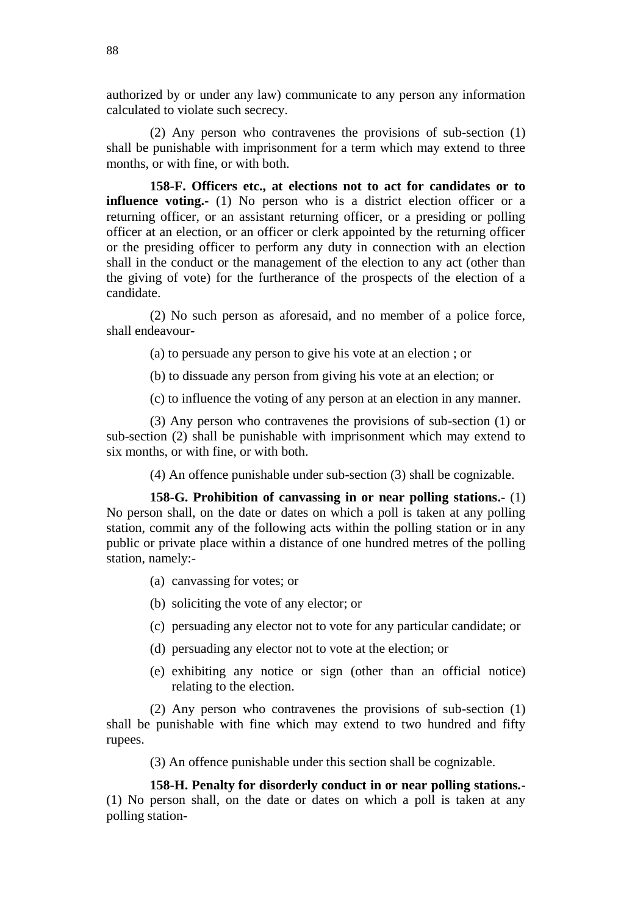authorized by or under any law) communicate to any person any information calculated to violate such secrecy.

(2) Any person who contravenes the provisions of sub-section (1) shall be punishable with imprisonment for a term which may extend to three months, or with fine, or with both.

**158-F. Officers etc., at elections not to act for candidates or to influence voting.-** (1) No person who is a district election officer or a returning officer, or an assistant returning officer, or a presiding or polling officer at an election, or an officer or clerk appointed by the returning officer or the presiding officer to perform any duty in connection with an election shall in the conduct or the management of the election to any act (other than the giving of vote) for the furtherance of the prospects of the election of a candidate.

(2) No such person as aforesaid, and no member of a police force, shall endeavour-

(a) to persuade any person to give his vote at an election ; or

(b) to dissuade any person from giving his vote at an election; or

(c) to influence the voting of any person at an election in any manner.

(3) Any person who contravenes the provisions of sub-section (1) or sub-section (2) shall be punishable with imprisonment which may extend to six months, or with fine, or with both.

(4) An offence punishable under sub-section (3) shall be cognizable.

**158-G. Prohibition of canvassing in or near polling stations.-** (1) No person shall, on the date or dates on which a poll is taken at any polling station, commit any of the following acts within the polling station or in any public or private place within a distance of one hundred metres of the polling station, namely:-

(a) canvassing for votes; or

(b) soliciting the vote of any elector; or

(c) persuading any elector not to vote for any particular candidate; or

(d) persuading any elector not to vote at the election; or

(e) exhibiting any notice or sign (other than an official notice) relating to the election.

(2) Any person who contravenes the provisions of sub-section (1) shall be punishable with fine which may extend to two hundred and fifty rupees.

(3) An offence punishable under this section shall be cognizable.

**158-H. Penalty for disorderly conduct in or near polling stations.-** (1) No person shall, on the date or dates on which a poll is taken at any polling station-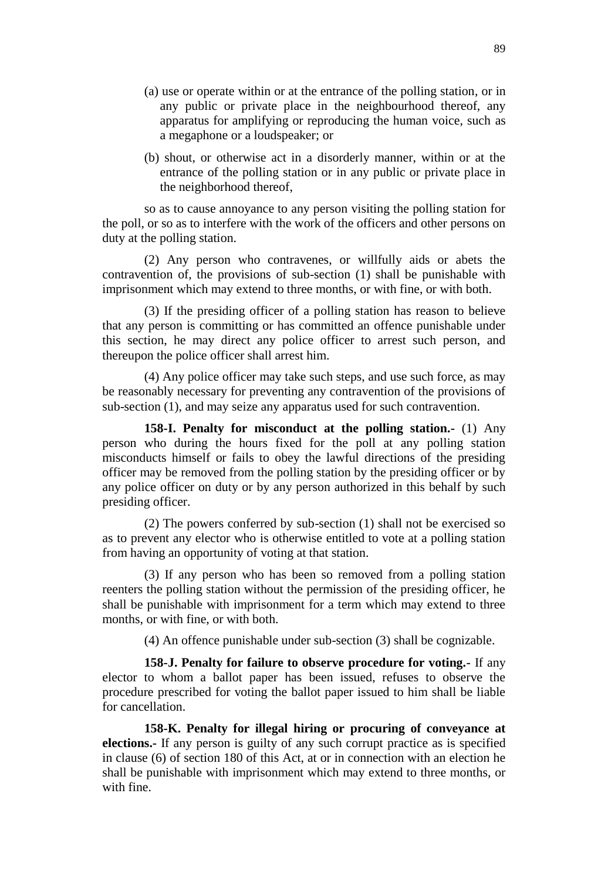(a) use or operate within or at the entrance of the polling station, or in any public or private place in the neighbourhood thereof, any apparatus for amplifying or reproducing the human voice, such as a megaphone or a loudspeaker; or

(b) shout, or otherwise act in a disorderly manner, within or at the entrance of the polling station or in any public or private place in the neighborhood thereof,

so as to cause annoyance to any person visiting the polling station for the poll, or so as to interfere with the work of the officers and other persons on duty at the polling station.

(2) Any person who contravenes, or willfully aids or abets the contravention of, the provisions of sub-section (1) shall be punishable with imprisonment which may extend to three months, or with fine, or with both.

(3) If the presiding officer of a polling station has reason to believe that any person is committing or has committed an offence punishable under this section, he may direct any police officer to arrest such person, and thereupon the police officer shall arrest him.

(4) Any police officer may take such steps, and use such force, as may be reasonably necessary for preventing any contravention of the provisions of sub-section (1), and may seize any apparatus used for such contravention.

**158-I. Penalty for misconduct at the polling station.-** (1) Any person who during the hours fixed for the poll at any polling station misconducts himself or fails to obey the lawful directions of the presiding officer may be removed from the polling station by the presiding officer or by any police officer on duty or by any person authorized in this behalf by such presiding officer.

(2) The powers conferred by sub-section (1) shall not be exercised so as to prevent any elector who is otherwise entitled to vote at a polling station from having an opportunity of voting at that station.

(3) If any person who has been so removed from a polling station reenters the polling station without the permission of the presiding officer, he shall be punishable with imprisonment for a term which may extend to three months, or with fine, or with both.

(4) An offence punishable under sub-section (3) shall be cognizable.

**158-J. Penalty for failure to observe procedure for voting.-** If any elector to whom a ballot paper has been issued, refuses to observe the procedure prescribed for voting the ballot paper issued to him shall be liable for cancellation.

**158-K. Penalty for illegal hiring or procuring of conveyance at elections.-** If any person is guilty of any such corrupt practice as is specified in clause (6) of section 180 of this Act, at or in connection with an election he shall be punishable with imprisonment which may extend to three months, or with fine.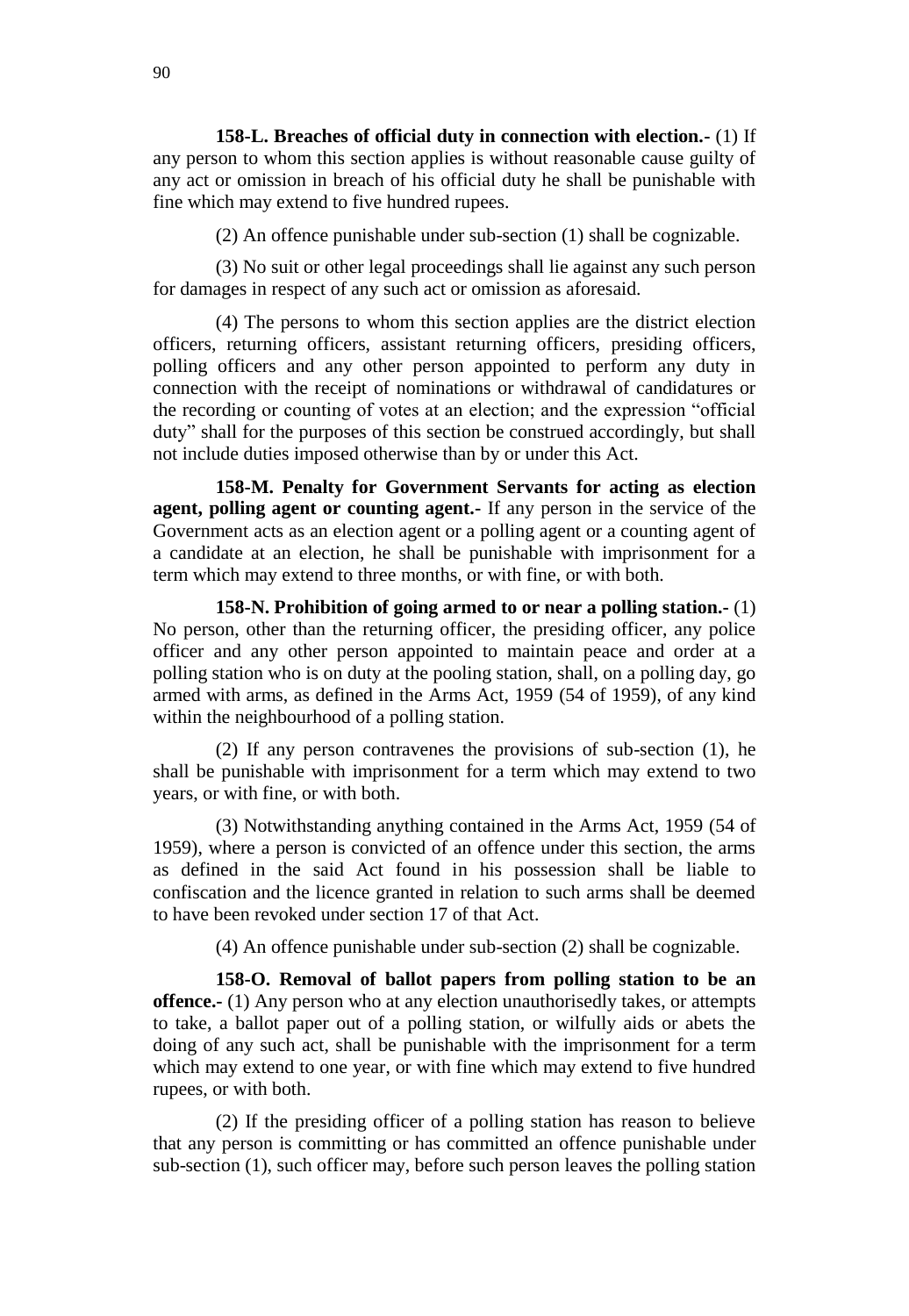**158-L. Breaches of official duty in connection with election.-** (1) If any person to whom this section applies is without reasonable cause guilty of any act or omission in breach of his official duty he shall be punishable with fine which may extend to five hundred rupees.

(2) An offence punishable under sub-section (1) shall be cognizable.

(3) No suit or other legal proceedings shall lie against any such person for damages in respect of any such act or omission as aforesaid.

(4) The persons to whom this section applies are the district election officers, returning officers, assistant returning officers, presiding officers, polling officers and any other person appointed to perform any duty in connection with the receipt of nominations or withdrawal of candidatures or the recording or counting of votes at an election; and the expression "official duty" shall for the purposes of this section be construed accordingly, but shall not include duties imposed otherwise than by or under this Act.

**158-M. Penalty for Government Servants for acting as election agent, polling agent or counting agent.-** If any person in the service of the Government acts as an election agent or a polling agent or a counting agent of a candidate at an election, he shall be punishable with imprisonment for a term which may extend to three months, or with fine, or with both.

**158-N. Prohibition of going armed to or near a polling station.-** (1) No person, other than the returning officer, the presiding officer, any police officer and any other person appointed to maintain peace and order at a polling station who is on duty at the pooling station, shall, on a polling day, go armed with arms, as defined in the Arms Act, 1959 (54 of 1959), of any kind within the neighbourhood of a polling station.

(2) If any person contravenes the provisions of sub-section (1), he shall be punishable with imprisonment for a term which may extend to two years, or with fine, or with both.

(3) Notwithstanding anything contained in the Arms Act, 1959 (54 of 1959), where a person is convicted of an offence under this section, the arms as defined in the said Act found in his possession shall be liable to confiscation and the licence granted in relation to such arms shall be deemed to have been revoked under section 17 of that Act.

(4) An offence punishable under sub-section (2) shall be cognizable.

**158-O. Removal of ballot papers from polling station to be an offence.-** (1) Any person who at any election unauthorisedly takes, or attempts to take, a ballot paper out of a polling station, or wilfully aids or abets the doing of any such act, shall be punishable with the imprisonment for a term which may extend to one year, or with fine which may extend to five hundred rupees, or with both.

(2) If the presiding officer of a polling station has reason to believe that any person is committing or has committed an offence punishable under sub-section (1), such officer may, before such person leaves the polling station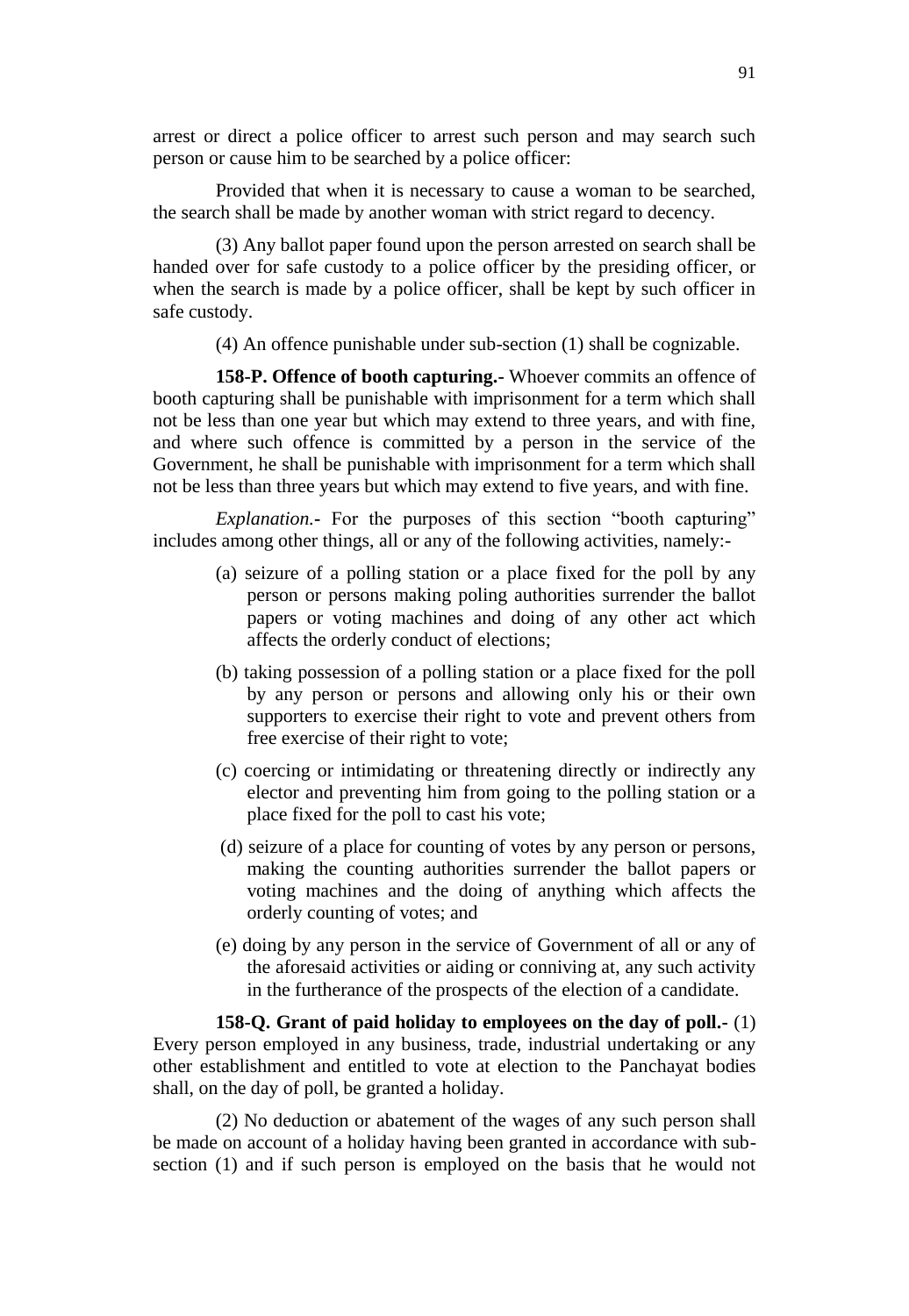arrest or direct a police officer to arrest such person and may search such person or cause him to be searched by a police officer:

Provided that when it is necessary to cause a woman to be searched, the search shall be made by another woman with strict regard to decency.

(3) Any ballot paper found upon the person arrested on search shall be handed over for safe custody to a police officer by the presiding officer, or when the search is made by a police officer, shall be kept by such officer in safe custody.

(4) An offence punishable under sub-section (1) shall be cognizable.

**158-P. Offence of booth capturing.-** Whoever commits an offence of booth capturing shall be punishable with imprisonment for a term which shall not be less than one year but which may extend to three years, and with fine, and where such offence is committed by a person in the service of the Government, he shall be punishable with imprisonment for a term which shall not be less than three years but which may extend to five years, and with fine.

*Explanation*.- For the purposes of this section "booth capturing" includes among other things, all or any of the following activities, namely:-

(a) seizure of a polling station or a place fixed for the poll by any person or persons making poling authorities surrender the ballot papers or voting machines and doing of any other act which affects the orderly conduct of elections;

(b) taking possession of a polling station or a place fixed for the poll by any person or persons and allowing only his or their own supporters to exercise their right to vote and prevent others from free exercise of their right to vote;

(c) coercing or intimidating or threatening directly or indirectly any elector and preventing him from going to the polling station or a place fixed for the poll to cast his vote;

(d) seizure of a place for counting of votes by any person or persons, making the counting authorities surrender the ballot papers or voting machines and the doing of anything which affects the orderly counting of votes; and

(e) doing by any person in the service of Government of all or any of the aforesaid activities or aiding or conniving at, any such activity in the furtherance of the prospects of the election of a candidate.

**158-Q. Grant of paid holiday to employees on the day of poll.-** (1) Every person employed in any business, trade, industrial undertaking or any other establishment and entitled to vote at election to the Panchayat bodies shall, on the day of poll, be granted a holiday.

(2) No deduction or abatement of the wages of any such person shall be made on account of a holiday having been granted in accordance with sub-section (1) and if such person is employed on the basis that he would not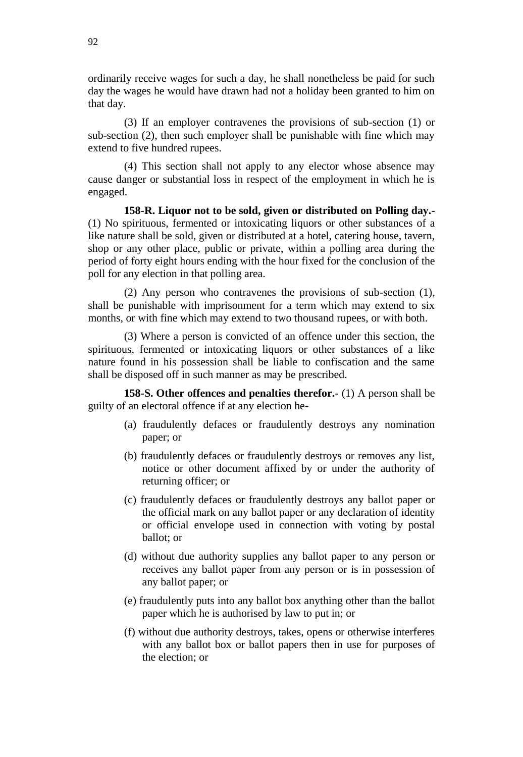ordinarily receive wages for such a day, he shall nonetheless be paid for such day the wages he would have drawn had not a holiday been granted to him on that day.

(3) If an employer contravenes the provisions of sub-section (1) or sub-section (2), then such employer shall be punishable with fine which may extend to five hundred rupees.

(4) This section shall not apply to any elector whose absence may cause danger or substantial loss in respect of the employment in which he is engaged.

**158-R. Liquor not to be sold, given or distributed on Polling day.-** (1) No spirituous, fermented or intoxicating liquors or other substances of a like nature shall be sold, given or distributed at a hotel, catering house, tavern, shop or any other place, public or private, within a polling area during the period of forty eight hours ending with the hour fixed for the conclusion of the poll for any election in that polling area.

(2) Any person who contravenes the provisions of sub-section (1), shall be punishable with imprisonment for a term which may extend to six months, or with fine which may extend to two thousand rupees, or with both.

(3) Where a person is convicted of an offence under this section, the spirituous, fermented or intoxicating liquors or other substances of a like nature found in his possession shall be liable to confiscation and the same shall be disposed off in such manner as may be prescribed.

**158-S. Other offences and penalties therefor.-** (1) A person shall be guilty of an electoral offence if at any election he-

(a) fraudulently defaces or fraudulently destroys any nomination paper; or

(b) fraudulently defaces or fraudulently destroys or removes any list, notice or other document affixed by or under the authority of returning officer; or

(c) fraudulently defaces or fraudulently destroys any ballot paper or the official mark on any ballot paper or any declaration of identity or official envelope used in connection with voting by postal ballot; or

(d) without due authority supplies any ballot paper to any person or receives any ballot paper from any person or is in possession of any ballot paper; or

(e) fraudulently puts into any ballot box anything other than the ballot paper which he is authorised by law to put in; or

(f) without due authority destroys, takes, opens or otherwise interferes with any ballot box or ballot papers then in use for purposes of the election; or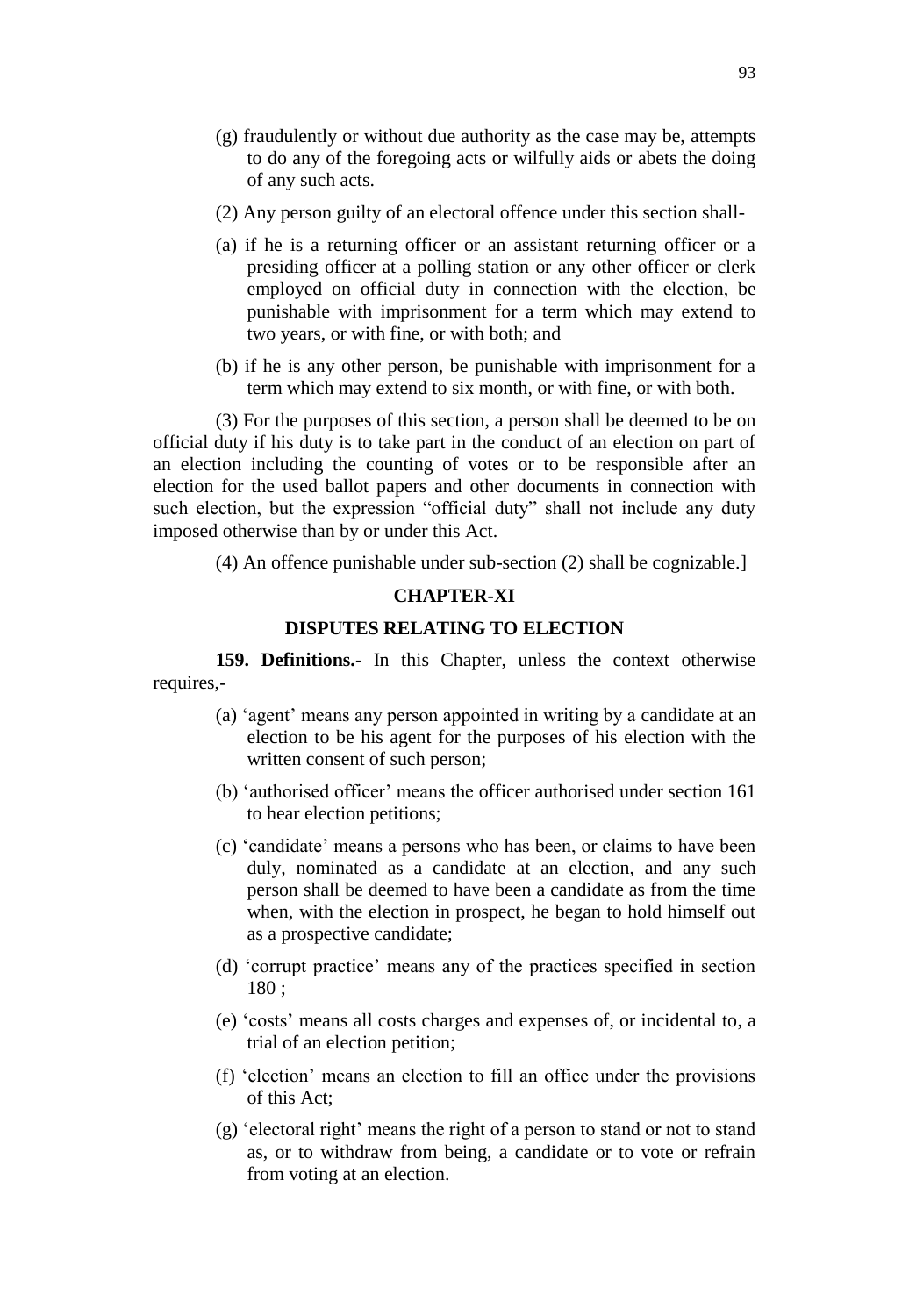(g) fraudulently or without due authority as the case may be, attempts to do any of the foregoing acts or wilfully aids or abets the doing of any such acts.

(2) Any person guilty of an electoral offence under this section shall-

(a) if he is a returning officer or an assistant returning officer or a presiding officer at a polling station or any other officer or clerk employed on official duty in connection with the election, be punishable with imprisonment for a term which may extend to two years, or with fine, or with both; and

(b) if he is any other person, be punishable with imprisonment for a term which may extend to six month, or with fine, or with both.

(3) For the purposes of this section, a person shall be deemed to be on official duty if his duty is to take part in the conduct of an election on part of an election including the counting of votes or to be responsible after an election for the used ballot papers and other documents in connection with such election, but the expression "official duty" shall not include any duty imposed otherwise than by or under this Act.

(4) An offence punishable under sub-section (2) shall be cognizable.]

## CHAPTER-XI

## DISPUTES RELATING TO ELECTION

**159. Definitions.**- In this Chapter, unless the context otherwise requires,-

(a) 'agent' means any person appointed in writing by a candidate at an election to be his agent for the purposes of his election with the written consent of such person;

(b) 'authorised officer' means the officer authorised under section 161 to hear election petitions;

(c) 'candidate' means a persons who has been, or claims to have been duly, nominated as a candidate at an election, and any such person shall be deemed to have been a candidate as from the time when, with the election in prospect, he began to hold himself out as a prospective candidate;

(d) 'corrupt practice' means any of the practices specified in section 180 ;

(e) 'costs' means all costs charges and expenses of, or incidental to, a trial of an election petition;

(f) 'election' means an election to fill an office under the provisions of this Act;

(g) 'electoral right' means the right of a person to stand or not to stand as, or to withdraw from being, a candidate or to vote or refrain from voting at an election.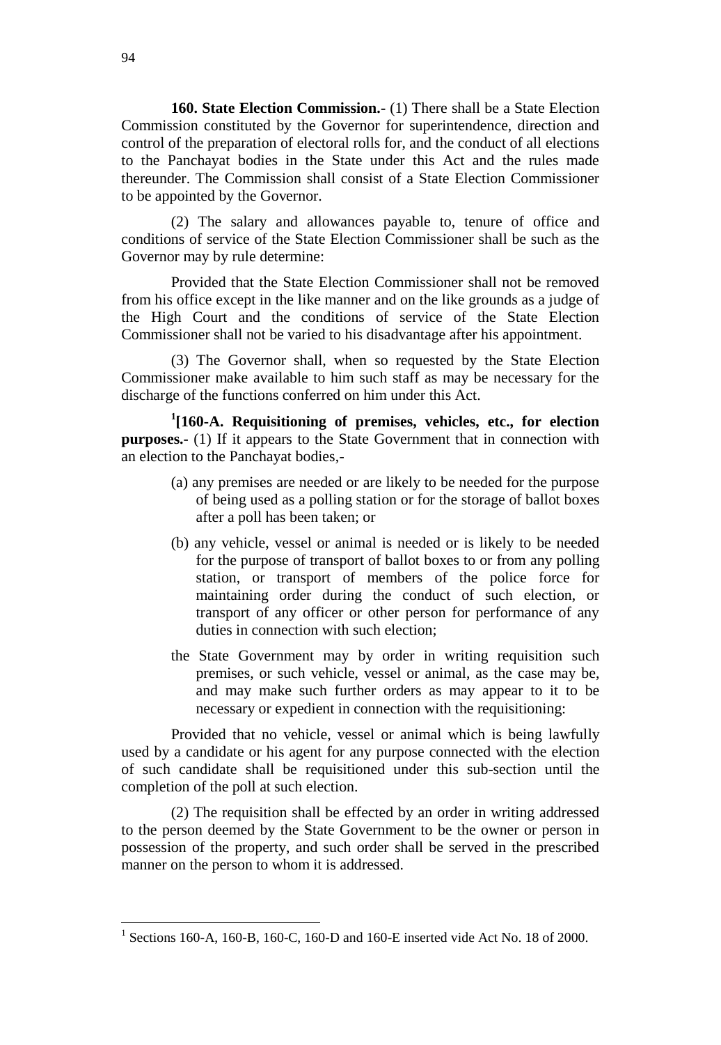**160. State Election Commission.-** (1) There shall be a State Election Commission constituted by the Governor for superintendence, direction and control of the preparation of electoral rolls for, and the conduct of all elections to the Panchayat bodies in the State under this Act and the rules made thereunder. The Commission shall consist of a State Election Commissioner to be appointed by the Governor.

(2) The salary and allowances payable to, tenure of office and conditions of service of the State Election Commissioner shall be such as the Governor may by rule determine:

Provided that the State Election Commissioner shall not be removed from his office except in the like manner and on the like grounds as a judge of the High Court and the conditions of service of the State Election Commissioner shall not be varied to his disadvantage after his appointment.

(3) The Governor shall, when so requested by the State Election Commissioner make available to him such staff as may be necessary for the discharge of the functions conferred on him under this Act.

[1][**160-A. Requisitioning of premises, vehicles, etc., for election purposes.-** (1) If it appears to the State Government that in connection with an election to the Panchayat bodies,-

(a) any premises are needed or are likely to be needed for the purpose of being used as a polling station or for the storage of ballot boxes after a poll has been taken; or

(b) any vehicle, vessel or animal is needed or is likely to be needed for the purpose of transport of ballot boxes to or from any polling station, or transport of members of the police force for maintaining order during the conduct of such election, or transport of any officer or other person for performance of any duties in connection with such election;

the State Government may by order in writing requisition such premises, or such vehicle, vessel or animal, as the case may be, and may make such further orders as may appear to it to be necessary or expedient in connection with the requisitioning:

Provided that no vehicle, vessel or animal which is being lawfully used by a candidate or his agent for any purpose connected with the election of such candidate shall be requisitioned under this sub-section until the completion of the poll at such election.

(2) The requisition shall be effected by an order in writing addressed to the person deemed by the State Government to be the owner or person in possession of the property, and such order shall be served in the prescribed manner on the person to whom it is addressed.

---

[1] Sections 160-A, 160-B, 160-C, 160-D and 160-E inserted vide Act No. 18 of 2000.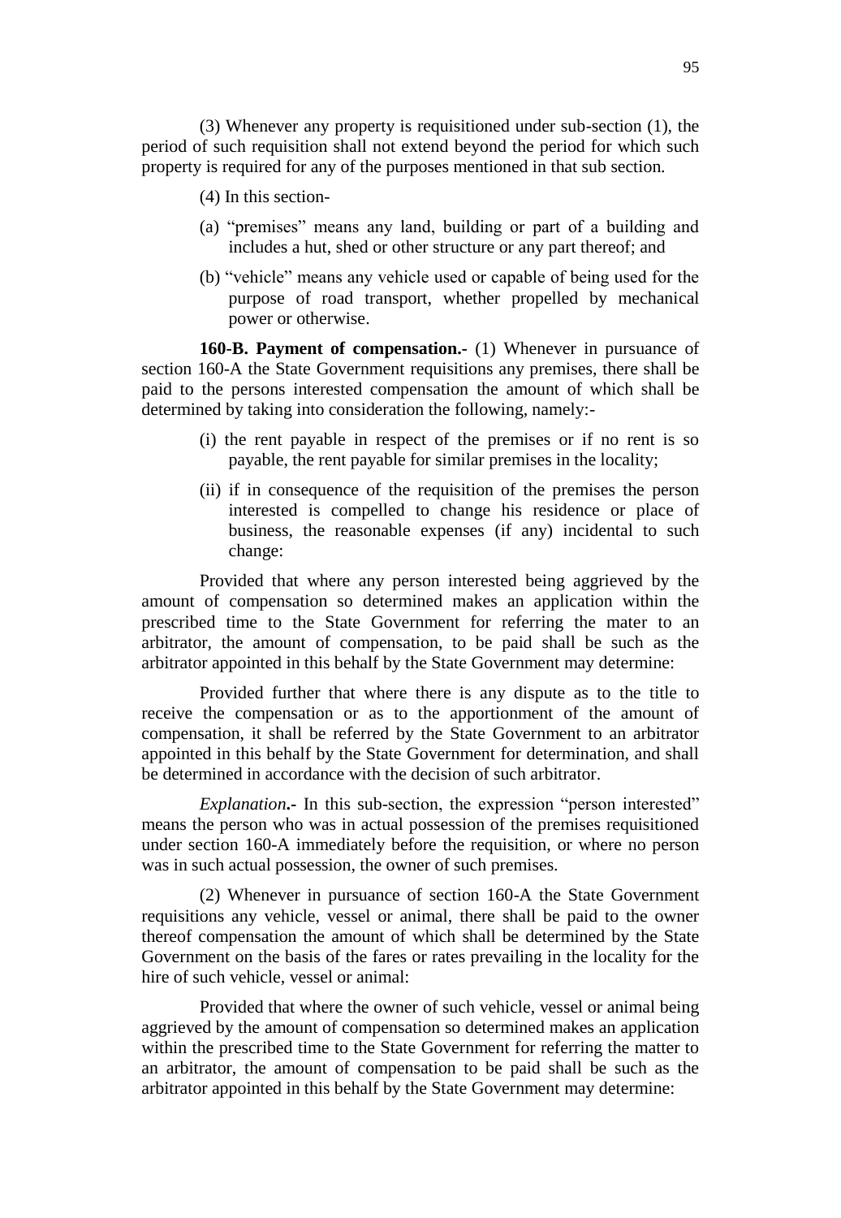(3) Whenever any property is requisitioned under sub-section (1), the period of such requisition shall not extend beyond the period for which such property is required for any of the purposes mentioned in that sub section.

(4) In this section-

(a) "premises" means any land, building or part of a building and includes a hut, shed or other structure or any part thereof; and

(b) "vehicle" means any vehicle used or capable of being used for the purpose of road transport, whether propelled by mechanical power or otherwise.

**160-B. Payment of compensation.-** (1) Whenever in pursuance of section 160-A the State Government requisitions any premises, there shall be paid to the persons interested compensation the amount of which shall be determined by taking into consideration the following, namely:-

(i) the rent payable in respect of the premises or if no rent is so payable, the rent payable for similar premises in the locality;

(ii) if in consequence of the requisition of the premises the person interested is compelled to change his residence or place of business, the reasonable expenses (if any) incidental to such change:

Provided that where any person interested being aggrieved by the amount of compensation so determined makes an application within the prescribed time to the State Government for referring the mater to an arbitrator, the amount of compensation, to be paid shall be such as the arbitrator appointed in this behalf by the State Government may determine:

Provided further that where there is any dispute as to the title to receive the compensation or as to the apportionment of the amount of compensation, it shall be referred by the State Government to an arbitrator appointed in this behalf by the State Government for determination, and shall be determined in accordance with the decision of such arbitrator.

*Explanation***.-** In this sub-section, the expression "person interested" means the person who was in actual possession of the premises requisitioned under section 160-A immediately before the requisition, or where no person was in such actual possession, the owner of such premises.

(2) Whenever in pursuance of section 160-A the State Government requisitions any vehicle, vessel or animal, there shall be paid to the owner thereof compensation the amount of which shall be determined by the State Government on the basis of the fares or rates prevailing in the locality for the hire of such vehicle, vessel or animal:

Provided that where the owner of such vehicle, vessel or animal being aggrieved by the amount of compensation so determined makes an application within the prescribed time to the State Government for referring the matter to an arbitrator, the amount of compensation to be paid shall be such as the arbitrator appointed in this behalf by the State Government may determine: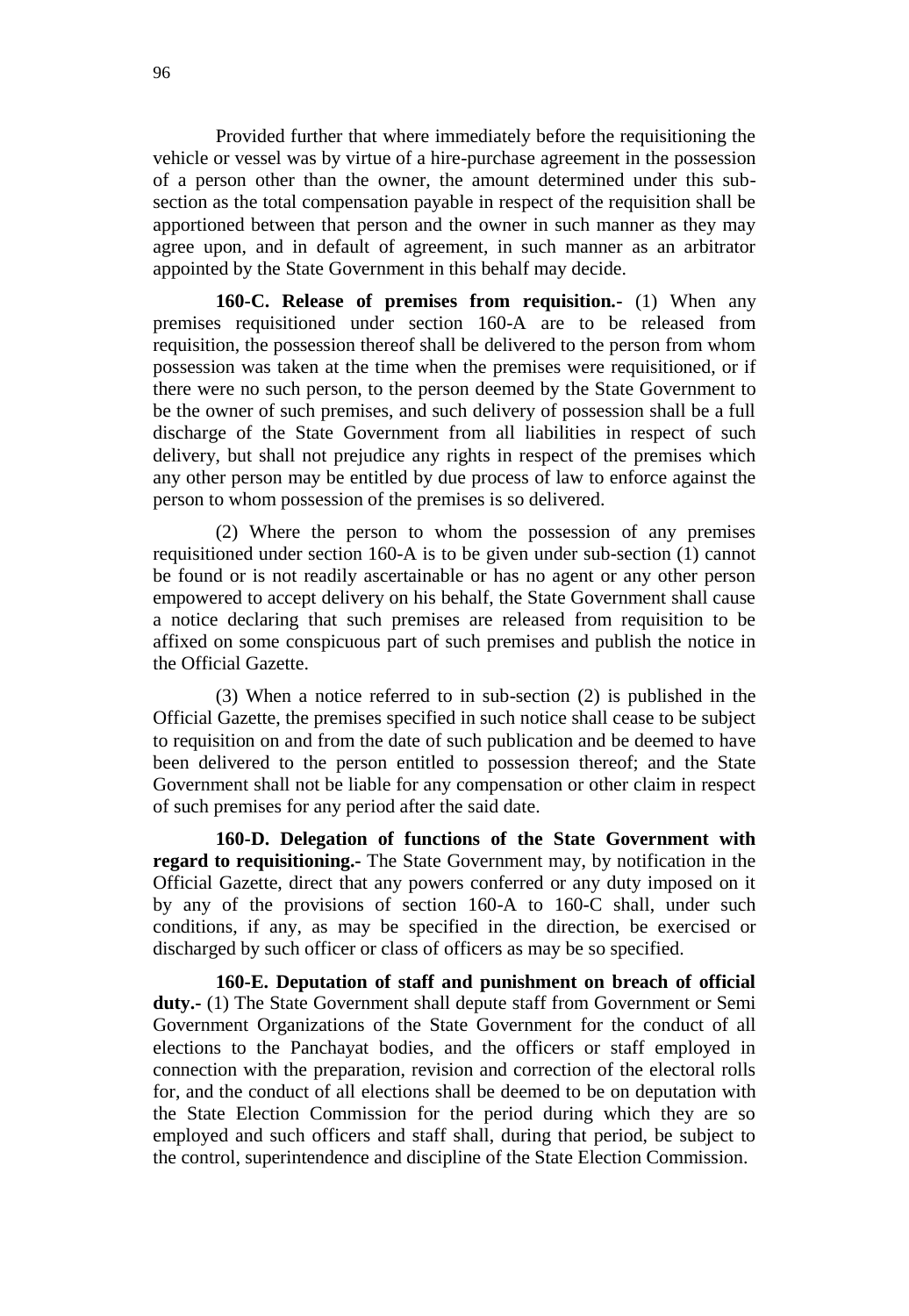Provided further that where immediately before the requisitioning the vehicle or vessel was by virtue of a hire-purchase agreement in the possession of a person other than the owner, the amount determined under this sub-section as the total compensation payable in respect of the requisition shall be apportioned between that person and the owner in such manner as they may agree upon, and in default of agreement, in such manner as an arbitrator appointed by the State Government in this behalf may decide.

**160-C. Release of premises from requisition.-** (1) When any premises requisitioned under section 160-A are to be released from requisition, the possession thereof shall be delivered to the person from whom possession was taken at the time when the premises were requisitioned, or if there were no such person, to the person deemed by the State Government to be the owner of such premises, and such delivery of possession shall be a full discharge of the State Government from all liabilities in respect of such delivery, but shall not prejudice any rights in respect of the premises which any other person may be entitled by due process of law to enforce against the person to whom possession of the premises is so delivered.

(2) Where the person to whom the possession of any premises requisitioned under section 160-A is to be given under sub-section (1) cannot be found or is not readily ascertainable or has no agent or any other person empowered to accept delivery on his behalf, the State Government shall cause a notice declaring that such premises are released from requisition to be affixed on some conspicuous part of such premises and publish the notice in the Official Gazette.

(3) When a notice referred to in sub-section (2) is published in the Official Gazette, the premises specified in such notice shall cease to be subject to requisition on and from the date of such publication and be deemed to have been delivered to the person entitled to possession thereof; and the State Government shall not be liable for any compensation or other claim in respect of such premises for any period after the said date.

**160-D. Delegation of functions of the State Government with regard to requisitioning.-** The State Government may, by notification in the Official Gazette, direct that any powers conferred or any duty imposed on it by any of the provisions of section 160-A to 160-C shall, under such conditions, if any, as may be specified in the direction, be exercised or discharged by such officer or class of officers as may be so specified.

**160-E. Deputation of staff and punishment on breach of official duty.-** (1) The State Government shall depute staff from Government or Semi Government Organizations of the State Government for the conduct of all elections to the Panchayat bodies, and the officers or staff employed in connection with the preparation, revision and correction of the electoral rolls for, and the conduct of all elections shall be deemed to be on deputation with the State Election Commission for the period during which they are so employed and such officers and staff shall, during that period, be subject to the control, superintendence and discipline of the State Election Commission.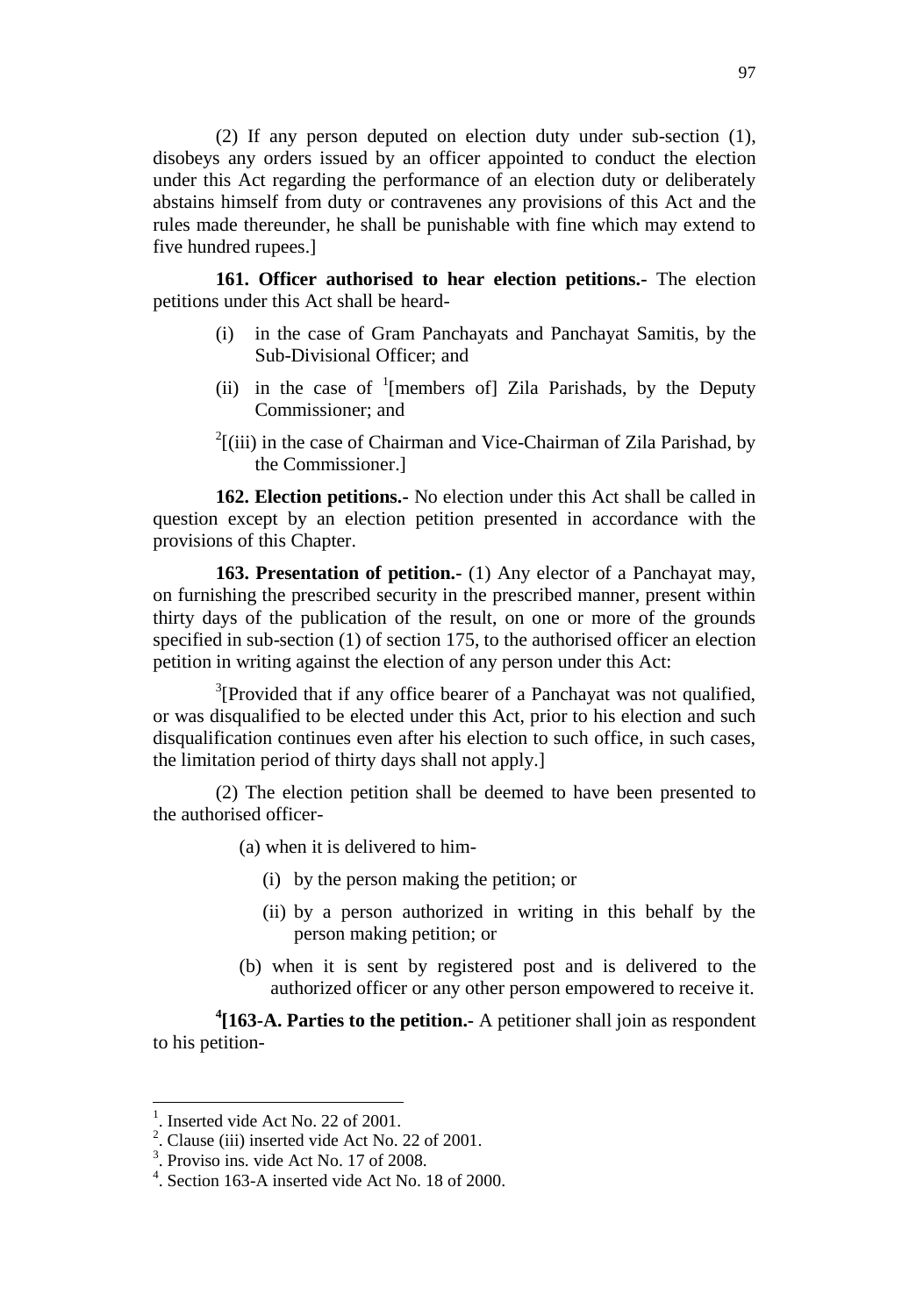(2) If any person deputed on election duty under sub-section (1), disobeys any orders issued by an officer appointed to conduct the election under this Act regarding the performance of an election duty or deliberately abstains himself from duty or contravenes any provisions of this Act and the rules made thereunder, he shall be punishable with fine which may extend to five hundred rupees.]

**161. Officer authorised to hear election petitions.-** The election petitions under this Act shall be heard-

(i) in the case of Gram Panchayats and Panchayat Samitis, by the Sub-Divisional Officer; and

(ii) in the case of [1][members of] Zila Parishads, by the Deputy Commissioner; and

[2][(iii) in the case of Chairman and Vice-Chairman of Zila Parishad, by the Commissioner.]

**162. Election petitions.-** No election under this Act shall be called in question except by an election petition presented in accordance with the provisions of this Chapter.

**163. Presentation of petition.-** (1) Any elector of a Panchayat may, on furnishing the prescribed security in the prescribed manner, present within thirty days of the publication of the result, on one or more of the grounds specified in sub-section (1) of section 175, to the authorised officer an election petition in writing against the election of any person under this Act:

[3][Provided that if any office bearer of a Panchayat was not qualified, or was disqualified to be elected under this Act, prior to his election and such disqualification continues even after his election to such office, in such cases, the limitation period of thirty days shall not apply.]

(2) The election petition shall be deemed to have been presented to the authorised officer-

(a) when it is delivered to him-

(i) by the person making the petition; or

(ii) by a person authorized in writing in this behalf by the person making petition; or

(b) when it is sent by registered post and is delivered to the authorized officer or any other person empowered to receive it.

**[4][163-A. Parties to the petition.-** A petitioner shall join as respondent to his petition-

---

[1]. Inserted vide Act No. 22 of 2001.
[2]. Clause (iii) inserted vide Act No. 22 of 2001.
[3]. Proviso ins. vide Act No. 17 of 2008.
[4]. Section 163-A inserted vide Act No. 18 of 2000.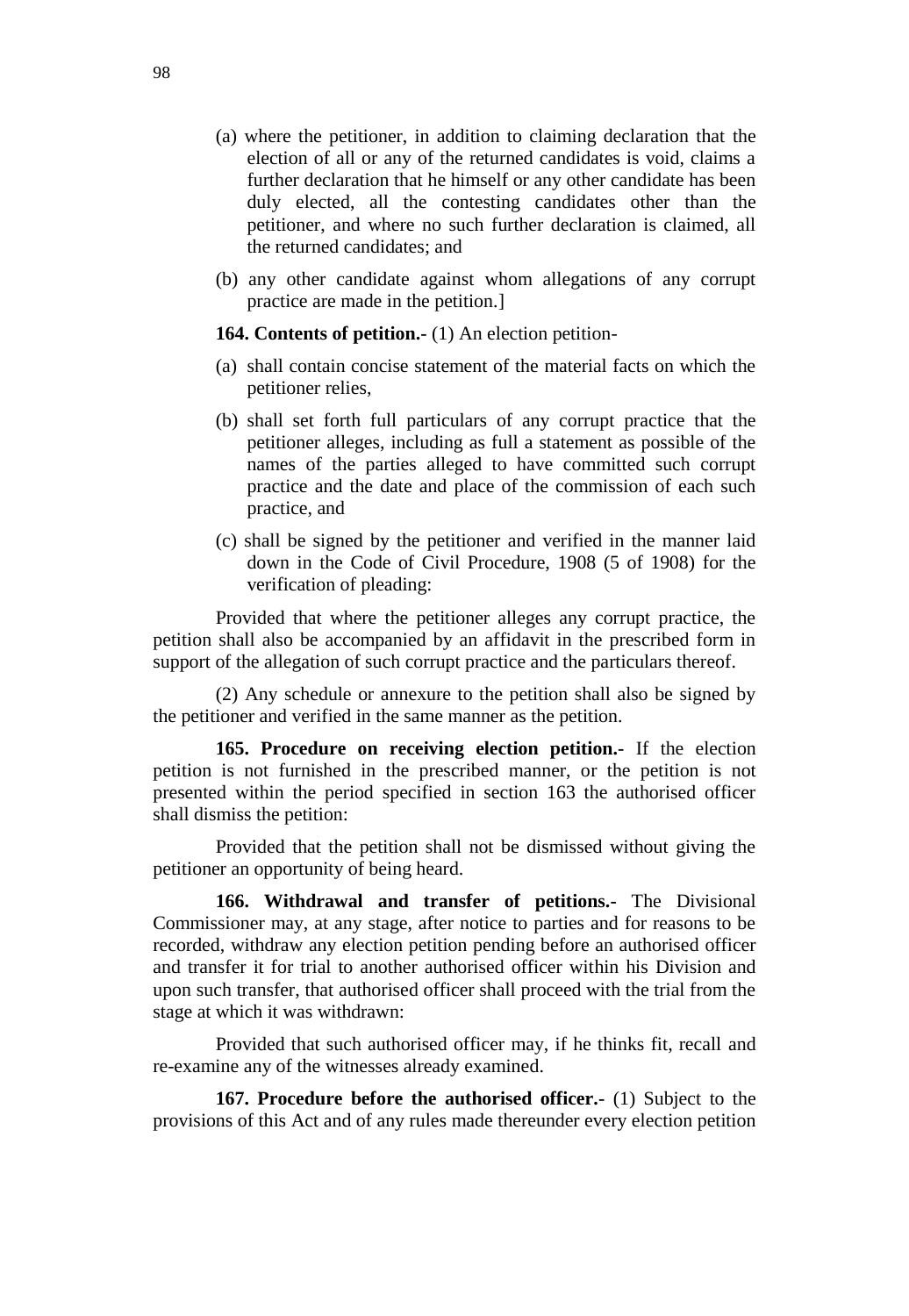(a) where the petitioner, in addition to claiming declaration that the election of all or any of the returned candidates is void, claims a further declaration that he himself or any other candidate has been duly elected, all the contesting candidates other than the petitioner, and where no such further declaration is claimed, all the returned candidates; and

(b) any other candidate against whom allegations of any corrupt practice are made in the petition.]

**164. Contents of petition.-** (1) An election petition-

(a) shall contain concise statement of the material facts on which the petitioner relies,

(b) shall set forth full particulars of any corrupt practice that the petitioner alleges, including as full a statement as possible of the names of the parties alleged to have committed such corrupt practice and the date and place of the commission of each such practice, and

(c) shall be signed by the petitioner and verified in the manner laid down in the Code of Civil Procedure, 1908 (5 of 1908) for the verification of pleading:

Provided that where the petitioner alleges any corrupt practice, the petition shall also be accompanied by an affidavit in the prescribed form in support of the allegation of such corrupt practice and the particulars thereof.

(2) Any schedule or annexure to the petition shall also be signed by the petitioner and verified in the same manner as the petition.

**165. Procedure on receiving election petition.-** If the election petition is not furnished in the prescribed manner, or the petition is not presented within the period specified in section 163 the authorised officer shall dismiss the petition:

Provided that the petition shall not be dismissed without giving the petitioner an opportunity of being heard.

**166. Withdrawal and transfer of petitions.-** The Divisional Commissioner may, at any stage, after notice to parties and for reasons to be recorded, withdraw any election petition pending before an authorised officer and transfer it for trial to another authorised officer within his Division and upon such transfer, that authorised officer shall proceed with the trial from the stage at which it was withdrawn:

Provided that such authorised officer may, if he thinks fit, recall and re-examine any of the witnesses already examined.

**167. Procedure before the authorised officer.-** (1) Subject to the provisions of this Act and of any rules made thereunder every election petition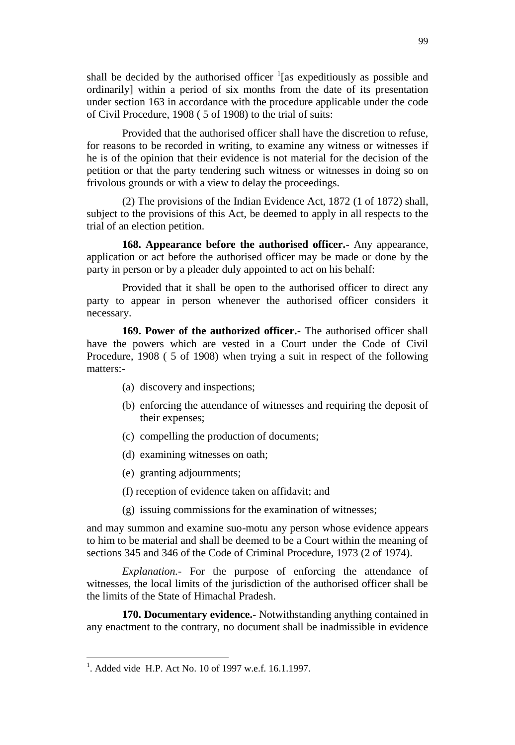shall be decided by the authorised officer [1][as expeditiously as possible and ordinarily] within a period of six months from the date of its presentation under section 163 in accordance with the procedure applicable under the code of Civil Procedure, 1908 ( 5 of 1908) to the trial of suits:

Provided that the authorised officer shall have the discretion to refuse, for reasons to be recorded in writing, to examine any witness or witnesses if he is of the opinion that their evidence is not material for the decision of the petition or that the party tendering such witness or witnesses in doing so on frivolous grounds or with a view to delay the proceedings.

(2) The provisions of the Indian Evidence Act, 1872 (1 of 1872) shall, subject to the provisions of this Act, be deemed to apply in all respects to the trial of an election petition.

**168. Appearance before the authorised officer.-** Any appearance, application or act before the authorised officer may be made or done by the party in person or by a pleader duly appointed to act on his behalf:

Provided that it shall be open to the authorised officer to direct any party to appear in person whenever the authorised officer considers it necessary.

**169. Power of the authorized officer.-** The authorised officer shall have the powers which are vested in a Court under the Code of Civil Procedure, 1908 ( 5 of 1908) when trying a suit in respect of the following matters:-

(a) discovery and inspections;

(b) enforcing the attendance of witnesses and requiring the deposit of their expenses;

(c) compelling the production of documents;

(d) examining witnesses on oath;

(e) granting adjournments;

(f) reception of evidence taken on affidavit; and

(g) issuing commissions for the examination of witnesses;

and may summon and examine suo-motu any person whose evidence appears to him to be material and shall be deemed to be a Court within the meaning of sections 345 and 346 of the Code of Criminal Procedure, 1973 (2 of 1974).

*Explanation.-* For the purpose of enforcing the attendance of witnesses, the local limits of the jurisdiction of the authorised officer shall be the limits of the State of Himachal Pradesh.

**170. Documentary evidence.-** Notwithstanding anything contained in any enactment to the contrary, no document shall be inadmissible in evidence

---

[1]. Added vide H.P. Act No. 10 of 1997 w.e.f. 16.1.1997.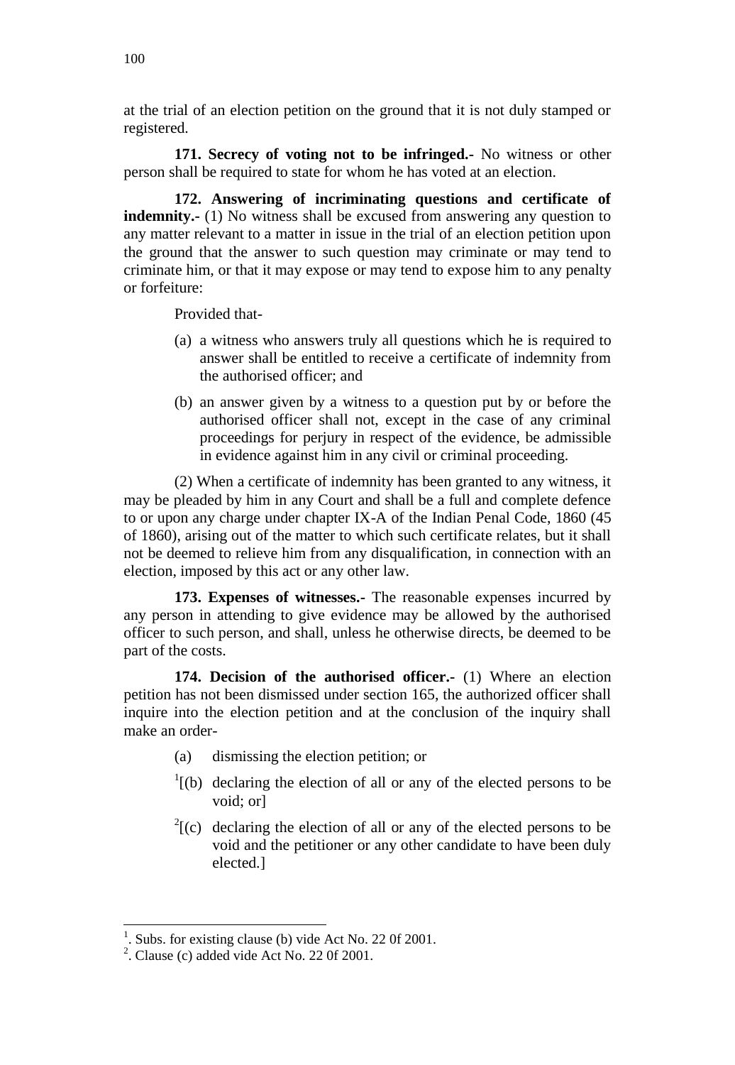at the trial of an election petition on the ground that it is not duly stamped or registered.

**171. Secrecy of voting not to be infringed.-** No witness or other person shall be required to state for whom he has voted at an election.

**172. Answering of incriminating questions and certificate of indemnity.-** (1) No witness shall be excused from answering any question to any matter relevant to a matter in issue in the trial of an election petition upon the ground that the answer to such question may criminate or may tend to criminate him, or that it may expose or may tend to expose him to any penalty or forfeiture:

Provided that-

- (a) a witness who answers truly all questions which he is required to answer shall be entitled to receive a certificate of indemnity from the authorised officer; and
- (b) an answer given by a witness to a question put by or before the authorised officer shall not, except in the case of any criminal proceedings for perjury in respect of the evidence, be admissible in evidence against him in any civil or criminal proceeding.

(2) When a certificate of indemnity has been granted to any witness, it may be pleaded by him in any Court and shall be a full and complete defence to or upon any charge under chapter IX-A of the Indian Penal Code, 1860 (45 of 1860), arising out of the matter to which such certificate relates, but it shall not be deemed to relieve him from any disqualification, in connection with an election, imposed by this act or any other law.

**173. Expenses of witnesses.-** The reasonable expenses incurred by any person in attending to give evidence may be allowed by the authorised officer to such person, and shall, unless he otherwise directs, be deemed to be part of the costs.

**174. Decision of the authorised officer.-** (1) Where an election petition has not been dismissed under section 165, the authorized officer shall inquire into the election petition and at the conclusion of the inquiry shall make an order-

- (a) dismissing the election petition; or
- [1][(b) declaring the election of all or any of the elected persons to be void; or]
- [2][(c) declaring the election of all or any of the elected persons to be void and the petitioner or any other candidate to have been duly elected.]

---

1. Subs. for existing clause (b) vide Act No. 22 0f 2001.
2. Clause (c) added vide Act No. 22 0f 2001.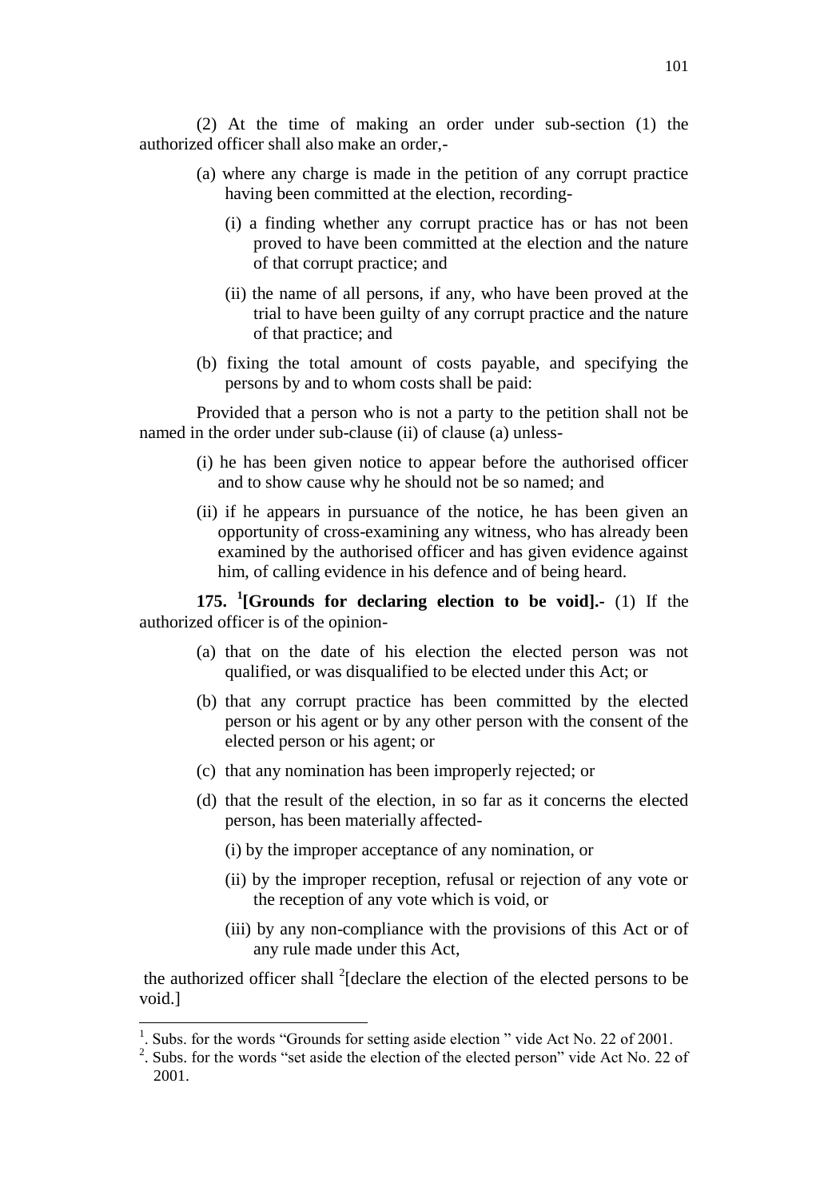(2) At the time of making an order under sub-section (1) the authorized officer shall also make an order,-

(a) where any charge is made in the petition of any corrupt practice having been committed at the election, recording-

(i) a finding whether any corrupt practice has or has not been proved to have been committed at the election and the nature of that corrupt practice; and

(ii) the name of all persons, if any, who have been proved at the trial to have been guilty of any corrupt practice and the nature of that practice; and

(b) fixing the total amount of costs payable, and specifying the persons by and to whom costs shall be paid:

Provided that a person who is not a party to the petition shall not be named in the order under sub-clause (ii) of clause (a) unless-

(i) he has been given notice to appear before the authorised officer and to show cause why he should not be so named; and

(ii) if he appears in pursuance of the notice, he has been given an opportunity of cross-examining any witness, who has already been examined by the authorised officer and has given evidence against him, of calling evidence in his defence and of being heard.

**175. [1][Grounds for declaring election to be void].-** (1) If the authorized officer is of the opinion-

(a) that on the date of his election the elected person was not qualified, or was disqualified to be elected under this Act; or

(b) that any corrupt practice has been committed by the elected person or his agent or by any other person with the consent of the elected person or his agent; or

(c) that any nomination has been improperly rejected; or

(d) that the result of the election, in so far as it concerns the elected person, has been materially affected-

(i) by the improper acceptance of any nomination, or

(ii) by the improper reception, refusal or rejection of any vote or the reception of any vote which is void, or

(iii) by any non-compliance with the provisions of this Act or of any rule made under this Act,

the authorized officer shall [2][declare the election of the elected persons to be void.]

---

[1]. Subs. for the words "Grounds for setting aside election " vide Act No. 22 of 2001.

[2]. Subs. for the words "set aside the election of the elected person" vide Act No. 22 of 2001.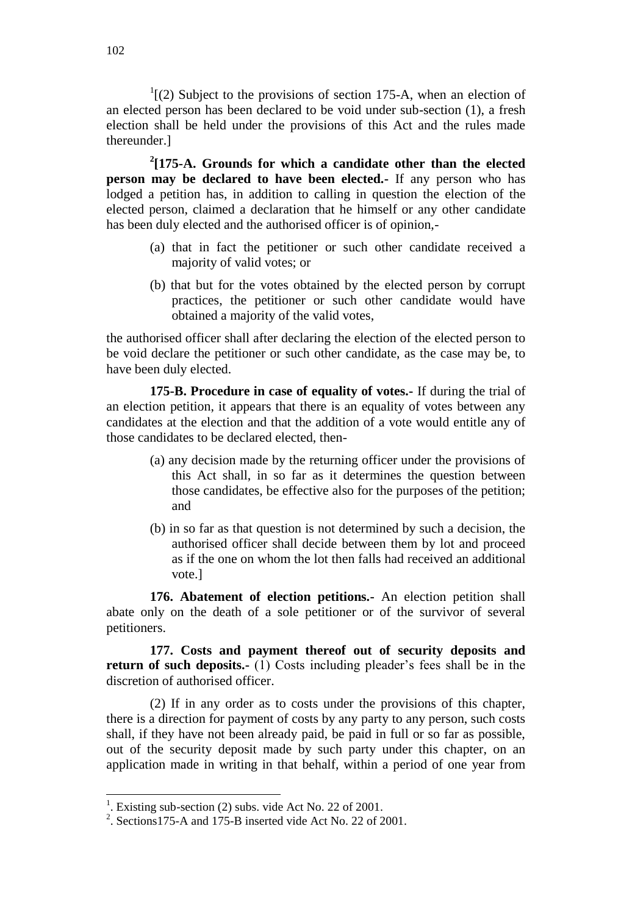[1][(2) Subject to the provisions of section 175-A, when an election of an elected person has been declared to be void under sub-section (1), a fresh election shall be held under the provisions of this Act and the rules made thereunder.]

[2][**175-A. Grounds for which a candidate other than the elected person may be declared to have been elected.**- If any person who has lodged a petition has, in addition to calling in question the election of the elected person, claimed a declaration that he himself or any other candidate has been duly elected and the authorised officer is of opinion,-

(a) that in fact the petitioner or such other candidate received a majority of valid votes; or

(b) that but for the votes obtained by the elected person by corrupt practices, the petitioner or such other candidate would have obtained a majority of the valid votes,

the authorised officer shall after declaring the election of the elected person to be void declare the petitioner or such other candidate, as the case may be, to have been duly elected.

**175-B. Procedure in case of equality of votes.-** If during the trial of an election petition, it appears that there is an equality of votes between any candidates at the election and that the addition of a vote would entitle any of those candidates to be declared elected, then-

(a) any decision made by the returning officer under the provisions of this Act shall, in so far as it determines the question between those candidates, be effective also for the purposes of the petition; and

(b) in so far as that question is not determined by such a decision, the authorised officer shall decide between them by lot and proceed as if the one on whom the lot then falls had received an additional vote.]

**176. Abatement of election petitions.-** An election petition shall abate only on the death of a sole petitioner or of the survivor of several petitioners.

**177. Costs and payment thereof out of security deposits and return of such deposits.-** (1) Costs including pleader's fees shall be in the discretion of authorised officer.

(2) If in any order as to costs under the provisions of this chapter, there is a direction for payment of costs by any party to any person, such costs shall, if they have not been already paid, be paid in full or so far as possible, out of the security deposit made by such party under this chapter, on an application made in writing in that behalf, within a period of one year from

---

[1]. Existing sub-section (2) subs. vide Act No. 22 of 2001.

[2]. Sections175-A and 175-B inserted vide Act No. 22 of 2001.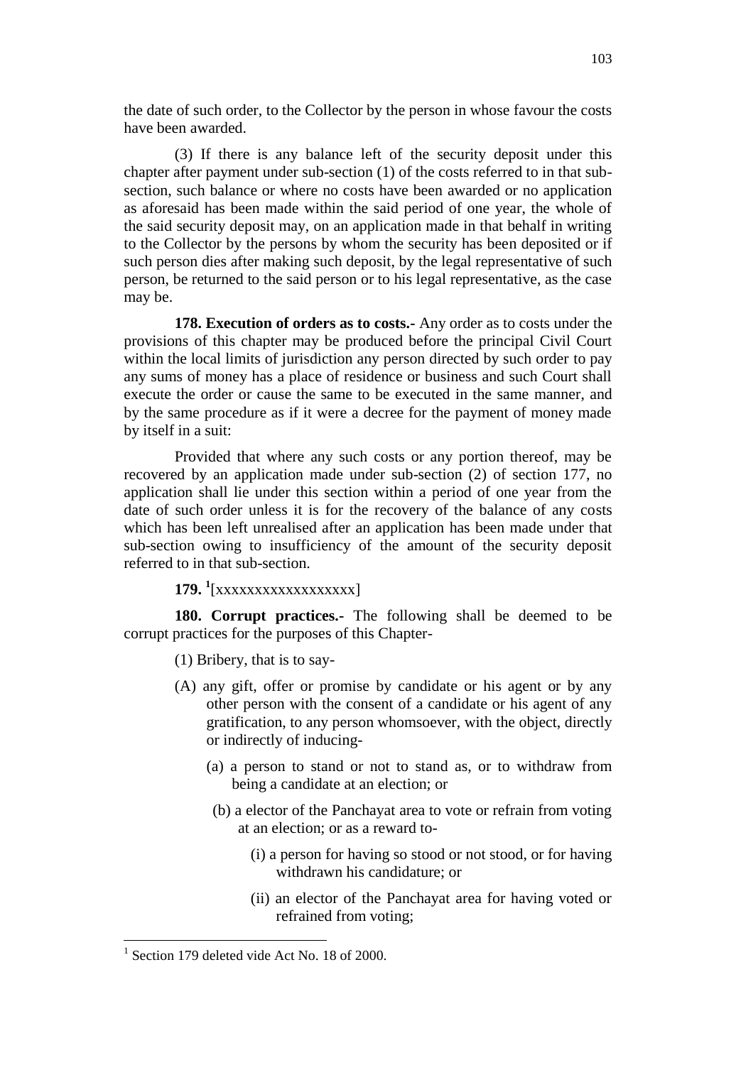the date of such order, to the Collector by the person in whose favour the costs have been awarded.

(3) If there is any balance left of the security deposit under this chapter after payment under sub-section (1) of the costs referred to in that sub-section, such balance or where no costs have been awarded or no application as aforesaid has been made within the said period of one year, the whole of the said security deposit may, on an application made in that behalf in writing to the Collector by the persons by whom the security has been deposited or if such person dies after making such deposit, by the legal representative of such person, be returned to the said person or to his legal representative, as the case may be.

**178. Execution of orders as to costs.-** Any order as to costs under the provisions of this chapter may be produced before the principal Civil Court within the local limits of jurisdiction any person directed by such order to pay any sums of money has a place of residence or business and such Court shall execute the order or cause the same to be executed in the same manner, and by the same procedure as if it were a decree for the payment of money made by itself in a suit:

Provided that where any such costs or any portion thereof, may be recovered by an application made under sub-section (2) of section 177, no application shall lie under this section within a period of one year from the date of such order unless it is for the recovery of the balance of any costs which has been left unrealised after an application has been made under that sub-section owing to insufficiency of the amount of the security deposit referred to in that sub-section.

**179.** [1][xxxxxxxxxxxxxxxxxx]

**180. Corrupt practices.-** The following shall be deemed to be corrupt practices for the purposes of this Chapter-

(1) Bribery, that is to say-

(A) any gift, offer or promise by candidate or his agent or by any other person with the consent of a candidate or his agent of any gratification, to any person whomsoever, with the object, directly or indirectly of inducing-

(a) a person to stand or not to stand as, or to withdraw from being a candidate at an election; or

(b) a elector of the Panchayat area to vote or refrain from voting at an election; or as a reward to-

(i) a person for having so stood or not stood, or for having withdrawn his candidature; or

(ii) an elector of the Panchayat area for having voted or refrained from voting;

---

[1] Section 179 deleted vide Act No. 18 of 2000.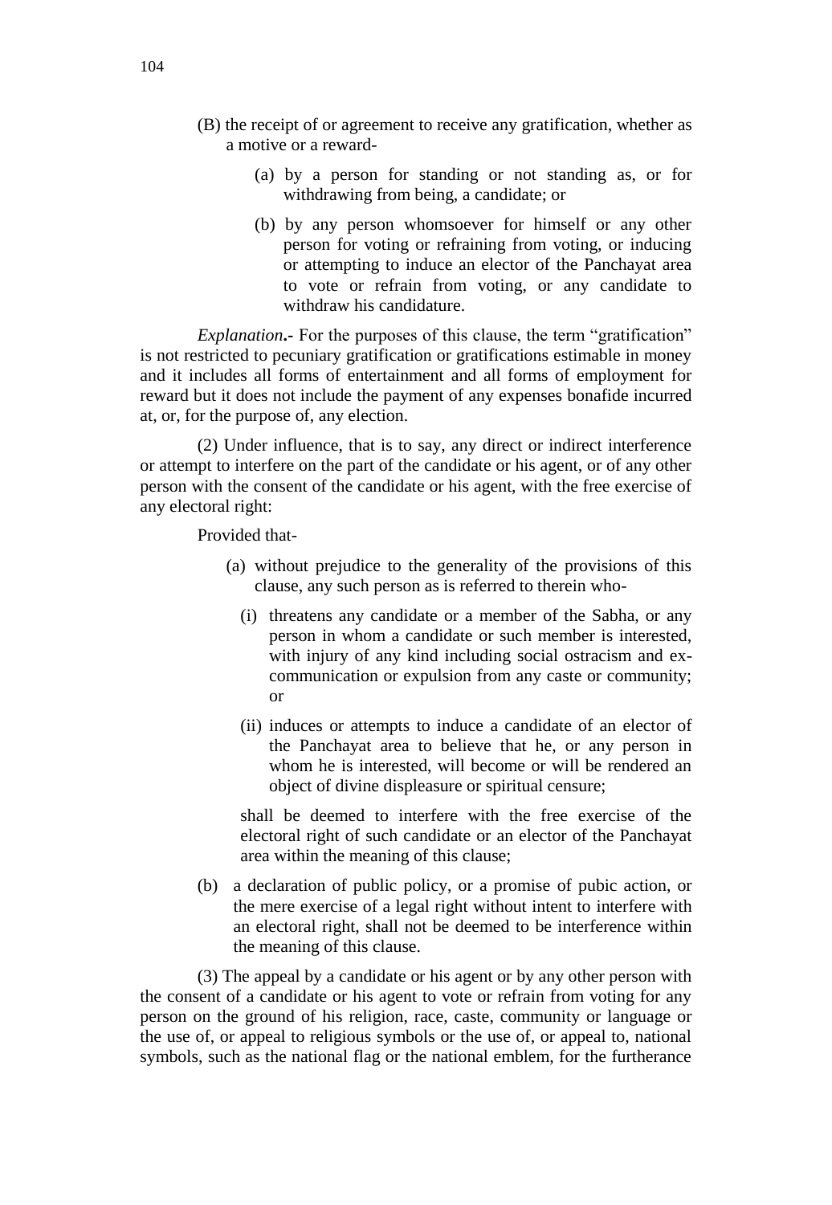(B) the receipt of or agreement to receive any gratification, whether as a motive or a reward-

(a) by a person for standing or not standing as, or for withdrawing from being, a candidate; or

(b) by any person whomsoever for himself or any other person for voting or refraining from voting, or inducing or attempting to induce an elector of the Panchayat area to vote or refrain from voting, or any candidate to withdraw his candidature.

*Explanation*.- For the purposes of this clause, the term "gratification" is not restricted to pecuniary gratification or gratifications estimable in money and it includes all forms of entertainment and all forms of employment for reward but it does not include the payment of any expenses bonafide incurred at, or, for the purpose of, any election.

(2) Under influence, that is to say, any direct or indirect interference or attempt to interfere on the part of the candidate or his agent, or of any other person with the consent of the candidate or his agent, with the free exercise of any electoral right:

Provided that-

(a) without prejudice to the generality of the provisions of this clause, any such person as is referred to therein who-

(i) threatens any candidate or a member of the Sabha, or any person in whom a candidate or such member is interested, with injury of any kind including social ostracism and ex-communication or expulsion from any caste or community; or

(ii) induces or attempts to induce a candidate of an elector of the Panchayat area to believe that he, or any person in whom he is interested, will become or will be rendered an object of divine displeasure or spiritual censure;

shall be deemed to interfere with the free exercise of the electoral right of such candidate or an elector of the Panchayat area within the meaning of this clause;

(b) a declaration of public policy, or a promise of pubic action, or the mere exercise of a legal right without intent to interfere with an electoral right, shall not be deemed to be interference within the meaning of this clause.

(3) The appeal by a candidate or his agent or by any other person with the consent of a candidate or his agent to vote or refrain from voting for any person on the ground of his religion, race, caste, community or language or the use of, or appeal to religious symbols or the use of, or appeal to, national symbols, such as the national flag or the national emblem, for the furtherance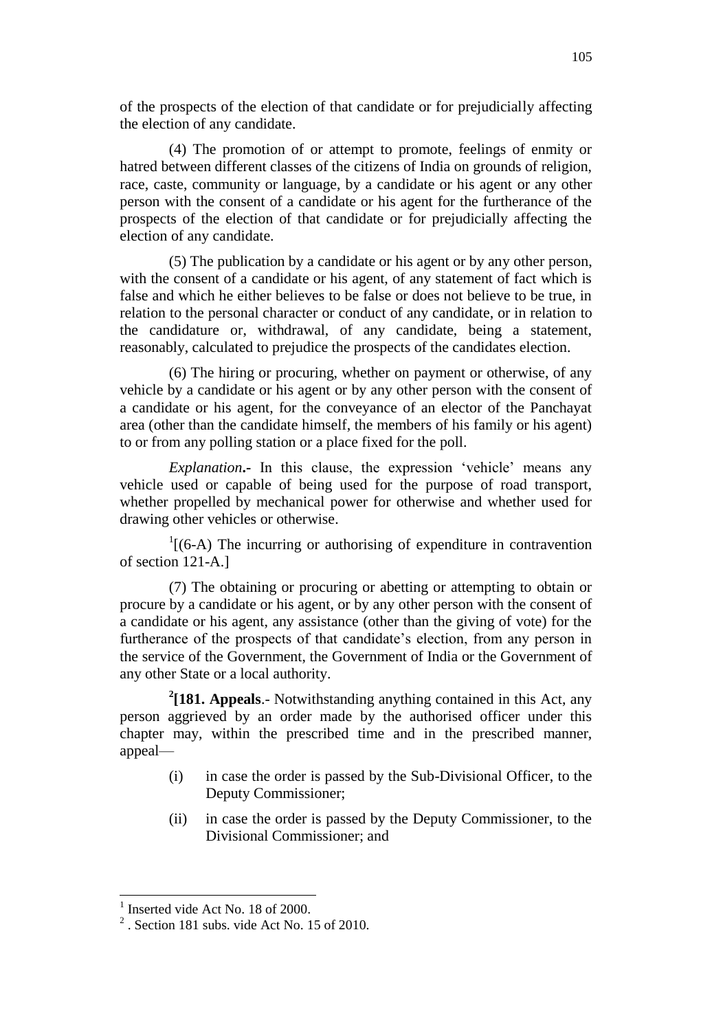of the prospects of the election of that candidate or for prejudicially affecting the election of any candidate.

(4) The promotion of or attempt to promote, feelings of enmity or hatred between different classes of the citizens of India on grounds of religion, race, caste, community or language, by a candidate or his agent or any other person with the consent of a candidate or his agent for the furtherance of the prospects of the election of that candidate or for prejudicially affecting the election of any candidate.

(5) The publication by a candidate or his agent or by any other person, with the consent of a candidate or his agent, of any statement of fact which is false and which he either believes to be false or does not believe to be true, in relation to the personal character or conduct of any candidate, or in relation to the candidature or, withdrawal, of any candidate, being a statement, reasonably, calculated to prejudice the prospects of the candidates election.

(6) The hiring or procuring, whether on payment or otherwise, of any vehicle by a candidate or his agent or by any other person with the consent of a candidate or his agent, for the conveyance of an elector of the Panchayat area (other than the candidate himself, the members of his family or his agent) to or from any polling station or a place fixed for the poll.

*Explanation***.-** In this clause, the expression 'vehicle' means any vehicle used or capable of being used for the purpose of road transport, whether propelled by mechanical power for otherwise and whether used for drawing other vehicles or otherwise.

[1][(6-A) The incurring or authorising of expenditure in contravention of section 121-A.]

(7) The obtaining or procuring or abetting or attempting to obtain or procure by a candidate or his agent, or by any other person with the consent of a candidate or his agent, any assistance (other than the giving of vote) for the furtherance of the prospects of that candidate's election, from any person in the service of the Government, the Government of India or the Government of any other State or a local authority.

**[2][181. Appeals**.- Notwithstanding anything contained in this Act, any person aggrieved by an order made by the authorised officer under this chapter may, within the prescribed time and in the prescribed manner, appeal—

(i) in case the order is passed by the Sub-Divisional Officer, to the Deputy Commissioner;

(ii) in case the order is passed by the Deputy Commissioner, to the Divisional Commissioner; and

---

[1] Inserted vide Act No. 18 of 2000.

[2] . Section 181 subs. vide Act No. 15 of 2010.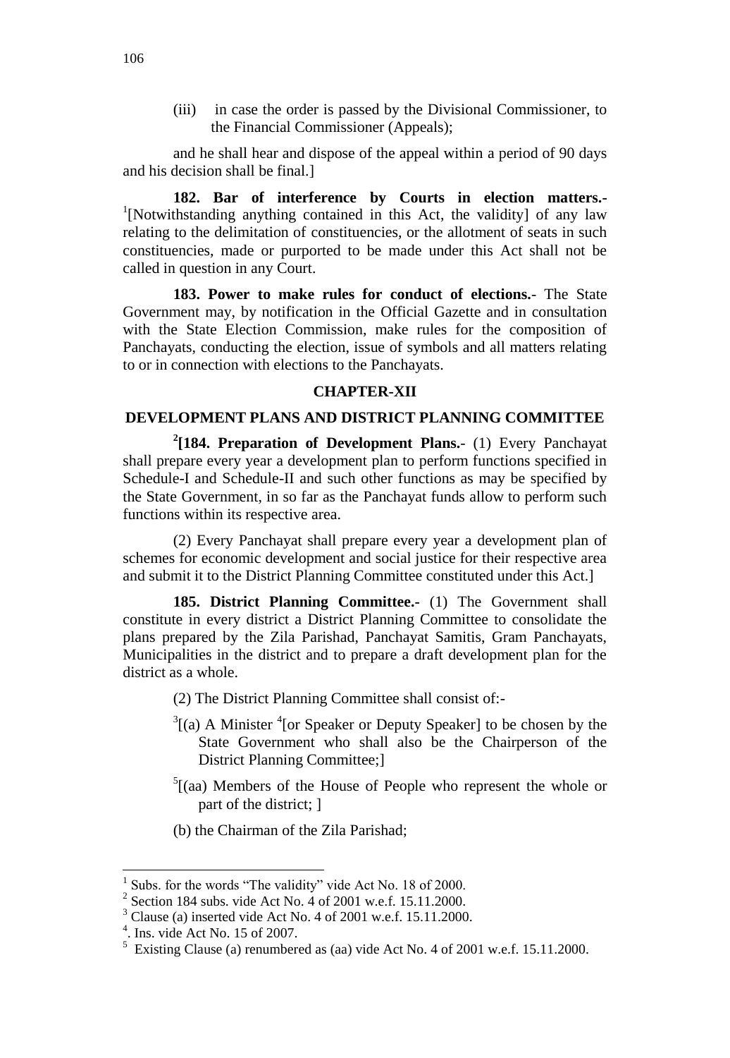(iii) in case the order is passed by the Divisional Commissioner, to the Financial Commissioner (Appeals);

and he shall hear and dispose of the appeal within a period of 90 days and his decision shall be final.]

**182. Bar of interference by Courts in election matters.-** [1][Notwithstanding anything contained in this Act, the validity] of any law relating to the delimitation of constituencies, or the allotment of seats in such constituencies, made or purported to be made under this Act shall not be called in question in any Court.

**183. Power to make rules for conduct of elections.**- The State Government may, by notification in the Official Gazette and in consultation with the State Election Commission, make rules for the composition of Panchayats, conducting the election, issue of symbols and all matters relating to or in connection with elections to the Panchayats.

## CHAPTER-XII

## DEVELOPMENT PLANS AND DISTRICT PLANNING COMMITTEE

[2]**[184. Preparation of Development Plans.**- (1) Every Panchayat shall prepare every year a development plan to perform functions specified in Schedule-I and Schedule-II and such other functions as may be specified by the State Government, in so far as the Panchayat funds allow to perform such functions within its respective area.

(2) Every Panchayat shall prepare every year a development plan of schemes for economic development and social justice for their respective area and submit it to the District Planning Committee constituted under this Act.]

**185. District Planning Committee.-** (1) The Government shall constitute in every district a District Planning Committee to consolidate the plans prepared by the Zila Parishad, Panchayat Samitis, Gram Panchayats, Municipalities in the district and to prepare a draft development plan for the district as a whole.

(2) The District Planning Committee shall consist of:-

[3][(a) A Minister [4][or Speaker or Deputy Speaker] to be chosen by the State Government who shall also be the Chairperson of the District Planning Committee;]

[5][(aa) Members of the House of People who represent the whole or part of the district; ]

(b) the Chairman of the Zila Parishad;

---

[1] Subs. for the words "The validity" vide Act No. 18 of 2000.

[2] Section 184 subs. vide Act No. 4 of 2001 w.e.f. 15.11.2000.

[3] Clause (a) inserted vide Act No. 4 of 2001 w.e.f. 15.11.2000.

[4]. Ins. vide Act No. 15 of 2007.

[5] Existing Clause (a) renumbered as (aa) vide Act No. 4 of 2001 w.e.f. 15.11.2000.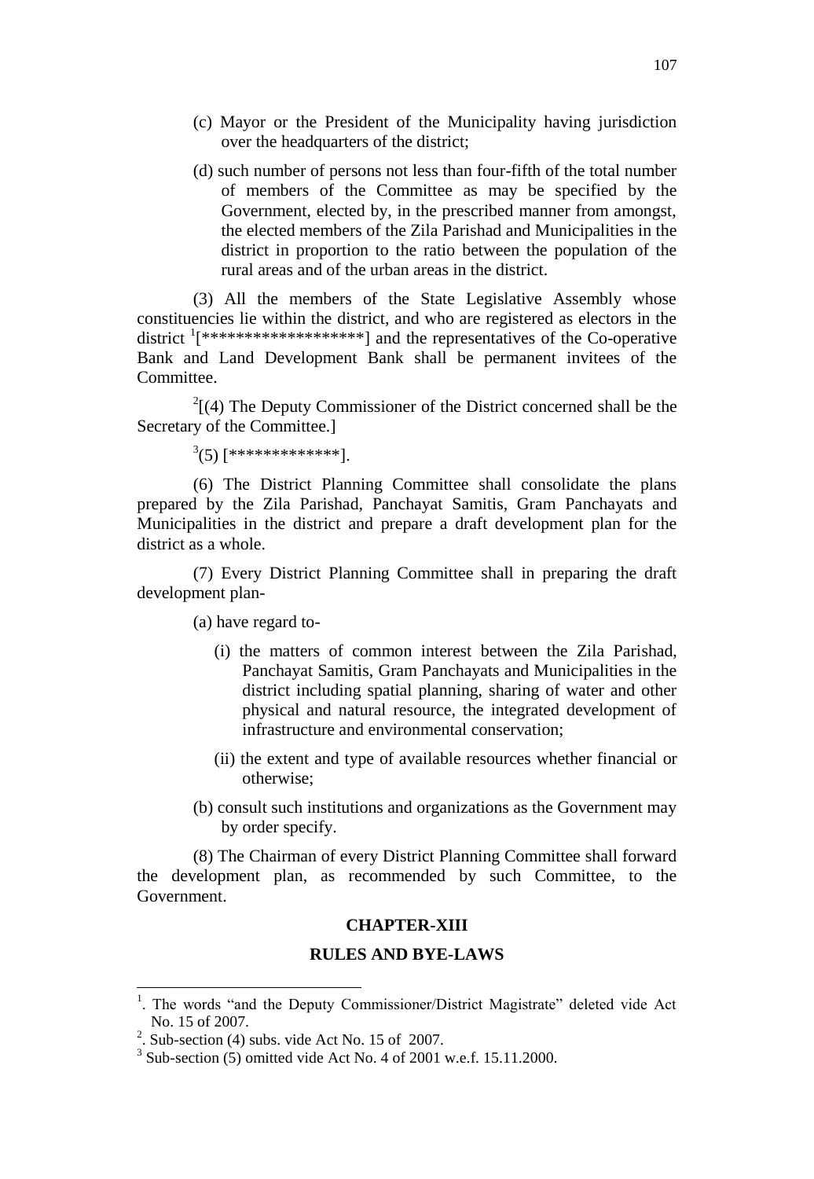(c) Mayor or the President of the Municipality having jurisdiction over the headquarters of the district;

(d) such number of persons not less than four-fifth of the total number of members of the Committee as may be specified by the Government, elected by, in the prescribed manner from amongst, the elected members of the Zila Parishad and Municipalities in the district in proportion to the ratio between the population of the rural areas and of the urban areas in the district.

(3) All the members of the State Legislative Assembly whose constituencies lie within the district, and who are registered as electors in the district [1][*******************] and the representatives of the Co-operative Bank and Land Development Bank shall be permanent invitees of the Committee.

[2][(4) The Deputy Commissioner of the District concerned shall be the Secretary of the Committee.]

[3](5) [*************].

(6) The District Planning Committee shall consolidate the plans prepared by the Zila Parishad, Panchayat Samitis, Gram Panchayats and Municipalities in the district and prepare a draft development plan for the district as a whole.

(7) Every District Planning Committee shall in preparing the draft development plan-

(a) have regard to-

(i) the matters of common interest between the Zila Parishad, Panchayat Samitis, Gram Panchayats and Municipalities in the district including spatial planning, sharing of water and other physical and natural resource, the integrated development of infrastructure and environmental conservation;

(ii) the extent and type of available resources whether financial or otherwise;

(b) consult such institutions and organizations as the Government may by order specify.

(8) The Chairman of every District Planning Committee shall forward the development plan, as recommended by such Committee, to the Government.

## CHAPTER-XIII

## RULES AND BYE-LAWS

---

[1]. The words "and the Deputy Commissioner/District Magistrate" deleted vide Act No. 15 of 2007.

[2]. Sub-section (4) subs. vide Act No. 15 of 2007.

[3] Sub-section (5) omitted vide Act No. 4 of 2001 w.e.f. 15.11.2000.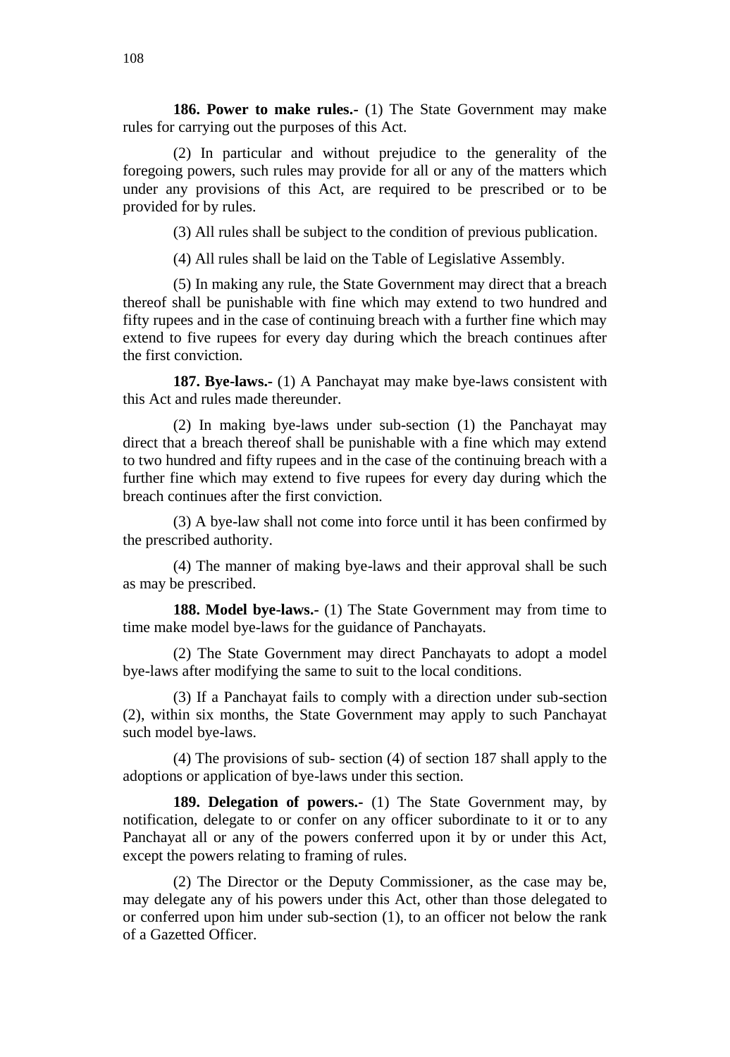**186. Power to make rules.-** (1) The State Government may make rules for carrying out the purposes of this Act.

(2) In particular and without prejudice to the generality of the foregoing powers, such rules may provide for all or any of the matters which under any provisions of this Act, are required to be prescribed or to be provided for by rules.

(3) All rules shall be subject to the condition of previous publication.

(4) All rules shall be laid on the Table of Legislative Assembly.

(5) In making any rule, the State Government may direct that a breach thereof shall be punishable with fine which may extend to two hundred and fifty rupees and in the case of continuing breach with a further fine which may extend to five rupees for every day during which the breach continues after the first conviction.

**187. Bye-laws.-** (1) A Panchayat may make bye-laws consistent with this Act and rules made thereunder.

(2) In making bye-laws under sub-section (1) the Panchayat may direct that a breach thereof shall be punishable with a fine which may extend to two hundred and fifty rupees and in the case of the continuing breach with a further fine which may extend to five rupees for every day during which the breach continues after the first conviction.

(3) A bye-law shall not come into force until it has been confirmed by the prescribed authority.

(4) The manner of making bye-laws and their approval shall be such as may be prescribed.

**188. Model bye-laws.-** (1) The State Government may from time to time make model bye-laws for the guidance of Panchayats.

(2) The State Government may direct Panchayats to adopt a model bye-laws after modifying the same to suit to the local conditions.

(3) If a Panchayat fails to comply with a direction under sub-section (2), within six months, the State Government may apply to such Panchayat such model bye-laws.

(4) The provisions of sub- section (4) of section 187 shall apply to the adoptions or application of bye-laws under this section.

**189. Delegation of powers.-** (1) The State Government may, by notification, delegate to or confer on any officer subordinate to it or to any Panchayat all or any of the powers conferred upon it by or under this Act, except the powers relating to framing of rules.

(2) The Director or the Deputy Commissioner, as the case may be, may delegate any of his powers under this Act, other than those delegated to or conferred upon him under sub-section (1), to an officer not below the rank of a Gazetted Officer.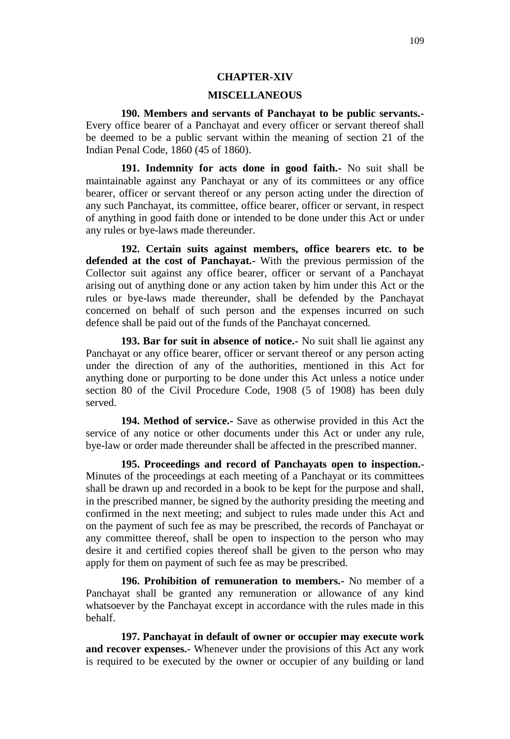## CHAPTER-XIV

## MISCELLANEOUS

**190. Members and servants of Panchayat to be public servants.-** Every office bearer of a Panchayat and every officer or servant thereof shall be deemed to be a public servant within the meaning of section 21 of the Indian Penal Code, 1860 (45 of 1860).

**191. Indemnity for acts done in good faith.-** No suit shall be maintainable against any Panchayat or any of its committees or any office bearer, officer or servant thereof or any person acting under the direction of any such Panchayat, its committee, office bearer, officer or servant, in respect of anything in good faith done or intended to be done under this Act or under any rules or bye-laws made thereunder.

**192. Certain suits against members, office bearers etc. to be defended at the cost of Panchayat.-** With the previous permission of the Collector suit against any office bearer, officer or servant of a Panchayat arising out of anything done or any action taken by him under this Act or the rules or bye-laws made thereunder, shall be defended by the Panchayat concerned on behalf of such person and the expenses incurred on such defence shall be paid out of the funds of the Panchayat concerned.

**193. Bar for suit in absence of notice.-** No suit shall lie against any Panchayat or any office bearer, officer or servant thereof or any person acting under the direction of any of the authorities, mentioned in this Act for anything done or purporting to be done under this Act unless a notice under section 80 of the Civil Procedure Code, 1908 (5 of 1908) has been duly served.

**194. Method of service.-** Save as otherwise provided in this Act the service of any notice or other documents under this Act or under any rule, bye-law or order made thereunder shall be affected in the prescribed manner.

**195. Proceedings and record of Panchayats open to inspection.-** Minutes of the proceedings at each meeting of a Panchayat or its committees shall be drawn up and recorded in a book to be kept for the purpose and shall, in the prescribed manner, be signed by the authority presiding the meeting and confirmed in the next meeting; and subject to rules made under this Act and on the payment of such fee as may be prescribed, the records of Panchayat or any committee thereof, shall be open to inspection to the person who may desire it and certified copies thereof shall be given to the person who may apply for them on payment of such fee as may be prescribed.

**196. Prohibition of remuneration to members.-** No member of a Panchayat shall be granted any remuneration or allowance of any kind whatsoever by the Panchayat except in accordance with the rules made in this behalf.

**197. Panchayat in default of owner or occupier may execute work and recover expenses.-** Whenever under the provisions of this Act any work is required to be executed by the owner or occupier of any building or land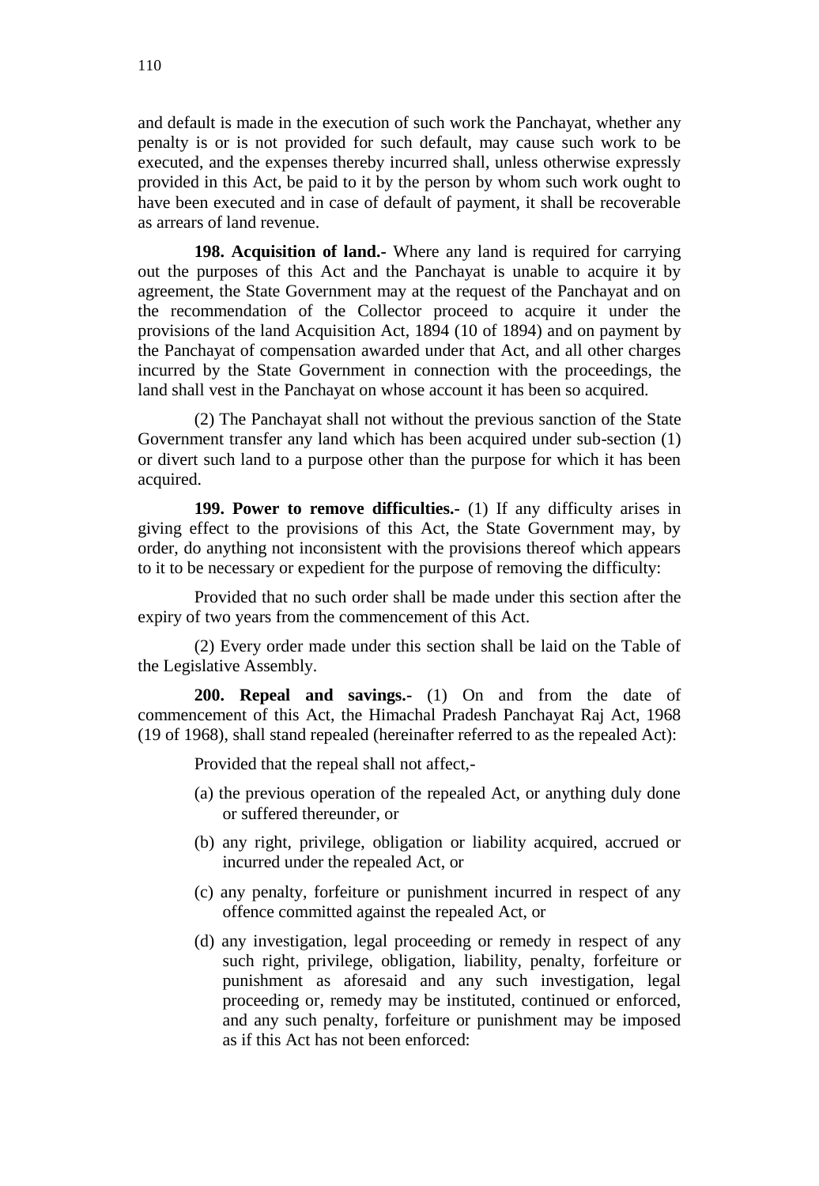and default is made in the execution of such work the Panchayat, whether any penalty is or is not provided for such default, may cause such work to be executed, and the expenses thereby incurred shall, unless otherwise expressly provided in this Act, be paid to it by the person by whom such work ought to have been executed and in case of default of payment, it shall be recoverable as arrears of land revenue.

**198. Acquisition of land.-** Where any land is required for carrying out the purposes of this Act and the Panchayat is unable to acquire it by agreement, the State Government may at the request of the Panchayat and on the recommendation of the Collector proceed to acquire it under the provisions of the land Acquisition Act, 1894 (10 of 1894) and on payment by the Panchayat of compensation awarded under that Act, and all other charges incurred by the State Government in connection with the proceedings, the land shall vest in the Panchayat on whose account it has been so acquired.

(2) The Panchayat shall not without the previous sanction of the State Government transfer any land which has been acquired under sub-section (1) or divert such land to a purpose other than the purpose for which it has been acquired.

**199. Power to remove difficulties.-** (1) If any difficulty arises in giving effect to the provisions of this Act, the State Government may, by order, do anything not inconsistent with the provisions thereof which appears to it to be necessary or expedient for the purpose of removing the difficulty:

Provided that no such order shall be made under this section after the expiry of two years from the commencement of this Act.

(2) Every order made under this section shall be laid on the Table of the Legislative Assembly.

**200. Repeal and savings.-** (1) On and from the date of commencement of this Act, the Himachal Pradesh Panchayat Raj Act, 1968 (19 of 1968), shall stand repealed (hereinafter referred to as the repealed Act):

Provided that the repeal shall not affect,-

(a) the previous operation of the repealed Act, or anything duly done or suffered thereunder, or

(b) any right, privilege, obligation or liability acquired, accrued or incurred under the repealed Act, or

(c) any penalty, forfeiture or punishment incurred in respect of any offence committed against the repealed Act, or

(d) any investigation, legal proceeding or remedy in respect of any such right, privilege, obligation, liability, penalty, forfeiture or punishment as aforesaid and any such investigation, legal proceeding or, remedy may be instituted, continued or enforced, and any such penalty, forfeiture or punishment may be imposed as if this Act has not been enforced: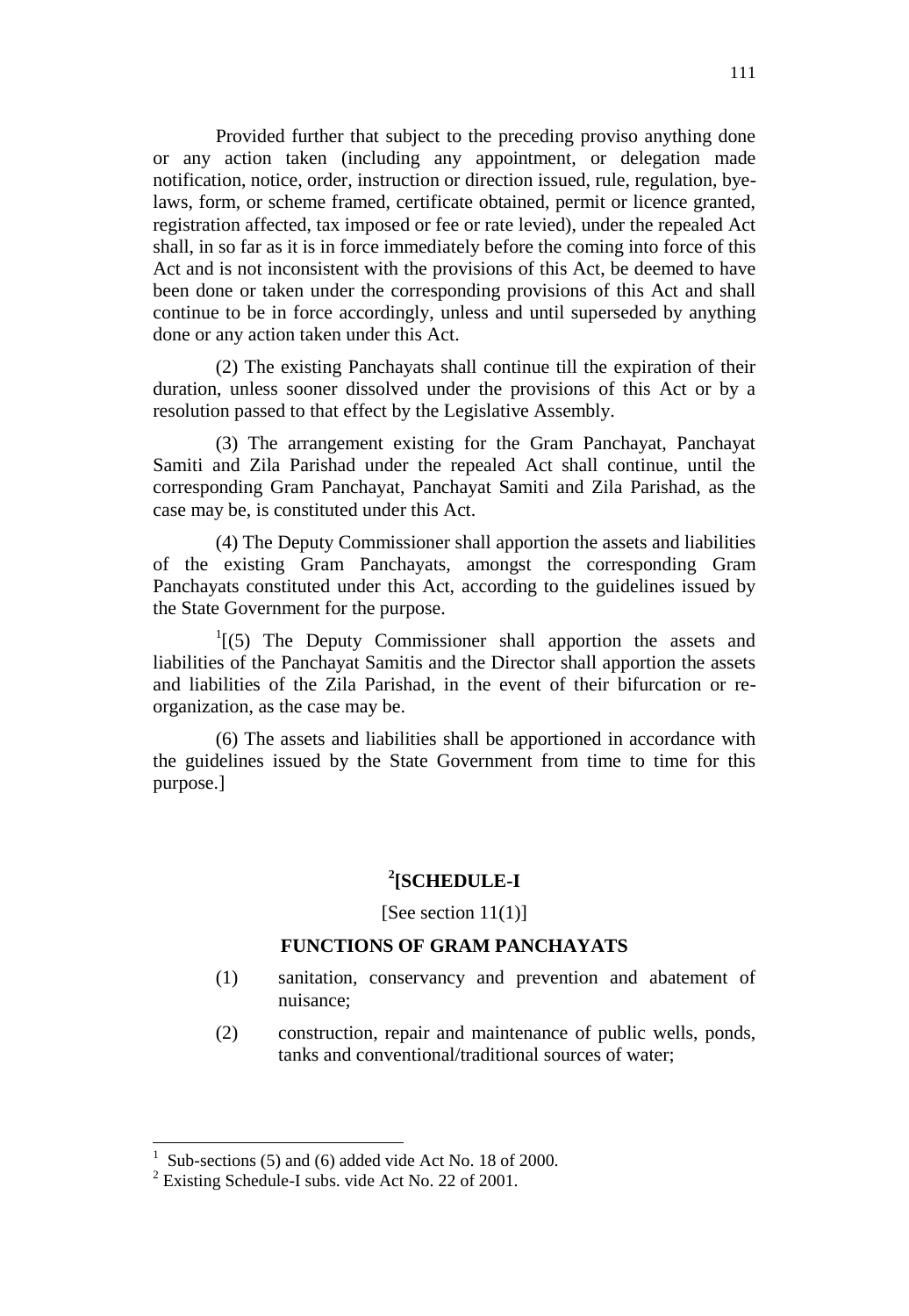Provided further that subject to the preceding proviso anything done or any action taken (including any appointment, or delegation made notification, notice, order, instruction or direction issued, rule, regulation, bye-laws, form, or scheme framed, certificate obtained, permit or licence granted, registration affected, tax imposed or fee or rate levied), under the repealed Act shall, in so far as it is in force immediately before the coming into force of this Act and is not inconsistent with the provisions of this Act, be deemed to have been done or taken under the corresponding provisions of this Act and shall continue to be in force accordingly, unless and until superseded by anything done or any action taken under this Act.

(2) The existing Panchayats shall continue till the expiration of their duration, unless sooner dissolved under the provisions of this Act or by a resolution passed to that effect by the Legislative Assembly.

(3) The arrangement existing for the Gram Panchayat, Panchayat Samiti and Zila Parishad under the repealed Act shall continue, until the corresponding Gram Panchayat, Panchayat Samiti and Zila Parishad, as the case may be, is constituted under this Act.

(4) The Deputy Commissioner shall apportion the assets and liabilities of the existing Gram Panchayats, amongst the corresponding Gram Panchayats constituted under this Act, according to the guidelines issued by the State Government for the purpose.

[1][(5) The Deputy Commissioner shall apportion the assets and liabilities of the Panchayat Samitis and the Director shall apportion the assets and liabilities of the Zila Parishad, in the event of their bifurcation or re-organization, as the case may be.

(6) The assets and liabilities shall be apportioned in accordance with the guidelines issued by the State Government from time to time for this purpose.]

## [2][SCHEDULE-I

[See section 11(1)]

### FUNCTIONS OF GRAM PANCHAYATS

(1) sanitation, conservancy and prevention and abatement of nuisance;

(2) construction, repair and maintenance of public wells, ponds, tanks and conventional/traditional sources of water;

---

[1] Sub-sections (5) and (6) added vide Act No. 18 of 2000.

[2] Existing Schedule-I subs. vide Act No. 22 of 2001.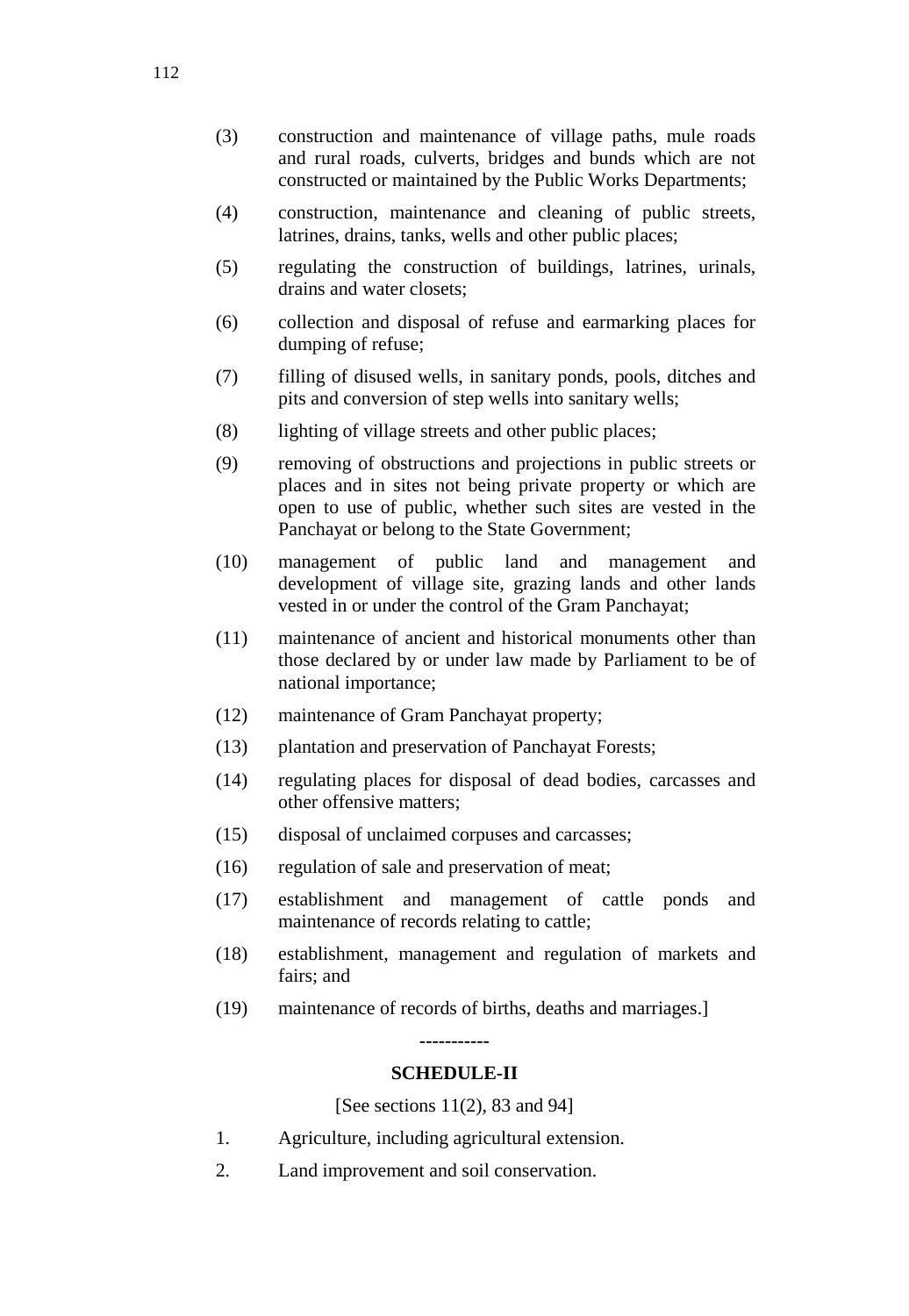(3) construction and maintenance of village paths, mule roads and rural roads, culverts, bridges and bunds which are not constructed or maintained by the Public Works Departments;

(4) construction, maintenance and cleaning of public streets, latrines, drains, tanks, wells and other public places;

(5) regulating the construction of buildings, latrines, urinals, drains and water closets;

(6) collection and disposal of refuse and earmarking places for dumping of refuse;

(7) filling of disused wells, in sanitary ponds, pools, ditches and pits and conversion of step wells into sanitary wells;

(8) lighting of village streets and other public places;

(9) removing of obstructions and projections in public streets or places and in sites not being private property or which are open to use of public, whether such sites are vested in the Panchayat or belong to the State Government;

(10) management of public land and management and development of village site, grazing lands and other lands vested in or under the control of the Gram Panchayat;

(11) maintenance of ancient and historical monuments other than those declared by or under law made by Parliament to be of national importance;

(12) maintenance of Gram Panchayat property;

(13) plantation and preservation of Panchayat Forests;

(14) regulating places for disposal of dead bodies, carcasses and other offensive matters;

(15) disposal of unclaimed corpuses and carcasses;

(16) regulation of sale and preservation of meat;

(17) establishment and management of cattle ponds and maintenance of records relating to cattle;

(18) establishment, management and regulation of markets and fairs; and

(19) maintenance of records of births, deaths and marriages.]

-----------

**SCHEDULE-II**

[See sections 11(2), 83 and 94]

1. Agriculture, including agricultural extension.

2. Land improvement and soil conservation.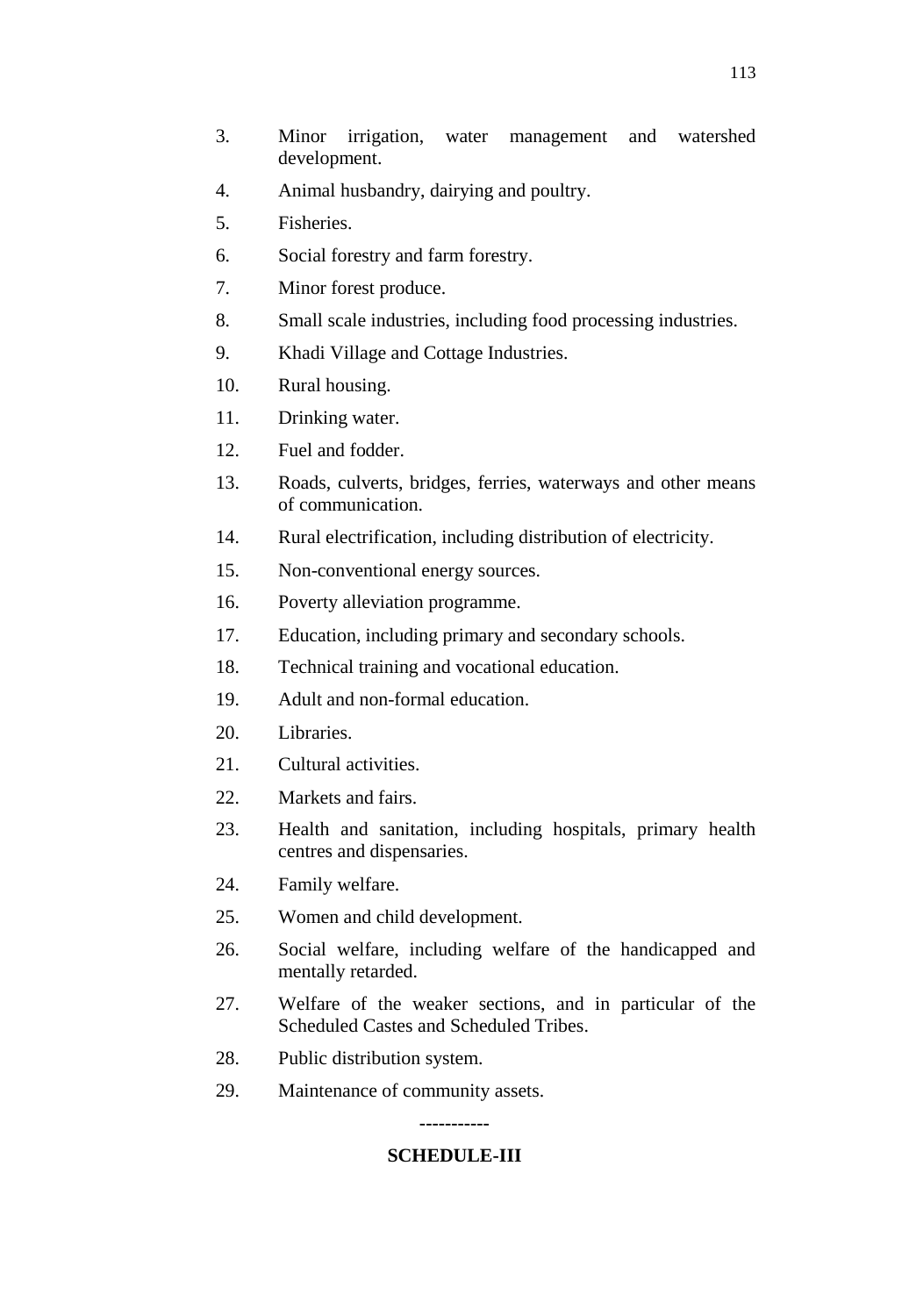3. Minor irrigation, water management and watershed development.

4. Animal husbandry, dairying and poultry.

5. Fisheries.

6. Social forestry and farm forestry.

7. Minor forest produce.

8. Small scale industries, including food processing industries.

9. Khadi Village and Cottage Industries.

10. Rural housing.

11. Drinking water.

12. Fuel and fodder.

13. Roads, culverts, bridges, ferries, waterways and other means of communication.

14. Rural electrification, including distribution of electricity.

15. Non-conventional energy sources.

16. Poverty alleviation programme.

17. Education, including primary and secondary schools.

18. Technical training and vocational education.

19. Adult and non-formal education.

20. Libraries.

21. Cultural activities.

22. Markets and fairs.

23. Health and sanitation, including hospitals, primary health centres and dispensaries.

24. Family welfare.

25. Women and child development.

26. Social welfare, including welfare of the handicapped and mentally retarded.

27. Welfare of the weaker sections, and in particular of the Scheduled Castes and Scheduled Tribes.

28. Public distribution system.

29. Maintenance of community assets.

-----------

**SCHEDULE-III**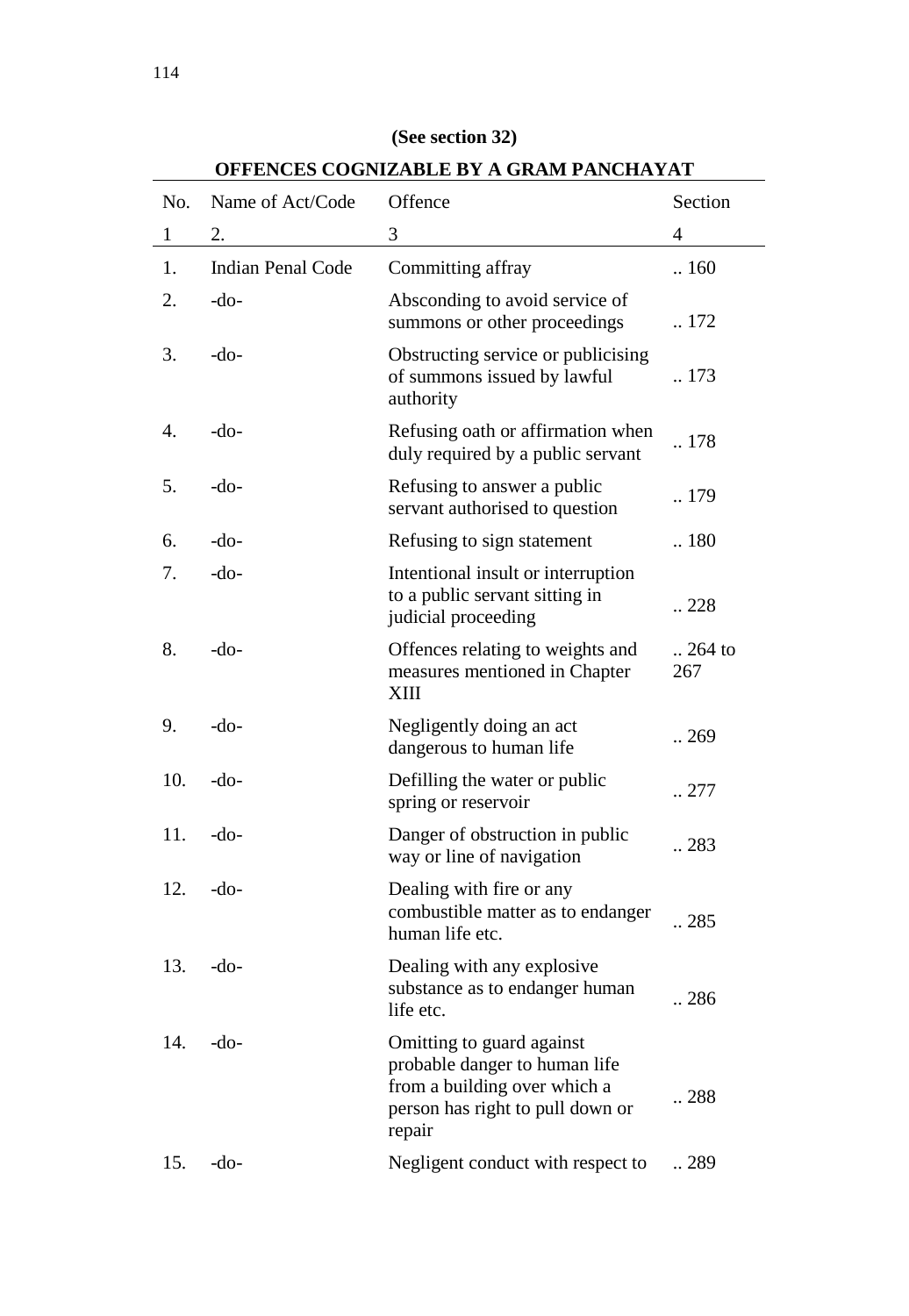**(See section 32)**

**OFFENCES COGNIZABLE BY A GRAM PANCHAYAT**

| No. | Name of Act/Code | Offence | Section |
|---|---|---|---|
| 1 | 2. | 3 | 4 |
| 1. | Indian Penal Code | Committing affray | .. 160 |
| 2. | -do- | Absconding to avoid service of summons or other proceedings | .. 172 |
| 3. | -do- | Obstructing service or publicising of summons issued by lawful authority | .. 173 |
| 4. | -do- | Refusing oath or affirmation when duly required by a public servant | .. 178 |
| 5. | -do- | Refusing to answer a public servant authorised to question | .. 179 |
| 6. | -do- | Refusing to sign statement | .. 180 |
| 7. | -do- | Intentional insult or interruption to a public servant sitting in judicial proceeding | .. 228 |
| 8. | -do- | Offences relating to weights and measures mentioned in Chapter XIII | .. 264 to 267 |
| 9. | -do- | Negligently doing an act dangerous to human life | .. 269 |
| 10. | -do- | Defilling the water or public spring or reservoir | .. 277 |
| 11. | -do- | Danger of obstruction in public way or line of navigation | .. 283 |
| 12. | -do- | Dealing with fire or any combustible matter as to endanger human life etc. | .. 285 |
| 13. | -do- | Dealing with any explosive substance as to endanger human life etc. | .. 286 |
| 14. | -do- | Omitting to guard against probable danger to human life from a building over which a person has right to pull down or repair | .. 288 |
| 15. | -do- | Negligent conduct with respect to | .. 289 |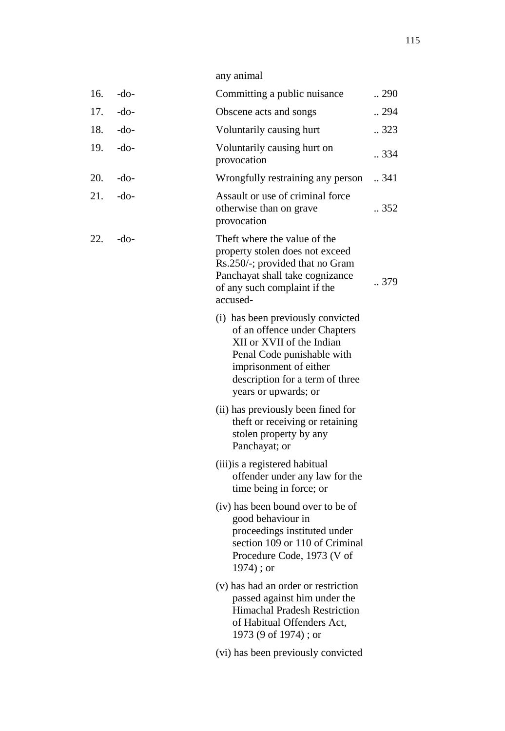| | | | |
|---|---|---|---|
| | | any animal | |
| 16. | -do- | Committing a public nuisance | .. 290 |
| 17. | -do- | Obscene acts and songs | .. 294 |
| 18. | -do- | Voluntarily causing hurt | .. 323 |
| 19. | -do- | Voluntarily causing hurt on provocation | .. 334 |
| 20. | -do- | Wrongfully restraining any person | .. 341 |
| 21. | -do- | Assault or use of criminal force otherwise than on grave provocation | .. 352 |
| 22. | -do- | Theft where the value of the property stolen does not exceed Rs.250/-; provided that no Gram Panchayat shall take cognizance of any such complaint if the accused-<br>(i) has been previously convicted of an offence under Chapters XII or XVII of the Indian Penal Code punishable with imprisonment of either description for a term of three years or upwards; or<br>(ii) has previously been fined for theft or receiving or retaining stolen property by any Panchayat; or<br>(iii)is a registered habitual offender under any law for the time being in force; or<br>(iv) has been bound over to be of good behaviour in proceedings instituted under section 109 or 110 of Criminal Procedure Code, 1973 (V of 1974) ; or<br>(v) has had an order or restriction passed against him under the Himachal Pradesh Restriction of Habitual Offenders Act, 1973 (9 of 1974) ; or<br>(vi) has been previously convicted | .. 379 |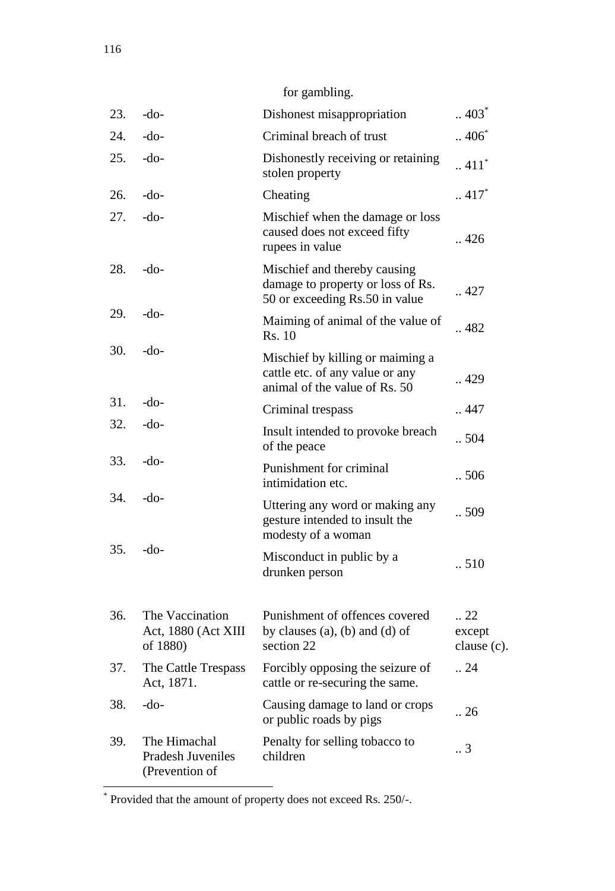| | | for gambling. | |
|---|---|---|---|
| 23. | -do- | Dishonest misappropriation | .. 403* |
| 24. | -do- | Criminal breach of trust | .. 406* |
| 25. | -do- | Dishonestly receiving or retaining stolen property | .. 411* |
| 26. | -do- | Cheating | .. 417* |
| 27. | -do- | Mischief when the damage or loss caused does not exceed fifty rupees in value | .. 426 |
| 28. | -do- | Mischief and thereby causing damage to property or loss of Rs. 50 or exceeding Rs.50 in value | .. 427 |
| 29. | -do- | Maiming of animal of the value of Rs. 10 | .. 482 |
| 30. | -do- | Mischief by killing or maiming a cattle etc. of any value or any animal of the value of Rs. 50 | .. 429 |
| 31. | -do- | Criminal trespass | .. 447 |
| 32. | -do- | Insult intended to provoke breach of the peace | .. 504 |
| 33. | -do- | Punishment for criminal intimidation etc. | .. 506 |
| 34. | -do- | Uttering any word or making any gesture intended to insult the modesty of a woman | .. 509 |
| 35. | -do- | Misconduct in public by a drunken person | .. 510 |
| 36. | The Vaccination Act, 1880 (Act XIII of 1880) | Punishment of offences covered by clauses (a), (b) and (d) of section 22 | .. 22 except clause (c). |
| 37. | The Cattle Trespass Act, 1871. | Forcibly opposing the seizure of cattle or re-securing the same. | .. 24 |
| 38. | -do- | Causing damage to land or crops or public roads by pigs | .. 26 |
| 39. | The Himachal Pradesh Juveniles (Prevention of | Penalty for selling tobacco to children | .. 3 |

* Provided that the amount of property does not exceed Rs. 250/-.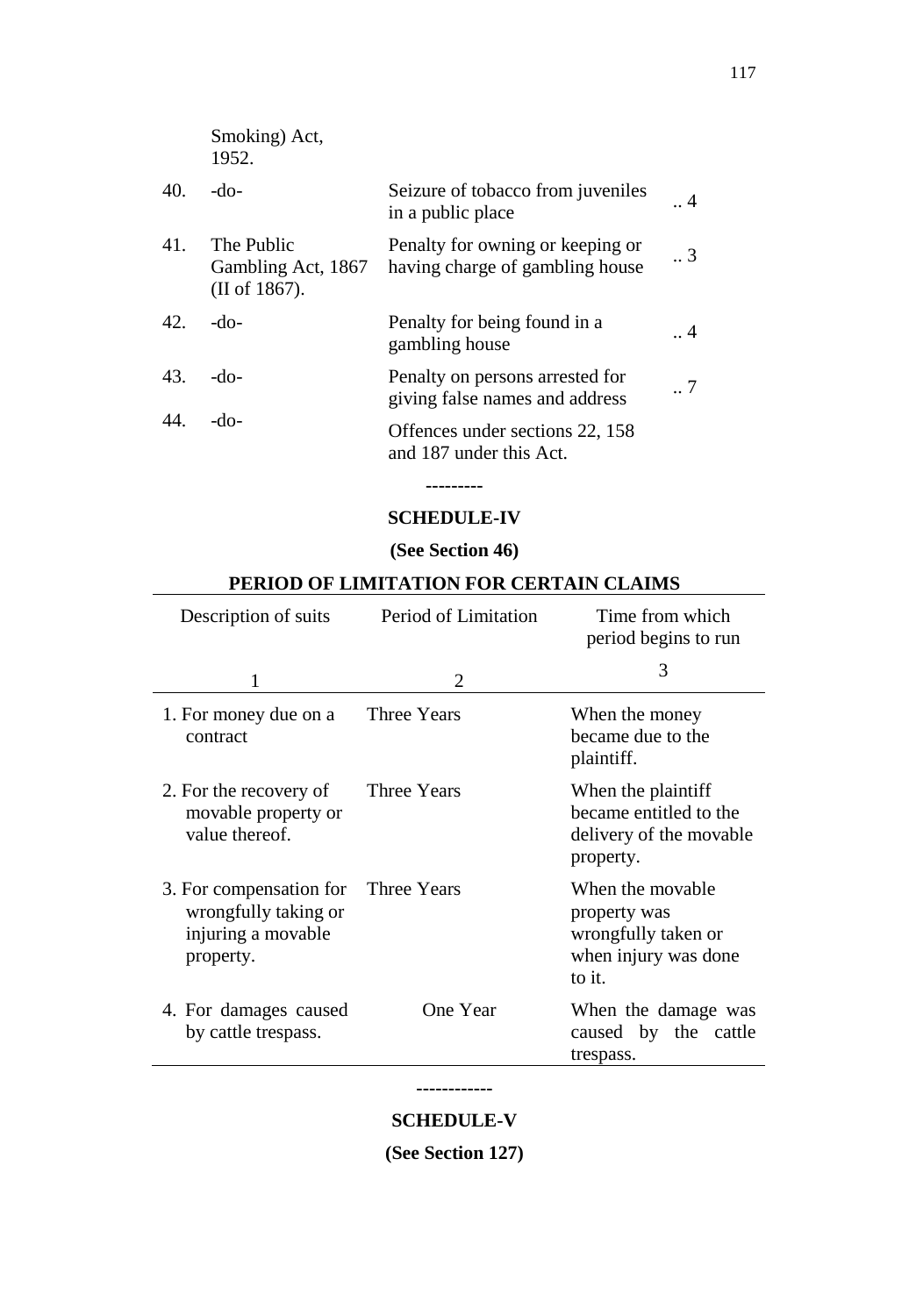| | | | |
|---|---|---|---|
| | Smoking) Act, 1952. | | |
| 40. | -do- | Seizure of tobacco from juveniles in a public place | .. 4 |
| 41. | The Public Gambling Act, 1867 (II of 1867). | Penalty for owning or keeping or having charge of gambling house | .. 3 |
| 42. | -do- | Penalty for being found in a gambling house | .. 4 |
| 43. | -do- | Penalty on persons arrested for giving false names and address | .. 7 |
| 44. | -do- | Offences under sections 22, 158 and 187 under this Act. | |

---------

**SCHEDULE-IV**

**(See Section 46)**

**PERIOD OF LIMITATION FOR CERTAIN CLAIMS**

| Description of suits | Period of Limitation | Time from which period begins to run |
|---|---|---|
| 1 | 2 | 3 |
| 1. For money due on a contract | Three Years | When the money became due to the plaintiff. |
| 2. For the recovery of movable property or value thereof. | Three Years | When the plaintiff became entitled to the delivery of the movable property. |
| 3. For compensation for wrongfully taking or injuring a movable property. | Three Years | When the movable property was wrongfully taken or when injury was done to it. |
| 4. For damages caused by cattle trespass. | One Year | When the damage was caused by the cattle trespass. |

------------

**SCHEDULE-V**

**(See Section 127)**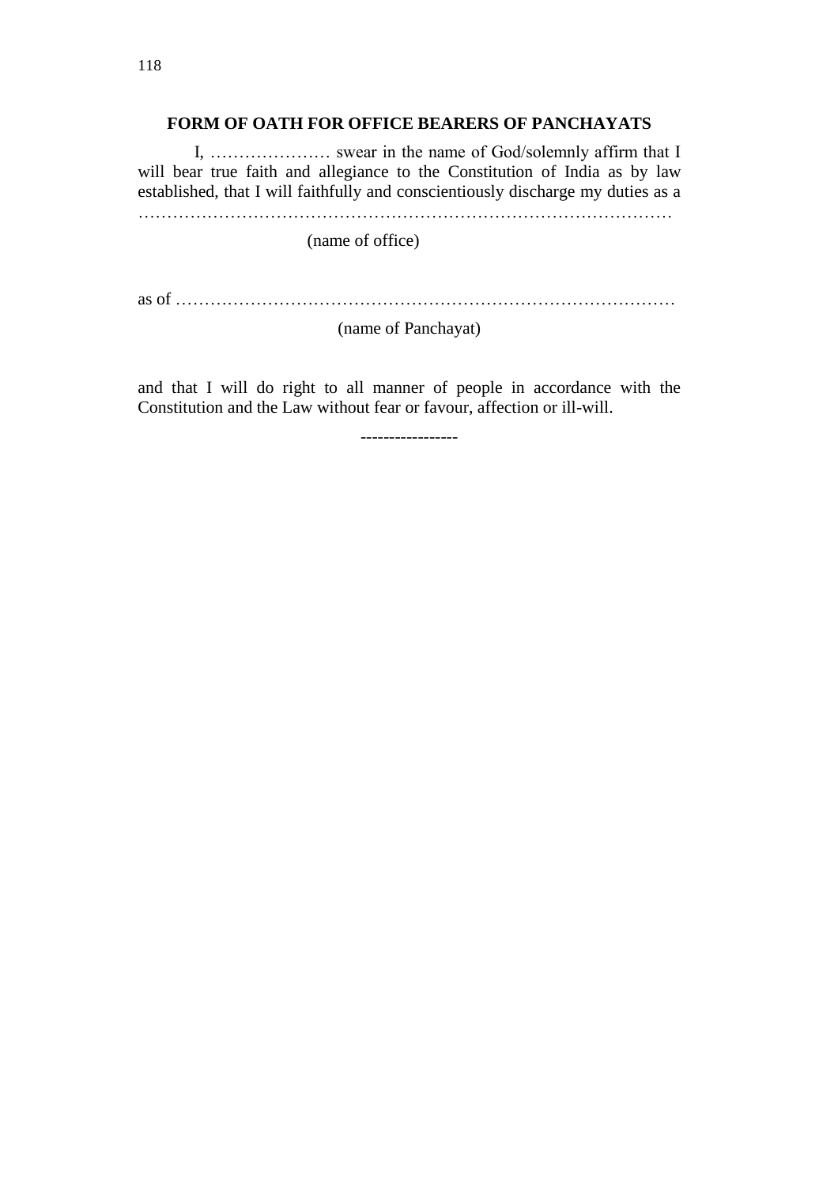## FORM OF OATH FOR OFFICE BEARERS OF PANCHAYATS

I, ………………… swear in the name of God/solemnly affirm that I will bear true faith and allegiance to the Constitution of India as by law established, that I will faithfully and conscientiously discharge my duties as a ………………………………………………………………………………

(name of office)

as of ……………………………………………………………………………

(name of Panchayat)

and that I will do right to all manner of people in accordance with the Constitution and the Law without fear or favour, affection or ill-will.

----------------